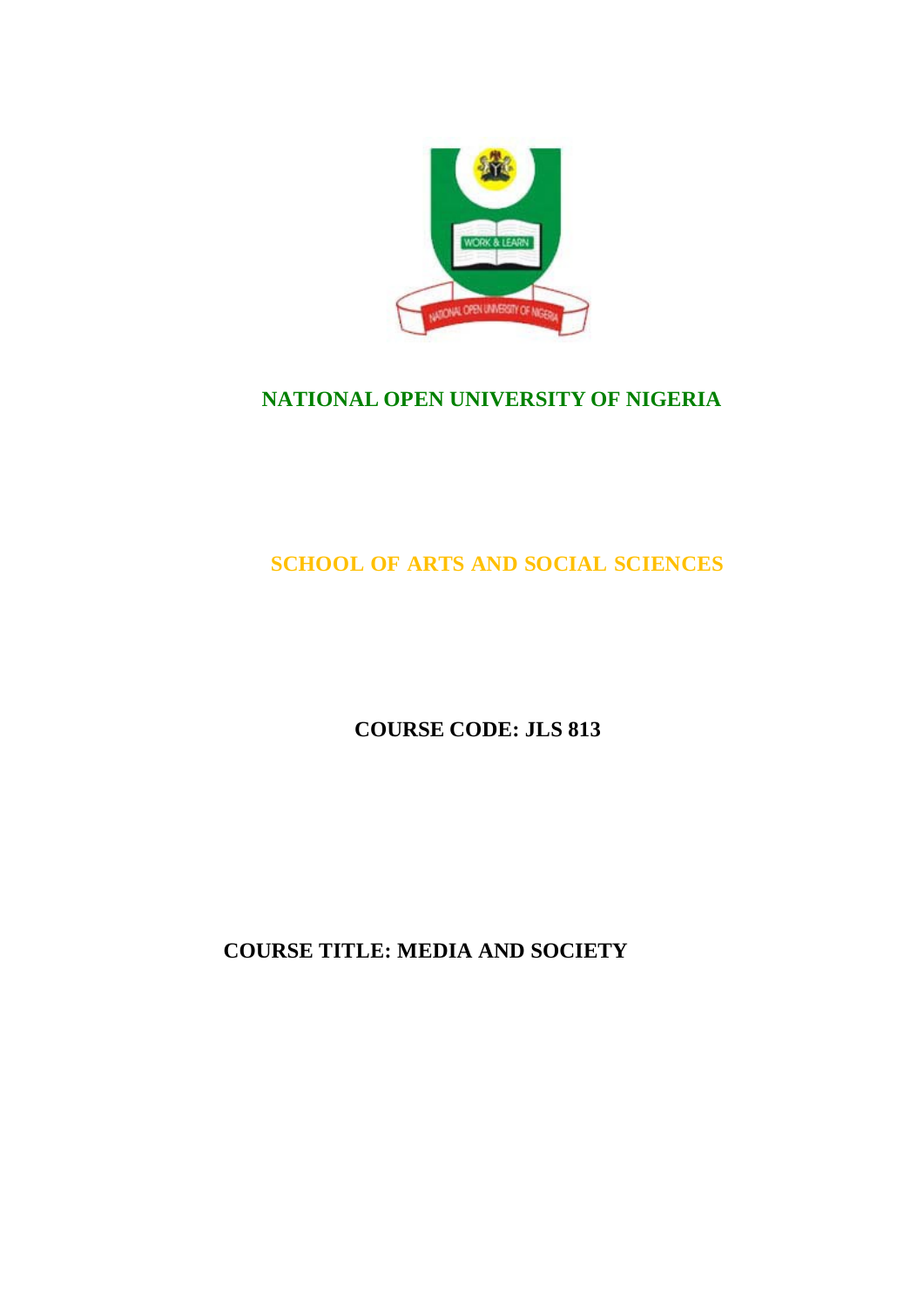# NATIONAL OPEN UNIVERSITY OF NIGERIA

## SCHOOL OF ARTS AND SOCIAL SCIENCES

**COURSE CODE: JLS 813**

**COURSE TITLE: MEDIA AND SOCIETY**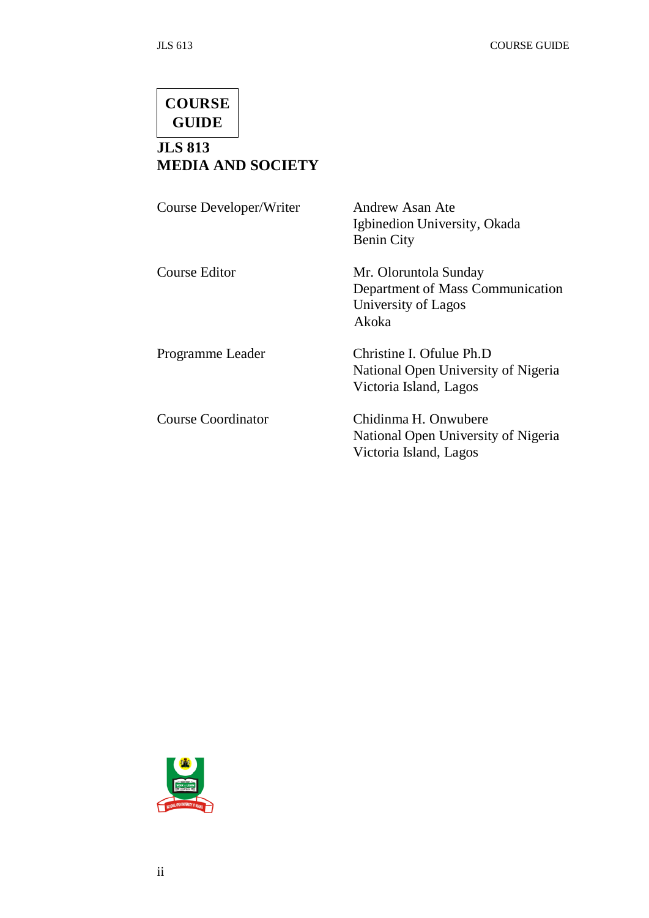**COURSE GUIDE**

**JLS 813**
**MEDIA AND SOCIETY**

| | |
|---|---|
| Course Developer/Writer | Andrew Asan Ate<br>Igbinedion University, Okada<br>Benin City |
| Course Editor | Mr. Oloruntola Sunday<br>Department of Mass Communication<br>University of Lagos<br>Akoka |
| Programme Leader | Christine I. Ofulue Ph.D<br>National Open University of Nigeria<br>Victoria Island, Lagos |
| Course Coordinator | Chidinma H. Onwubere<br>National Open University of Nigeria<br>Victoria Island, Lagos |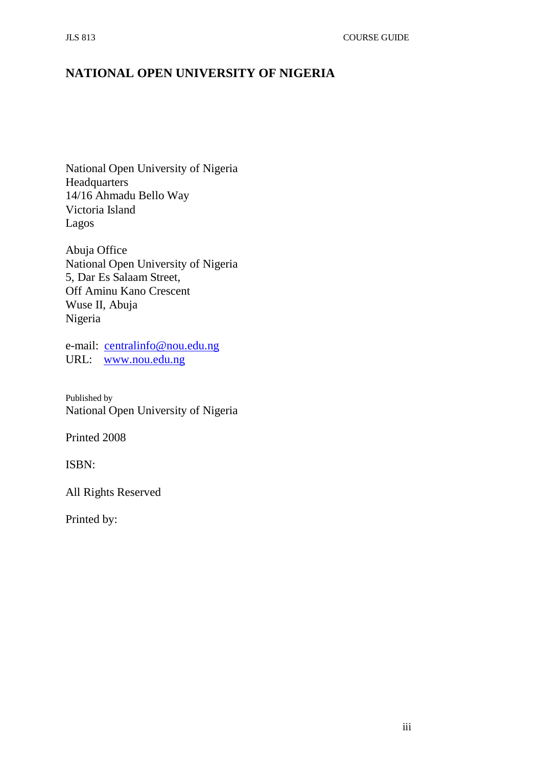# NATIONAL OPEN UNIVERSITY OF NIGERIA

National Open University of Nigeria
Headquarters
14/16 Ahmadu Bello Way
Victoria Island
Lagos

Abuja Office
National Open University of Nigeria
5, Dar Es Salaam Street,
Off Aminu Kano Crescent
Wuse II, Abuja
Nigeria

e-mail: centralinfo@nou.edu.ng
URL: www.nou.edu.ng

Published by
National Open University of Nigeria

Printed 2008

ISBN:

All Rights Reserved

Printed by: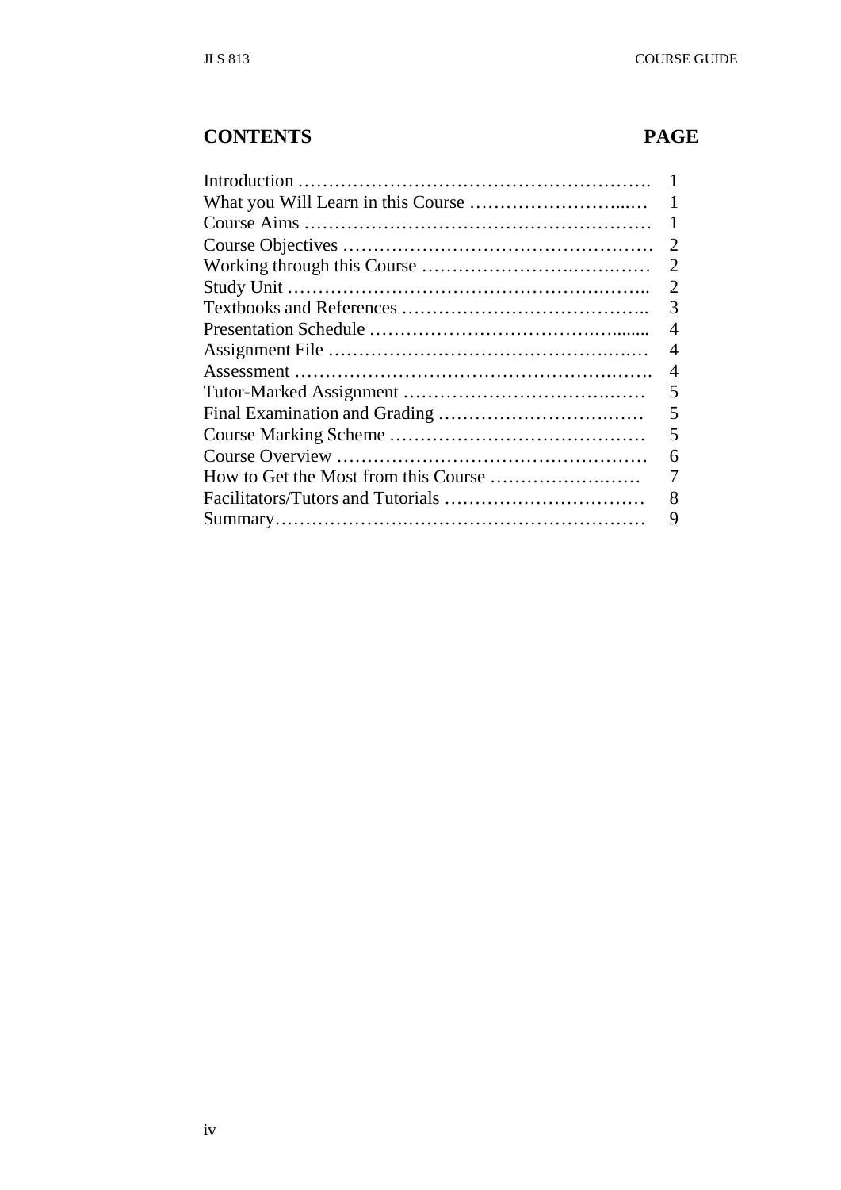## CONTENTS PAGE

| Contents | Page |
|---|---|
| Introduction | 1 |
| What you Will Learn in this Course | 1 |
| Course Aims | 1 |
| Course Objectives | 2 |
| Working through this Course | 2 |
| Study Unit | 2 |
| Textbooks and References | 3 |
| Presentation Schedule | 4 |
| Assignment File | 4 |
| Assessment | 4 |
| Tutor-Marked Assignment | 5 |
| Final Examination and Grading | 5 |
| Course Marking Scheme | 5 |
| Course Overview | 6 |
| How to Get the Most from this Course | 7 |
| Facilitators/Tutors and Tutorials | 8 |
| Summary | 9 |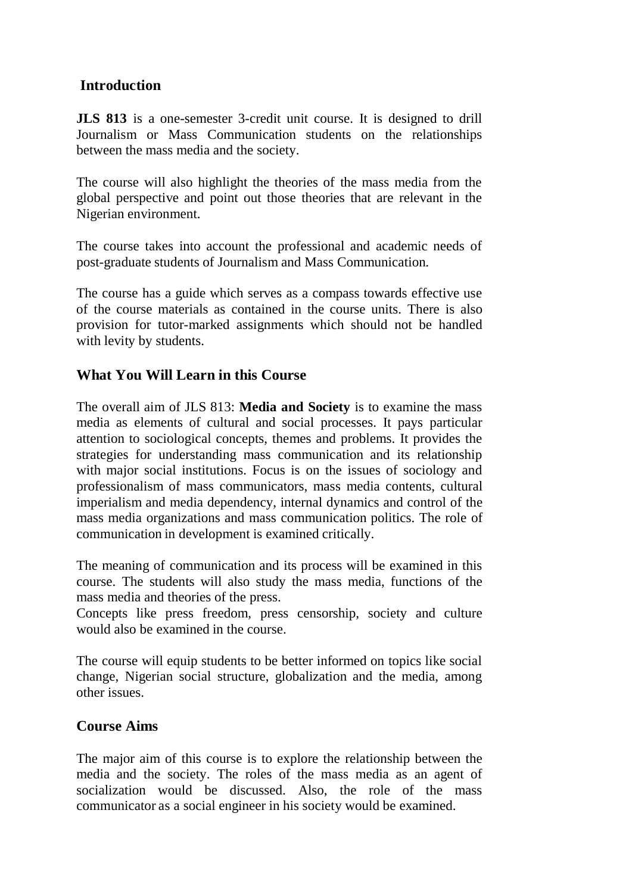## Introduction

**JLS 813** is a one-semester 3-credit unit course. It is designed to drill Journalism or Mass Communication students on the relationships between the mass media and the society.

The course will also highlight the theories of the mass media from the global perspective and point out those theories that are relevant in the Nigerian environment.

The course takes into account the professional and academic needs of post-graduate students of Journalism and Mass Communication.

The course has a guide which serves as a compass towards effective use of the course materials as contained in the course units. There is also provision for tutor-marked assignments which should not be handled with levity by students.

## What You Will Learn in this Course

The overall aim of JLS 813: **Media and Society** is to examine the mass media as elements of cultural and social processes. It pays particular attention to sociological concepts, themes and problems. It provides the strategies for understanding mass communication and its relationship with major social institutions. Focus is on the issues of sociology and professionalism of mass communicators, mass media contents, cultural imperialism and media dependency, internal dynamics and control of the mass media organizations and mass communication politics. The role of communication in development is examined critically.

The meaning of communication and its process will be examined in this course. The students will also study the mass media, functions of the mass media and theories of the press.
Concepts like press freedom, press censorship, society and culture would also be examined in the course.

The course will equip students to be better informed on topics like social change, Nigerian social structure, globalization and the media, among other issues.

## Course Aims

The major aim of this course is to explore the relationship between the media and the society. The roles of the mass media as an agent of socialization would be discussed. Also, the role of the mass communicator as a social engineer in his society would be examined.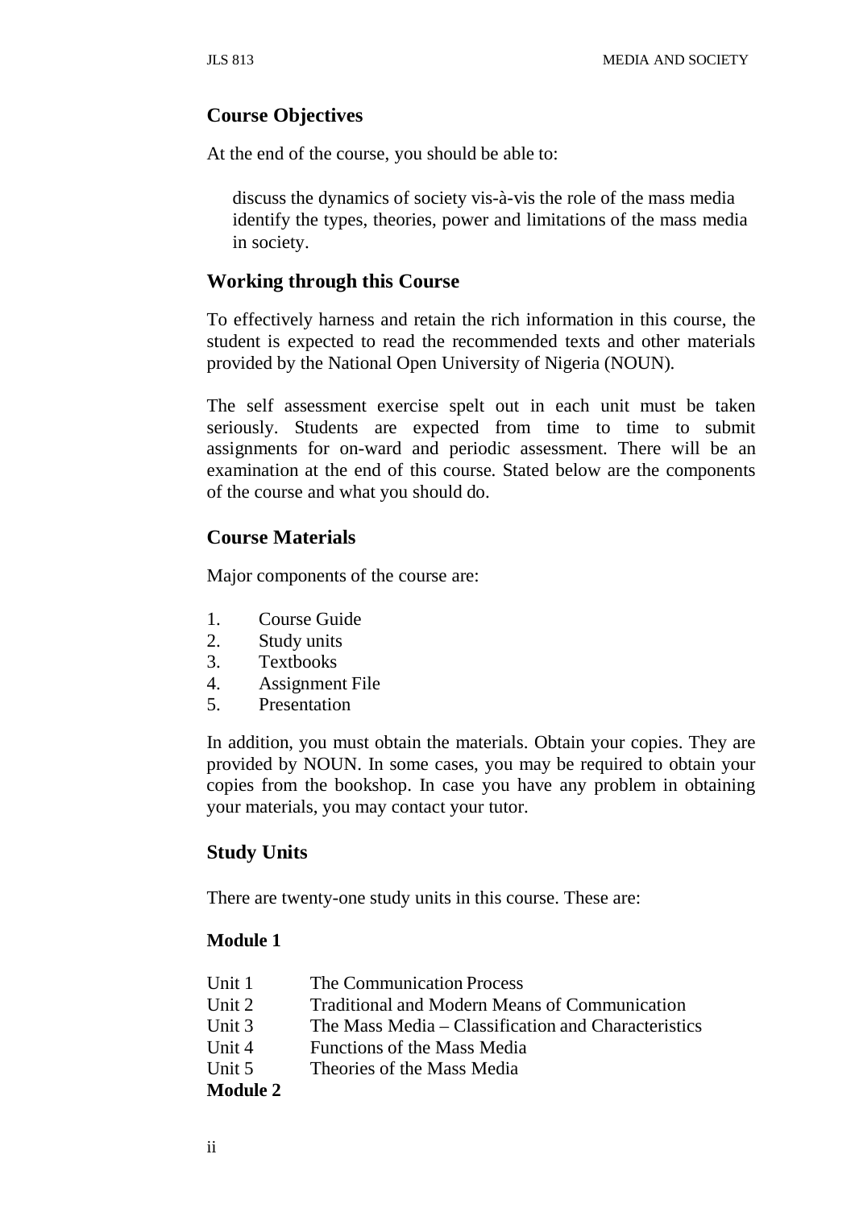## Course Objectives

At the end of the course, you should be able to:

- discuss the dynamics of society vis-à-vis the role of the mass media
- identify the types, theories, power and limitations of the mass media in society.

## Working through this Course

To effectively harness and retain the rich information in this course, the student is expected to read the recommended texts and other materials provided by the National Open University of Nigeria (NOUN).

The self assessment exercise spelt out in each unit must be taken seriously. Students are expected from time to time to submit assignments for on-ward and periodic assessment. There will be an examination at the end of this course. Stated below are the components of the course and what you should do.

## Course Materials

Major components of the course are:

1. Course Guide
2. Study units
3. Textbooks
4. Assignment File
5. Presentation

In addition, you must obtain the materials. Obtain your copies. They are provided by NOUN. In some cases, you may be required to obtain your copies from the bookshop. In case you have any problem in obtaining your materials, you may contact your tutor.

## Study Units

There are twenty-one study units in this course. These are:

**Module 1**

| | |
|---|---|
| Unit 1 | The Communication Process |
| Unit 2 | Traditional and Modern Means of Communication |
| Unit 3 | The Mass Media – Classification and Characteristics |
| Unit 4 | Functions of the Mass Media |
| Unit 5 | Theories of the Mass Media |

**Module 2**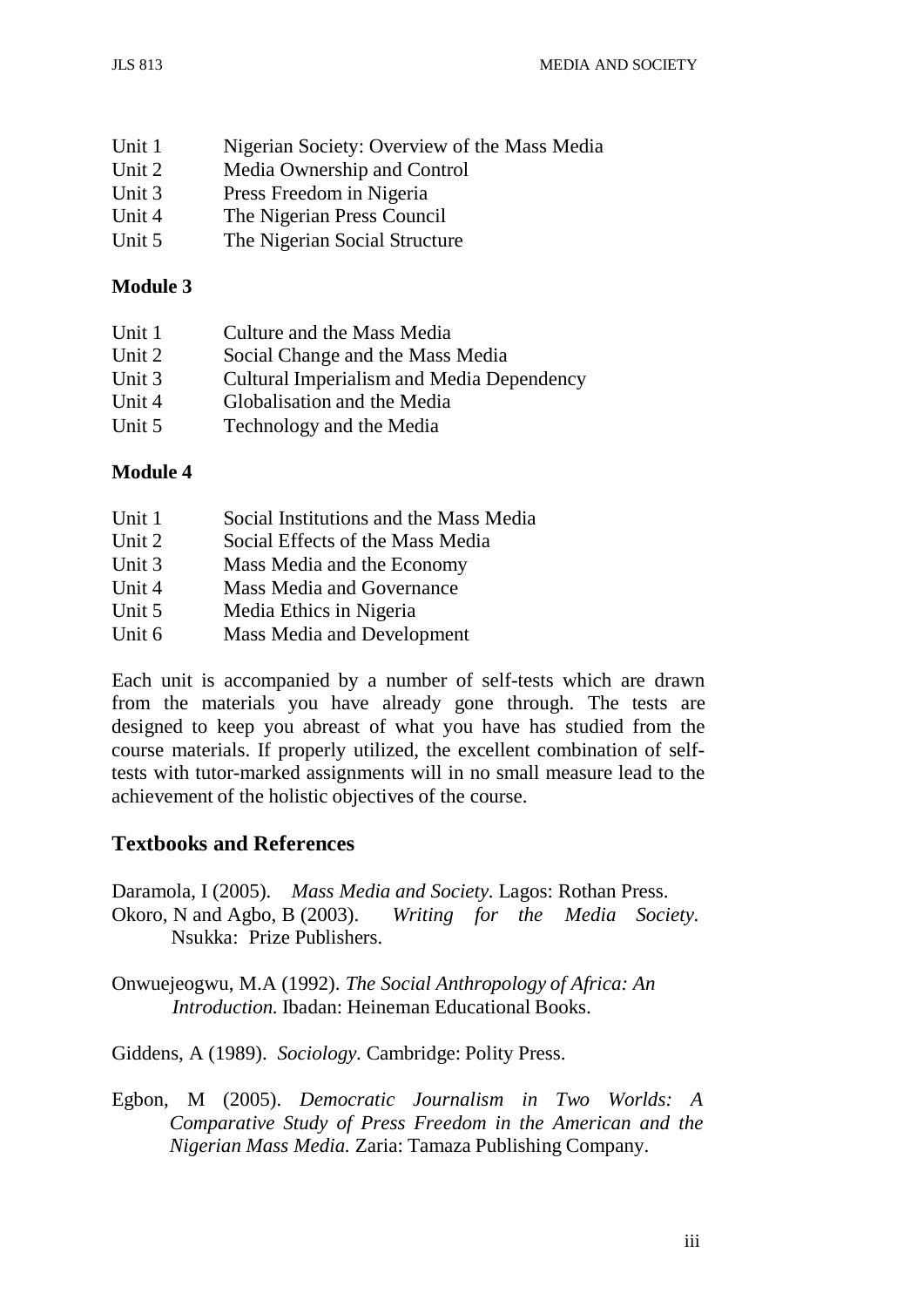Unit 1 Nigerian Society: Overview of the Mass Media
Unit 2 Media Ownership and Control
Unit 3 Press Freedom in Nigeria
Unit 4 The Nigerian Press Council
Unit 5 The Nigerian Social Structure

**Module 3**

Unit 1 Culture and the Mass Media
Unit 2 Social Change and the Mass Media
Unit 3 Cultural Imperialism and Media Dependency
Unit 4 Globalisation and the Media
Unit 5 Technology and the Media

**Module 4**

Unit 1 Social Institutions and the Mass Media
Unit 2 Social Effects of the Mass Media
Unit 3 Mass Media and the Economy
Unit 4 Mass Media and Governance
Unit 5 Media Ethics in Nigeria
Unit 6 Mass Media and Development

Each unit is accompanied by a number of self-tests which are drawn from the materials you have already gone through. The tests are designed to keep you abreast of what you have has studied from the course materials. If properly utilized, the excellent combination of self-tests with tutor-marked assignments will in no small measure lead to the achievement of the holistic objectives of the course.

## Textbooks and References

Daramola, I (2005). *Mass Media and Society.* Lagos: Rothan Press.
Okoro, N and Agbo, B (2003). *Writing for the Media Society.* Nsukka: Prize Publishers.

Onwuejeogwu, M.A (1992). *The Social Anthropology of Africa: An Introduction.* Ibadan: Heineman Educational Books.

Giddens, A (1989). *Sociology.* Cambridge: Polity Press.

Egbon, M (2005). *Democratic Journalism in Two Worlds: A Comparative Study of Press Freedom in the American and the Nigerian Mass Media.* Zaria: Tamaza Publishing Company.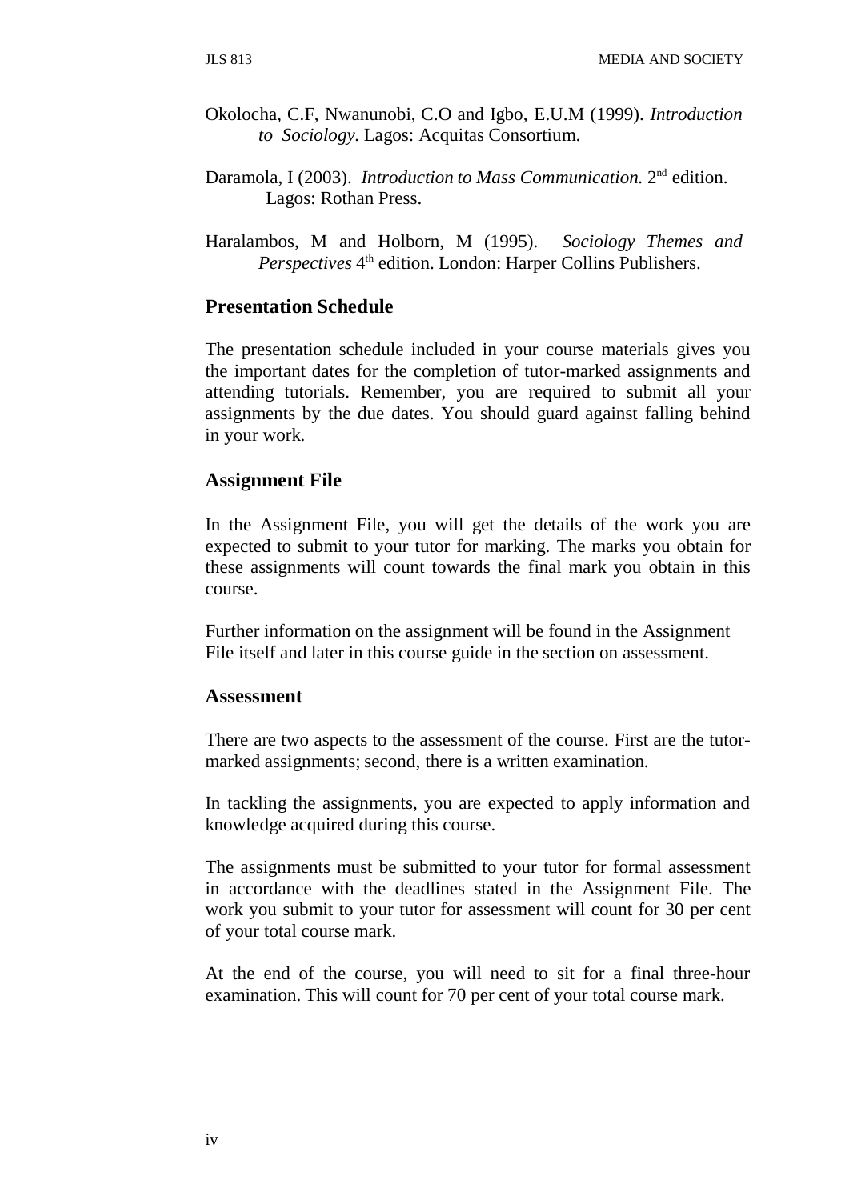Okolocha, C.F, Nwanunobi, C.O and Igbo, E.U.M (1999). *Introduction to Sociology*. Lagos: Acquitas Consortium.

Daramola, I (2003). *Introduction to Mass Communication*. 2nd edition. Lagos: Rothan Press.

Haralambos, M and Holborn, M (1995). *Sociology Themes and Perspectives* 4th edition. London: Harper Collins Publishers.

## Presentation Schedule

The presentation schedule included in your course materials gives you the important dates for the completion of tutor-marked assignments and attending tutorials. Remember, you are required to submit all your assignments by the due dates. You should guard against falling behind in your work.

## Assignment File

In the Assignment File, you will get the details of the work you are expected to submit to your tutor for marking. The marks you obtain for these assignments will count towards the final mark you obtain in this course.

Further information on the assignment will be found in the Assignment File itself and later in this course guide in the section on assessment.

## Assessment

There are two aspects to the assessment of the course. First are the tutor-marked assignments; second, there is a written examination.

In tackling the assignments, you are expected to apply information and knowledge acquired during this course.

The assignments must be submitted to your tutor for formal assessment in accordance with the deadlines stated in the Assignment File. The work you submit to your tutor for assessment will count for 30 per cent of your total course mark.

At the end of the course, you will need to sit for a final three-hour examination. This will count for 70 per cent of your total course mark.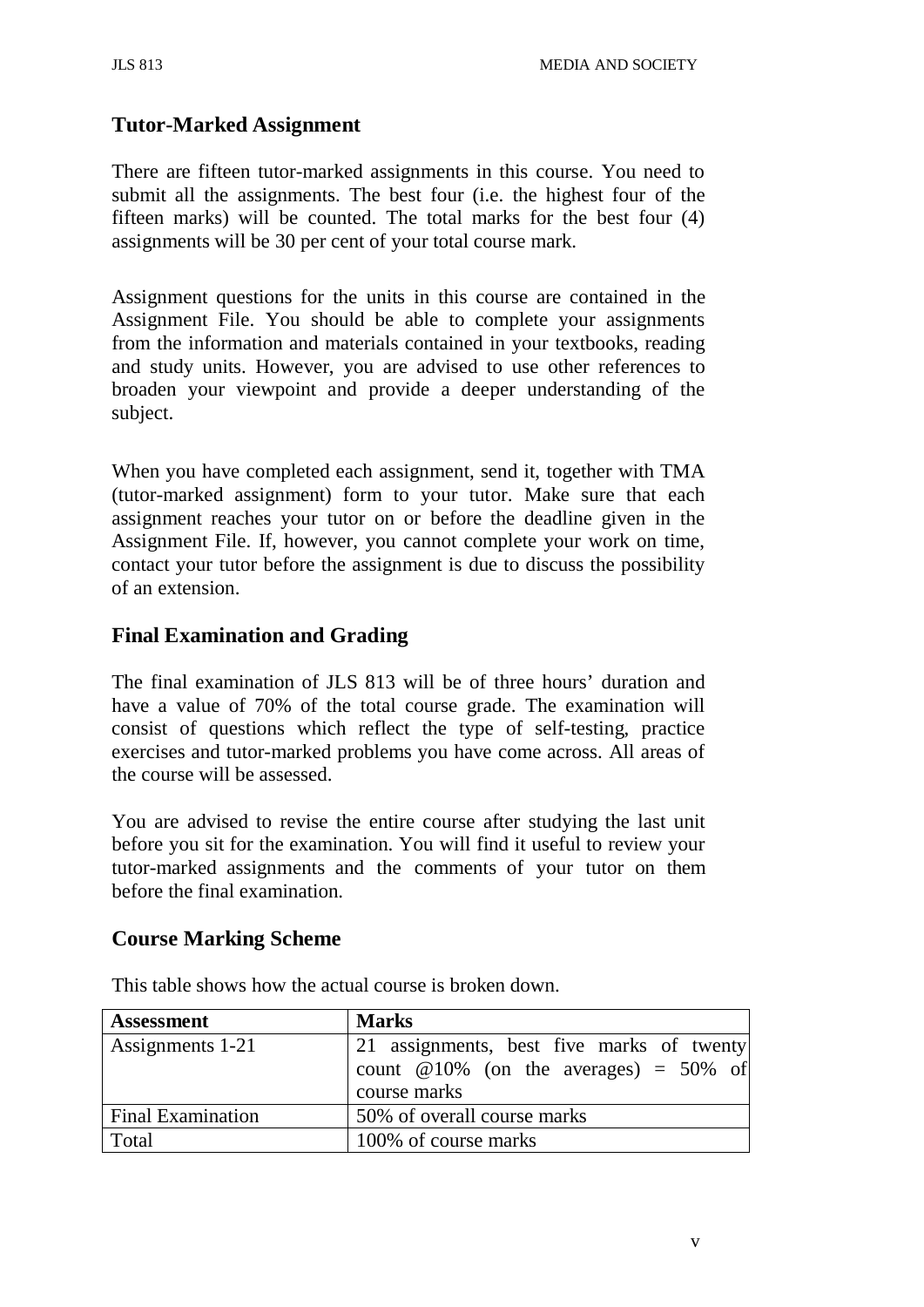## Tutor-Marked Assignment

There are fifteen tutor-marked assignments in this course. You need to submit all the assignments. The best four (i.e. the highest four of the fifteen marks) will be counted. The total marks for the best four (4) assignments will be 30 per cent of your total course mark.

Assignment questions for the units in this course are contained in the Assignment File. You should be able to complete your assignments from the information and materials contained in your textbooks, reading and study units. However, you are advised to use other references to broaden your viewpoint and provide a deeper understanding of the subject.

When you have completed each assignment, send it, together with TMA (tutor-marked assignment) form to your tutor. Make sure that each assignment reaches your tutor on or before the deadline given in the Assignment File. If, however, you cannot complete your work on time, contact your tutor before the assignment is due to discuss the possibility of an extension.

## Final Examination and Grading

The final examination of JLS 813 will be of three hours' duration and have a value of 70% of the total course grade. The examination will consist of questions which reflect the type of self-testing, practice exercises and tutor-marked problems you have come across. All areas of the course will be assessed.

You are advised to revise the entire course after studying the last unit before you sit for the examination. You will find it useful to review your tutor-marked assignments and the comments of your tutor on them before the final examination.

## Course Marking Scheme

This table shows how the actual course is broken down.

| Assessment | Marks |
|---|---|
| Assignments 1-21 | 21 assignments, best five marks of twenty count @10% (on the averages) = 50% of course marks |
| Final Examination | 50% of overall course marks |
| Total | 100% of course marks |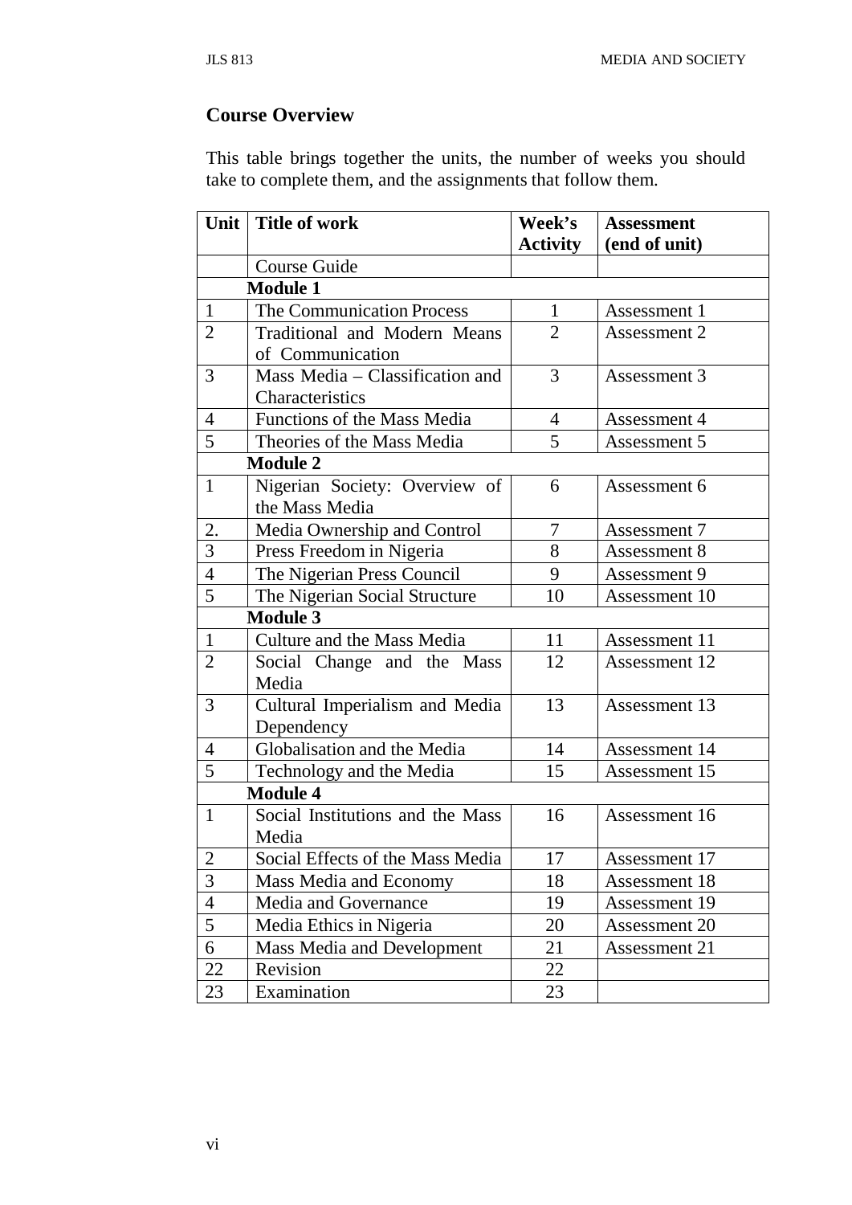## Course Overview

This table brings together the units, the number of weeks you should take to complete them, and the assignments that follow them.

| Unit | Title of work | Week's Activity | Assessment (end of unit) |
|---|---|---|---|
| | Course Guide | | |
| | **Module 1** | | |
| 1 | The Communication Process | 1 | Assessment 1 |
| 2 | Traditional and Modern Means of Communication | 2 | Assessment 2 |
| 3 | Mass Media – Classification and Characteristics | 3 | Assessment 3 |
| 4 | Functions of the Mass Media | 4 | Assessment 4 |
| 5 | Theories of the Mass Media | 5 | Assessment 5 |
| | **Module 2** | | |
| 1 | Nigerian Society: Overview of the Mass Media | 6 | Assessment 6 |
| 2. | Media Ownership and Control | 7 | Assessment 7 |
| 3 | Press Freedom in Nigeria | 8 | Assessment 8 |
| 4 | The Nigerian Press Council | 9 | Assessment 9 |
| 5 | The Nigerian Social Structure | 10 | Assessment 10 |
| | **Module 3** | | |
| 1 | Culture and the Mass Media | 11 | Assessment 11 |
| 2 | Social Change and the Mass Media | 12 | Assessment 12 |
| 3 | Cultural Imperialism and Media Dependency | 13 | Assessment 13 |
| 4 | Globalisation and the Media | 14 | Assessment 14 |
| 5 | Technology and the Media | 15 | Assessment 15 |
| | **Module 4** | | |
| 1 | Social Institutions and the Mass Media | 16 | Assessment 16 |
| 2 | Social Effects of the Mass Media | 17 | Assessment 17 |
| 3 | Mass Media and Economy | 18 | Assessment 18 |
| 4 | Media and Governance | 19 | Assessment 19 |
| 5 | Media Ethics in Nigeria | 20 | Assessment 20 |
| 6 | Mass Media and Development | 21 | Assessment 21 |
| 22 | Revision | 22 | |
| 23 | Examination | 23 | |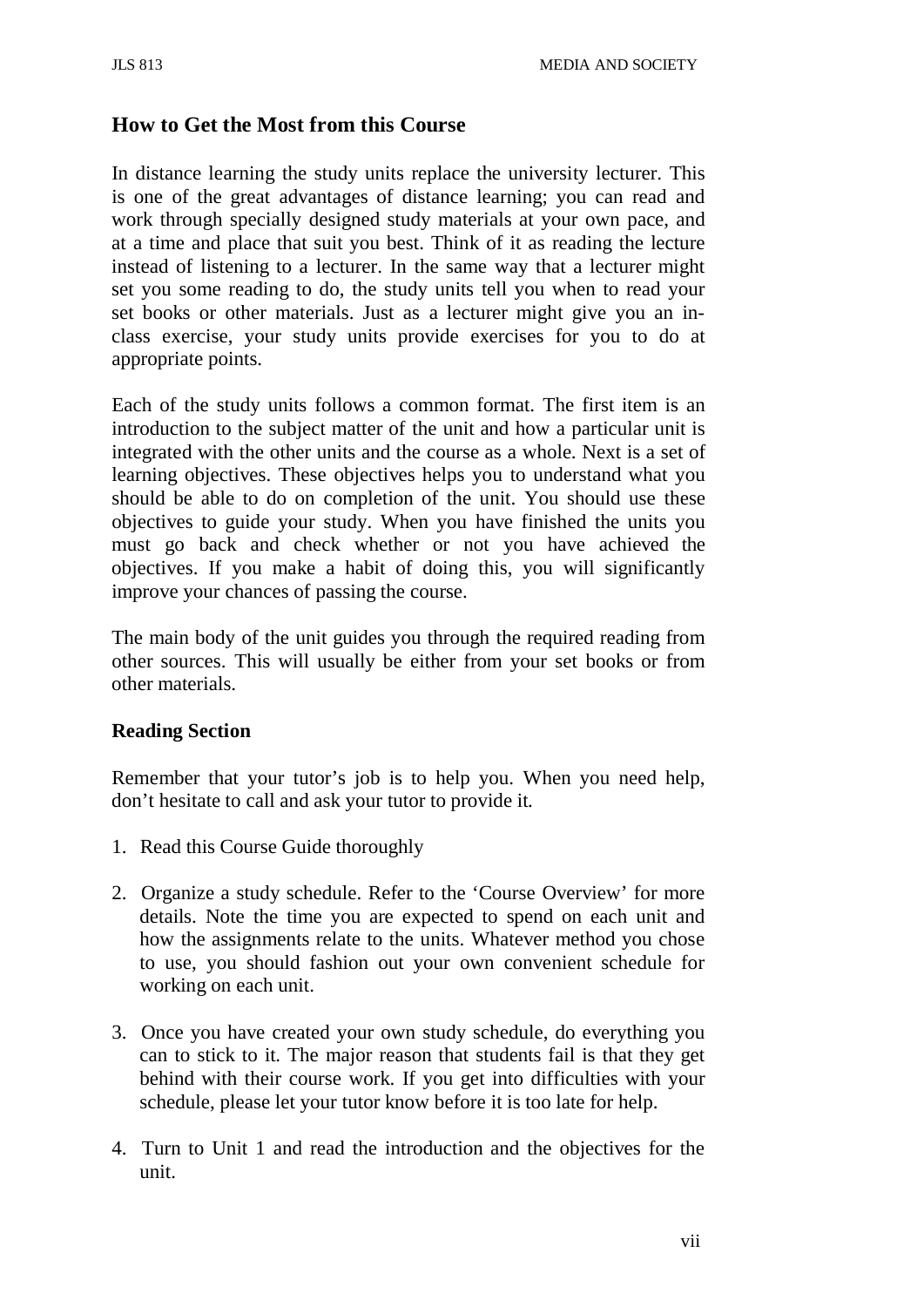## How to Get the Most from this Course

In distance learning the study units replace the university lecturer. This is one of the great advantages of distance learning; you can read and work through specially designed study materials at your own pace, and at a time and place that suit you best. Think of it as reading the lecture instead of listening to a lecturer. In the same way that a lecturer might set you some reading to do, the study units tell you when to read your set books or other materials. Just as a lecturer might give you an in-class exercise, your study units provide exercises for you to do at appropriate points.

Each of the study units follows a common format. The first item is an introduction to the subject matter of the unit and how a particular unit is integrated with the other units and the course as a whole. Next is a set of learning objectives. These objectives helps you to understand what you should be able to do on completion of the unit. You should use these objectives to guide your study. When you have finished the units you must go back and check whether or not you have achieved the objectives. If you make a habit of doing this, you will significantly improve your chances of passing the course.

The main body of the unit guides you through the required reading from other sources. This will usually be either from your set books or from other materials.

### Reading Section

Remember that your tutor's job is to help you. When you need help, don't hesitate to call and ask your tutor to provide it.

1. Read this Course Guide thoroughly

2. Organize a study schedule. Refer to the 'Course Overview' for more details. Note the time you are expected to spend on each unit and how the assignments relate to the units. Whatever method you chose to use, you should fashion out your own convenient schedule for working on each unit.

3. Once you have created your own study schedule, do everything you can to stick to it. The major reason that students fail is that they get behind with their course work. If you get into difficulties with your schedule, please let your tutor know before it is too late for help.

4. Turn to Unit 1 and read the introduction and the objectives for the unit.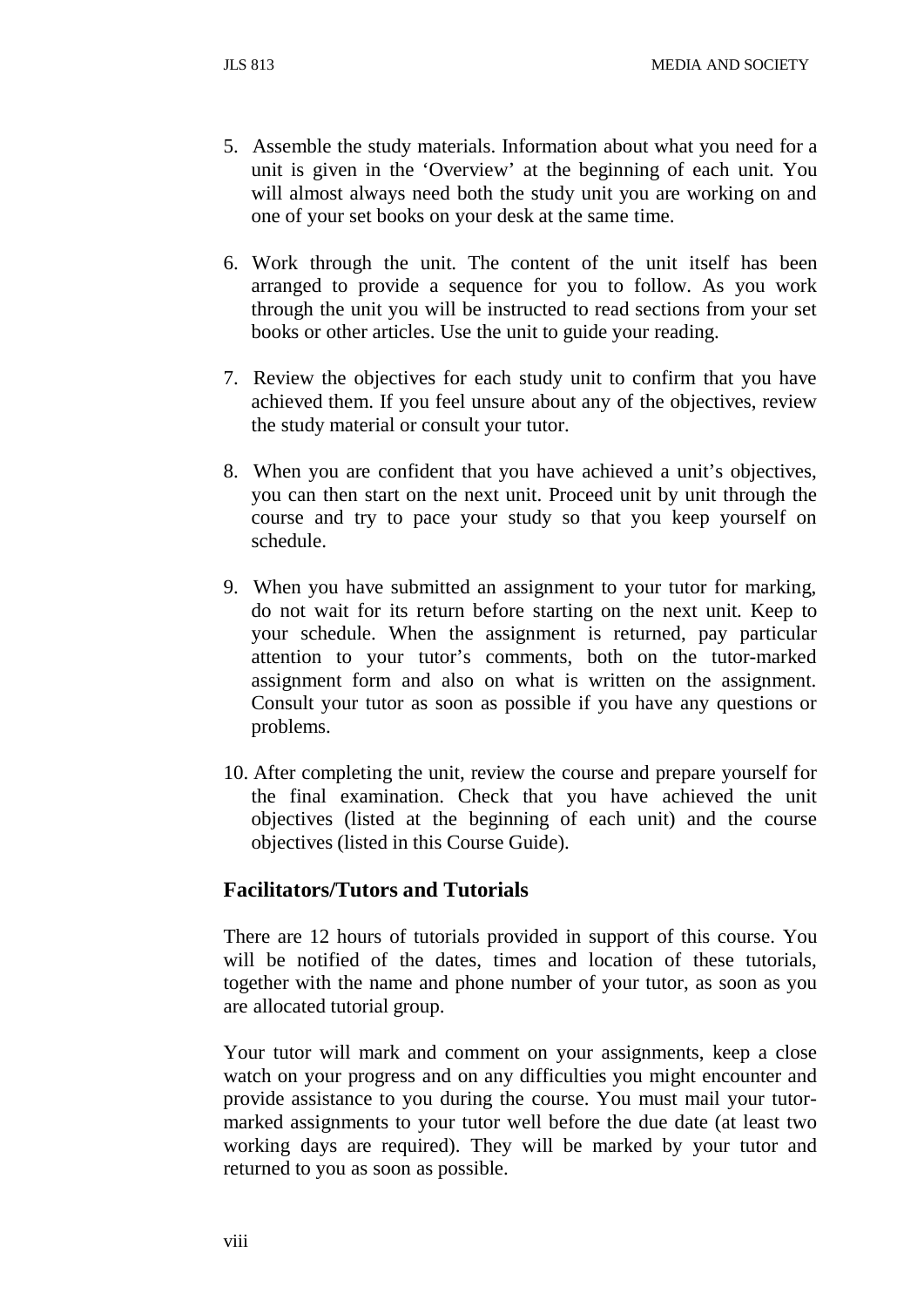5. Assemble the study materials. Information about what you need for a unit is given in the 'Overview' at the beginning of each unit. You will almost always need both the study unit you are working on and one of your set books on your desk at the same time.

6. Work through the unit. The content of the unit itself has been arranged to provide a sequence for you to follow. As you work through the unit you will be instructed to read sections from your set books or other articles. Use the unit to guide your reading.

7. Review the objectives for each study unit to confirm that you have achieved them. If you feel unsure about any of the objectives, review the study material or consult your tutor.

8. When you are confident that you have achieved a unit's objectives, you can then start on the next unit. Proceed unit by unit through the course and try to pace your study so that you keep yourself on schedule.

9. When you have submitted an assignment to your tutor for marking, do not wait for its return before starting on the next unit. Keep to your schedule. When the assignment is returned, pay particular attention to your tutor's comments, both on the tutor-marked assignment form and also on what is written on the assignment. Consult your tutor as soon as possible if you have any questions or problems.

10. After completing the unit, review the course and prepare yourself for the final examination. Check that you have achieved the unit objectives (listed at the beginning of each unit) and the course objectives (listed in this Course Guide).

## Facilitators/Tutors and Tutorials

There are 12 hours of tutorials provided in support of this course. You will be notified of the dates, times and location of these tutorials, together with the name and phone number of your tutor, as soon as you are allocated tutorial group.

Your tutor will mark and comment on your assignments, keep a close watch on your progress and on any difficulties you might encounter and provide assistance to you during the course. You must mail your tutor-marked assignments to your tutor well before the due date (at least two working days are required). They will be marked by your tutor and returned to you as soon as possible.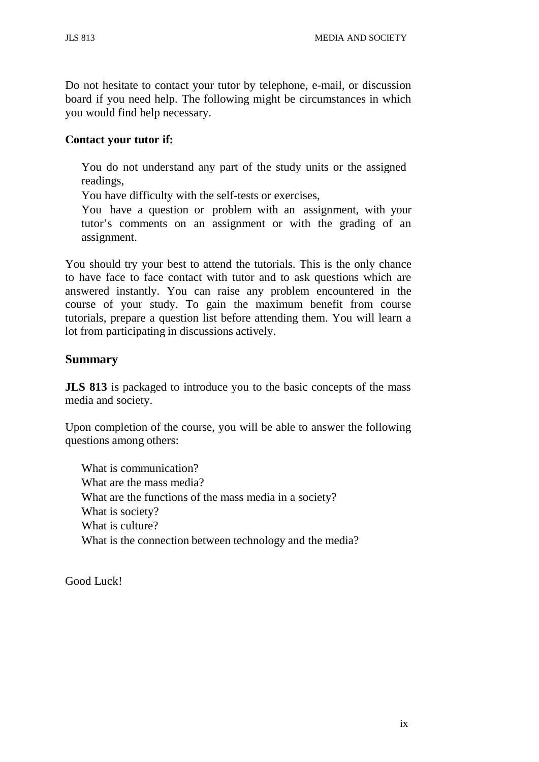Do not hesitate to contact your tutor by telephone, e-mail, or discussion board if you need help. The following might be circumstances in which you would find help necessary.

**Contact your tutor if:**

- You do not understand any part of the study units or the assigned readings,
- You have difficulty with the self-tests or exercises,
- You have a question or problem with an assignment, with your tutor's comments on an assignment or with the grading of an assignment.

You should try your best to attend the tutorials. This is the only chance to have face to face contact with tutor and to ask questions which are answered instantly. You can raise any problem encountered in the course of your study. To gain the maximum benefit from course tutorials, prepare a question list before attending them. You will learn a lot from participating in discussions actively.

## Summary

**JLS 813** is packaged to introduce you to the basic concepts of the mass media and society.

Upon completion of the course, you will be able to answer the following questions among others:

- What is communication?
- What are the mass media?
- What are the functions of the mass media in a society?
- What is society?
- What is culture?
- What is the connection between technology and the media?

Good Luck!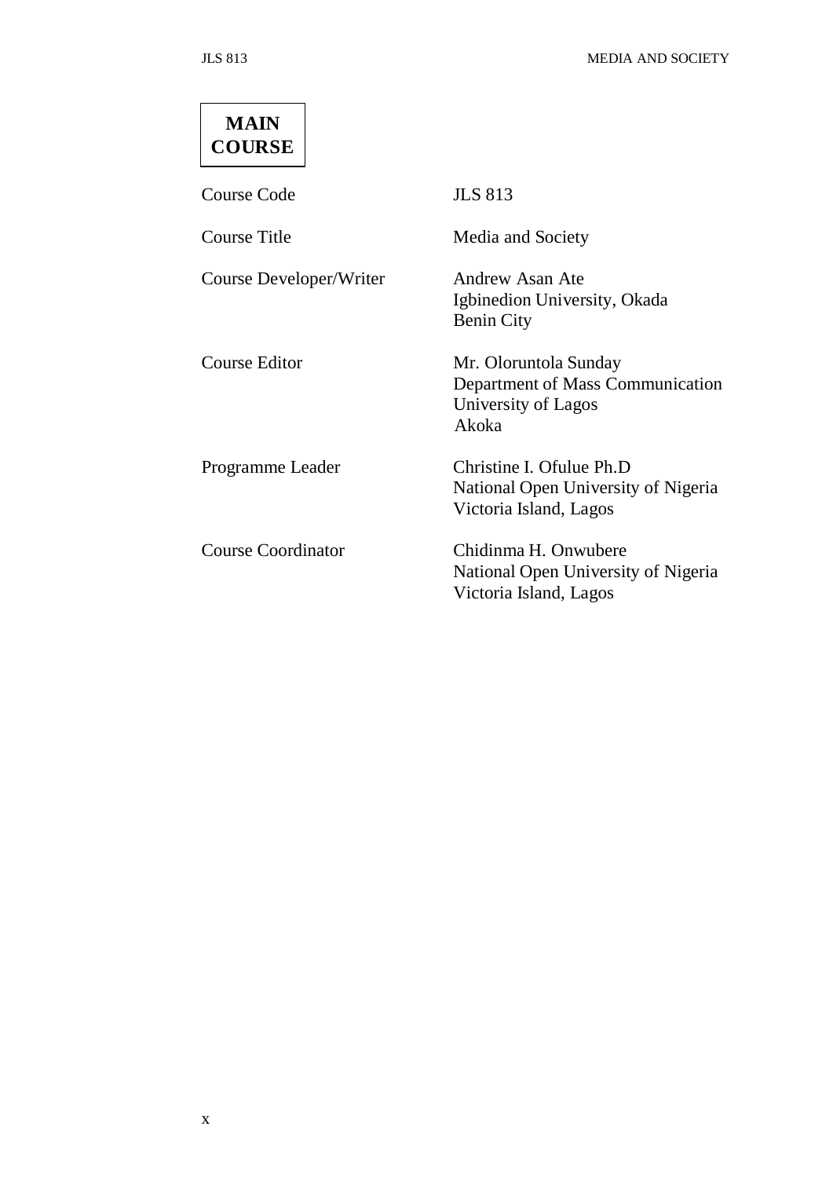**MAIN COURSE**

| | |
|---|---|
| Course Code | JLS 813 |
| Course Title | Media and Society |
| Course Developer/Writer | Andrew Asan Ate<br>Igbinedion University, Okada<br>Benin City |
| Course Editor | Mr. Oloruntola Sunday<br>Department of Mass Communication<br>University of Lagos<br>Akoka |
| Programme Leader | Christine I. Ofulue Ph.D<br>National Open University of Nigeria<br>Victoria Island, Lagos |
| Course Coordinator | Chidinma H. Onwubere<br>National Open University of Nigeria<br>Victoria Island, Lagos |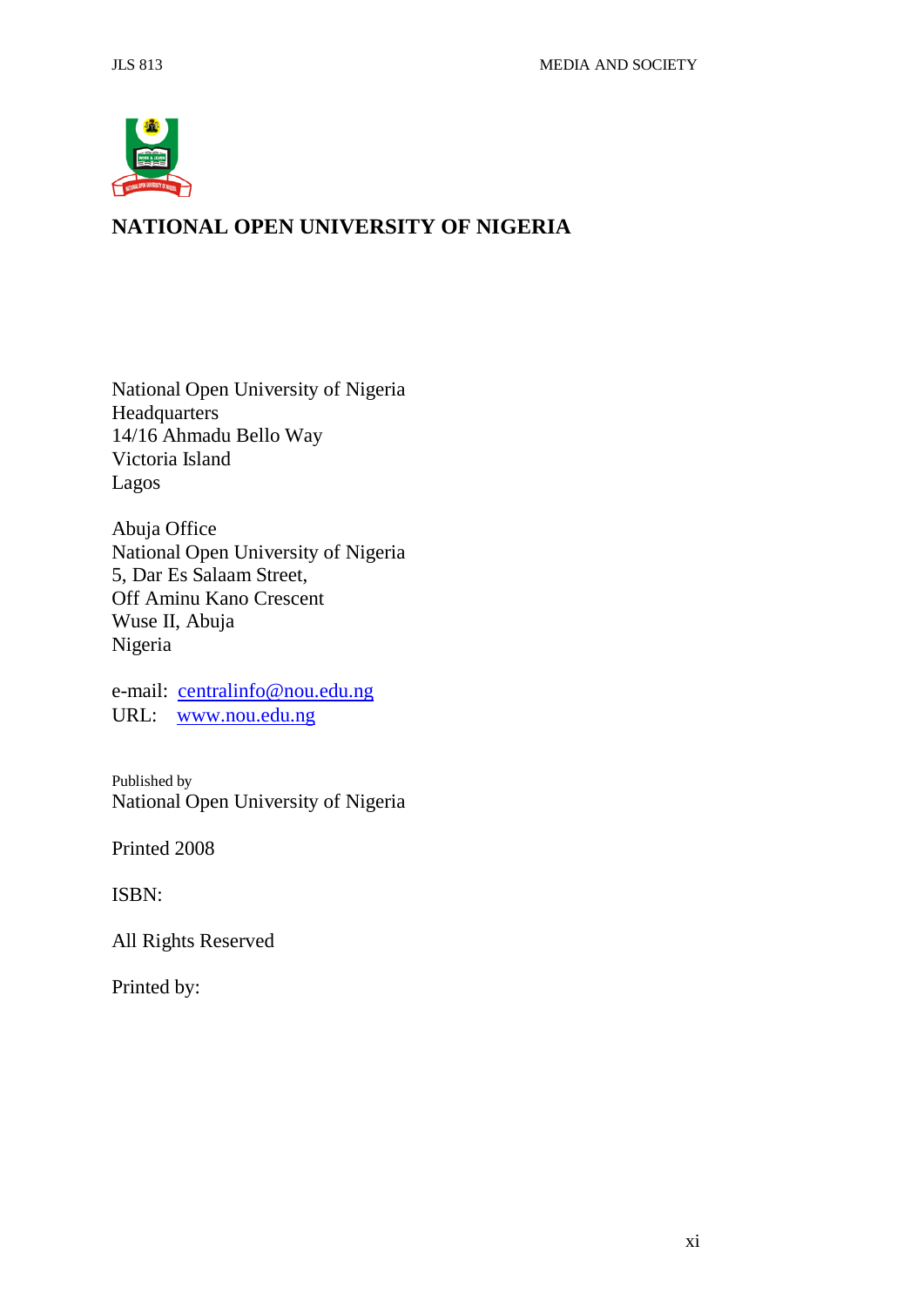# NATIONAL OPEN UNIVERSITY OF NIGERIA

National Open University of Nigeria
Headquarters
14/16 Ahmadu Bello Way
Victoria Island
Lagos

Abuja Office
National Open University of Nigeria
5, Dar Es Salaam Street,
Off Aminu Kano Crescent
Wuse II, Abuja
Nigeria

e-mail: centralinfo@nou.edu.ng
URL: www.nou.edu.ng

Published by
National Open University of Nigeria

Printed 2008

ISBN:

All Rights Reserved

Printed by: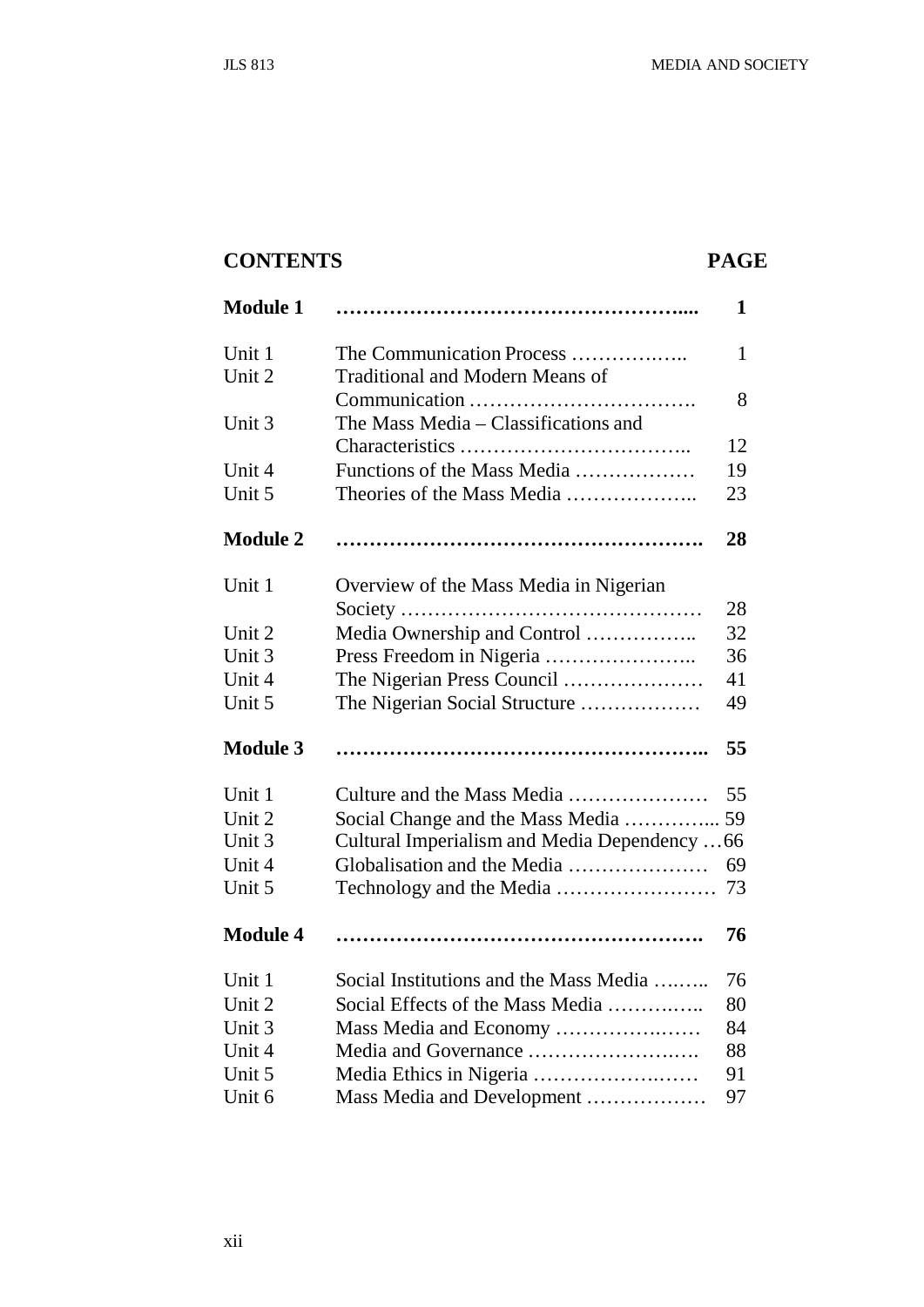## CONTENTS PAGE

| | | |
|---|---|---|
| **Module 1** | | **1** |
| Unit 1 | The Communication Process | 1 |
| Unit 2 | Traditional and Modern Means of Communication | 8 |
| Unit 3 | The Mass Media – Classifications and Characteristics | 12 |
| Unit 4 | Functions of the Mass Media | 19 |
| Unit 5 | Theories of the Mass Media | 23 |
| **Module 2** | | **28** |
| Unit 1 | Overview of the Mass Media in Nigerian Society | 28 |
| Unit 2 | Media Ownership and Control | 32 |
| Unit 3 | Press Freedom in Nigeria | 36 |
| Unit 4 | The Nigerian Press Council | 41 |
| Unit 5 | The Nigerian Social Structure | 49 |
| **Module 3** | | **55** |
| Unit 1 | Culture and the Mass Media | 55 |
| Unit 2 | Social Change and the Mass Media | 59 |
| Unit 3 | Cultural Imperialism and Media Dependency | 66 |
| Unit 4 | Globalisation and the Media | 69 |
| Unit 5 | Technology and the Media | 73 |
| **Module 4** | | **76** |
| Unit 1 | Social Institutions and the Mass Media | 76 |
| Unit 2 | Social Effects of the Mass Media | 80 |
| Unit 3 | Mass Media and Economy | 84 |
| Unit 4 | Media and Governance | 88 |
| Unit 5 | Media Ethics in Nigeria | 91 |
| Unit 6 | Mass Media and Development | 97 |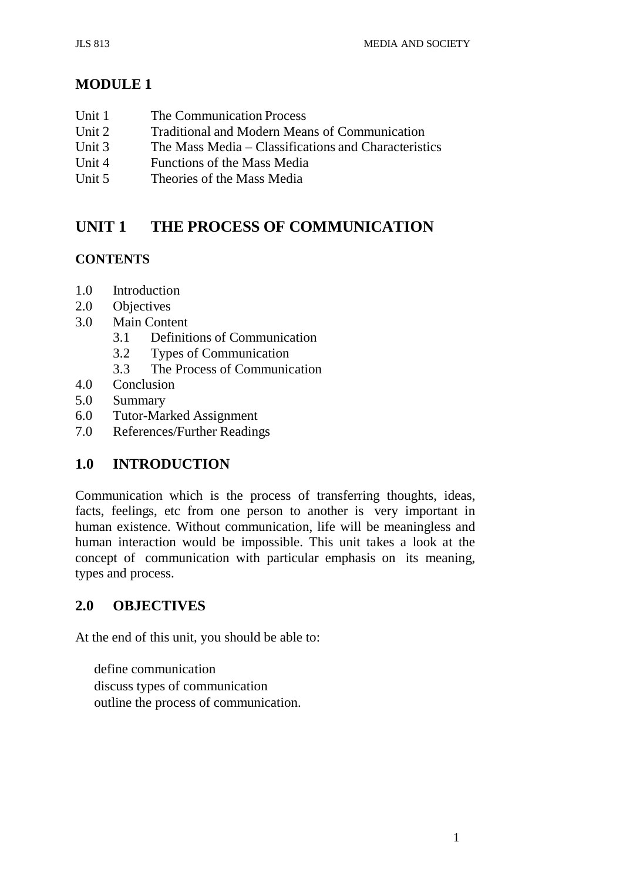# MODULE 1

- Unit 1 The Communication Process
- Unit 2 Traditional and Modern Means of Communication
- Unit 3 The Mass Media – Classifications and Characteristics
- Unit 4 Functions of the Mass Media
- Unit 5 Theories of the Mass Media

# UNIT 1 THE PROCESS OF COMMUNICATION

## CONTENTS

- 1.0 Introduction
- 2.0 Objectives
- 3.0 Main Content
  - 3.1 Definitions of Communication
  - 3.2 Types of Communication
  - 3.3 The Process of Communication
- 4.0 Conclusion
- 5.0 Summary
- 6.0 Tutor-Marked Assignment
- 7.0 References/Further Readings

## 1.0 INTRODUCTION

Communication which is the process of transferring thoughts, ideas, facts, feelings, etc from one person to another is very important in human existence. Without communication, life will be meaningless and human interaction would be impossible. This unit takes a look at the concept of communication with particular emphasis on its meaning, types and process.

## 2.0 OBJECTIVES

At the end of this unit, you should be able to:

- define communication
- discuss types of communication
- outline the process of communication.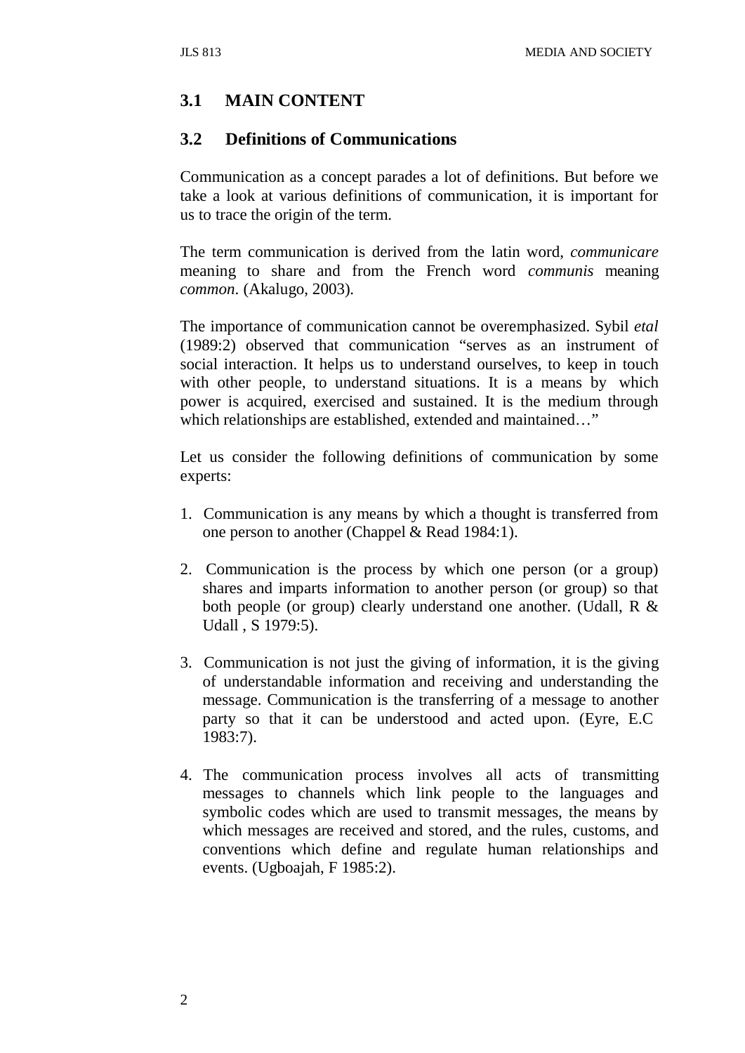## 3.1 MAIN CONTENT

### 3.2 Definitions of Communications

Communication as a concept parades a lot of definitions. But before we take a look at various definitions of communication, it is important for us to trace the origin of the term.

The term communication is derived from the latin word, *communicare* meaning to share and from the French word *communis* meaning *common*. (Akalugo, 2003).

The importance of communication cannot be overemphasized. Sybil *etal* (1989:2) observed that communication "serves as an instrument of social interaction. It helps us to understand ourselves, to keep in touch with other people, to understand situations. It is a means by which power is acquired, exercised and sustained. It is the medium through which relationships are established, extended and maintained…"

Let us consider the following definitions of communication by some experts:

1. Communication is any means by which a thought is transferred from one person to another (Chappel & Read 1984:1).

2. Communication is the process by which one person (or a group) shares and imparts information to another person (or group) so that both people (or group) clearly understand one another. (Udall, R & Udall , S 1979:5).

3. Communication is not just the giving of information, it is the giving of understandable information and receiving and understanding the message. Communication is the transferring of a message to another party so that it can be understood and acted upon. (Eyre, E.C 1983:7).

4. The communication process involves all acts of transmitting messages to channels which link people to the languages and symbolic codes which are used to transmit messages, the means by which messages are received and stored, and the rules, customs, and conventions which define and regulate human relationships and events. (Ugboajah, F 1985:2).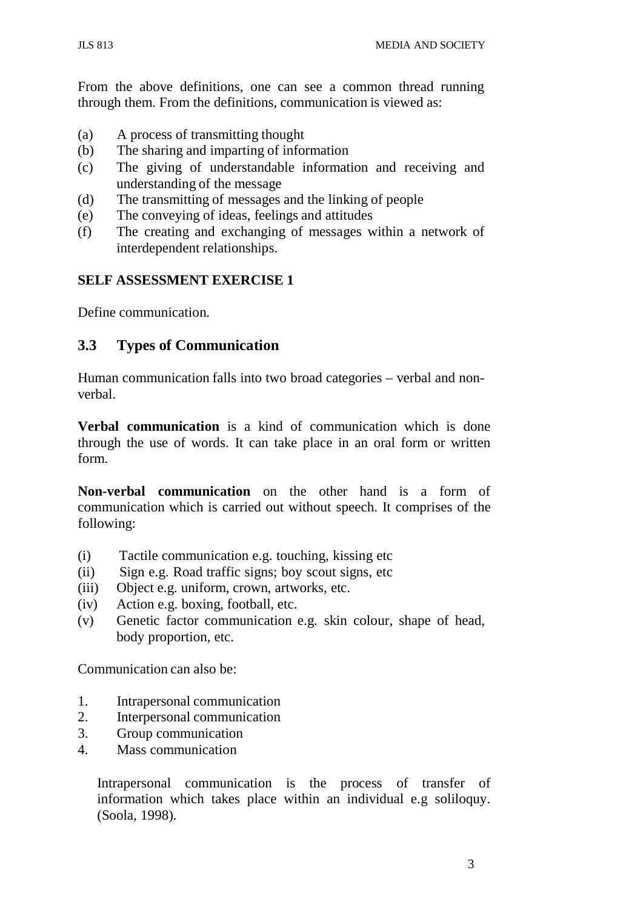From the above definitions, one can see a common thread running through them. From the definitions, communication is viewed as:

(a) A process of transmitting thought
(b) The sharing and imparting of information
(c) The giving of understandable information and receiving and understanding of the message
(d) The transmitting of messages and the linking of people
(e) The conveying of ideas, feelings and attitudes
(f) The creating and exchanging of messages within a network of interdependent relationships.

**SELF ASSESSMENT EXERCISE 1**

Define communication.

## 3.3 Types of Communication

Human communication falls into two broad categories – verbal and non-verbal.

**Verbal communication** is a kind of communication which is done through the use of words. It can take place in an oral form or written form.

**Non-verbal communication** on the other hand is a form of communication which is carried out without speech. It comprises of the following:

(i) Tactile communication e.g. touching, kissing etc
(ii) Sign e.g. Road traffic signs; boy scout signs, etc
(iii) Object e.g. uniform, crown, artworks, etc.
(iv) Action e.g. boxing, football, etc.
(v) Genetic factor communication e.g. skin colour, shape of head, body proportion, etc.

Communication can also be:

1. Intrapersonal communication
2. Interpersonal communication
3. Group communication
4. Mass communication

Intrapersonal communication is the process of transfer of information which takes place within an individual e.g soliloquy. (Soola, 1998).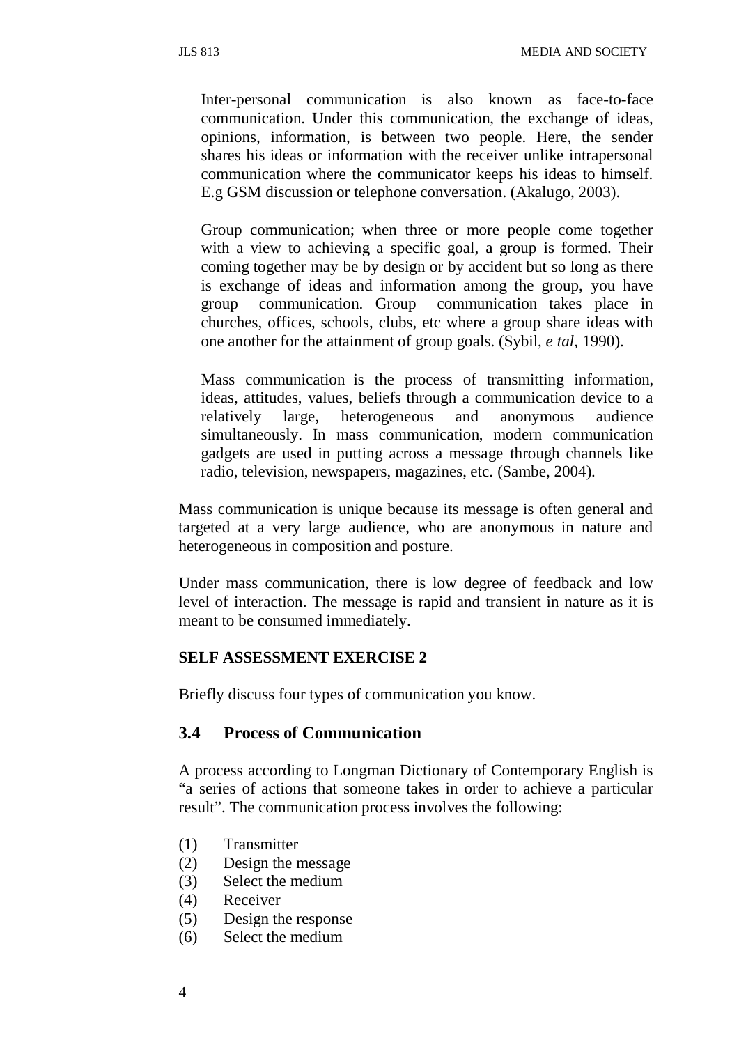Inter-personal communication is also known as face-to-face communication. Under this communication, the exchange of ideas, opinions, information, is between two people. Here, the sender shares his ideas or information with the receiver unlike intrapersonal communication where the communicator keeps his ideas to himself. E.g GSM discussion or telephone conversation. (Akalugo, 2003).

Group communication; when three or more people come together with a view to achieving a specific goal, a group is formed. Their coming together may be by design or by accident but so long as there is exchange of ideas and information among the group, you have group communication. Group communication takes place in churches, offices, schools, clubs, etc where a group share ideas with one another for the attainment of group goals. (Sybil, *e tal*, 1990).

Mass communication is the process of transmitting information, ideas, attitudes, values, beliefs through a communication device to a relatively large, heterogeneous and anonymous audience simultaneously. In mass communication, modern communication gadgets are used in putting across a message through channels like radio, television, newspapers, magazines, etc. (Sambe, 2004).

Mass communication is unique because its message is often general and targeted at a very large audience, who are anonymous in nature and heterogeneous in composition and posture.

Under mass communication, there is low degree of feedback and low level of interaction. The message is rapid and transient in nature as it is meant to be consumed immediately.

**SELF ASSESSMENT EXERCISE 2**

Briefly discuss four types of communication you know.

## 3.4 Process of Communication

A process according to Longman Dictionary of Contemporary English is "a series of actions that someone takes in order to achieve a particular result". The communication process involves the following:

(1) Transmitter
(2) Design the message
(3) Select the medium
(4) Receiver
(5) Design the response
(6) Select the medium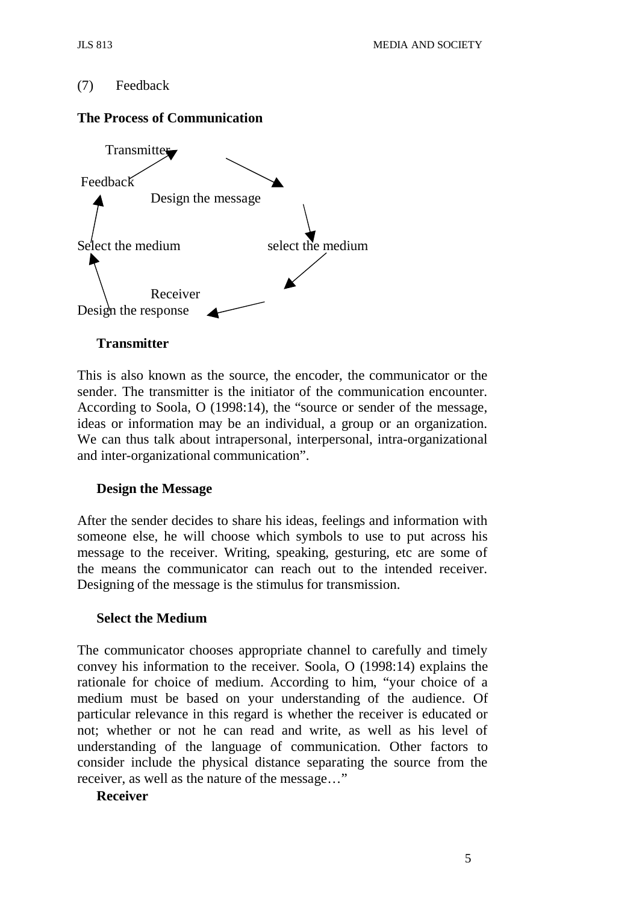(7) Feedback

**The Process of Communication**

Transmitter

Feedback

Design the message

Select the medium

select the medium

Receiver

Design the response

**Transmitter**

This is also known as the source, the encoder, the communicator or the sender. The transmitter is the initiator of the communication encounter. According to Soola, O (1998:14), the "source or sender of the message, ideas or information may be an individual, a group or an organization. We can thus talk about intrapersonal, interpersonal, intra-organizational and inter-organizational communication".

**Design the Message**

After the sender decides to share his ideas, feelings and information with someone else, he will choose which symbols to use to put across his message to the receiver. Writing, speaking, gesturing, etc are some of the means the communicator can reach out to the intended receiver. Designing of the message is the stimulus for transmission.

**Select the Medium**

The communicator chooses appropriate channel to carefully and timely convey his information to the receiver. Soola, O (1998:14) explains the rationale for choice of medium. According to him, "your choice of a medium must be based on your understanding of the audience. Of particular relevance in this regard is whether the receiver is educated or not; whether or not he can read and write, as well as his level of understanding of the language of communication. Other factors to consider include the physical distance separating the source from the receiver, as well as the nature of the message…"

**Receiver**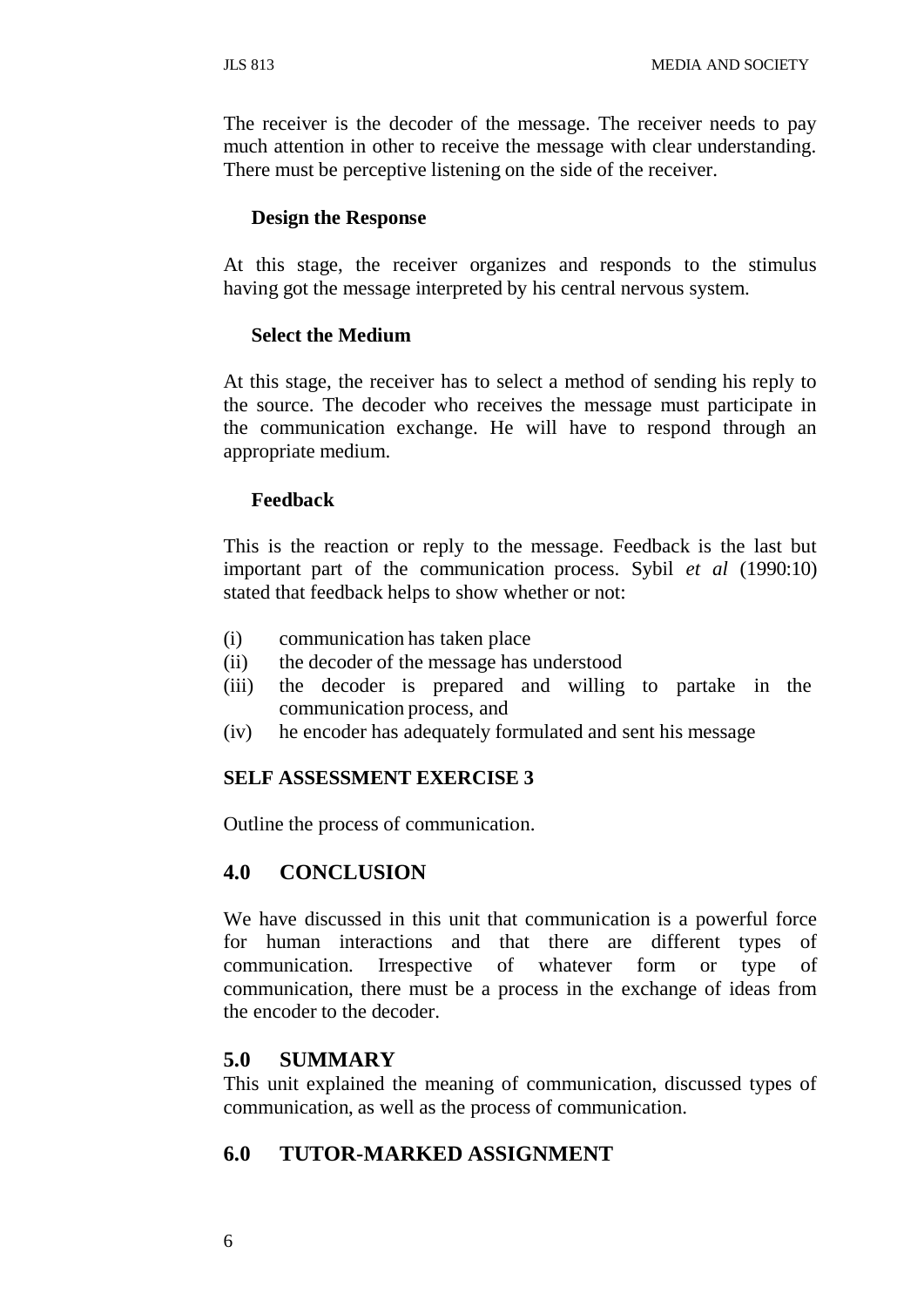The receiver is the decoder of the message. The receiver needs to pay much attention in other to receive the message with clear understanding. There must be perceptive listening on the side of the receiver.

**Design the Response**

At this stage, the receiver organizes and responds to the stimulus having got the message interpreted by his central nervous system.

**Select the Medium**

At this stage, the receiver has to select a method of sending his reply to the source. The decoder who receives the message must participate in the communication exchange. He will have to respond through an appropriate medium.

**Feedback**

This is the reaction or reply to the message. Feedback is the last but important part of the communication process. Sybil *et al* (1990:10) stated that feedback helps to show whether or not:

(i) communication has taken place
(ii) the decoder of the message has understood
(iii) the decoder is prepared and willing to partake in the communication process, and
(iv) he encoder has adequately formulated and sent his message

**SELF ASSESSMENT EXERCISE 3**

Outline the process of communication.

## 4.0 CONCLUSION

We have discussed in this unit that communication is a powerful force for human interactions and that there are different types of communication. Irrespective of whatever form or type of communication, there must be a process in the exchange of ideas from the encoder to the decoder.

## 5.0 SUMMARY

This unit explained the meaning of communication, discussed types of communication, as well as the process of communication.

## 6.0 TUTOR-MARKED ASSIGNMENT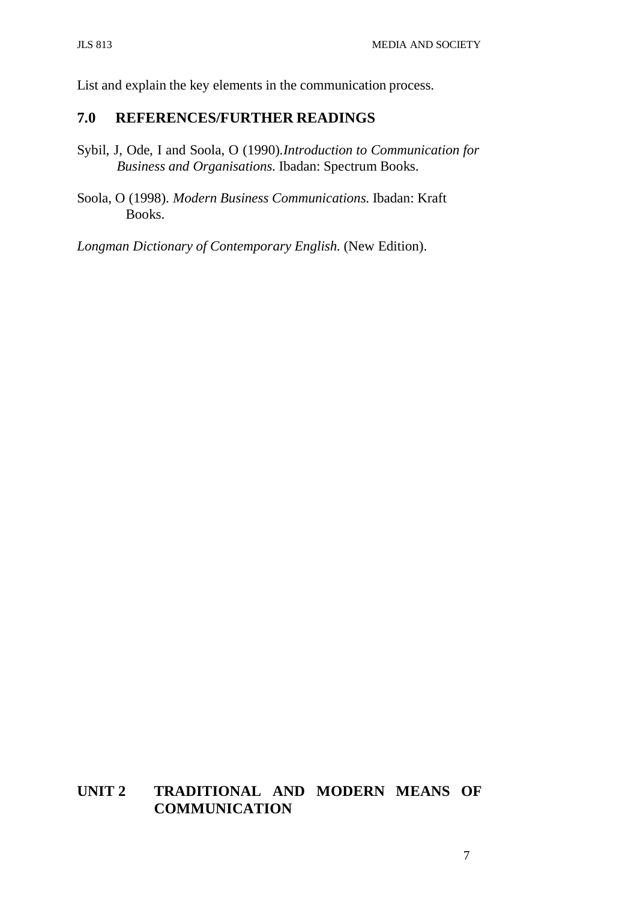List and explain the key elements in the communication process.

## 7.0 REFERENCES/FURTHER READINGS

Sybil, J, Ode, I and Soola, O (1990).*Introduction to Communication for Business and Organisations.* Ibadan: Spectrum Books.

Soola, O (1998). *Modern Business Communications.* Ibadan: Kraft Books.

*Longman Dictionary of Contemporary English.* (New Edition).

# UNIT 2 TRADITIONAL AND MODERN MEANS OF COMMUNICATION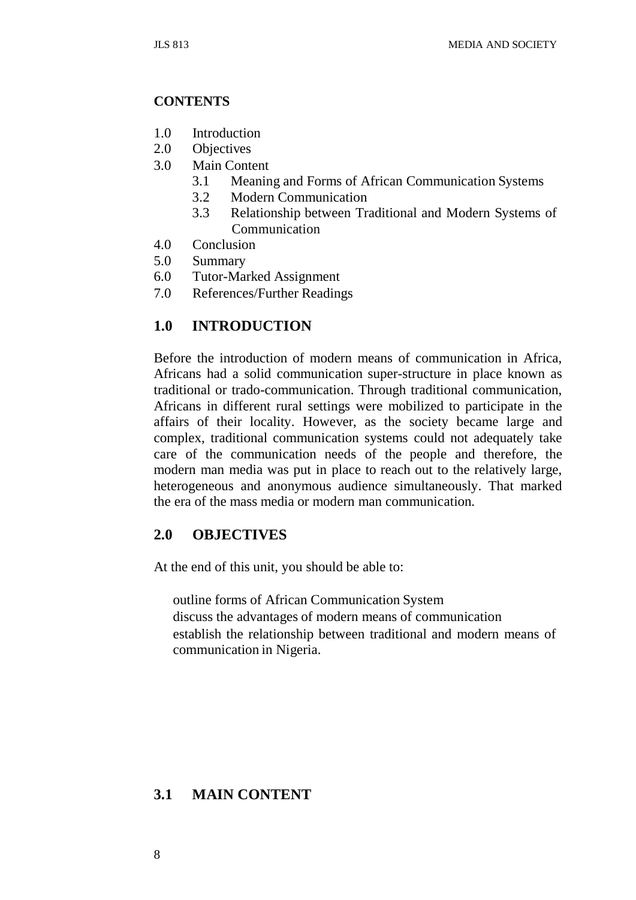**CONTENTS**

1.0 Introduction
2.0 Objectives
3.0 Main Content
    3.1 Meaning and Forms of African Communication Systems
    3.2 Modern Communication
    3.3 Relationship between Traditional and Modern Systems of Communication
4.0 Conclusion
5.0 Summary
6.0 Tutor-Marked Assignment
7.0 References/Further Readings

## 1.0 INTRODUCTION

Before the introduction of modern means of communication in Africa, Africans had a solid communication super-structure in place known as traditional or trado-communication. Through traditional communication, Africans in different rural settings were mobilized to participate in the affairs of their locality. However, as the society became large and complex, traditional communication systems could not adequately take care of the communication needs of the people and therefore, the modern man media was put in place to reach out to the relatively large, heterogeneous and anonymous audience simultaneously. That marked the era of the mass media or modern man communication.

## 2.0 OBJECTIVES

At the end of this unit, you should be able to:

- outline forms of African Communication System
- discuss the advantages of modern means of communication
- establish the relationship between traditional and modern means of communication in Nigeria.

## 3.1 MAIN CONTENT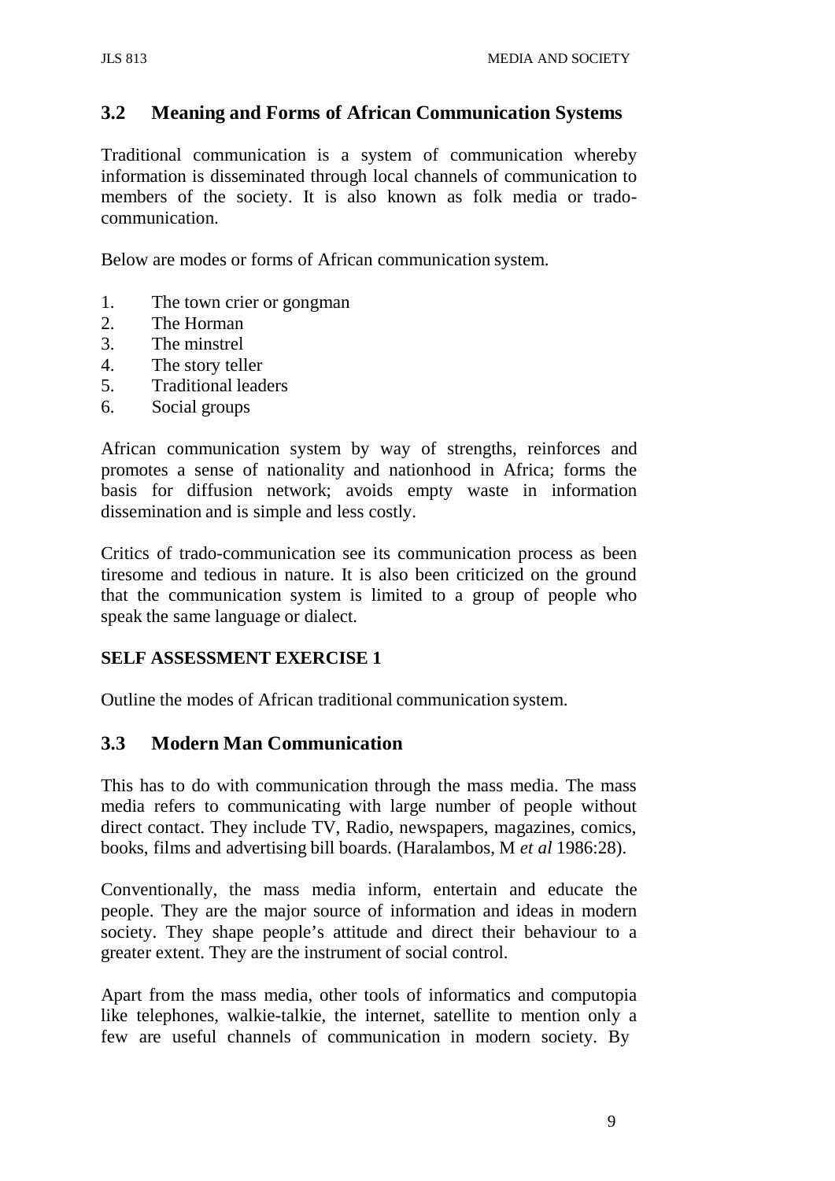## 3.2 Meaning and Forms of African Communication Systems

Traditional communication is a system of communication whereby information is disseminated through local channels of communication to members of the society. It is also known as folk media or trado-communication.

Below are modes or forms of African communication system.

1. The town crier or gongman
2. The Horman
3. The minstrel
4. The story teller
5. Traditional leaders
6. Social groups

African communication system by way of strengths, reinforces and promotes a sense of nationality and nationhood in Africa; forms the basis for diffusion network; avoids empty waste in information dissemination and is simple and less costly.

Critics of trado-communication see its communication process as been tiresome and tedious in nature. It is also been criticized on the ground that the communication system is limited to a group of people who speak the same language or dialect.

**SELF ASSESSMENT EXERCISE 1**

Outline the modes of African traditional communication system.

## 3.3 Modern Man Communication

This has to do with communication through the mass media. The mass media refers to communicating with large number of people without direct contact. They include TV, Radio, newspapers, magazines, comics, books, films and advertising bill boards. (Haralambos, M *et al* 1986:28).

Conventionally, the mass media inform, entertain and educate the people. They are the major source of information and ideas in modern society. They shape people's attitude and direct their behaviour to a greater extent. They are the instrument of social control.

Apart from the mass media, other tools of informatics and computopia like telephones, walkie-talkie, the internet, satellite to mention only a few are useful channels of communication in modern society. By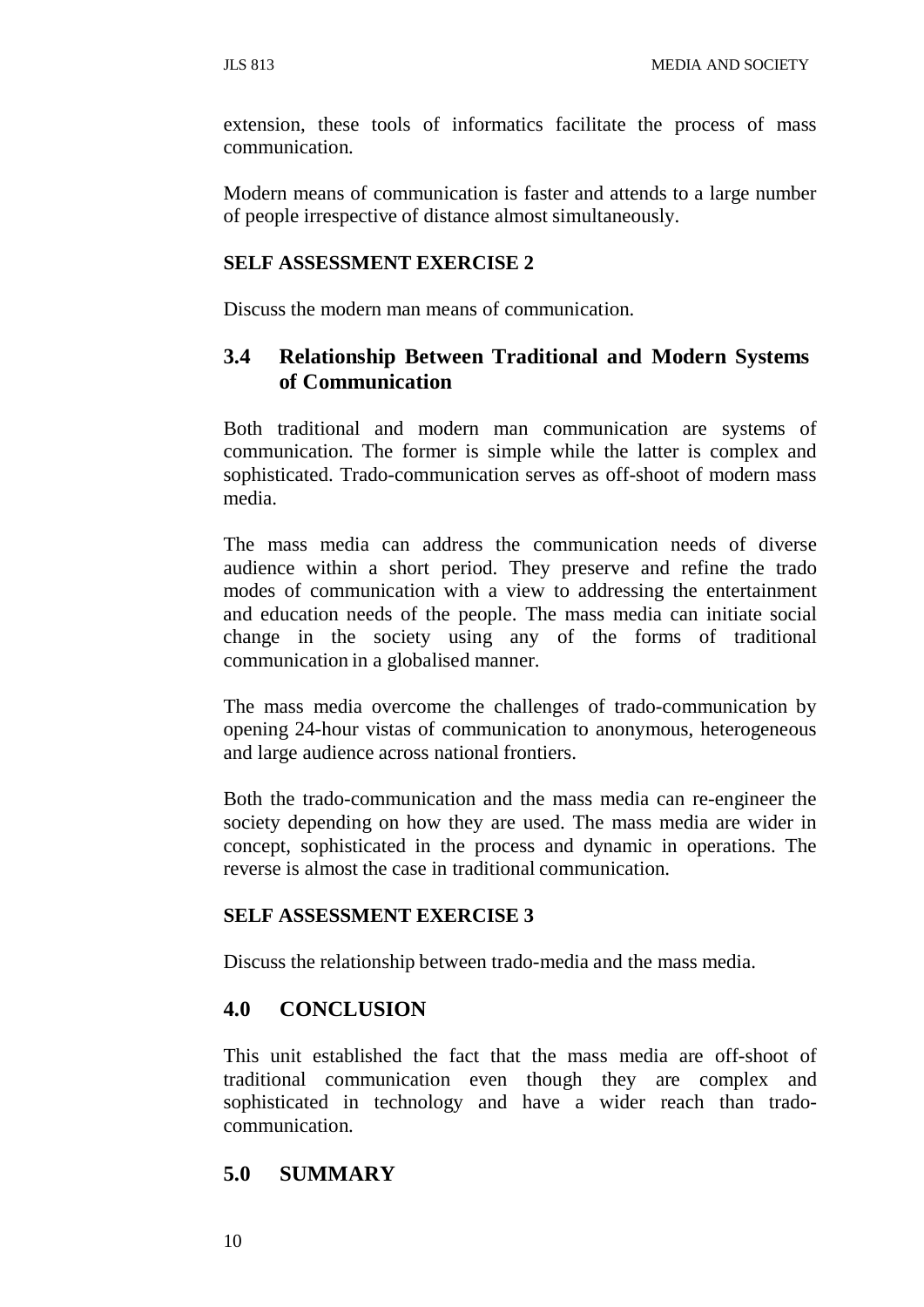extension, these tools of informatics facilitate the process of mass communication.

Modern means of communication is faster and attends to a large number of people irrespective of distance almost simultaneously.

**SELF ASSESSMENT EXERCISE 2**

Discuss the modern man means of communication.

### 3.4 Relationship Between Traditional and Modern Systems of Communication

Both traditional and modern man communication are systems of communication. The former is simple while the latter is complex and sophisticated. Trado-communication serves as off-shoot of modern mass media.

The mass media can address the communication needs of diverse audience within a short period. They preserve and refine the trado modes of communication with a view to addressing the entertainment and education needs of the people. The mass media can initiate social change in the society using any of the forms of traditional communication in a globalised manner.

The mass media overcome the challenges of trado-communication by opening 24-hour vistas of communication to anonymous, heterogeneous and large audience across national frontiers.

Both the trado-communication and the mass media can re-engineer the society depending on how they are used. The mass media are wider in concept, sophisticated in the process and dynamic in operations. The reverse is almost the case in traditional communication.

**SELF ASSESSMENT EXERCISE 3**

Discuss the relationship between trado-media and the mass media.

## 4.0 CONCLUSION

This unit established the fact that the mass media are off-shoot of traditional communication even though they are complex and sophisticated in technology and have a wider reach than trado-communication.

## 5.0 SUMMARY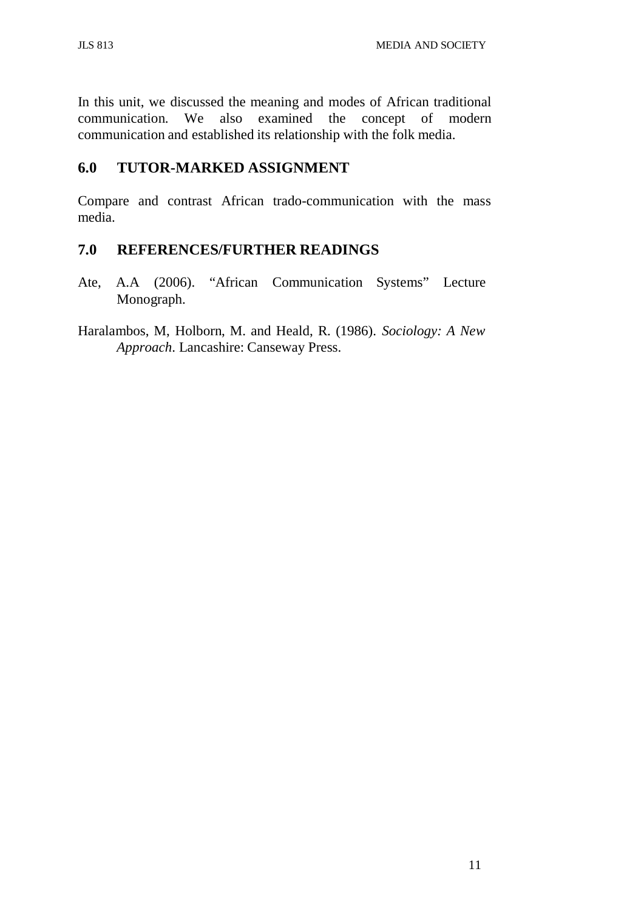In this unit, we discussed the meaning and modes of African traditional communication. We also examined the concept of modern communication and established its relationship with the folk media.

## 6.0 TUTOR-MARKED ASSIGNMENT

Compare and contrast African trado-communication with the mass media.

## 7.0 REFERENCES/FURTHER READINGS

Ate, A.A (2006). "African Communication Systems" Lecture Monograph.

Haralambos, M, Holborn, M. and Heald, R. (1986). *Sociology: A New Approach*. Lancashire: Canseway Press.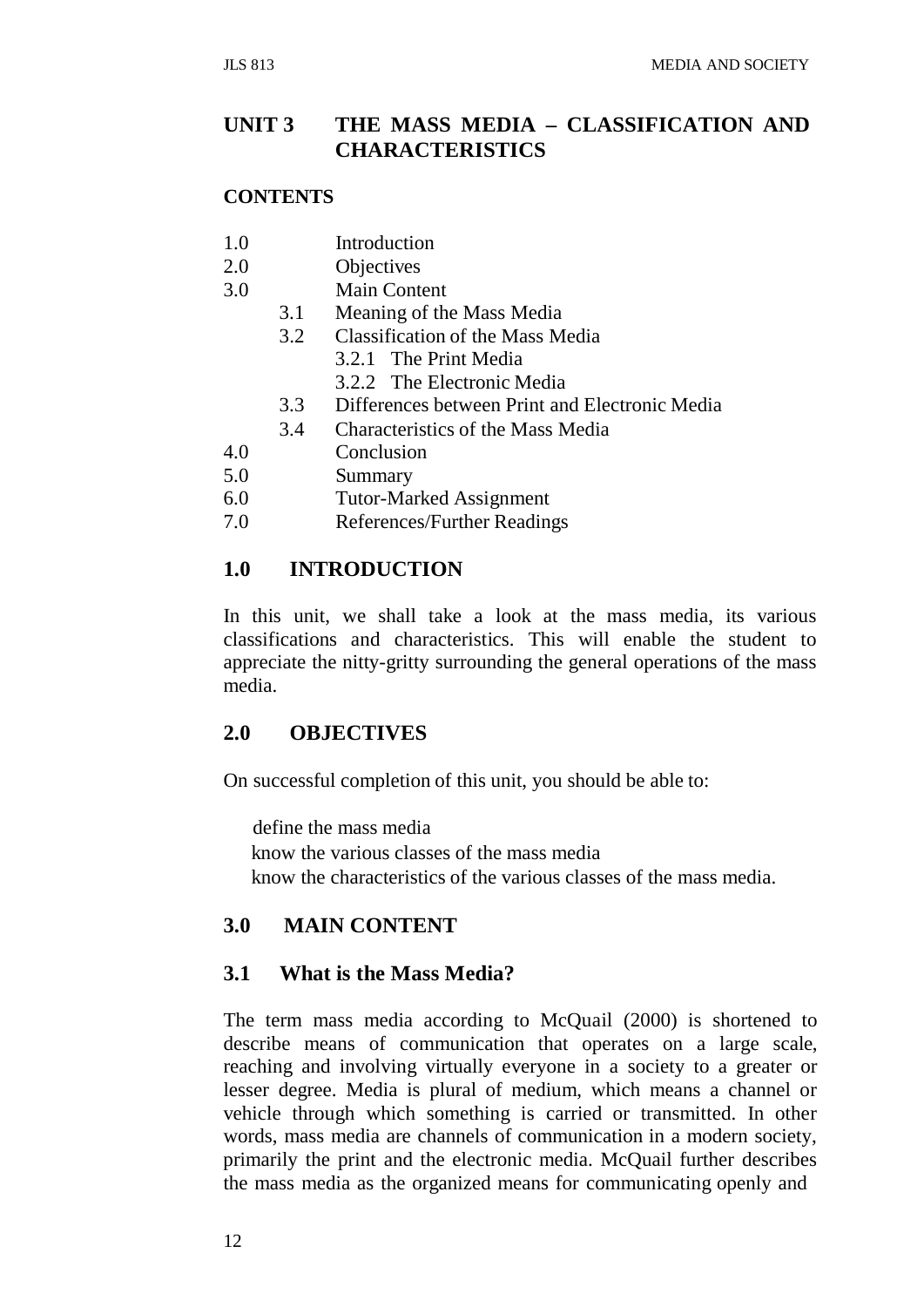# UNIT 3 THE MASS MEDIA – CLASSIFICATION AND CHARACTERISTICS

## CONTENTS

- 1.0 Introduction
- 2.0 Objectives
- 3.0 Main Content
    - 3.1 Meaning of the Mass Media
    - 3.2 Classification of the Mass Media
        - 3.2.1 The Print Media
        - 3.2.2 The Electronic Media
    - 3.3 Differences between Print and Electronic Media
    - 3.4 Characteristics of the Mass Media
- 4.0 Conclusion
- 5.0 Summary
- 6.0 Tutor-Marked Assignment
- 7.0 References/Further Readings

## 1.0 INTRODUCTION

In this unit, we shall take a look at the mass media, its various classifications and characteristics. This will enable the student to appreciate the nitty-gritty surrounding the general operations of the mass media.

## 2.0 OBJECTIVES

On successful completion of this unit, you should be able to:

- define the mass media
- know the various classes of the mass media
- know the characteristics of the various classes of the mass media.

## 3.0 MAIN CONTENT

### 3.1 What is the Mass Media?

The term mass media according to McQuail (2000) is shortened to describe means of communication that operates on a large scale, reaching and involving virtually everyone in a society to a greater or lesser degree. Media is plural of medium, which means a channel or vehicle through which something is carried or transmitted. In other words, mass media are channels of communication in a modern society, primarily the print and the electronic media. McQuail further describes the mass media as the organized means for communicating openly and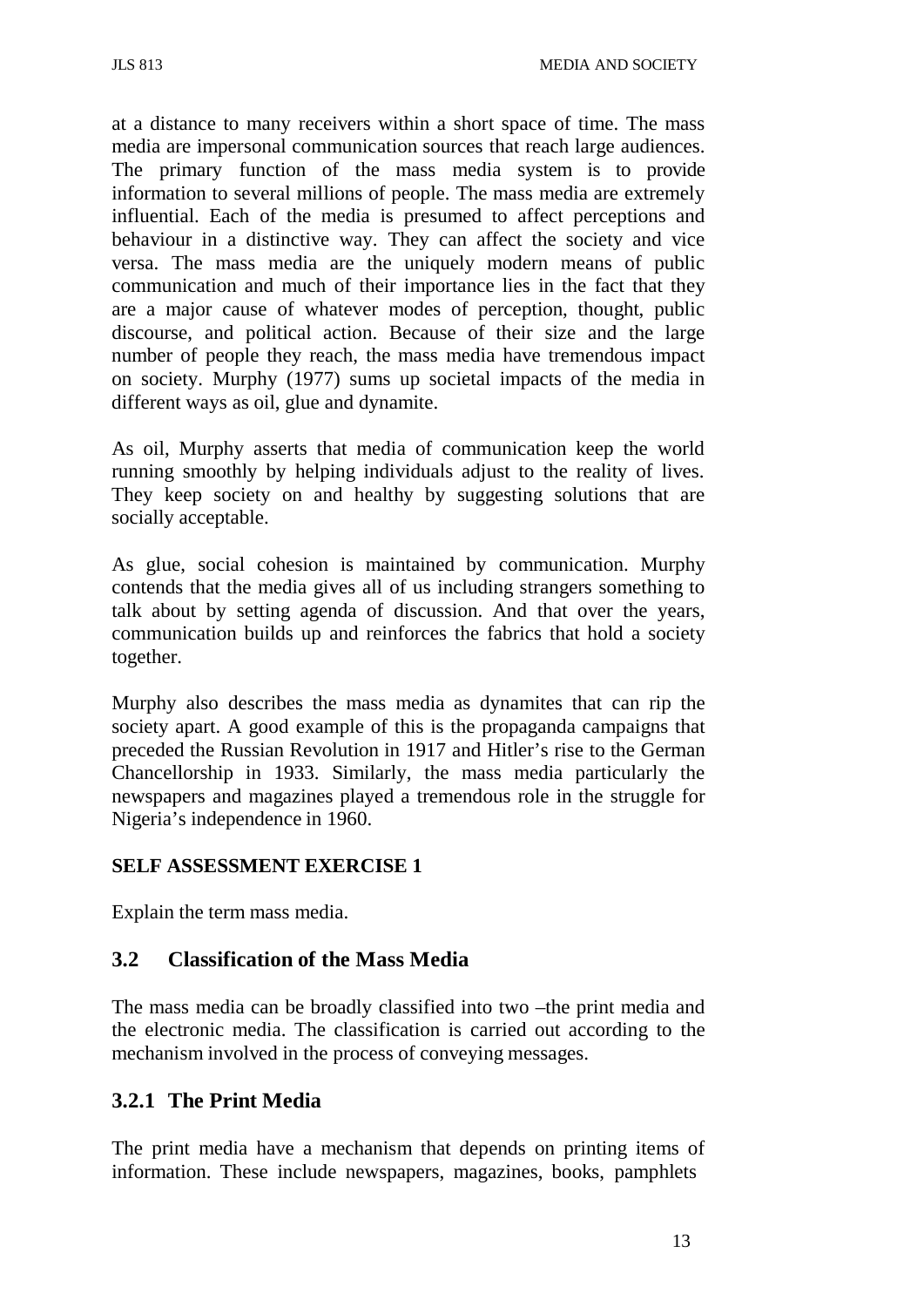at a distance to many receivers within a short space of time. The mass media are impersonal communication sources that reach large audiences. The primary function of the mass media system is to provide information to several millions of people. The mass media are extremely influential. Each of the media is presumed to affect perceptions and behaviour in a distinctive way. They can affect the society and vice versa. The mass media are the uniquely modern means of public communication and much of their importance lies in the fact that they are a major cause of whatever modes of perception, thought, public discourse, and political action. Because of their size and the large number of people they reach, the mass media have tremendous impact on society. Murphy (1977) sums up societal impacts of the media in different ways as oil, glue and dynamite.

As oil, Murphy asserts that media of communication keep the world running smoothly by helping individuals adjust to the reality of lives. They keep society on and healthy by suggesting solutions that are socially acceptable.

As glue, social cohesion is maintained by communication. Murphy contends that the media gives all of us including strangers something to talk about by setting agenda of discussion. And that over the years, communication builds up and reinforces the fabrics that hold a society together.

Murphy also describes the mass media as dynamites that can rip the society apart. A good example of this is the propaganda campaigns that preceded the Russian Revolution in 1917 and Hitler's rise to the German Chancellorship in 1933. Similarly, the mass media particularly the newspapers and magazines played a tremendous role in the struggle for Nigeria's independence in 1960.

**SELF ASSESSMENT EXERCISE 1**

Explain the term mass media.

## 3.2 Classification of the Mass Media

The mass media can be broadly classified into two –the print media and the electronic media. The classification is carried out according to the mechanism involved in the process of conveying messages.

### 3.2.1 The Print Media

The print media have a mechanism that depends on printing items of information. These include newspapers, magazines, books, pamphlets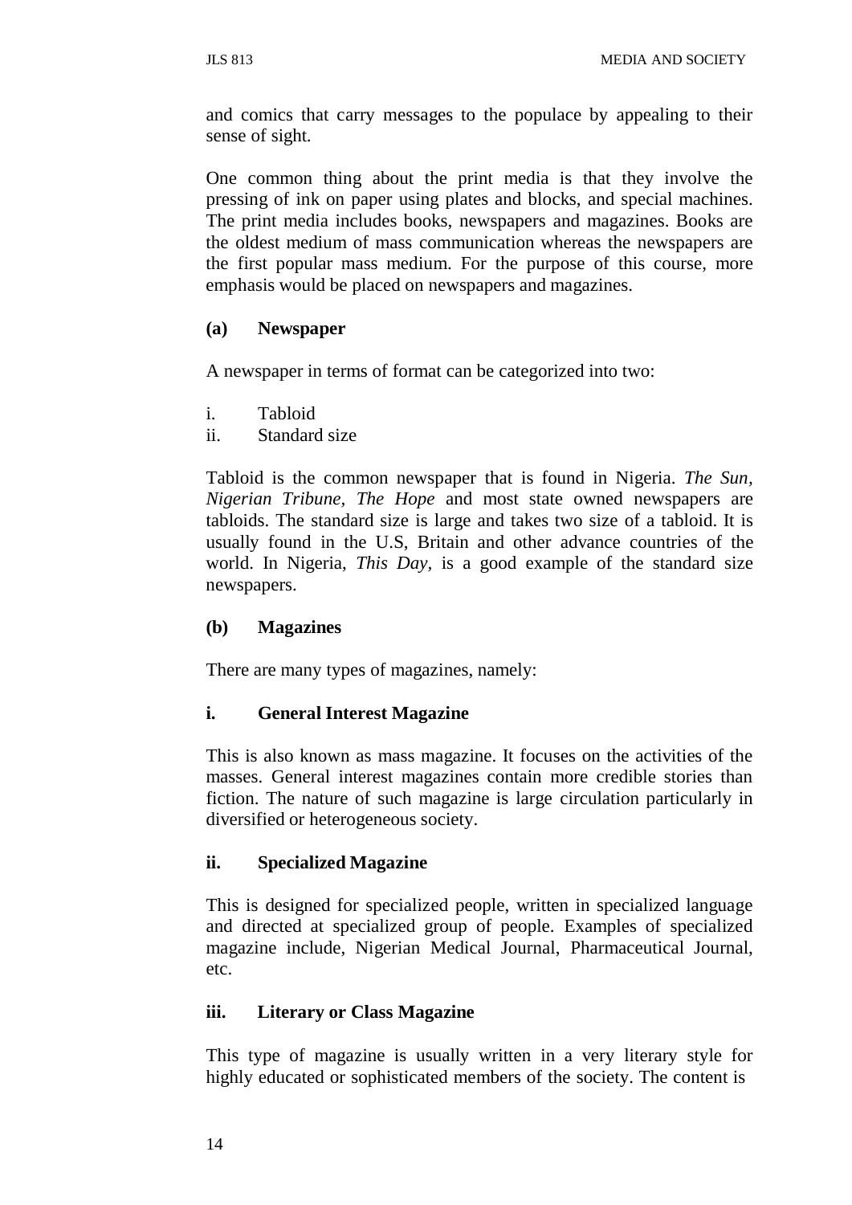and comics that carry messages to the populace by appealing to their sense of sight.

One common thing about the print media is that they involve the pressing of ink on paper using plates and blocks, and special machines. The print media includes books, newspapers and magazines. Books are the oldest medium of mass communication whereas the newspapers are the first popular mass medium. For the purpose of this course, more emphasis would be placed on newspapers and magazines.

**(a) Newspaper**

A newspaper in terms of format can be categorized into two:

i. Tabloid
ii. Standard size

Tabloid is the common newspaper that is found in Nigeria. *The Sun, Nigerian Tribune, The Hope* and most state owned newspapers are tabloids. The standard size is large and takes two size of a tabloid. It is usually found in the U.S, Britain and other advance countries of the world. In Nigeria, *This Day,* is a good example of the standard size newspapers.

**(b) Magazines**

There are many types of magazines, namely:

**i. General Interest Magazine**

This is also known as mass magazine. It focuses on the activities of the masses. General interest magazines contain more credible stories than fiction. The nature of such magazine is large circulation particularly in diversified or heterogeneous society.

**ii. Specialized Magazine**

This is designed for specialized people, written in specialized language and directed at specialized group of people. Examples of specialized magazine include, Nigerian Medical Journal, Pharmaceutical Journal, etc.

**iii. Literary or Class Magazine**

This type of magazine is usually written in a very literary style for highly educated or sophisticated members of the society. The content is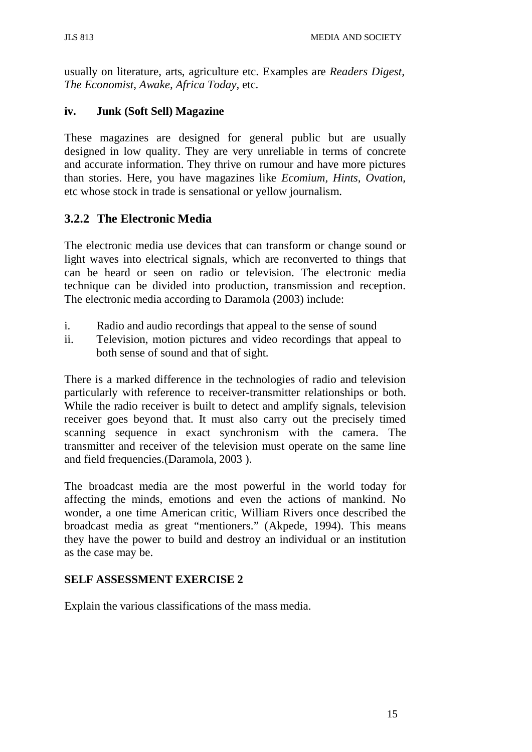usually on literature, arts, agriculture etc. Examples are *Readers Digest, The Economist, Awake, Africa Today*, etc.

**iv. Junk (Soft Sell) Magazine**

These magazines are designed for general public but are usually designed in low quality. They are very unreliable in terms of concrete and accurate information. They thrive on rumour and have more pictures than stories. Here, you have magazines like *Ecomium, Hints, Ovation*, etc whose stock in trade is sensational or yellow journalism.

### 3.2.2 The Electronic Media

The electronic media use devices that can transform or change sound or light waves into electrical signals, which are reconverted to things that can be heard or seen on radio or television. The electronic media technique can be divided into production, transmission and reception. The electronic media according to Daramola (2003) include:

i. Radio and audio recordings that appeal to the sense of sound
ii. Television, motion pictures and video recordings that appeal to both sense of sound and that of sight.

There is a marked difference in the technologies of radio and television particularly with reference to receiver-transmitter relationships or both. While the radio receiver is built to detect and amplify signals, television receiver goes beyond that. It must also carry out the precisely timed scanning sequence in exact synchronism with the camera. The transmitter and receiver of the television must operate on the same line and field frequencies.(Daramola, 2003 ).

The broadcast media are the most powerful in the world today for affecting the minds, emotions and even the actions of mankind. No wonder, a one time American critic, William Rivers once described the broadcast media as great “mentioners.” (Akpede, 1994). This means they have the power to build and destroy an individual or an institution as the case may be.

**SELF ASSESSMENT EXERCISE 2**

Explain the various classifications of the mass media.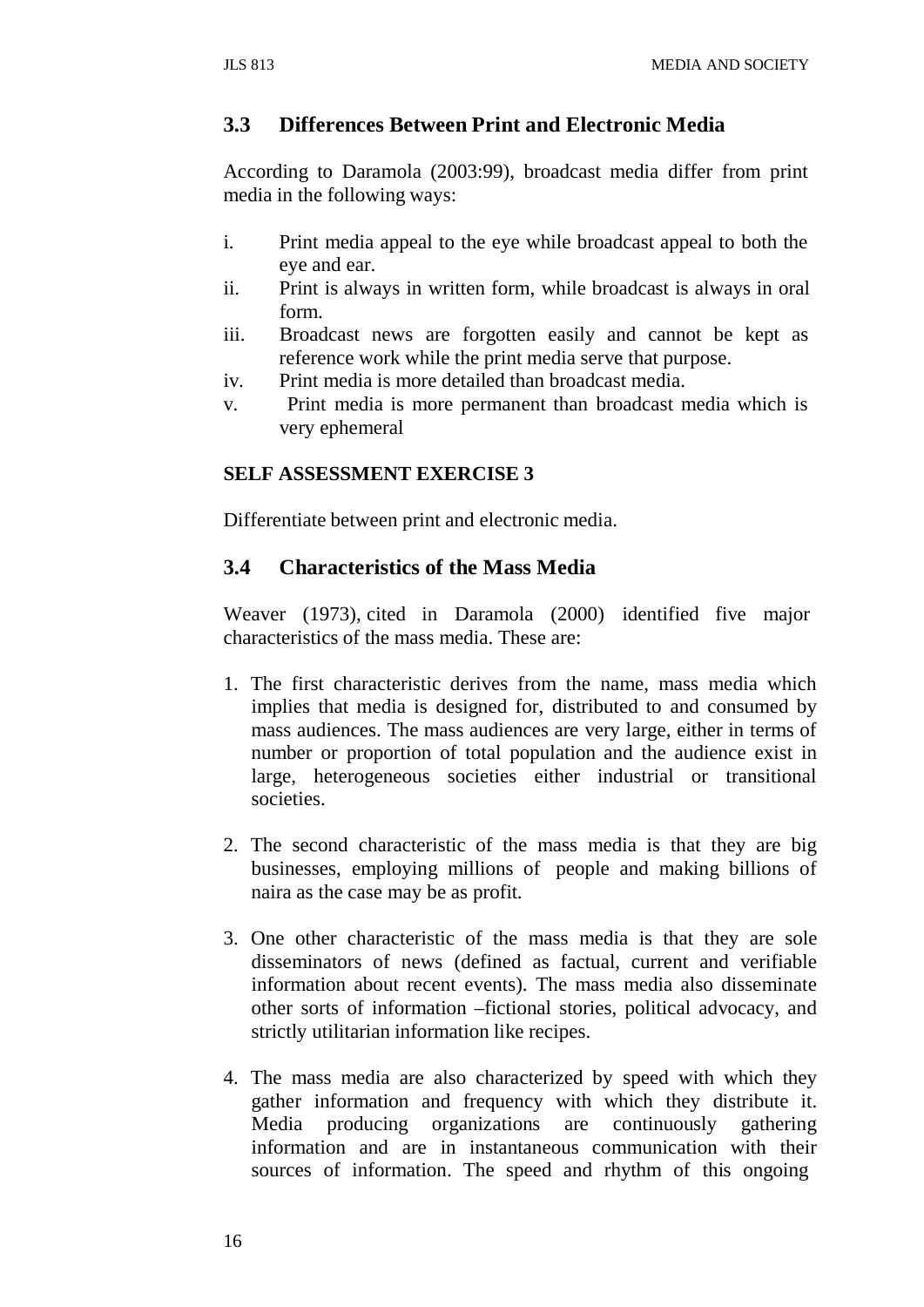### 3.3 Differences Between Print and Electronic Media

According to Daramola (2003:99), broadcast media differ from print media in the following ways:

i. Print media appeal to the eye while broadcast appeal to both the eye and ear.
ii. Print is always in written form, while broadcast is always in oral form.
iii. Broadcast news are forgotten easily and cannot be kept as reference work while the print media serve that purpose.
iv. Print media is more detailed than broadcast media.
v. Print media is more permanent than broadcast media which is very ephemeral

**SELF ASSESSMENT EXERCISE 3**

Differentiate between print and electronic media.

### 3.4 Characteristics of the Mass Media

Weaver (1973), cited in Daramola (2000) identified five major characteristics of the mass media. These are:

1. The first characteristic derives from the name, mass media which implies that media is designed for, distributed to and consumed by mass audiences. The mass audiences are very large, either in terms of number or proportion of total population and the audience exist in large, heterogeneous societies either industrial or transitional societies.

2. The second characteristic of the mass media is that they are big businesses, employing millions of people and making billions of naira as the case may be as profit.

3. One other characteristic of the mass media is that they are sole disseminators of news (defined as factual, current and verifiable information about recent events). The mass media also disseminate other sorts of information –fictional stories, political advocacy, and strictly utilitarian information like recipes.

4. The mass media are also characterized by speed with which they gather information and frequency with which they distribute it. Media producing organizations are continuously gathering information and are in instantaneous communication with their sources of information. The speed and rhythm of this ongoing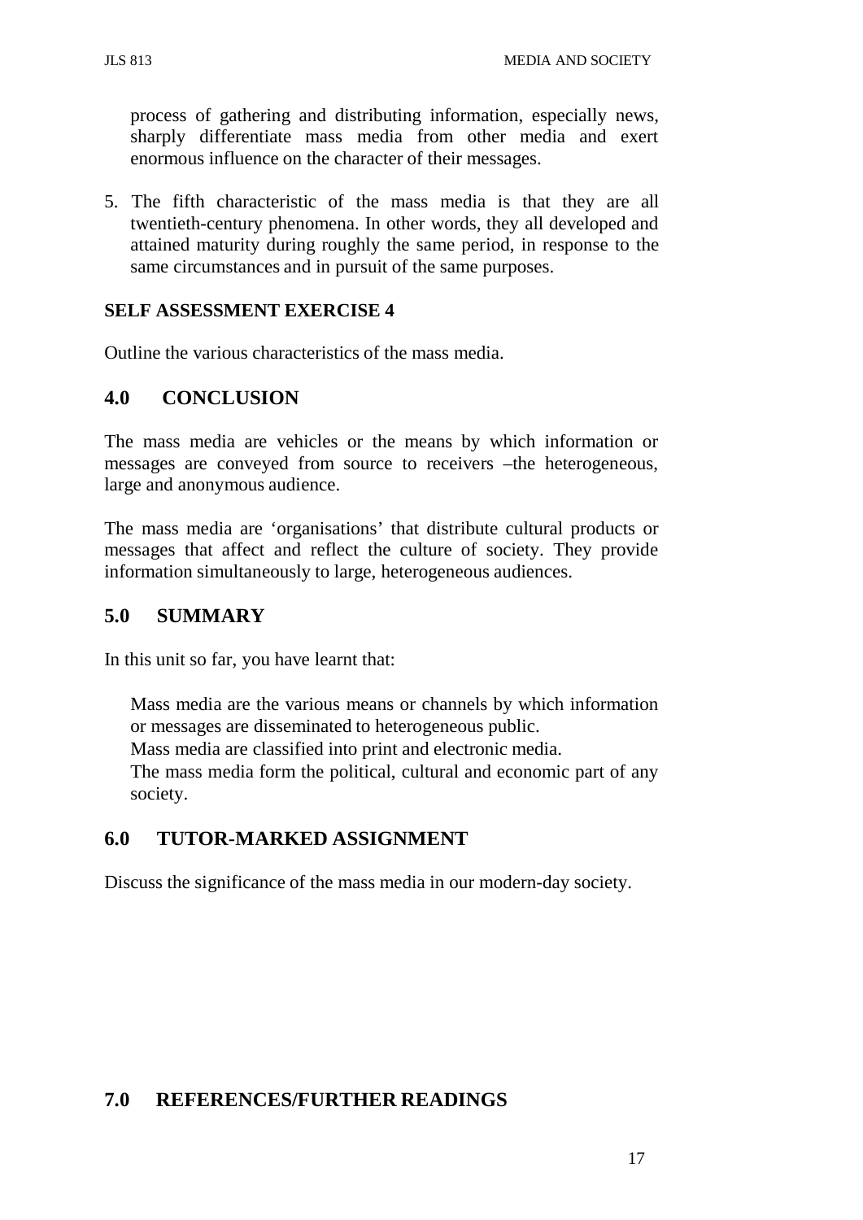process of gathering and distributing information, especially news, sharply differentiate mass media from other media and exert enormous influence on the character of their messages.

5. The fifth characteristic of the mass media is that they are all twentieth-century phenomena. In other words, they all developed and attained maturity during roughly the same period, in response to the same circumstances and in pursuit of the same purposes.

**SELF ASSESSMENT EXERCISE 4**

Outline the various characteristics of the mass media.

## 4.0 CONCLUSION

The mass media are vehicles or the means by which information or messages are conveyed from source to receivers –the heterogeneous, large and anonymous audience.

The mass media are 'organisations' that distribute cultural products or messages that affect and reflect the culture of society. They provide information simultaneously to large, heterogeneous audiences.

## 5.0 SUMMARY

In this unit so far, you have learnt that:

- Mass media are the various means or channels by which information or messages are disseminated to heterogeneous public.
- Mass media are classified into print and electronic media.
- The mass media form the political, cultural and economic part of any society.

## 6.0 TUTOR-MARKED ASSIGNMENT

Discuss the significance of the mass media in our modern-day society.

## 7.0 REFERENCES/FURTHER READINGS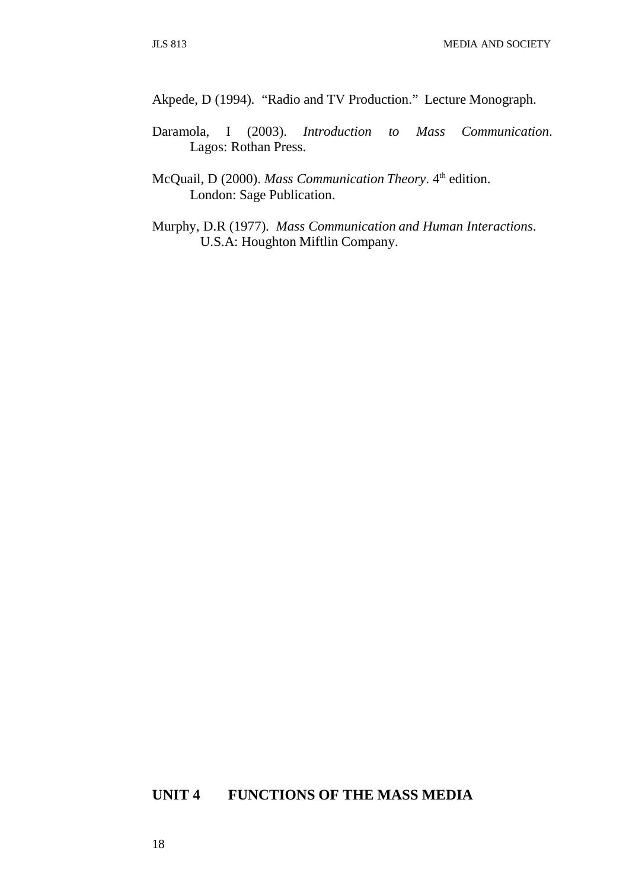Akpede, D (1994). "Radio and TV Production." Lecture Monograph.

Daramola, I (2003). *Introduction to Mass Communication*. Lagos: Rothan Press.

McQuail, D (2000). *Mass Communication Theory*. 4th edition. London: Sage Publication.

Murphy, D.R (1977). *Mass Communication and Human Interactions*. U.S.A: Houghton Miftlin Company.

## UNIT 4 FUNCTIONS OF THE MASS MEDIA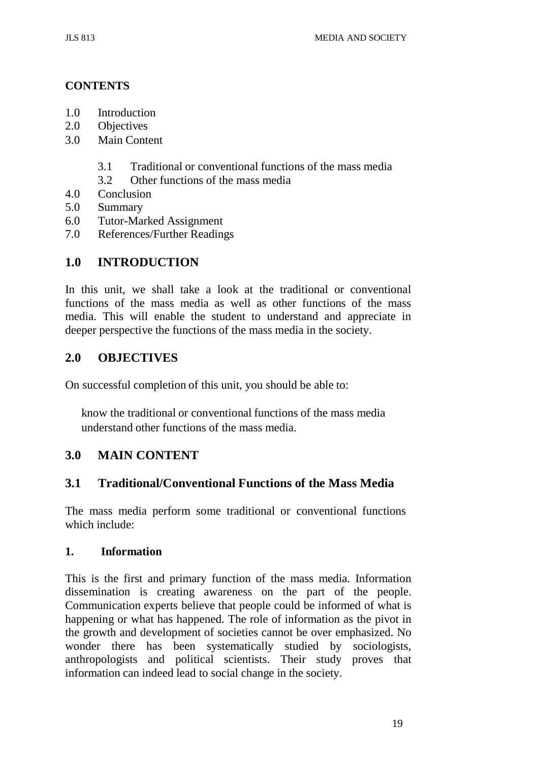**CONTENTS**

1.0 Introduction
2.0 Objectives
3.0 Main Content
    3.1 Traditional or conventional functions of the mass media
    3.2 Other functions of the mass media
4.0 Conclusion
5.0 Summary
6.0 Tutor-Marked Assignment
7.0 References/Further Readings

## 1.0 INTRODUCTION

In this unit, we shall take a look at the traditional or conventional functions of the mass media as well as other functions of the mass media. This will enable the student to understand and appreciate in deeper perspective the functions of the mass media in the society.

## 2.0 OBJECTIVES

On successful completion of this unit, you should be able to:

- know the traditional or conventional functions of the mass media
- understand other functions of the mass media.

## 3.0 MAIN CONTENT

### 3.1 Traditional/Conventional Functions of the Mass Media

The mass media perform some traditional or conventional functions which include:

**1. Information**

This is the first and primary function of the mass media. Information dissemination is creating awareness on the part of the people. Communication experts believe that people could be informed of what is happening or what has happened. The role of information as the pivot in the growth and development of societies cannot be over emphasized. No wonder there has been systematically studied by sociologists, anthropologists and political scientists. Their study proves that information can indeed lead to social change in the society.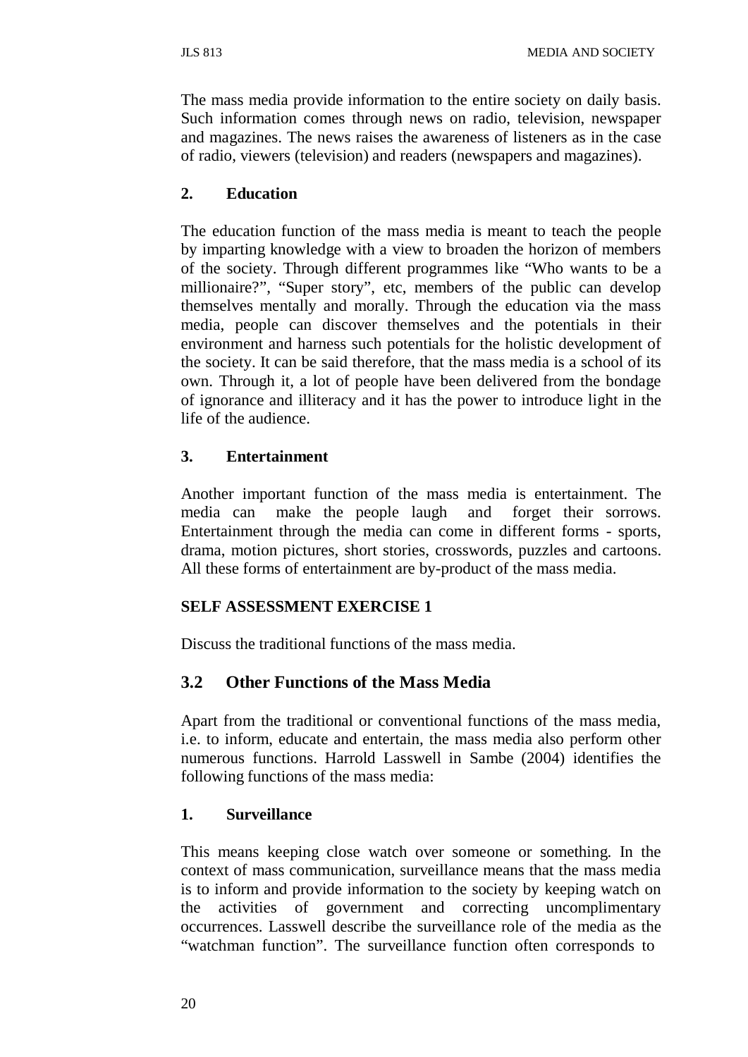The mass media provide information to the entire society on daily basis. Such information comes through news on radio, television, newspaper and magazines. The news raises the awareness of listeners as in the case of radio, viewers (television) and readers (newspapers and magazines).

**2. Education**

The education function of the mass media is meant to teach the people by imparting knowledge with a view to broaden the horizon of members of the society. Through different programmes like "Who wants to be a millionaire?", "Super story", etc, members of the public can develop themselves mentally and morally. Through the education via the mass media, people can discover themselves and the potentials in their environment and harness such potentials for the holistic development of the society. It can be said therefore, that the mass media is a school of its own. Through it, a lot of people have been delivered from the bondage of ignorance and illiteracy and it has the power to introduce light in the life of the audience.

**3. Entertainment**

Another important function of the mass media is entertainment. The media can make the people laugh and forget their sorrows. Entertainment through the media can come in different forms - sports, drama, motion pictures, short stories, crosswords, puzzles and cartoons. All these forms of entertainment are by-product of the mass media.

**SELF ASSESSMENT EXERCISE 1**

Discuss the traditional functions of the mass media.

## 3.2 Other Functions of the Mass Media

Apart from the traditional or conventional functions of the mass media, i.e. to inform, educate and entertain, the mass media also perform other numerous functions. Harrold Lasswell in Sambe (2004) identifies the following functions of the mass media:

**1. Surveillance**

This means keeping close watch over someone or something. In the context of mass communication, surveillance means that the mass media is to inform and provide information to the society by keeping watch on the activities of government and correcting uncomplimentary occurrences. Lasswell describe the surveillance role of the media as the "watchman function". The surveillance function often corresponds to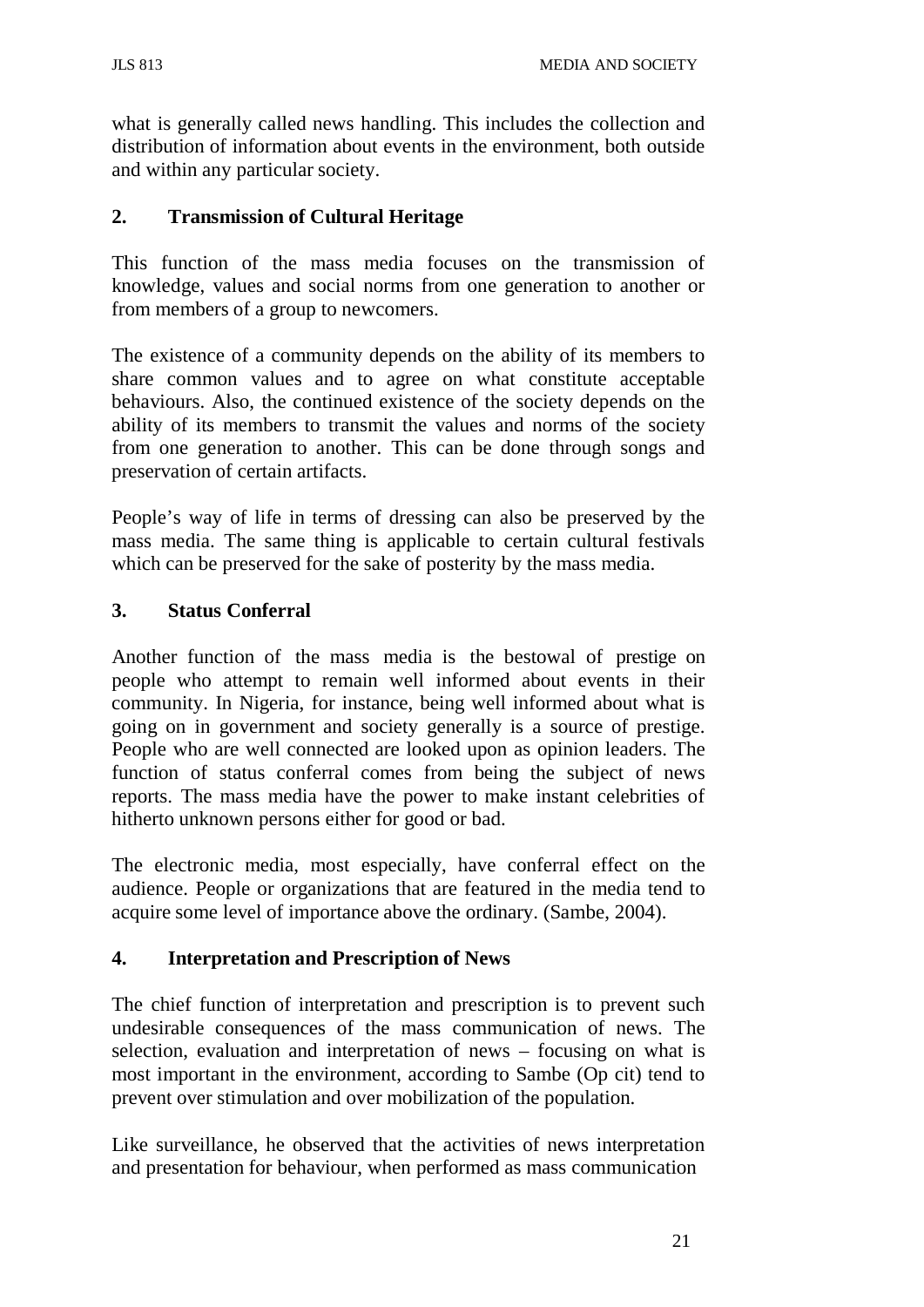what is generally called news handling. This includes the collection and distribution of information about events in the environment, both outside and within any particular society.

## 2. Transmission of Cultural Heritage

This function of the mass media focuses on the transmission of knowledge, values and social norms from one generation to another or from members of a group to newcomers.

The existence of a community depends on the ability of its members to share common values and to agree on what constitute acceptable behaviours. Also, the continued existence of the society depends on the ability of its members to transmit the values and norms of the society from one generation to another. This can be done through songs and preservation of certain artifacts.

People's way of life in terms of dressing can also be preserved by the mass media. The same thing is applicable to certain cultural festivals which can be preserved for the sake of posterity by the mass media.

## 3. Status Conferral

Another function of the mass media is the bestowal of prestige on people who attempt to remain well informed about events in their community. In Nigeria, for instance, being well informed about what is going on in government and society generally is a source of prestige. People who are well connected are looked upon as opinion leaders. The function of status conferral comes from being the subject of news reports. The mass media have the power to make instant celebrities of hitherto unknown persons either for good or bad.

The electronic media, most especially, have conferral effect on the audience. People or organizations that are featured in the media tend to acquire some level of importance above the ordinary. (Sambe, 2004).

## 4. Interpretation and Prescription of News

The chief function of interpretation and prescription is to prevent such undesirable consequences of the mass communication of news. The selection, evaluation and interpretation of news – focusing on what is most important in the environment, according to Sambe (Op cit) tend to prevent over stimulation and over mobilization of the population.

Like surveillance, he observed that the activities of news interpretation and presentation for behaviour, when performed as mass communication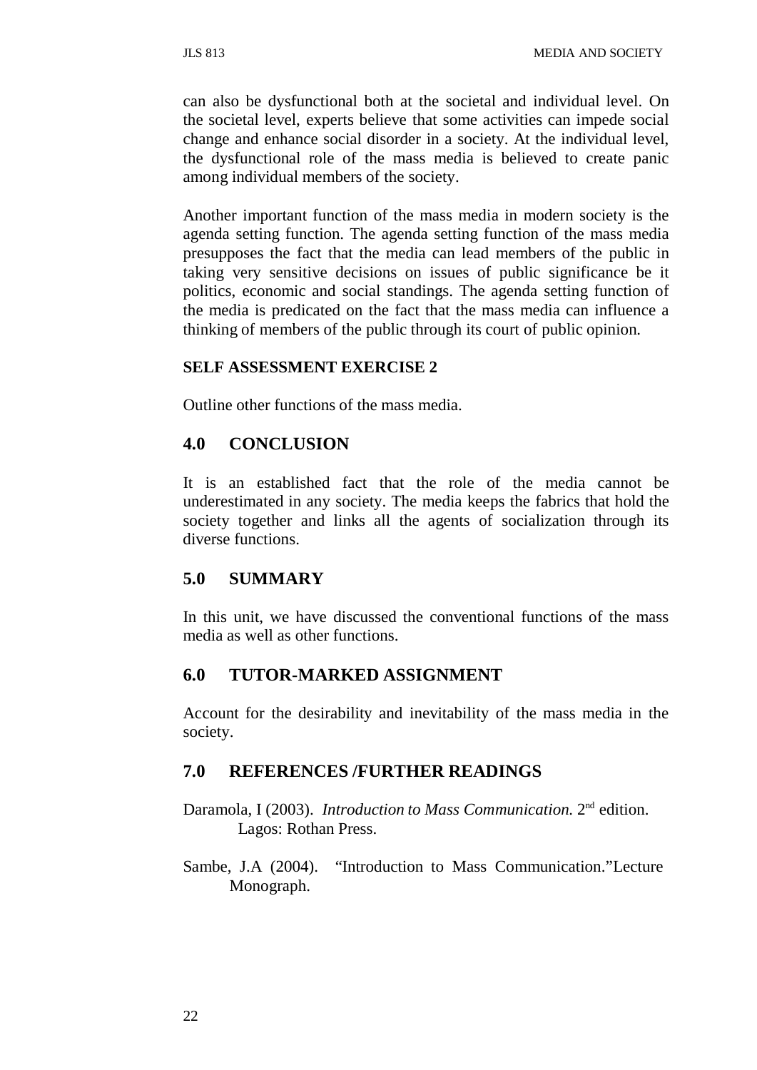can also be dysfunctional both at the societal and individual level. On the societal level, experts believe that some activities can impede social change and enhance social disorder in a society. At the individual level, the dysfunctional role of the mass media is believed to create panic among individual members of the society.

Another important function of the mass media in modern society is the agenda setting function. The agenda setting function of the mass media presupposes the fact that the media can lead members of the public in taking very sensitive decisions on issues of public significance be it politics, economic and social standings. The agenda setting function of the media is predicated on the fact that the mass media can influence a thinking of members of the public through its court of public opinion.

**SELF ASSESSMENT EXERCISE 2**

Outline other functions of the mass media.

## 4.0 CONCLUSION

It is an established fact that the role of the media cannot be underestimated in any society. The media keeps the fabrics that hold the society together and links all the agents of socialization through its diverse functions.

## 5.0 SUMMARY

In this unit, we have discussed the conventional functions of the mass media as well as other functions.

## 6.0 TUTOR-MARKED ASSIGNMENT

Account for the desirability and inevitability of the mass media in the society.

## 7.0 REFERENCES /FURTHER READINGS

Daramola, I (2003). *Introduction to Mass Communication.* 2nd edition. Lagos: Rothan Press.

Sambe, J.A (2004). "Introduction to Mass Communication."Lecture Monograph.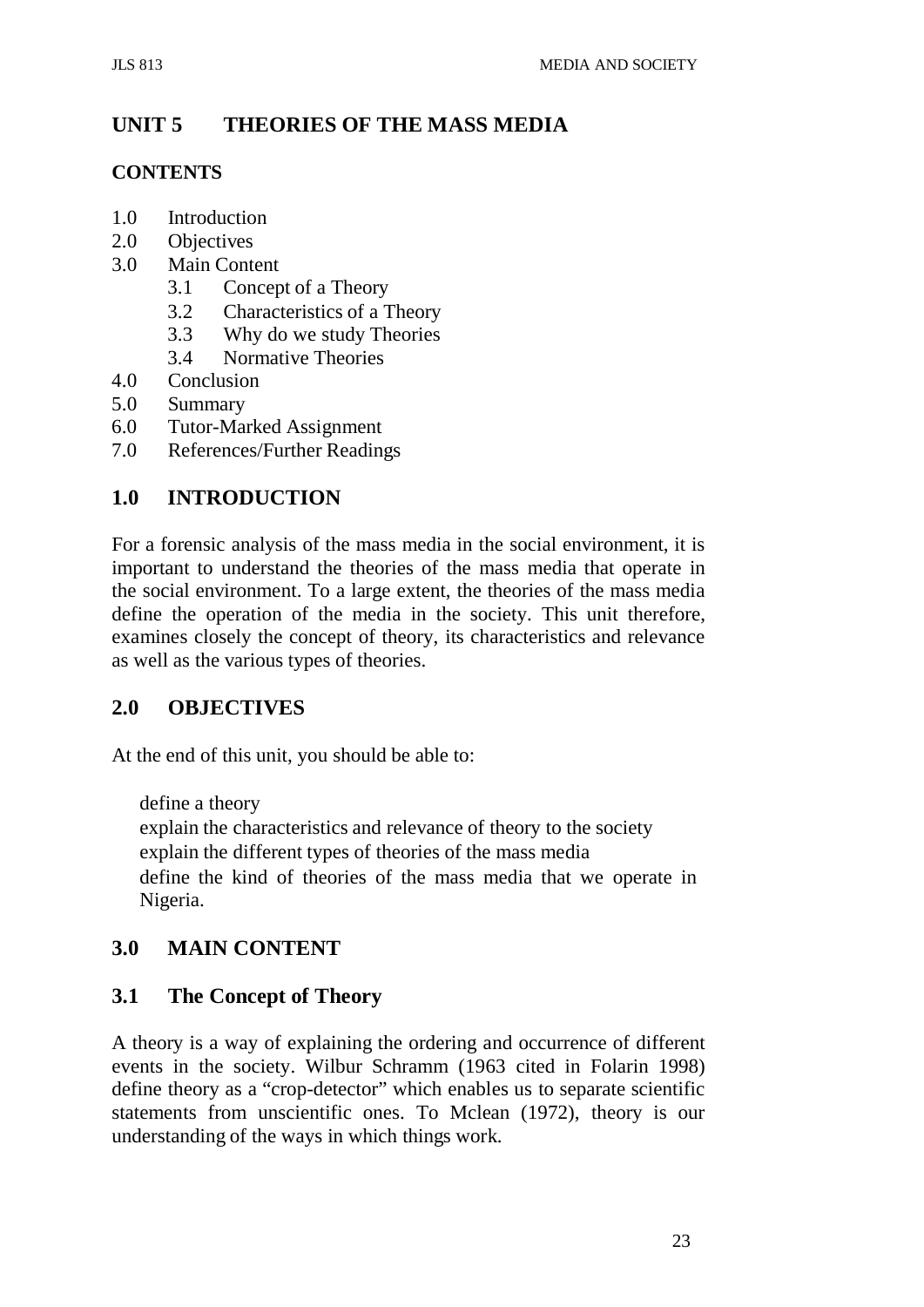## UNIT 5 THEORIES OF THE MASS MEDIA

### CONTENTS

1.0 Introduction
2.0 Objectives
3.0 Main Content
    3.1 Concept of a Theory
    3.2 Characteristics of a Theory
    3.3 Why do we study Theories
    3.4 Normative Theories
4.0 Conclusion
5.0 Summary
6.0 Tutor-Marked Assignment
7.0 References/Further Readings

## 1.0 INTRODUCTION

For a forensic analysis of the mass media in the social environment, it is important to understand the theories of the mass media that operate in the social environment. To a large extent, the theories of the mass media define the operation of the media in the society. This unit therefore, examines closely the concept of theory, its characteristics and relevance as well as the various types of theories.

## 2.0 OBJECTIVES

At the end of this unit, you should be able to:

- define a theory
- explain the characteristics and relevance of theory to the society
- explain the different types of theories of the mass media
- define the kind of theories of the mass media that we operate in Nigeria.

## 3.0 MAIN CONTENT

### 3.1 The Concept of Theory

A theory is a way of explaining the ordering and occurrence of different events in the society. Wilbur Schramm (1963 cited in Folarin 1998) define theory as a "crop-detector" which enables us to separate scientific statements from unscientific ones. To Mclean (1972), theory is our understanding of the ways in which things work.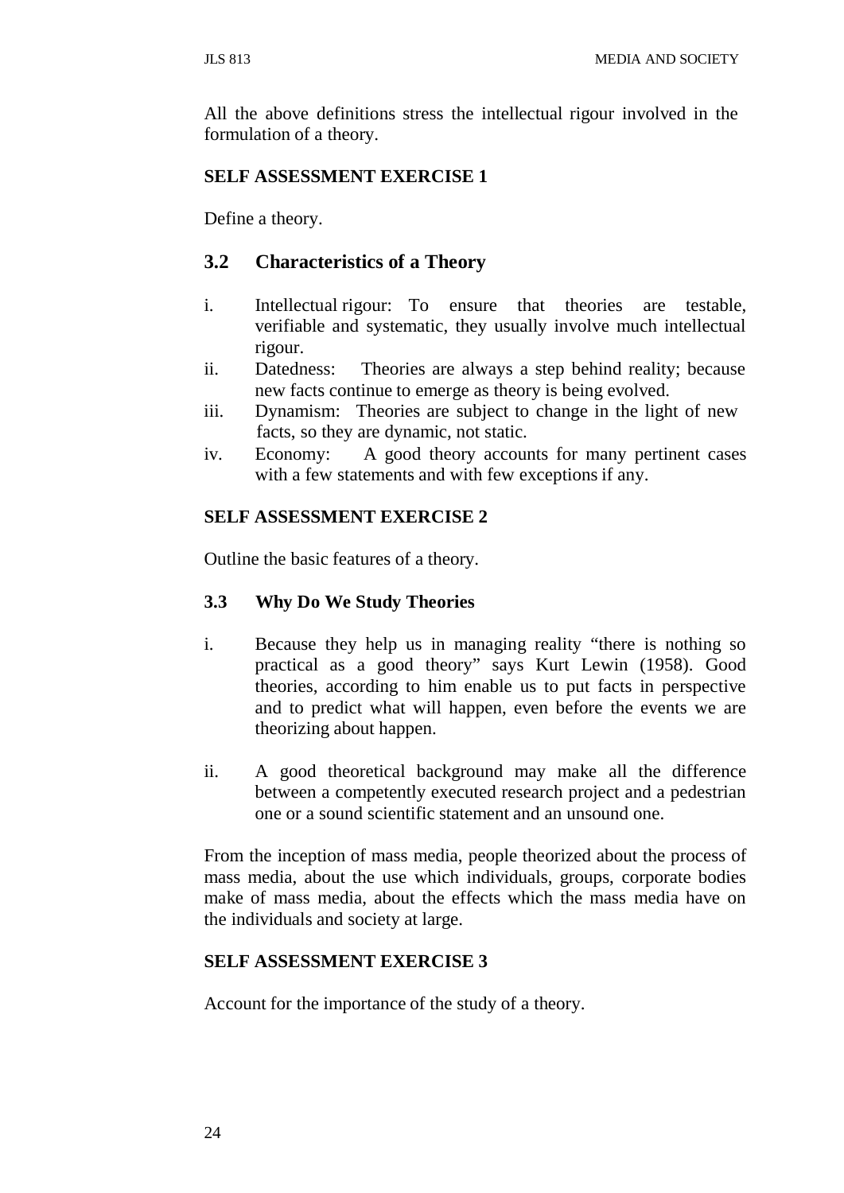All the above definitions stress the intellectual rigour involved in the formulation of a theory.

**SELF ASSESSMENT EXERCISE 1**

Define a theory.

## 3.2 Characteristics of a Theory

i. Intellectual rigour: To ensure that theories are testable, verifiable and systematic, they usually involve much intellectual rigour.
ii. Datedness: Theories are always a step behind reality; because new facts continue to emerge as theory is being evolved.
iii. Dynamism: Theories are subject to change in the light of new facts, so they are dynamic, not static.
iv. Economy: A good theory accounts for many pertinent cases with a few statements and with few exceptions if any.

**SELF ASSESSMENT EXERCISE 2**

Outline the basic features of a theory.

### 3.3 Why Do We Study Theories

i. Because they help us in managing reality "there is nothing so practical as a good theory" says Kurt Lewin (1958). Good theories, according to him enable us to put facts in perspective and to predict what will happen, even before the events we are theorizing about happen.

ii. A good theoretical background may make all the difference between a competently executed research project and a pedestrian one or a sound scientific statement and an unsound one.

From the inception of mass media, people theorized about the process of mass media, about the use which individuals, groups, corporate bodies make of mass media, about the effects which the mass media have on the individuals and society at large.

**SELF ASSESSMENT EXERCISE 3**

Account for the importance of the study of a theory.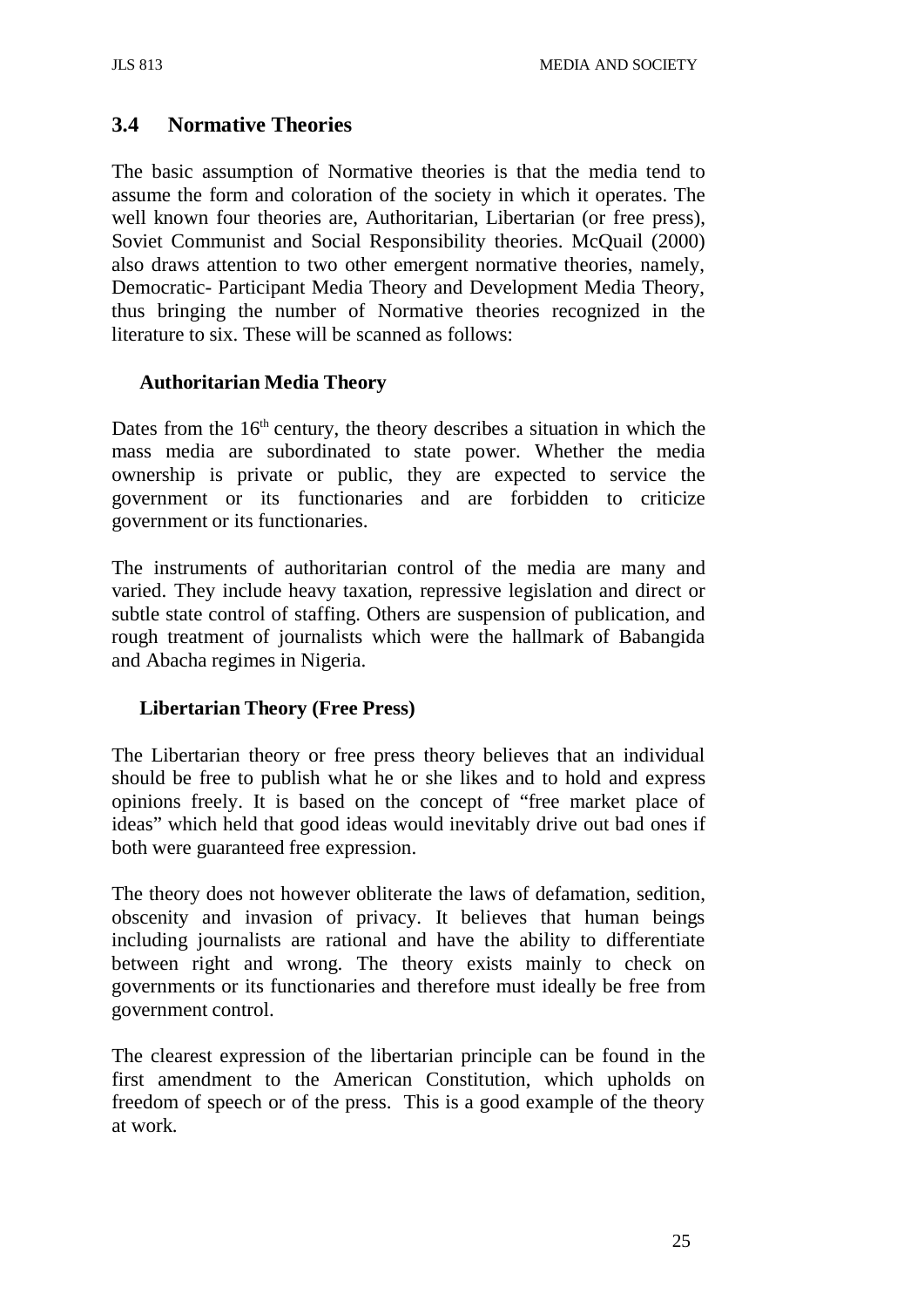## 3.4 Normative Theories

The basic assumption of Normative theories is that the media tend to assume the form and coloration of the society in which it operates. The well known four theories are, Authoritarian, Libertarian (or free press), Soviet Communist and Social Responsibility theories. McQuail (2000) also draws attention to two other emergent normative theories, namely, Democratic- Participant Media Theory and Development Media Theory, thus bringing the number of Normative theories recognized in the literature to six. These will be scanned as follows:

### Authoritarian Media Theory

Dates from the 16th century, the theory describes a situation in which the mass media are subordinated to state power. Whether the media ownership is private or public, they are expected to service the government or its functionaries and are forbidden to criticize government or its functionaries.

The instruments of authoritarian control of the media are many and varied. They include heavy taxation, repressive legislation and direct or subtle state control of staffing. Others are suspension of publication, and rough treatment of journalists which were the hallmark of Babangida and Abacha regimes in Nigeria.

### Libertarian Theory (Free Press)

The Libertarian theory or free press theory believes that an individual should be free to publish what he or she likes and to hold and express opinions freely. It is based on the concept of "free market place of ideas" which held that good ideas would inevitably drive out bad ones if both were guaranteed free expression.

The theory does not however obliterate the laws of defamation, sedition, obscenity and invasion of privacy. It believes that human beings including journalists are rational and have the ability to differentiate between right and wrong. The theory exists mainly to check on governments or its functionaries and therefore must ideally be free from government control.

The clearest expression of the libertarian principle can be found in the first amendment to the American Constitution, which upholds on freedom of speech or of the press. This is a good example of the theory at work.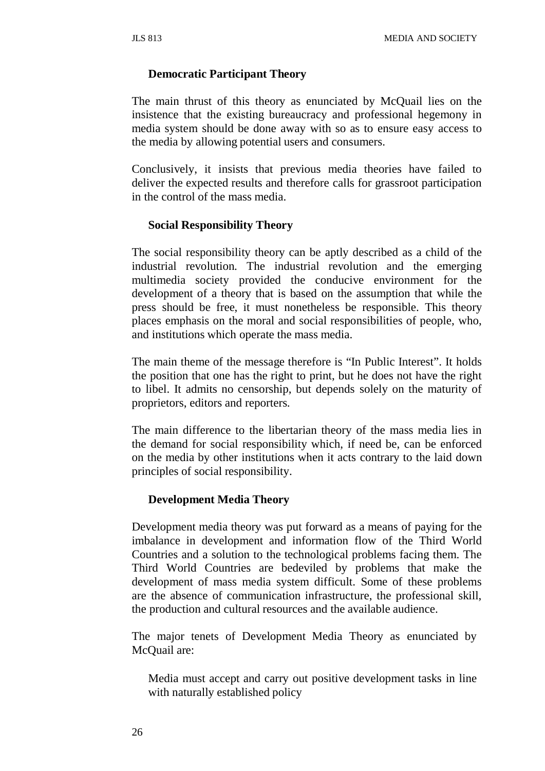### Democratic Participant Theory

The main thrust of this theory as enunciated by McQuail lies on the insistence that the existing bureaucracy and professional hegemony in media system should be done away with so as to ensure easy access to the media by allowing potential users and consumers.

Conclusively, it insists that previous media theories have failed to deliver the expected results and therefore calls for grassroot participation in the control of the mass media.

### Social Responsibility Theory

The social responsibility theory can be aptly described as a child of the industrial revolution. The industrial revolution and the emerging multimedia society provided the conducive environment for the development of a theory that is based on the assumption that while the press should be free, it must nonetheless be responsible. This theory places emphasis on the moral and social responsibilities of people, who, and institutions which operate the mass media.

The main theme of the message therefore is "In Public Interest". It holds the position that one has the right to print, but he does not have the right to libel. It admits no censorship, but depends solely on the maturity of proprietors, editors and reporters.

The main difference to the libertarian theory of the mass media lies in the demand for social responsibility which, if need be, can be enforced on the media by other institutions when it acts contrary to the laid down principles of social responsibility.

### Development Media Theory

Development media theory was put forward as a means of paying for the imbalance in development and information flow of the Third World Countries and a solution to the technological problems facing them. The Third World Countries are bedeviled by problems that make the development of mass media system difficult. Some of these problems are the absence of communication infrastructure, the professional skill, the production and cultural resources and the available audience.

The major tenets of Development Media Theory as enunciated by McQuail are:

- Media must accept and carry out positive development tasks in line with naturally established policy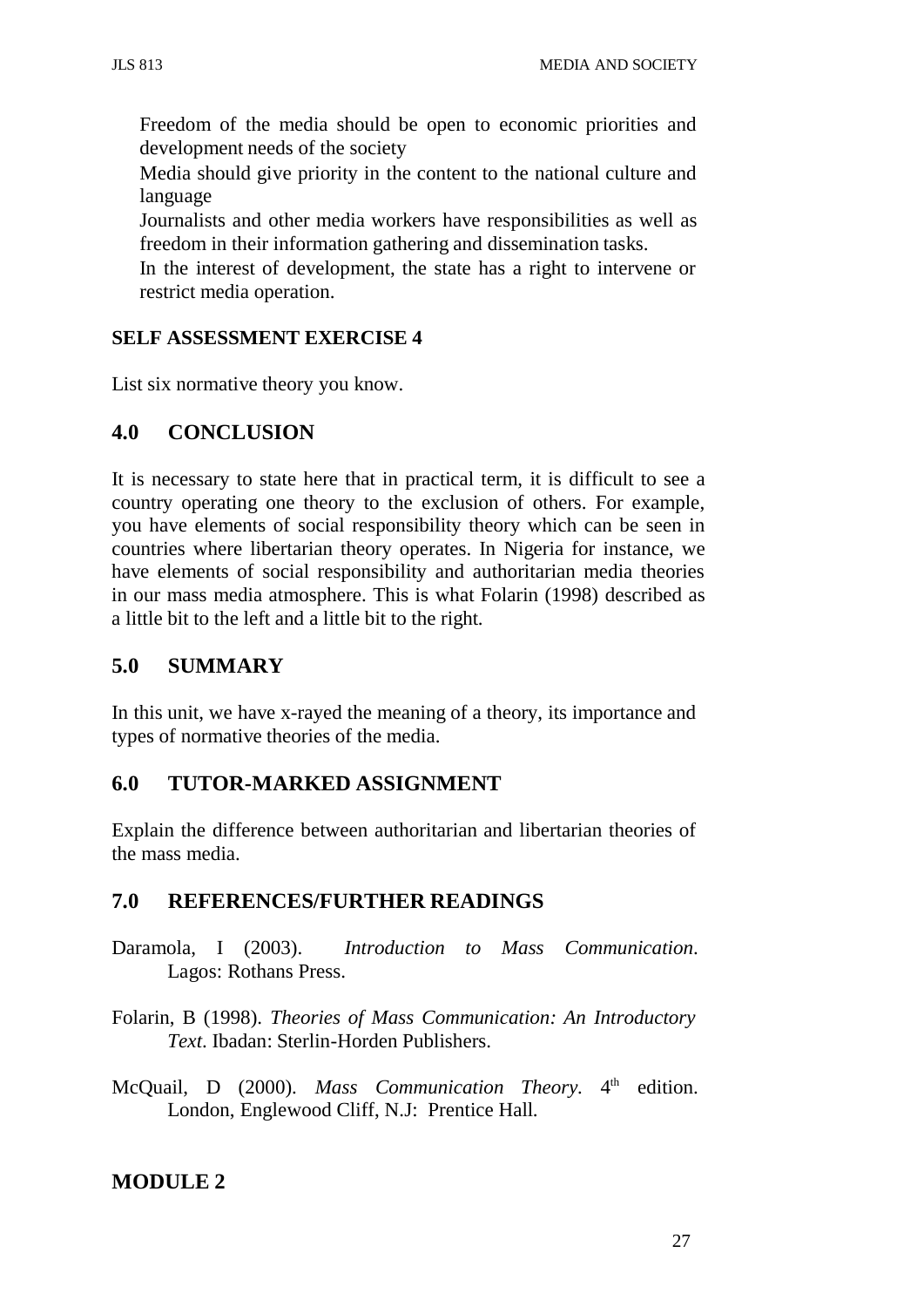- Freedom of the media should be open to economic priorities and development needs of the society
- Media should give priority in the content to the national culture and language
- Journalists and other media workers have responsibilities as well as freedom in their information gathering and dissemination tasks.
- In the interest of development, the state has a right to intervene or restrict media operation.

**SELF ASSESSMENT EXERCISE 4**

List six normative theory you know.

## 4.0 CONCLUSION

It is necessary to state here that in practical term, it is difficult to see a country operating one theory to the exclusion of others. For example, you have elements of social responsibility theory which can be seen in countries where libertarian theory operates. In Nigeria for instance, we have elements of social responsibility and authoritarian media theories in our mass media atmosphere. This is what Folarin (1998) described as a little bit to the left and a little bit to the right.

## 5.0 SUMMARY

In this unit, we have x-rayed the meaning of a theory, its importance and types of normative theories of the media.

## 6.0 TUTOR-MARKED ASSIGNMENT

Explain the difference between authoritarian and libertarian theories of the mass media.

## 7.0 REFERENCES/FURTHER READINGS

Daramola, I (2003). *Introduction to Mass Communication*. Lagos: Rothans Press.

Folarin, B (1998). *Theories of Mass Communication: An Introductory Text*. Ibadan: Sterlin-Horden Publishers.

McQuail, D (2000). *Mass Communication Theory*. 4th edition. London, Englewood Cliff, N.J: Prentice Hall.

# MODULE 2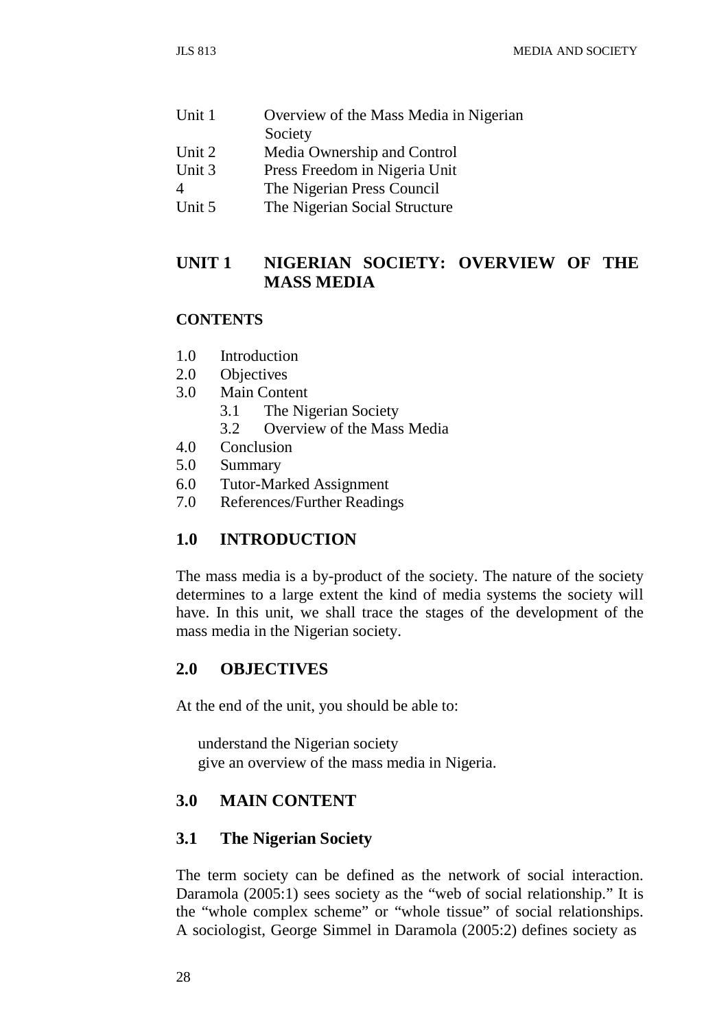| Unit 1 | Overview of the Mass Media in Nigerian Society |
| --- | --- |
| Unit 2 | Media Ownership and Control |
| Unit 3 | Press Freedom in Nigeria Unit |
| 4 | The Nigerian Press Council |
| Unit 5 | The Nigerian Social Structure |

## UNIT 1 NIGERIAN SOCIETY: OVERVIEW OF THE MASS MEDIA

**CONTENTS**

- 1.0 Introduction
- 2.0 Objectives
- 3.0 Main Content
  - 3.1 The Nigerian Society
  - 3.2 Overview of the Mass Media
- 4.0 Conclusion
- 5.0 Summary
- 6.0 Tutor-Marked Assignment
- 7.0 References/Further Readings

## 1.0 INTRODUCTION

The mass media is a by-product of the society. The nature of the society determines to a large extent the kind of media systems the society will have. In this unit, we shall trace the stages of the development of the mass media in the Nigerian society.

## 2.0 OBJECTIVES

At the end of the unit, you should be able to:

- understand the Nigerian society
- give an overview of the mass media in Nigeria.

## 3.0 MAIN CONTENT

### 3.1 The Nigerian Society

The term society can be defined as the network of social interaction. Daramola (2005:1) sees society as the "web of social relationship." It is the "whole complex scheme" or "whole tissue" of social relationships. A sociologist, George Simmel in Daramola (2005:2) defines society as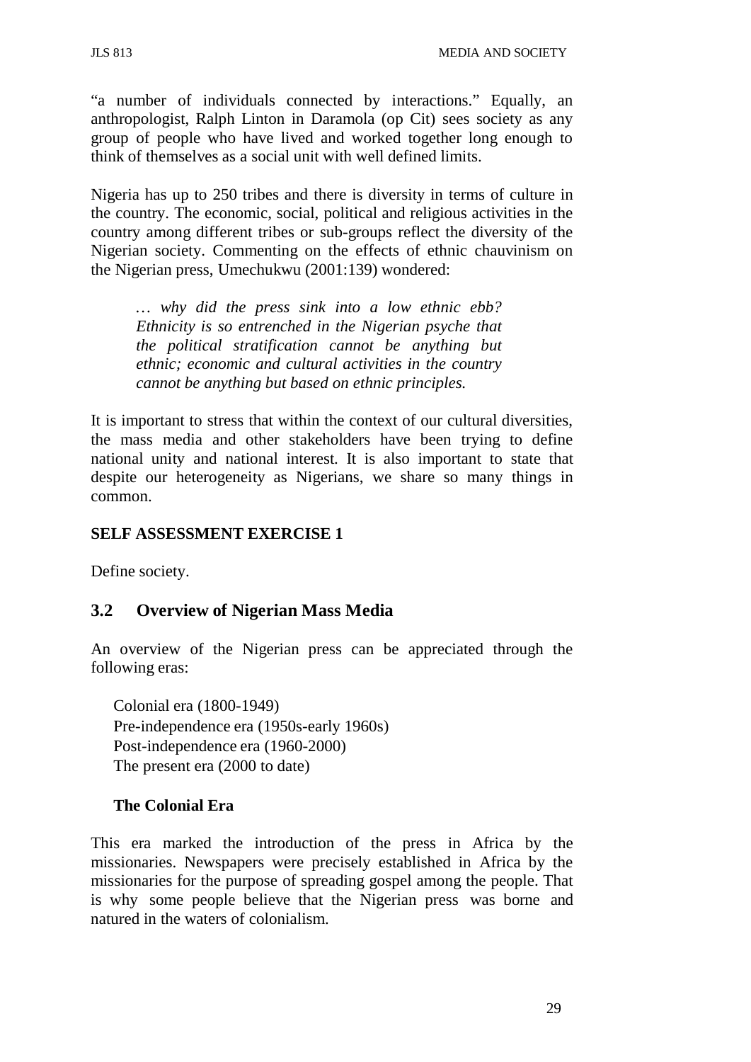"a number of individuals connected by interactions." Equally, an anthropologist, Ralph Linton in Daramola (op Cit) sees society as any group of people who have lived and worked together long enough to think of themselves as a social unit with well defined limits.

Nigeria has up to 250 tribes and there is diversity in terms of culture in the country. The economic, social, political and religious activities in the country among different tribes or sub-groups reflect the diversity of the Nigerian society. Commenting on the effects of ethnic chauvinism on the Nigerian press, Umechukwu (2001:139) wondered:

> *… why did the press sink into a low ethnic ebb? Ethnicity is so entrenched in the Nigerian psyche that the political stratification cannot be anything but ethnic; economic and cultural activities in the country cannot be anything but based on ethnic principles.*

It is important to stress that within the context of our cultural diversities, the mass media and other stakeholders have been trying to define national unity and national interest. It is also important to state that despite our heterogeneity as Nigerians, we share so many things in common.

**SELF ASSESSMENT EXERCISE 1**

Define society.

## 3.2 Overview of Nigerian Mass Media

An overview of the Nigerian press can be appreciated through the following eras:

Colonial era (1800-1949)
Pre-independence era (1950s-early 1960s)
Post-independence era (1960-2000)
The present era (2000 to date)

**The Colonial Era**

This era marked the introduction of the press in Africa by the missionaries. Newspapers were precisely established in Africa by the missionaries for the purpose of spreading gospel among the people. That is why some people believe that the Nigerian press was borne and natured in the waters of colonialism.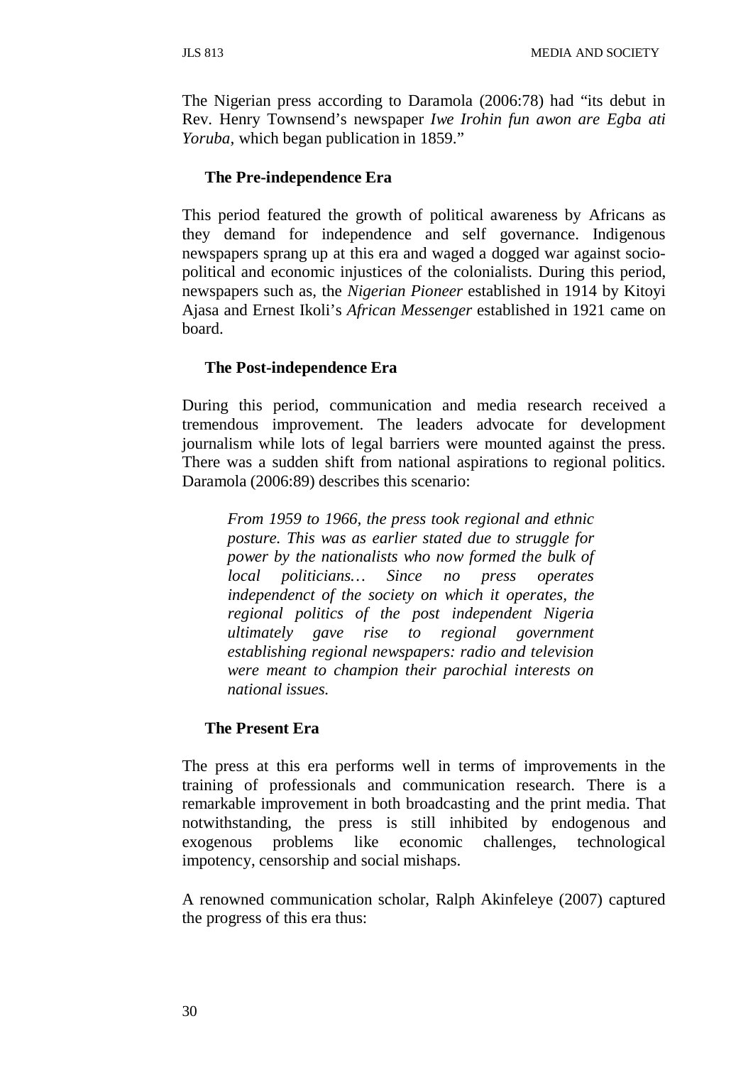The Nigerian press according to Daramola (2006:78) had "its debut in Rev. Henry Townsend's newspaper *Iwe Irohin fun awon are Egba ati Yoruba,* which began publication in 1859."

### The Pre-independence Era

This period featured the growth of political awareness by Africans as they demand for independence and self governance. Indigenous newspapers sprang up at this era and waged a dogged war against socio-political and economic injustices of the colonialists. During this period, newspapers such as, the *Nigerian Pioneer* established in 1914 by Kitoyi Ajasa and Ernest Ikoli's *African Messenger* established in 1921 came on board.

### The Post-independence Era

During this period, communication and media research received a tremendous improvement. The leaders advocate for development journalism while lots of legal barriers were mounted against the press. There was a sudden shift from national aspirations to regional politics. Daramola (2006:89) describes this scenario:

> *From 1959 to 1966, the press took regional and ethnic posture. This was as earlier stated due to struggle for power by the nationalists who now formed the bulk of local politicians… Since no press operates independenct of the society on which it operates, the regional politics of the post independent Nigeria ultimately gave rise to regional government establishing regional newspapers: radio and television were meant to champion their parochial interests on national issues.*

### The Present Era

The press at this era performs well in terms of improvements in the training of professionals and communication research. There is a remarkable improvement in both broadcasting and the print media. That notwithstanding, the press is still inhibited by endogenous and exogenous problems like economic challenges, technological impotency, censorship and social mishaps.

A renowned communication scholar, Ralph Akinfeleye (2007) captured the progress of this era thus: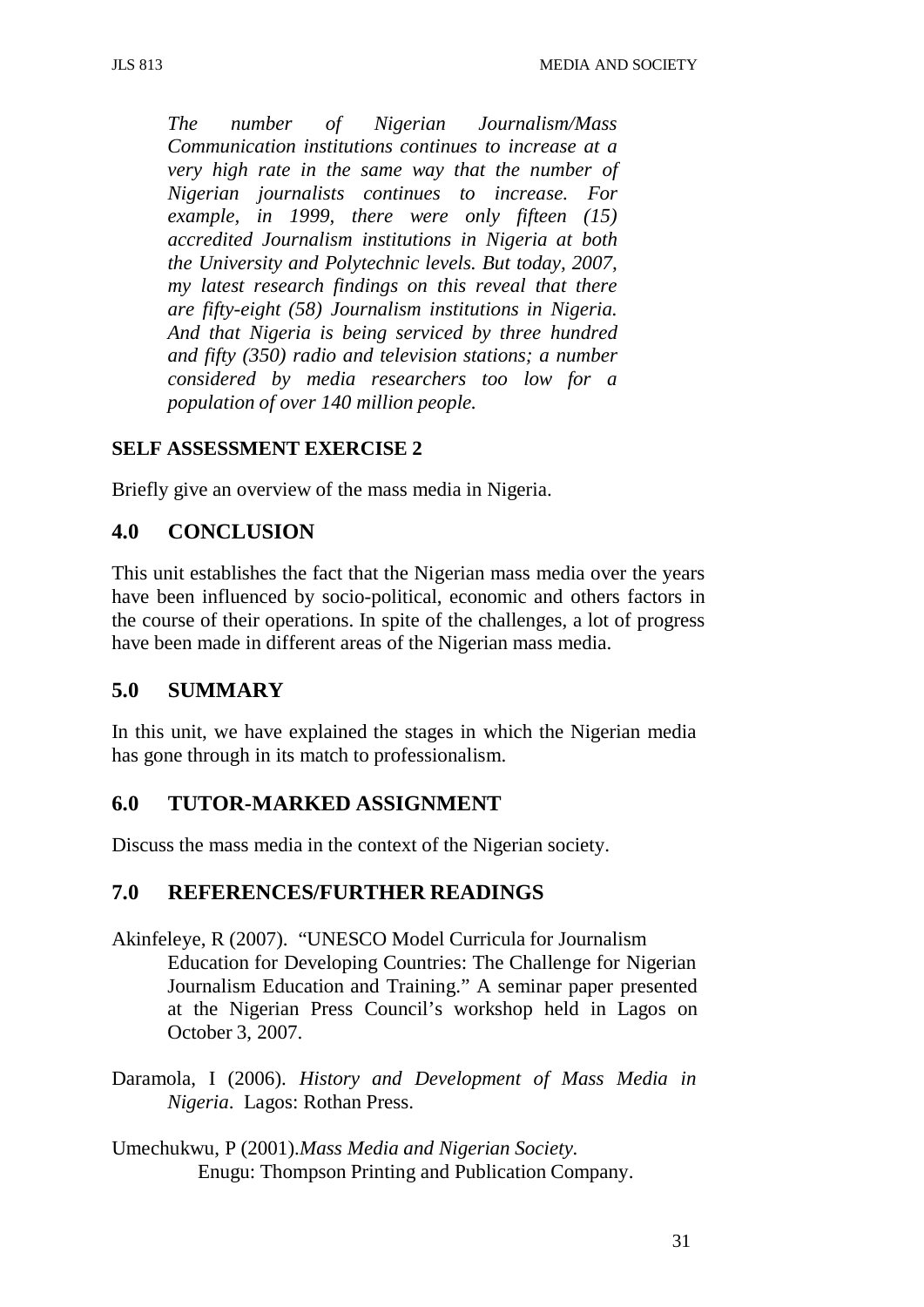> *The number of Nigerian Journalism/Mass Communication institutions continues to increase at a very high rate in the same way that the number of Nigerian journalists continues to increase. For example, in 1999, there were only fifteen (15) accredited Journalism institutions in Nigeria at both the University and Polytechnic levels. But today, 2007, my latest research findings on this reveal that there are fifty-eight (58) Journalism institutions in Nigeria. And that Nigeria is being serviced by three hundred and fifty (350) radio and television stations; a number considered by media researchers too low for a population of over 140 million people.*

**SELF ASSESSMENT EXERCISE 2**

Briefly give an overview of the mass media in Nigeria.

## 4.0 CONCLUSION

This unit establishes the fact that the Nigerian mass media over the years have been influenced by socio-political, economic and others factors in the course of their operations. In spite of the challenges, a lot of progress have been made in different areas of the Nigerian mass media.

## 5.0 SUMMARY

In this unit, we have explained the stages in which the Nigerian media has gone through in its match to professionalism.

## 6.0 TUTOR-MARKED ASSIGNMENT

Discuss the mass media in the context of the Nigerian society.

## 7.0 REFERENCES/FURTHER READINGS

Akinfeleye, R (2007). "UNESCO Model Curricula for Journalism Education for Developing Countries: The Challenge for Nigerian Journalism Education and Training." A seminar paper presented at the Nigerian Press Council's workshop held in Lagos on October 3, 2007.

Daramola, I (2006). *History and Development of Mass Media in Nigeria*. Lagos: Rothan Press.

Umechukwu, P (2001).*Mass Media and Nigerian Society.* Enugu: Thompson Printing and Publication Company.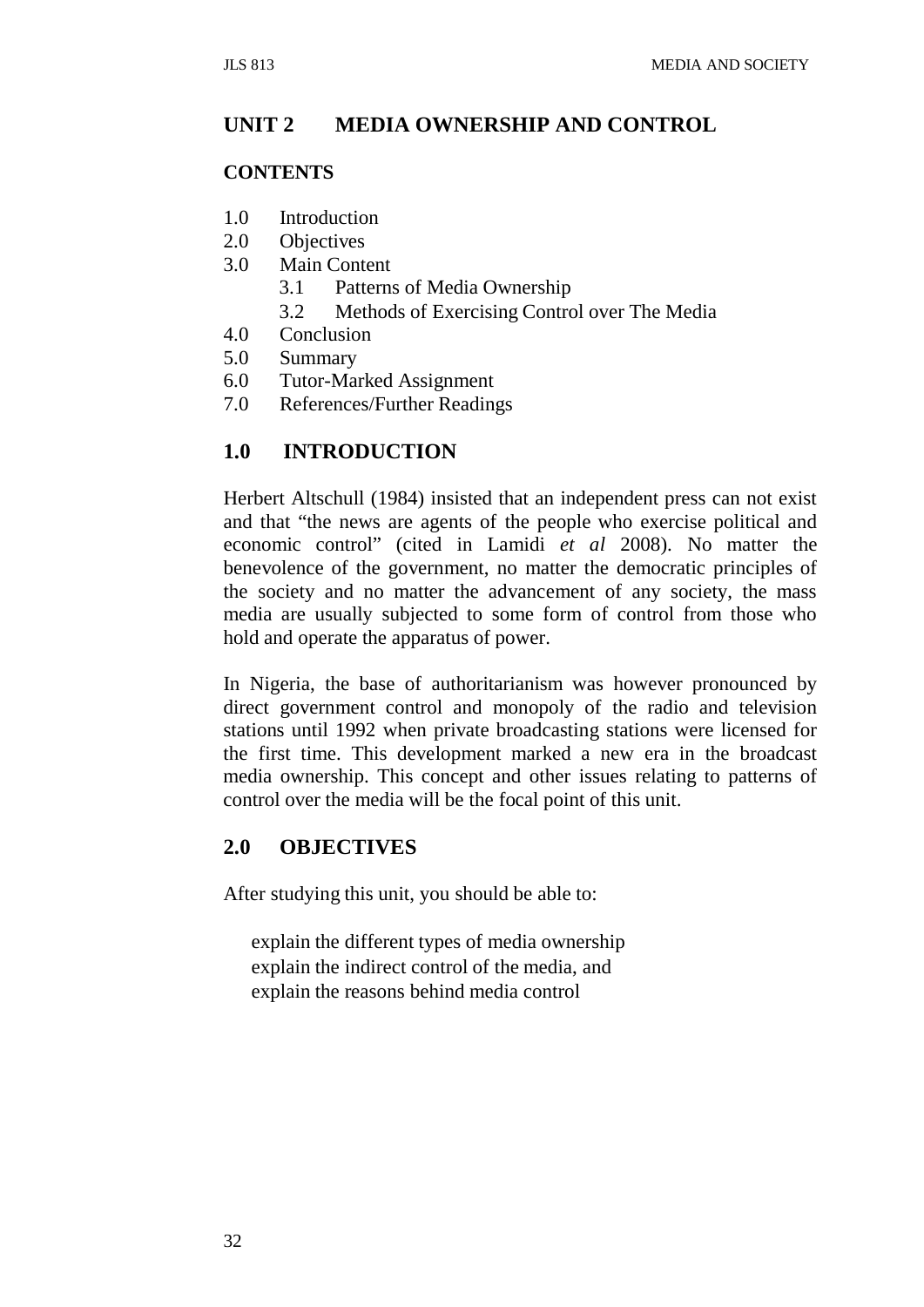## UNIT 2 MEDIA OWNERSHIP AND CONTROL

**CONTENTS**

- 1.0 Introduction
- 2.0 Objectives
- 3.0 Main Content
  - 3.1 Patterns of Media Ownership
  - 3.2 Methods of Exercising Control over The Media
- 4.0 Conclusion
- 5.0 Summary
- 6.0 Tutor-Marked Assignment
- 7.0 References/Further Readings

## 1.0 INTRODUCTION

Herbert Altschull (1984) insisted that an independent press can not exist and that "the news are agents of the people who exercise political and economic control" (cited in Lamidi *et al* 2008). No matter the benevolence of the government, no matter the democratic principles of the society and no matter the advancement of any society, the mass media are usually subjected to some form of control from those who hold and operate the apparatus of power.

In Nigeria, the base of authoritarianism was however pronounced by direct government control and monopoly of the radio and television stations until 1992 when private broadcasting stations were licensed for the first time. This development marked a new era in the broadcast media ownership. This concept and other issues relating to patterns of control over the media will be the focal point of this unit.

## 2.0 OBJECTIVES

After studying this unit, you should be able to:

- explain the different types of media ownership
- explain the indirect control of the media, and
- explain the reasons behind media control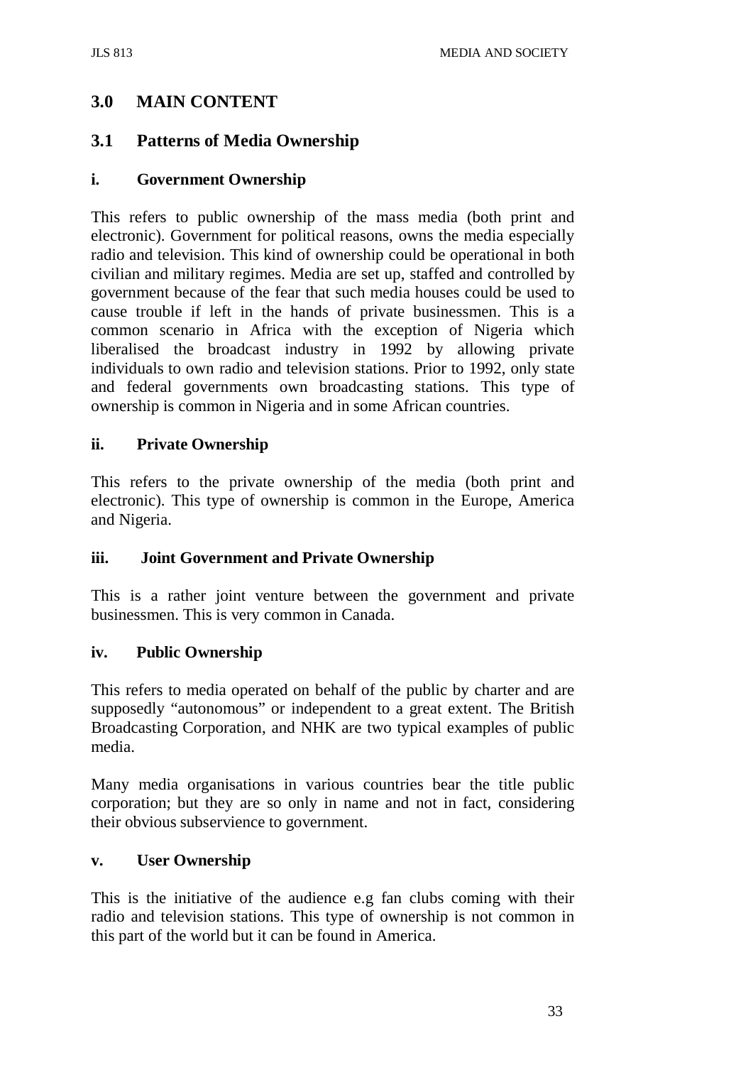## 3.0 MAIN CONTENT

### 3.1 Patterns of Media Ownership

#### i. Government Ownership

This refers to public ownership of the mass media (both print and electronic). Government for political reasons, owns the media especially radio and television. This kind of ownership could be operational in both civilian and military regimes. Media are set up, staffed and controlled by government because of the fear that such media houses could be used to cause trouble if left in the hands of private businessmen. This is a common scenario in Africa with the exception of Nigeria which liberalised the broadcast industry in 1992 by allowing private individuals to own radio and television stations. Prior to 1992, only state and federal governments own broadcasting stations. This type of ownership is common in Nigeria and in some African countries.

#### ii. Private Ownership

This refers to the private ownership of the media (both print and electronic). This type of ownership is common in the Europe, America and Nigeria.

#### iii. Joint Government and Private Ownership

This is a rather joint venture between the government and private businessmen. This is very common in Canada.

#### iv. Public Ownership

This refers to media operated on behalf of the public by charter and are supposedly “autonomous” or independent to a great extent. The British Broadcasting Corporation, and NHK are two typical examples of public media.

Many media organisations in various countries bear the title public corporation; but they are so only in name and not in fact, considering their obvious subservience to government.

#### v. User Ownership

This is the initiative of the audience e.g fan clubs coming with their radio and television stations. This type of ownership is not common in this part of the world but it can be found in America.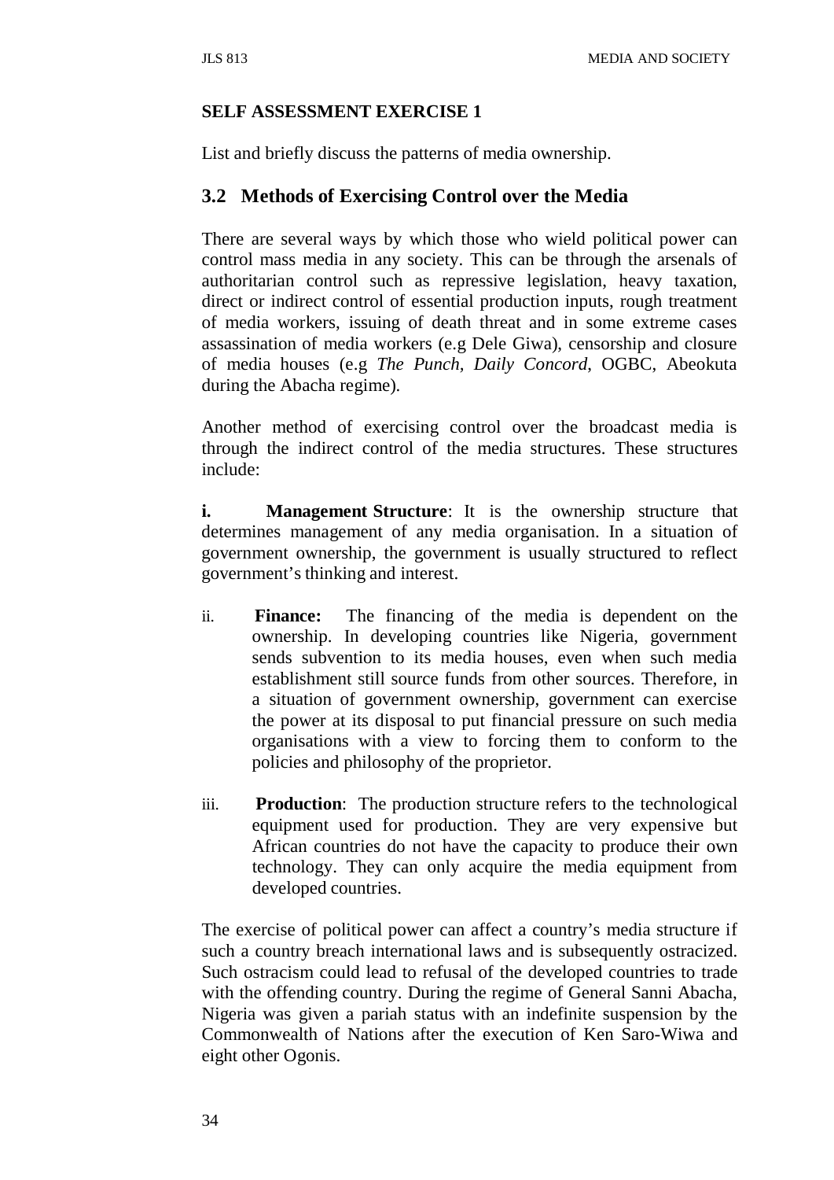**SELF ASSESSMENT EXERCISE 1**

List and briefly discuss the patterns of media ownership.

## 3.2 Methods of Exercising Control over the Media

There are several ways by which those who wield political power can control mass media in any society. This can be through the arsenals of authoritarian control such as repressive legislation, heavy taxation, direct or indirect control of essential production inputs, rough treatment of media workers, issuing of death threat and in some extreme cases assassination of media workers (e.g Dele Giwa), censorship and closure of media houses (e.g *The Punch*, *Daily Concord*, OGBC, Abeokuta during the Abacha regime).

Another method of exercising control over the broadcast media is through the indirect control of the media structures. These structures include:

**i.** **Management Structure**: It is the ownership structure that determines management of any media organisation. In a situation of government ownership, the government is usually structured to reflect government's thinking and interest.

ii. **Finance:** The financing of the media is dependent on the ownership. In developing countries like Nigeria, government sends subvention to its media houses, even when such media establishment still source funds from other sources. Therefore, in a situation of government ownership, government can exercise the power at its disposal to put financial pressure on such media organisations with a view to forcing them to conform to the policies and philosophy of the proprietor.

iii. **Production**: The production structure refers to the technological equipment used for production. They are very expensive but African countries do not have the capacity to produce their own technology. They can only acquire the media equipment from developed countries.

The exercise of political power can affect a country's media structure if such a country breach international laws and is subsequently ostracized. Such ostracism could lead to refusal of the developed countries to trade with the offending country. During the regime of General Sanni Abacha, Nigeria was given a pariah status with an indefinite suspension by the Commonwealth of Nations after the execution of Ken Saro-Wiwa and eight other Ogonis.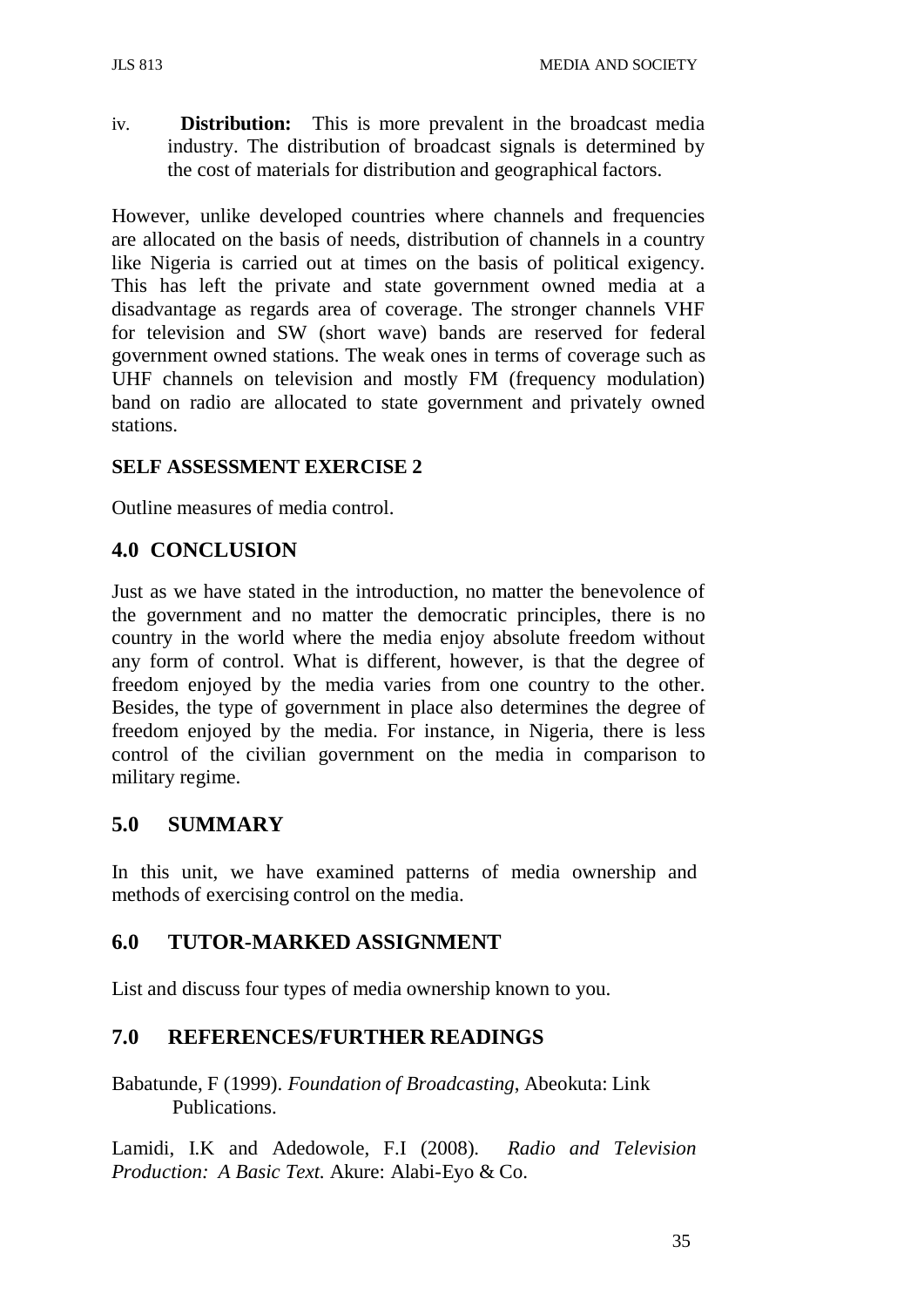iv. **Distribution:** This is more prevalent in the broadcast media industry. The distribution of broadcast signals is determined by the cost of materials for distribution and geographical factors.

However, unlike developed countries where channels and frequencies are allocated on the basis of needs, distribution of channels in a country like Nigeria is carried out at times on the basis of political exigency. This has left the private and state government owned media at a disadvantage as regards area of coverage. The stronger channels VHF for television and SW (short wave) bands are reserved for federal government owned stations. The weak ones in terms of coverage such as UHF channels on television and mostly FM (frequency modulation) band on radio are allocated to state government and privately owned stations.

**SELF ASSESSMENT EXERCISE 2**

Outline measures of media control.

## 4.0 CONCLUSION

Just as we have stated in the introduction, no matter the benevolence of the government and no matter the democratic principles, there is no country in the world where the media enjoy absolute freedom without any form of control. What is different, however, is that the degree of freedom enjoyed by the media varies from one country to the other. Besides, the type of government in place also determines the degree of freedom enjoyed by the media. For instance, in Nigeria, there is less control of the civilian government on the media in comparison to military regime.

## 5.0 SUMMARY

In this unit, we have examined patterns of media ownership and methods of exercising control on the media.

## 6.0 TUTOR-MARKED ASSIGNMENT

List and discuss four types of media ownership known to you.

## 7.0 REFERENCES/FURTHER READINGS

Babatunde, F (1999). *Foundation of Broadcasting*, Abeokuta: Link Publications.

Lamidi, I.K and Adedowole, F.I (2008). *Radio and Television Production: A Basic Text.* Akure: Alabi-Eyo & Co.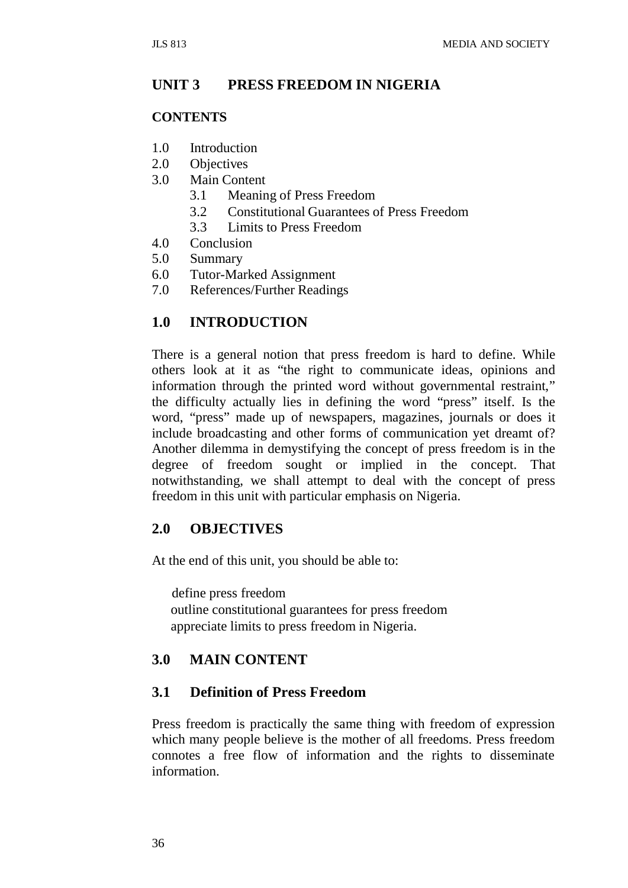# UNIT 3 PRESS FREEDOM IN NIGERIA

## CONTENTS

1.0 Introduction
2.0 Objectives
3.0 Main Content
  3.1 Meaning of Press Freedom
  3.2 Constitutional Guarantees of Press Freedom
  3.3 Limits to Press Freedom
4.0 Conclusion
5.0 Summary
6.0 Tutor-Marked Assignment
7.0 References/Further Readings

## 1.0 INTRODUCTION

There is a general notion that press freedom is hard to define. While others look at it as "the right to communicate ideas, opinions and information through the printed word without governmental restraint," the difficulty actually lies in defining the word "press" itself. Is the word, "press" made up of newspapers, magazines, journals or does it include broadcasting and other forms of communication yet dreamt of? Another dilemma in demystifying the concept of press freedom is in the degree of freedom sought or implied in the concept. That notwithstanding, we shall attempt to deal with the concept of press freedom in this unit with particular emphasis on Nigeria.

## 2.0 OBJECTIVES

At the end of this unit, you should be able to:

- define press freedom
- outline constitutional guarantees for press freedom
- appreciate limits to press freedom in Nigeria.

## 3.0 MAIN CONTENT

### 3.1 Definition of Press Freedom

Press freedom is practically the same thing with freedom of expression which many people believe is the mother of all freedoms. Press freedom connotes a free flow of information and the rights to disseminate information.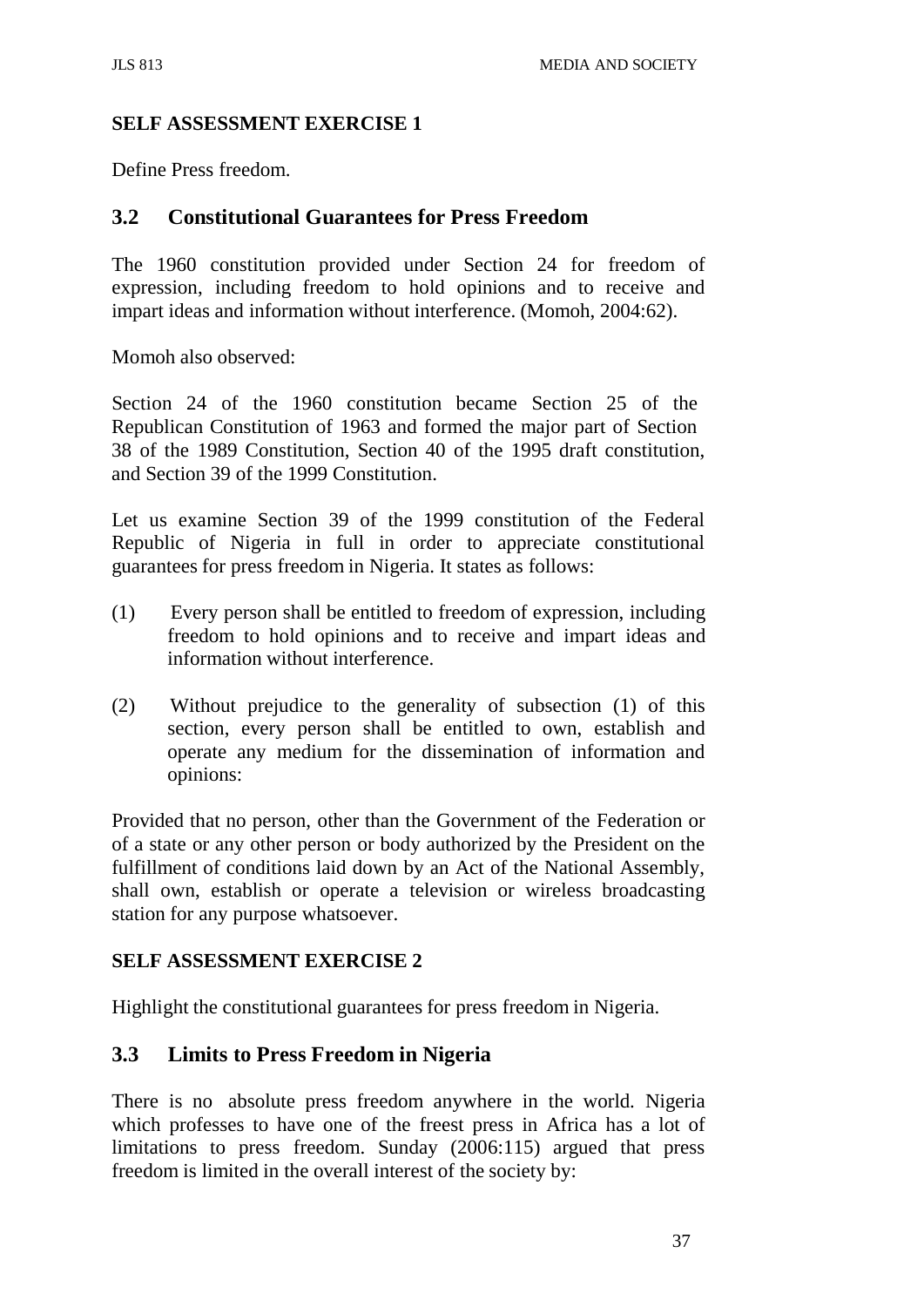**SELF ASSESSMENT EXERCISE 1**

Define Press freedom.

## 3.2 Constitutional Guarantees for Press Freedom

The 1960 constitution provided under Section 24 for freedom of expression, including freedom to hold opinions and to receive and impart ideas and information without interference. (Momoh, 2004:62).

Momoh also observed:

Section 24 of the 1960 constitution became Section 25 of the Republican Constitution of 1963 and formed the major part of Section 38 of the 1989 Constitution, Section 40 of the 1995 draft constitution, and Section 39 of the 1999 Constitution.

Let us examine Section 39 of the 1999 constitution of the Federal Republic of Nigeria in full in order to appreciate constitutional guarantees for press freedom in Nigeria. It states as follows:

(1) Every person shall be entitled to freedom of expression, including freedom to hold opinions and to receive and impart ideas and information without interference.

(2) Without prejudice to the generality of subsection (1) of this section, every person shall be entitled to own, establish and operate any medium for the dissemination of information and opinions:

Provided that no person, other than the Government of the Federation or of a state or any other person or body authorized by the President on the fulfillment of conditions laid down by an Act of the National Assembly, shall own, establish or operate a television or wireless broadcasting station for any purpose whatsoever.

**SELF ASSESSMENT EXERCISE 2**

Highlight the constitutional guarantees for press freedom in Nigeria.

## 3.3 Limits to Press Freedom in Nigeria

There is no absolute press freedom anywhere in the world. Nigeria which professes to have one of the freest press in Africa has a lot of limitations to press freedom. Sunday (2006:115) argued that press freedom is limited in the overall interest of the society by: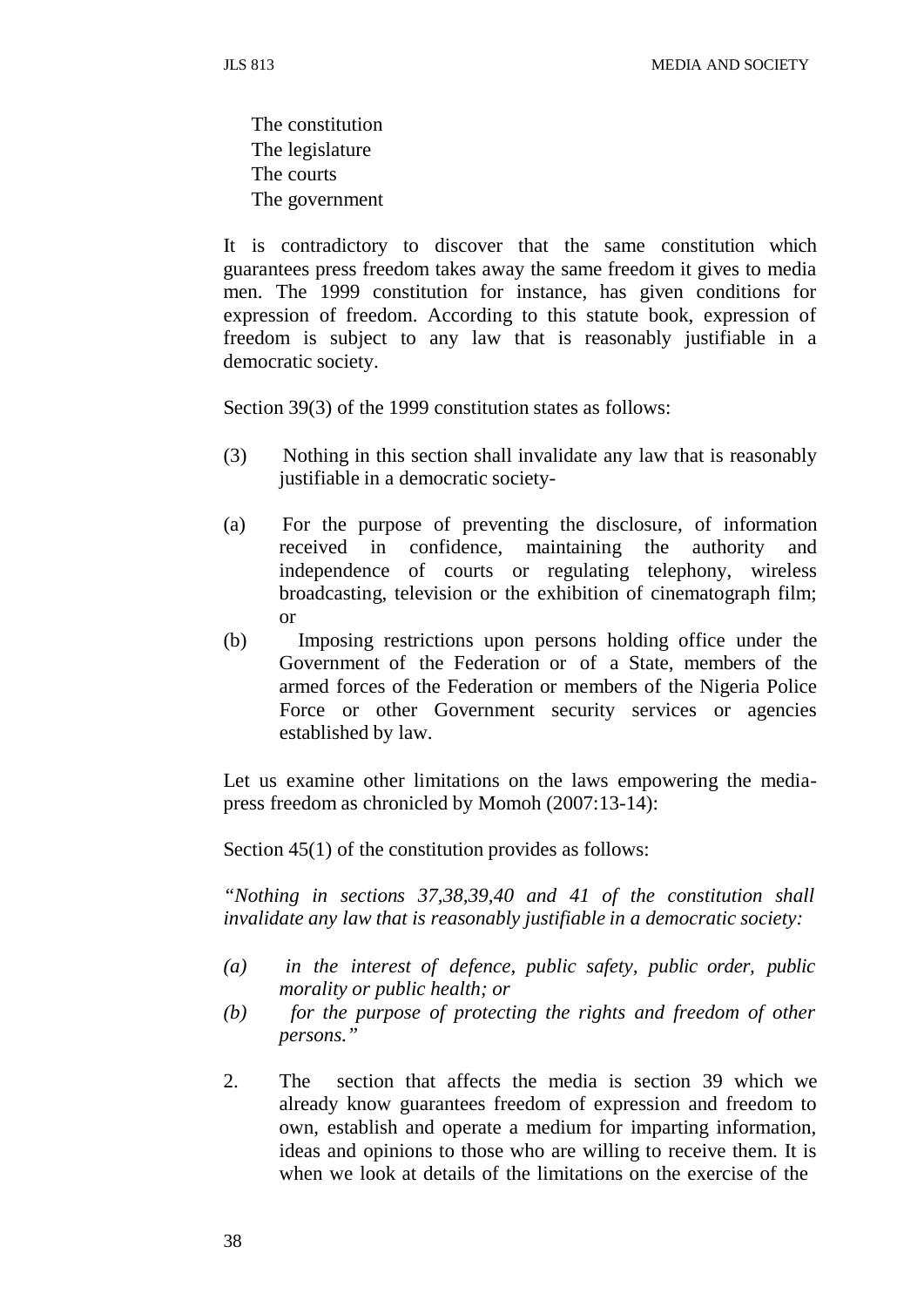The constitution
The legislature
The courts
The government

It is contradictory to discover that the same constitution which guarantees press freedom takes away the same freedom it gives to media men. The 1999 constitution for instance, has given conditions for expression of freedom. According to this statute book, expression of freedom is subject to any law that is reasonably justifiable in a democratic society.

Section 39(3) of the 1999 constitution states as follows:

(3) Nothing in this section shall invalidate any law that is reasonably justifiable in a democratic society-

(a) For the purpose of preventing the disclosure, of information received in confidence, maintaining the authority and independence of courts or regulating telephony, wireless broadcasting, television or the exhibition of cinematograph film; or

(b) Imposing restrictions upon persons holding office under the Government of the Federation or of a State, members of the armed forces of the Federation or members of the Nigeria Police Force or other Government security services or agencies established by law.

Let us examine other limitations on the laws empowering the media-press freedom as chronicled by Momoh (2007:13-14):

Section 45(1) of the constitution provides as follows:

*"Nothing in sections 37,38,39,40 and 41 of the constitution shall invalidate any law that is reasonably justifiable in a democratic society:*

*(a) in the interest of defence, public safety, public order, public morality or public health; or*

*(b) for the purpose of protecting the rights and freedom of other persons."*

2. The section that affects the media is section 39 which we already know guarantees freedom of expression and freedom to own, establish and operate a medium for imparting information, ideas and opinions to those who are willing to receive them. It is when we look at details of the limitations on the exercise of the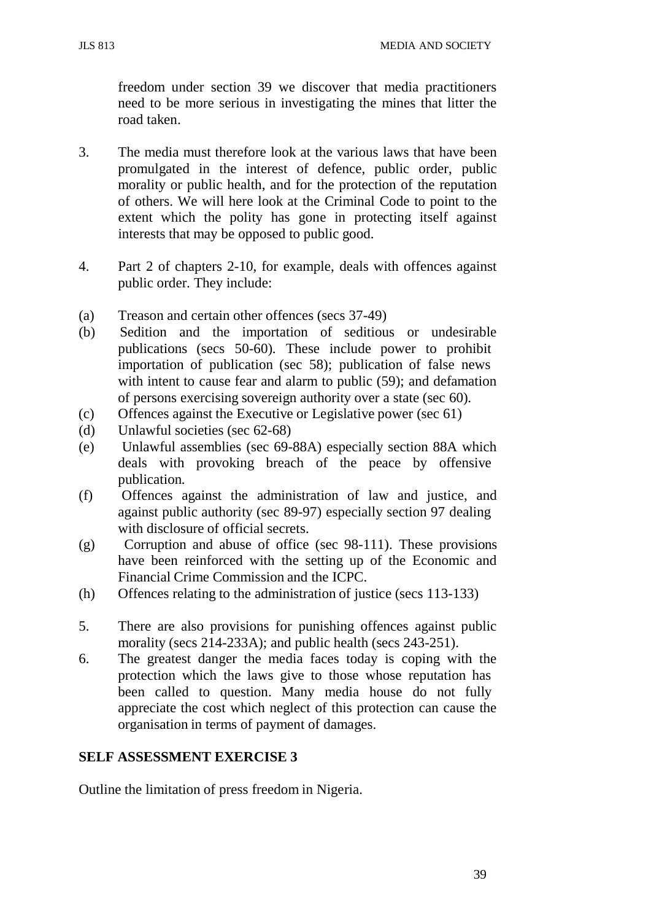freedom under section 39 we discover that media practitioners need to be more serious in investigating the mines that litter the road taken.

3. The media must therefore look at the various laws that have been promulgated in the interest of defence, public order, public morality or public health, and for the protection of the reputation of others. We will here look at the Criminal Code to point to the extent which the polity has gone in protecting itself against interests that may be opposed to public good.

4. Part 2 of chapters 2-10, for example, deals with offences against public order. They include:

(a) Treason and certain other offences (secs 37-49)
(b) Sedition and the importation of seditious or undesirable publications (secs 50-60). These include power to prohibit importation of publication (sec 58); publication of false news with intent to cause fear and alarm to public (59); and defamation of persons exercising sovereign authority over a state (sec 60).
(c) Offences against the Executive or Legislative power (sec 61)
(d) Unlawful societies (sec 62-68)
(e) Unlawful assemblies (sec 69-88A) especially section 88A which deals with provoking breach of the peace by offensive publication.
(f) Offences against the administration of law and justice, and against public authority (sec 89-97) especially section 97 dealing with disclosure of official secrets.
(g) Corruption and abuse of office (sec 98-111). These provisions have been reinforced with the setting up of the Economic and Financial Crime Commission and the ICPC.
(h) Offences relating to the administration of justice (secs 113-133)

5. There are also provisions for punishing offences against public morality (secs 214-233A); and public health (secs 243-251).

6. The greatest danger the media faces today is coping with the protection which the laws give to those whose reputation has been called to question. Many media house do not fully appreciate the cost which neglect of this protection can cause the organisation in terms of payment of damages.

## SELF ASSESSMENT EXERCISE 3

Outline the limitation of press freedom in Nigeria.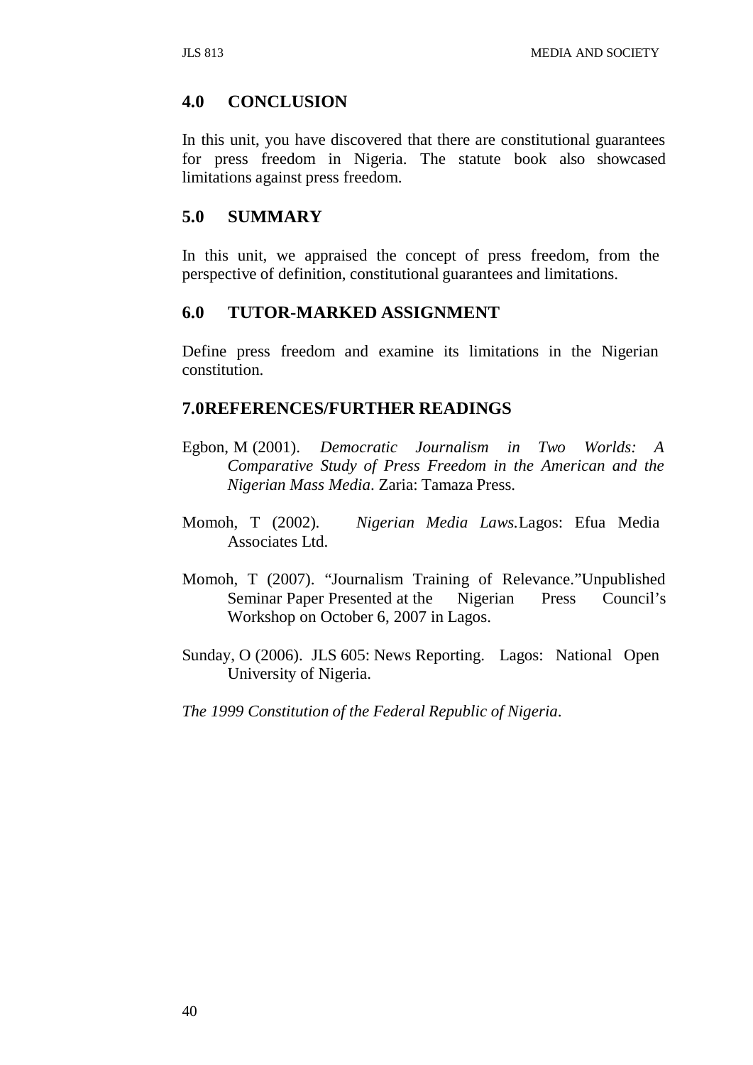## 4.0 CONCLUSION

In this unit, you have discovered that there are constitutional guarantees for press freedom in Nigeria. The statute book also showcased limitations against press freedom.

## 5.0 SUMMARY

In this unit, we appraised the concept of press freedom, from the perspective of definition, constitutional guarantees and limitations.

## 6.0 TUTOR-MARKED ASSIGNMENT

Define press freedom and examine its limitations in the Nigerian constitution.

## 7.0REFERENCES/FURTHER READINGS

Egbon, M (2001). *Democratic Journalism in Two Worlds: A Comparative Study of Press Freedom in the American and the Nigerian Mass Media*. Zaria: Tamaza Press.

Momoh, T (2002). *Nigerian Media Laws.*Lagos: Efua Media Associates Ltd.

Momoh, T (2007). "Journalism Training of Relevance."Unpublished Seminar Paper Presented at the Nigerian Press Council's Workshop on October 6, 2007 in Lagos.

Sunday, O (2006). JLS 605: News Reporting. Lagos: National Open University of Nigeria.

*The 1999 Constitution of the Federal Republic of Nigeria*.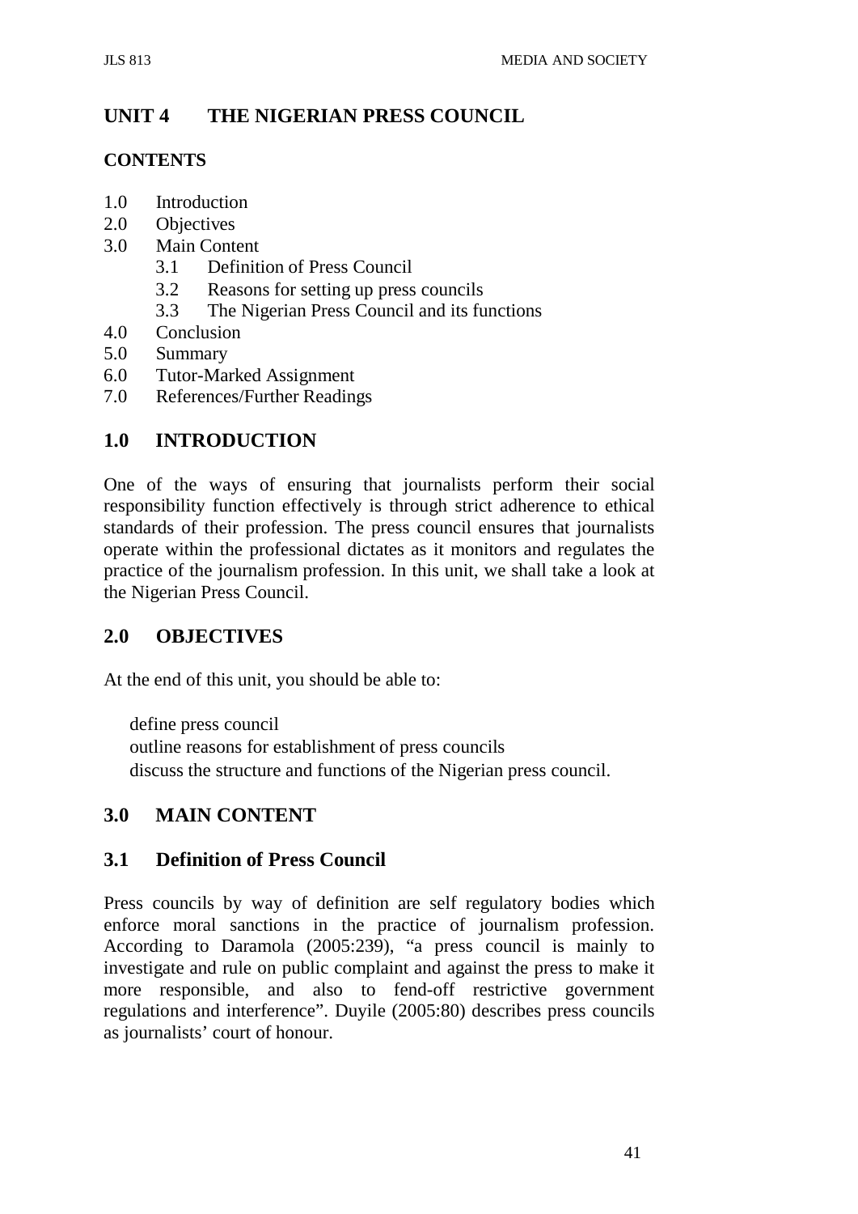# UNIT 4 THE NIGERIAN PRESS COUNCIL

**CONTENTS**

1.0 Introduction
2.0 Objectives
3.0 Main Content
 3.1 Definition of Press Council
 3.2 Reasons for setting up press councils
 3.3 The Nigerian Press Council and its functions
4.0 Conclusion
5.0 Summary
6.0 Tutor-Marked Assignment
7.0 References/Further Readings

## 1.0 INTRODUCTION

One of the ways of ensuring that journalists perform their social responsibility function effectively is through strict adherence to ethical standards of their profession. The press council ensures that journalists operate within the professional dictates as it monitors and regulates the practice of the journalism profession. In this unit, we shall take a look at the Nigerian Press Council.

## 2.0 OBJECTIVES

At the end of this unit, you should be able to:

- define press council
- outline reasons for establishment of press councils
- discuss the structure and functions of the Nigerian press council.

## 3.0 MAIN CONTENT

### 3.1 Definition of Press Council

Press councils by way of definition are self regulatory bodies which enforce moral sanctions in the practice of journalism profession. According to Daramola (2005:239), "a press council is mainly to investigate and rule on public complaint and against the press to make it more responsible, and also to fend-off restrictive government regulations and interference". Duyile (2005:80) describes press councils as journalists' court of honour.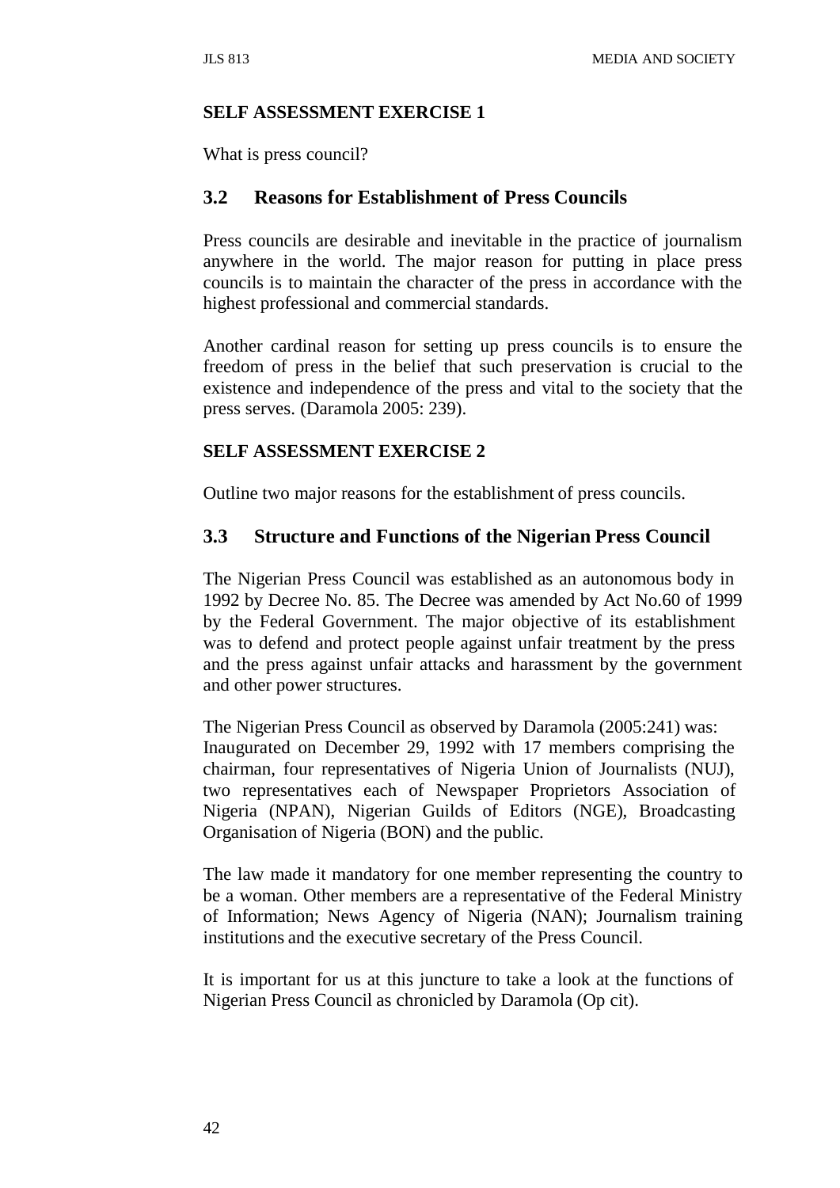**SELF ASSESSMENT EXERCISE 1**

What is press council?

## 3.2 Reasons for Establishment of Press Councils

Press councils are desirable and inevitable in the practice of journalism anywhere in the world. The major reason for putting in place press councils is to maintain the character of the press in accordance with the highest professional and commercial standards.

Another cardinal reason for setting up press councils is to ensure the freedom of press in the belief that such preservation is crucial to the existence and independence of the press and vital to the society that the press serves. (Daramola 2005: 239).

**SELF ASSESSMENT EXERCISE 2**

Outline two major reasons for the establishment of press councils.

## 3.3 Structure and Functions of the Nigerian Press Council

The Nigerian Press Council was established as an autonomous body in 1992 by Decree No. 85. The Decree was amended by Act No.60 of 1999 by the Federal Government. The major objective of its establishment was to defend and protect people against unfair treatment by the press and the press against unfair attacks and harassment by the government and other power structures.

The Nigerian Press Council as observed by Daramola (2005:241) was: Inaugurated on December 29, 1992 with 17 members comprising the chairman, four representatives of Nigeria Union of Journalists (NUJ), two representatives each of Newspaper Proprietors Association of Nigeria (NPAN), Nigerian Guilds of Editors (NGE), Broadcasting Organisation of Nigeria (BON) and the public.

The law made it mandatory for one member representing the country to be a woman. Other members are a representative of the Federal Ministry of Information; News Agency of Nigeria (NAN); Journalism training institutions and the executive secretary of the Press Council.

It is important for us at this juncture to take a look at the functions of Nigerian Press Council as chronicled by Daramola (Op cit).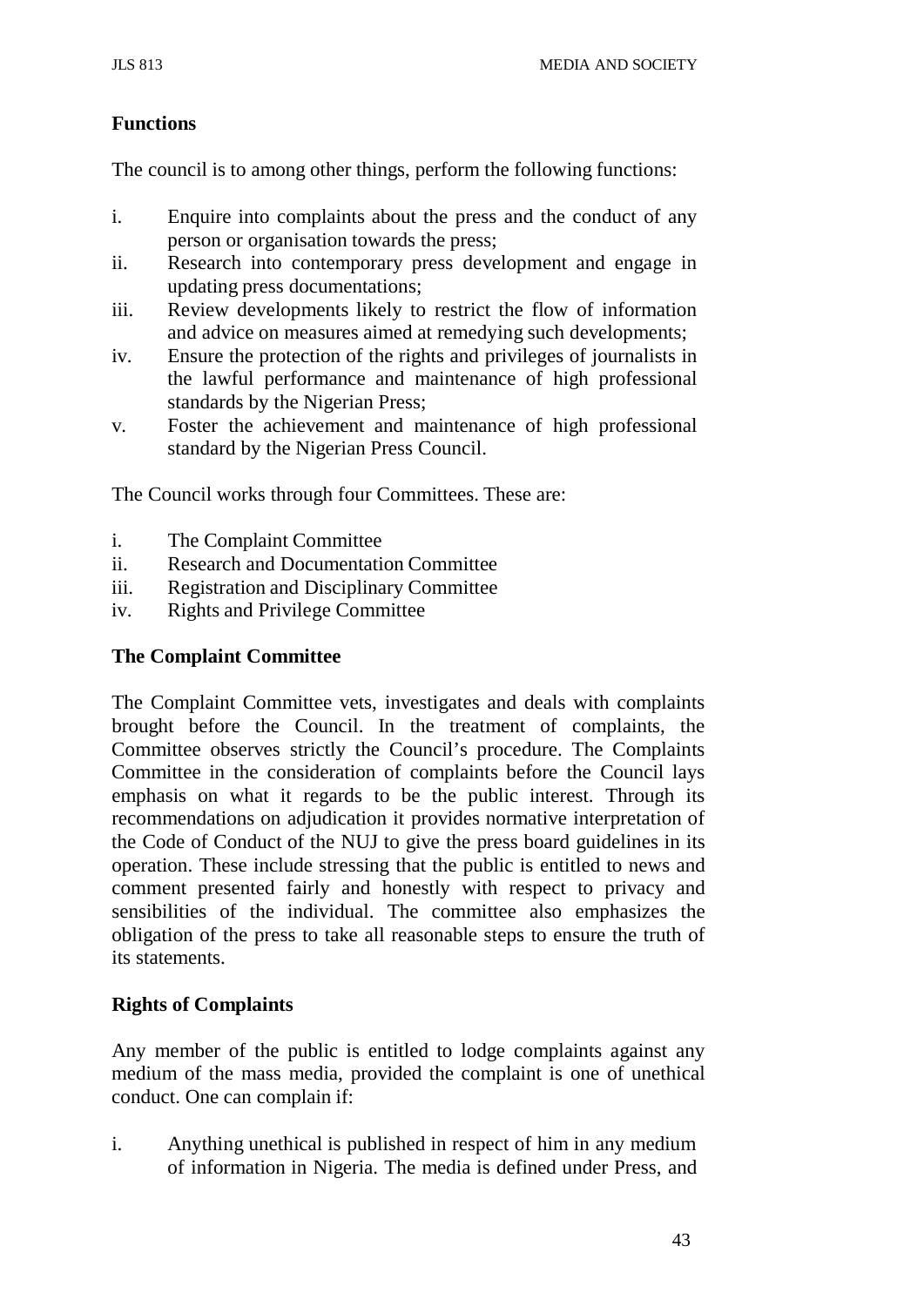**Functions**

The council is to among other things, perform the following functions:

i. Enquire into complaints about the press and the conduct of any person or organisation towards the press;
ii. Research into contemporary press development and engage in updating press documentations;
iii. Review developments likely to restrict the flow of information and advice on measures aimed at remedying such developments;
iv. Ensure the protection of the rights and privileges of journalists in the lawful performance and maintenance of high professional standards by the Nigerian Press;
v. Foster the achievement and maintenance of high professional standard by the Nigerian Press Council.

The Council works through four Committees. These are:

i. The Complaint Committee
ii. Research and Documentation Committee
iii. Registration and Disciplinary Committee
iv. Rights and Privilege Committee

**The Complaint Committee**

The Complaint Committee vets, investigates and deals with complaints brought before the Council. In the treatment of complaints, the Committee observes strictly the Council's procedure. The Complaints Committee in the consideration of complaints before the Council lays emphasis on what it regards to be the public interest. Through its recommendations on adjudication it provides normative interpretation of the Code of Conduct of the NUJ to give the press board guidelines in its operation. These include stressing that the public is entitled to news and comment presented fairly and honestly with respect to privacy and sensibilities of the individual. The committee also emphasizes the obligation of the press to take all reasonable steps to ensure the truth of its statements.

**Rights of Complaints**

Any member of the public is entitled to lodge complaints against any medium of the mass media, provided the complaint is one of unethical conduct. One can complain if:

i. Anything unethical is published in respect of him in any medium of information in Nigeria. The media is defined under Press, and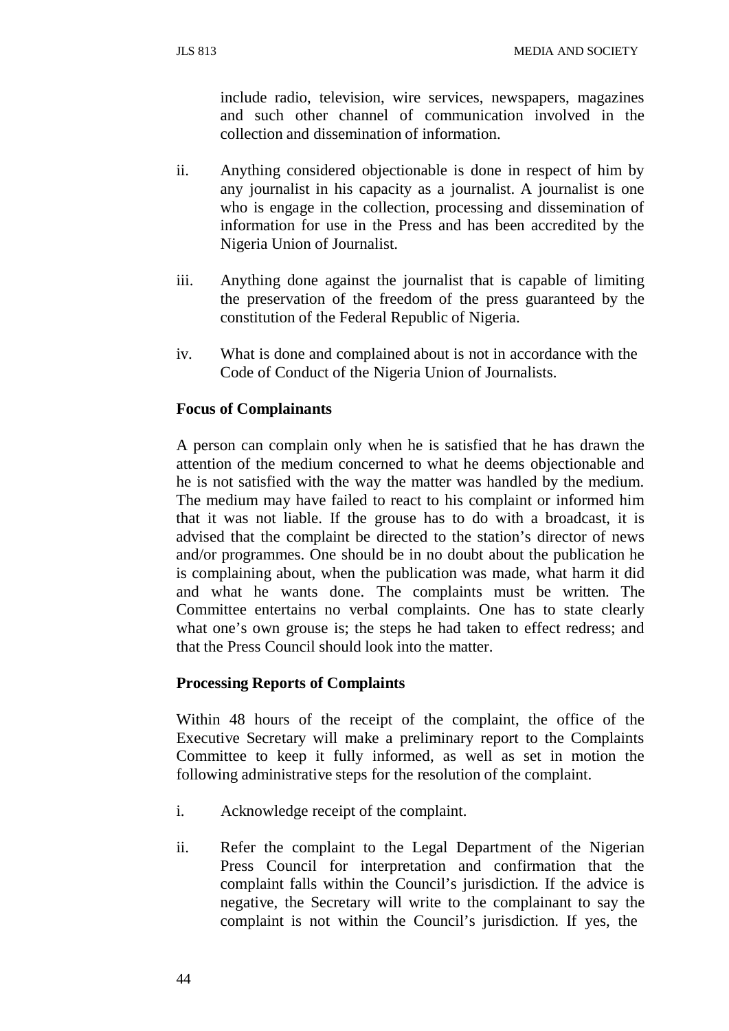include radio, television, wire services, newspapers, magazines and such other channel of communication involved in the collection and dissemination of information.

ii. Anything considered objectionable is done in respect of him by any journalist in his capacity as a journalist. A journalist is one who is engage in the collection, processing and dissemination of information for use in the Press and has been accredited by the Nigeria Union of Journalist.

iii. Anything done against the journalist that is capable of limiting the preservation of the freedom of the press guaranteed by the constitution of the Federal Republic of Nigeria.

iv. What is done and complained about is not in accordance with the Code of Conduct of the Nigeria Union of Journalists.

**Focus of Complainants**

A person can complain only when he is satisfied that he has drawn the attention of the medium concerned to what he deems objectionable and he is not satisfied with the way the matter was handled by the medium. The medium may have failed to react to his complaint or informed him that it was not liable. If the grouse has to do with a broadcast, it is advised that the complaint be directed to the station's director of news and/or programmes. One should be in no doubt about the publication he is complaining about, when the publication was made, what harm it did and what he wants done. The complaints must be written. The Committee entertains no verbal complaints. One has to state clearly what one's own grouse is; the steps he had taken to effect redress; and that the Press Council should look into the matter.

**Processing Reports of Complaints**

Within 48 hours of the receipt of the complaint, the office of the Executive Secretary will make a preliminary report to the Complaints Committee to keep it fully informed, as well as set in motion the following administrative steps for the resolution of the complaint.

i. Acknowledge receipt of the complaint.

ii. Refer the complaint to the Legal Department of the Nigerian Press Council for interpretation and confirmation that the complaint falls within the Council's jurisdiction. If the advice is negative, the Secretary will write to the complainant to say the complaint is not within the Council's jurisdiction. If yes, the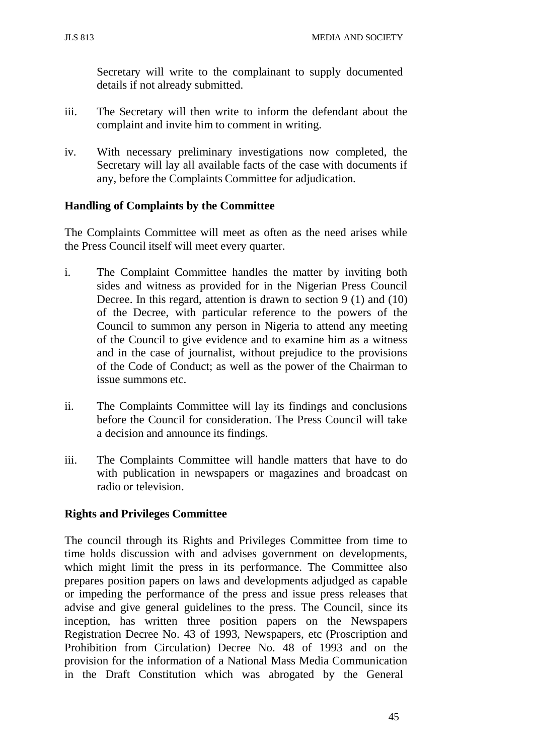Secretary will write to the complainant to supply documented details if not already submitted.

iii. The Secretary will then write to inform the defendant about the complaint and invite him to comment in writing.

iv. With necessary preliminary investigations now completed, the Secretary will lay all available facts of the case with documents if any, before the Complaints Committee for adjudication.

**Handling of Complaints by the Committee**

The Complaints Committee will meet as often as the need arises while the Press Council itself will meet every quarter.

i. The Complaint Committee handles the matter by inviting both sides and witness as provided for in the Nigerian Press Council Decree. In this regard, attention is drawn to section 9 (1) and (10) of the Decree, with particular reference to the powers of the Council to summon any person in Nigeria to attend any meeting of the Council to give evidence and to examine him as a witness and in the case of journalist, without prejudice to the provisions of the Code of Conduct; as well as the power of the Chairman to issue summons etc.

ii. The Complaints Committee will lay its findings and conclusions before the Council for consideration. The Press Council will take a decision and announce its findings.

iii. The Complaints Committee will handle matters that have to do with publication in newspapers or magazines and broadcast on radio or television.

**Rights and Privileges Committee**

The council through its Rights and Privileges Committee from time to time holds discussion with and advises government on developments, which might limit the press in its performance. The Committee also prepares position papers on laws and developments adjudged as capable or impeding the performance of the press and issue press releases that advise and give general guidelines to the press. The Council, since its inception, has written three position papers on the Newspapers Registration Decree No. 43 of 1993, Newspapers, etc (Proscription and Prohibition from Circulation) Decree No. 48 of 1993 and on the provision for the information of a National Mass Media Communication in the Draft Constitution which was abrogated by the General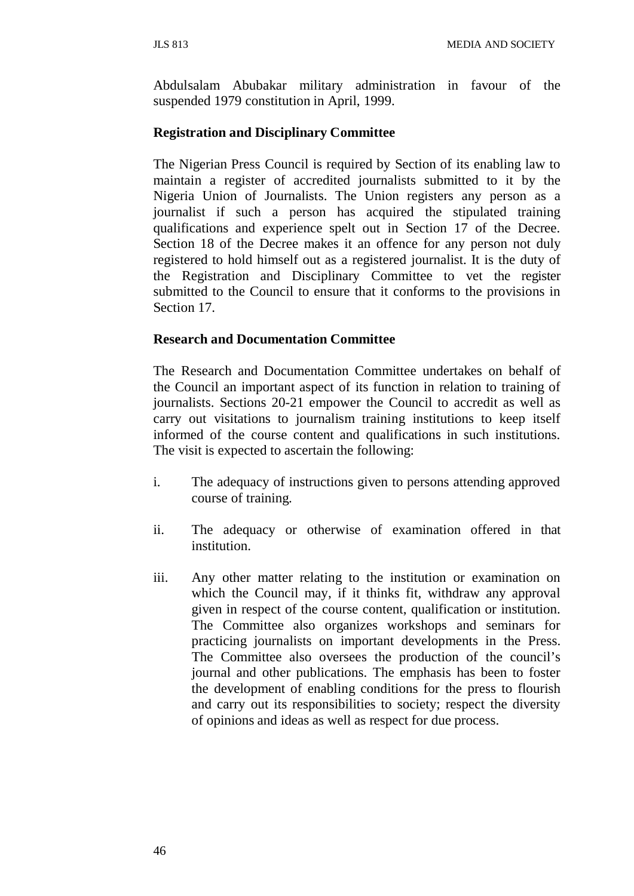Abdulsalam Abubakar military administration in favour of the suspended 1979 constitution in April, 1999.

**Registration and Disciplinary Committee**

The Nigerian Press Council is required by Section of its enabling law to maintain a register of accredited journalists submitted to it by the Nigeria Union of Journalists. The Union registers any person as a journalist if such a person has acquired the stipulated training qualifications and experience spelt out in Section 17 of the Decree. Section 18 of the Decree makes it an offence for any person not duly registered to hold himself out as a registered journalist. It is the duty of the Registration and Disciplinary Committee to vet the register submitted to the Council to ensure that it conforms to the provisions in Section 17.

**Research and Documentation Committee**

The Research and Documentation Committee undertakes on behalf of the Council an important aspect of its function in relation to training of journalists. Sections 20-21 empower the Council to accredit as well as carry out visitations to journalism training institutions to keep itself informed of the course content and qualifications in such institutions. The visit is expected to ascertain the following:

i. The adequacy of instructions given to persons attending approved course of training.

ii. The adequacy or otherwise of examination offered in that institution.

iii. Any other matter relating to the institution or examination on which the Council may, if it thinks fit, withdraw any approval given in respect of the course content, qualification or institution. The Committee also organizes workshops and seminars for practicing journalists on important developments in the Press. The Committee also oversees the production of the council's journal and other publications. The emphasis has been to foster the development of enabling conditions for the press to flourish and carry out its responsibilities to society; respect the diversity of opinions and ideas as well as respect for due process.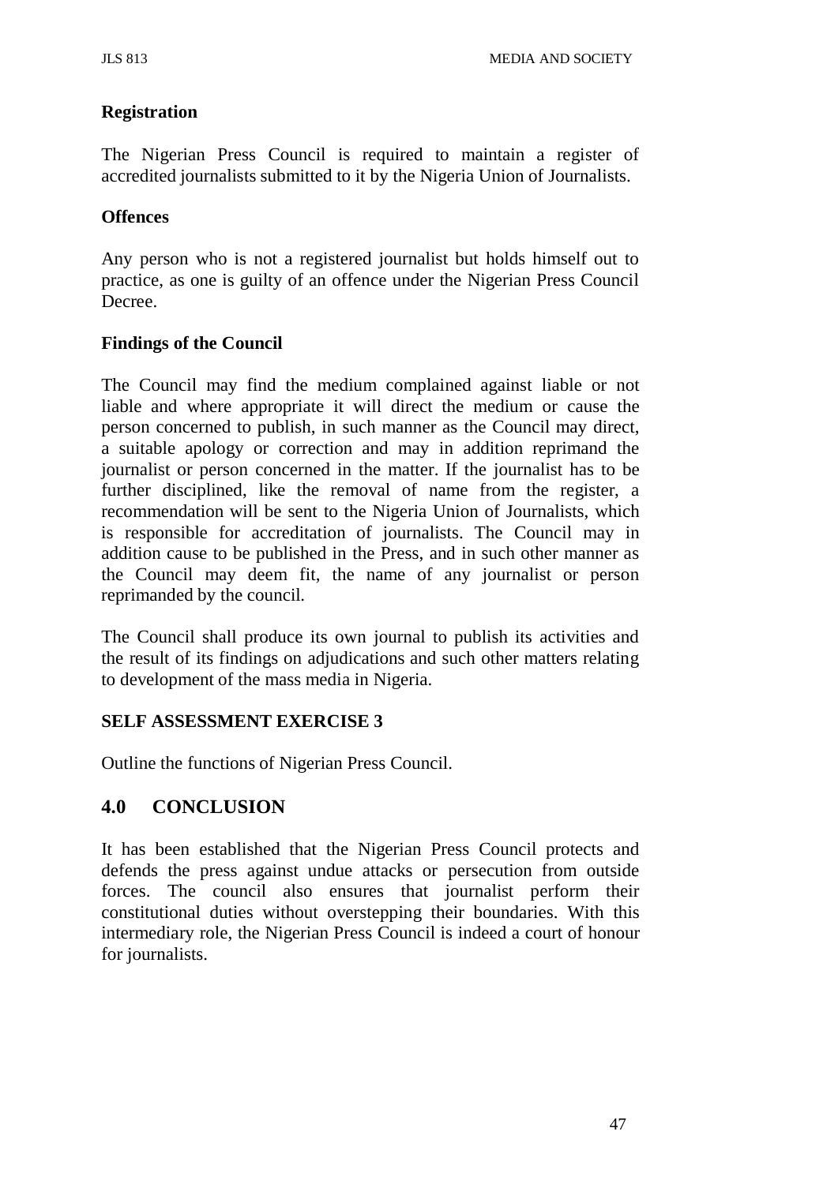**Registration**

The Nigerian Press Council is required to maintain a register of accredited journalists submitted to it by the Nigeria Union of Journalists.

**Offences**

Any person who is not a registered journalist but holds himself out to practice, as one is guilty of an offence under the Nigerian Press Council Decree.

**Findings of the Council**

The Council may find the medium complained against liable or not liable and where appropriate it will direct the medium or cause the person concerned to publish, in such manner as the Council may direct, a suitable apology or correction and may in addition reprimand the journalist or person concerned in the matter. If the journalist has to be further disciplined, like the removal of name from the register, a recommendation will be sent to the Nigeria Union of Journalists, which is responsible for accreditation of journalists. The Council may in addition cause to be published in the Press, and in such other manner as the Council may deem fit, the name of any journalist or person reprimanded by the council.

The Council shall produce its own journal to publish its activities and the result of its findings on adjudications and such other matters relating to development of the mass media in Nigeria.

**SELF ASSESSMENT EXERCISE 3**

Outline the functions of Nigerian Press Council.

## 4.0 CONCLUSION

It has been established that the Nigerian Press Council protects and defends the press against undue attacks or persecution from outside forces. The council also ensures that journalist perform their constitutional duties without overstepping their boundaries. With this intermediary role, the Nigerian Press Council is indeed a court of honour for journalists.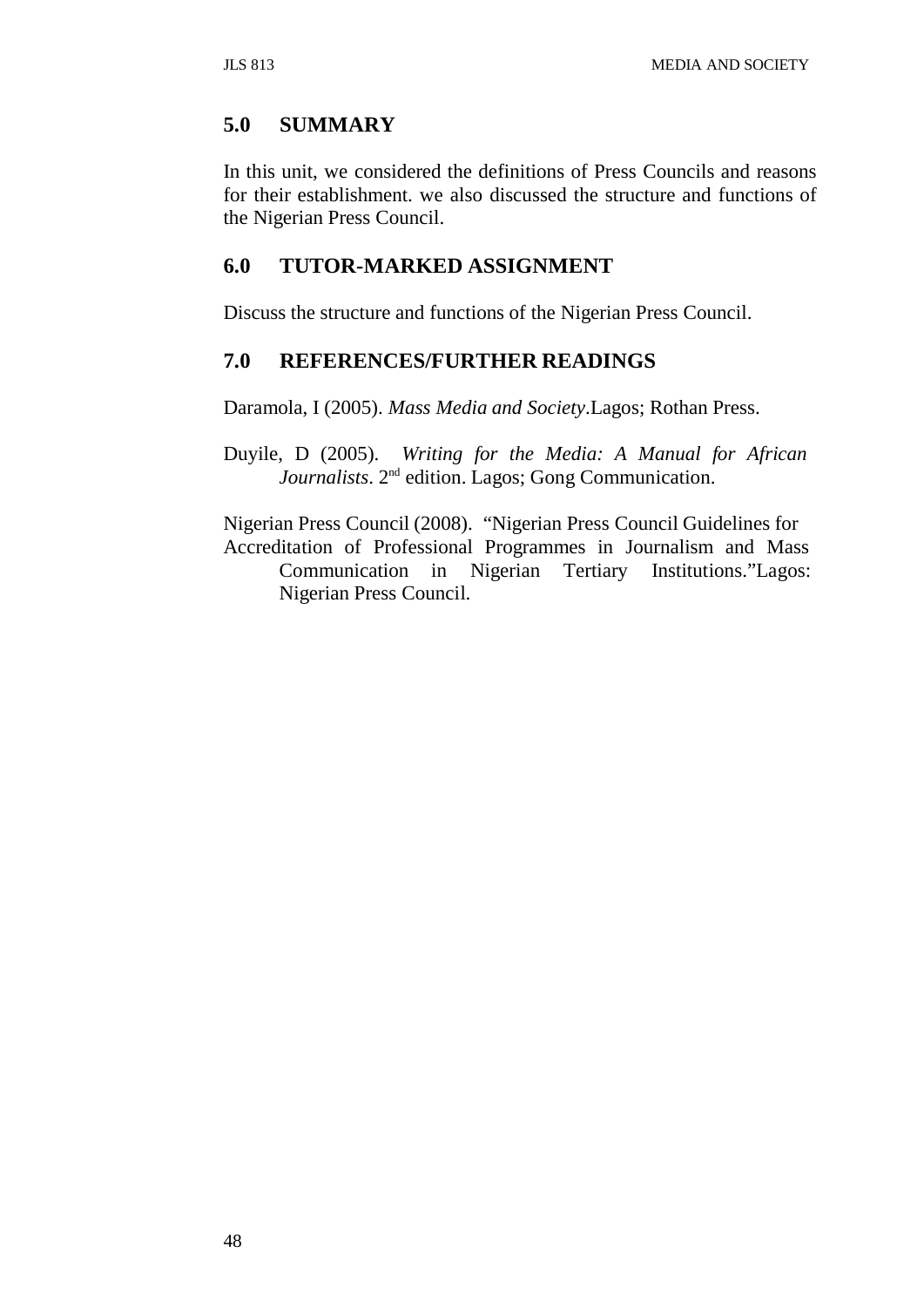## 5.0 SUMMARY

In this unit, we considered the definitions of Press Councils and reasons for their establishment. we also discussed the structure and functions of the Nigerian Press Council.

## 6.0 TUTOR-MARKED ASSIGNMENT

Discuss the structure and functions of the Nigerian Press Council.

## 7.0 REFERENCES/FURTHER READINGS

Daramola, I (2005). *Mass Media and Society*.Lagos; Rothan Press.

Duyile, D (2005). *Writing for the Media: A Manual for African Journalists*. 2nd edition. Lagos; Gong Communication.

Nigerian Press Council (2008). "Nigerian Press Council Guidelines for Accreditation of Professional Programmes in Journalism and Mass Communication in Nigerian Tertiary Institutions."Lagos: Nigerian Press Council.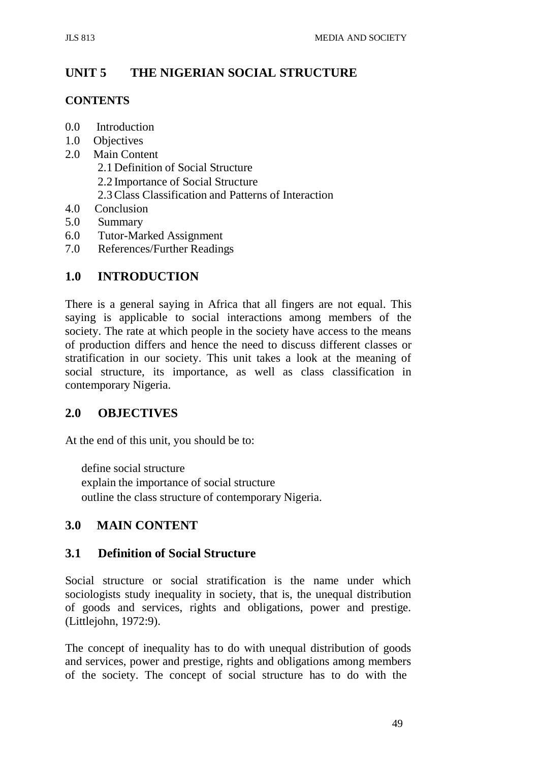## UNIT 5 THE NIGERIAN SOCIAL STRUCTURE

### CONTENTS

0.0 Introduction
1.0 Objectives
2.0 Main Content
  2.1 Definition of Social Structure
  2.2 Importance of Social Structure
  2.3 Class Classification and Patterns of Interaction
4.0 Conclusion
5.0 Summary
6.0 Tutor-Marked Assignment
7.0 References/Further Readings

### 1.0 INTRODUCTION

There is a general saying in Africa that all fingers are not equal. This saying is applicable to social interactions among members of the society. The rate at which people in the society have access to the means of production differs and hence the need to discuss different classes or stratification in our society. This unit takes a look at the meaning of social structure, its importance, as well as class classification in contemporary Nigeria.

### 2.0 OBJECTIVES

At the end of this unit, you should be to:

- define social structure
- explain the importance of social structure
- outline the class structure of contemporary Nigeria.

### 3.0 MAIN CONTENT

### 3.1 Definition of Social Structure

Social structure or social stratification is the name under which sociologists study inequality in society, that is, the unequal distribution of goods and services, rights and obligations, power and prestige. (Littlejohn, 1972:9).

The concept of inequality has to do with unequal distribution of goods and services, power and prestige, rights and obligations among members of the society. The concept of social structure has to do with the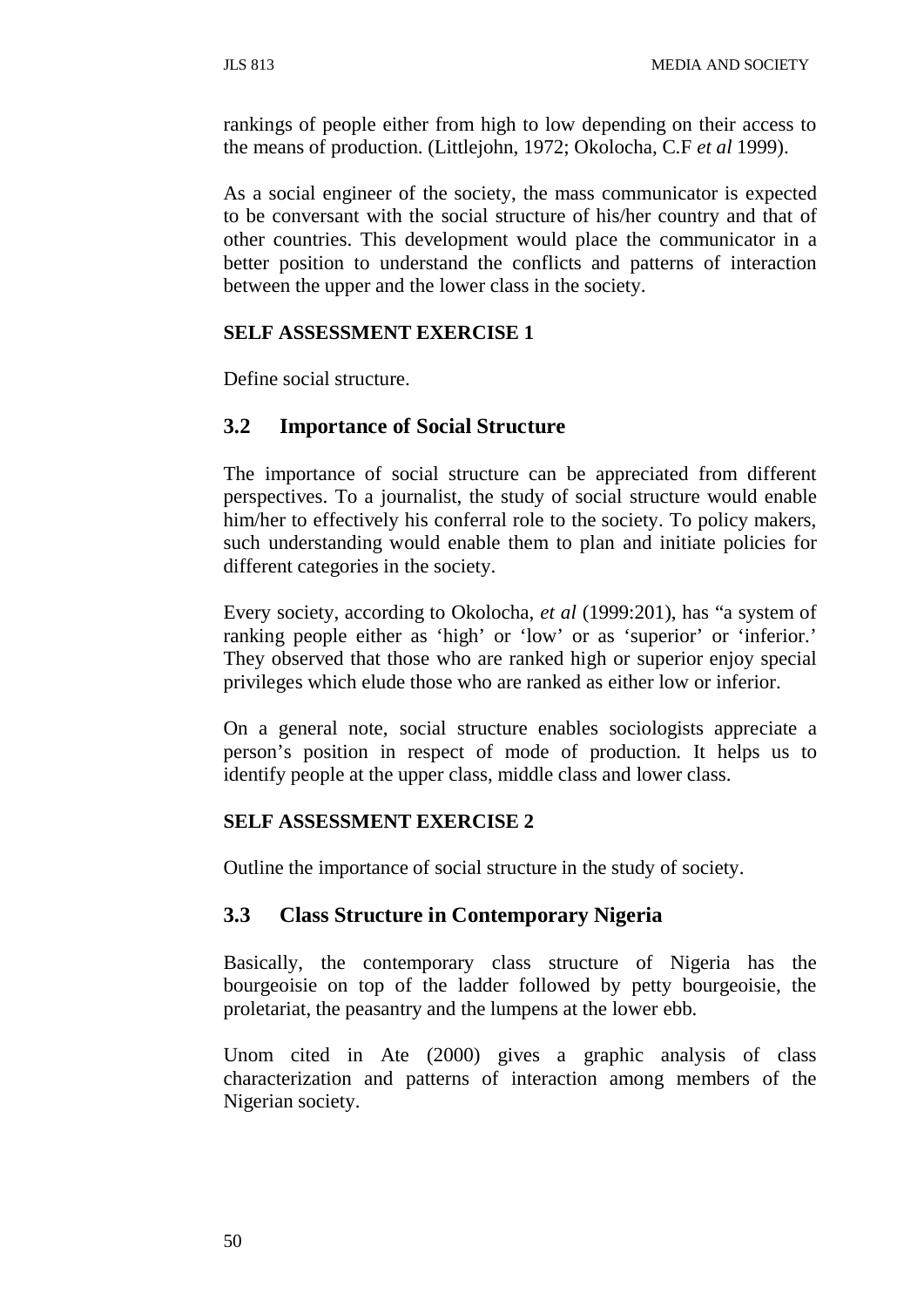rankings of people either from high to low depending on their access to the means of production. (Littlejohn, 1972; Okolocha, C.F *et al* 1999).

As a social engineer of the society, the mass communicator is expected to be conversant with the social structure of his/her country and that of other countries. This development would place the communicator in a better position to understand the conflicts and patterns of interaction between the upper and the lower class in the society.

**SELF ASSESSMENT EXERCISE 1**

Define social structure.

## 3.2 Importance of Social Structure

The importance of social structure can be appreciated from different perspectives. To a journalist, the study of social structure would enable him/her to effectively his conferral role to the society. To policy makers, such understanding would enable them to plan and initiate policies for different categories in the society.

Every society, according to Okolocha, *et al* (1999:201), has "a system of ranking people either as 'high' or 'low' or as 'superior' or 'inferior.' They observed that those who are ranked high or superior enjoy special privileges which elude those who are ranked as either low or inferior.

On a general note, social structure enables sociologists appreciate a person's position in respect of mode of production. It helps us to identify people at the upper class, middle class and lower class.

**SELF ASSESSMENT EXERCISE 2**

Outline the importance of social structure in the study of society.

## 3.3 Class Structure in Contemporary Nigeria

Basically, the contemporary class structure of Nigeria has the bourgeoisie on top of the ladder followed by petty bourgeoisie, the proletariat, the peasantry and the lumpens at the lower ebb.

Unom cited in Ate (2000) gives a graphic analysis of class characterization and patterns of interaction among members of the Nigerian society.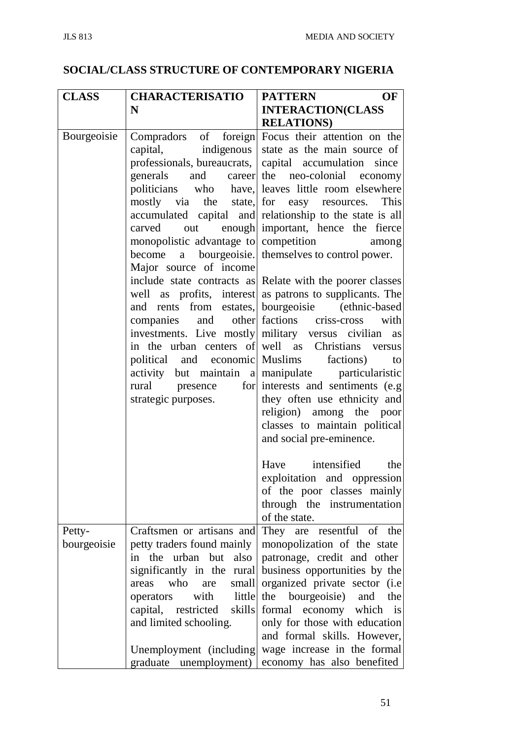**SOCIAL/CLASS STRUCTURE OF CONTEMPORARY NIGERIA**

| CLASS | CHARACTERISATION | PATTERN OF INTERACTION(CLASS RELATIONS) |
|---|---|---|
| Bourgeoisie | Compradors of foreign capital, indigenous professionals, bureaucrats, generals and career politicians who have, mostly via the state, accumulated capital and carved out enough monopolistic advantage to become a bourgeoisie. Major source of income include state contracts as well as profits, interest and rents from estates, companies and other investments. Live mostly in the urban centers of political and economic activity but maintain a rural presence for strategic purposes. | Focus their attention on the state as the main source of capital accumulation since the neo-colonial economy leaves little room elsewhere for easy resources. This relationship to the state is all important, hence the fierce competition among themselves to control power.<br><br>Relate with the poorer classes as patrons to supplicants. The bourgeoisie (ethnic-based factions criss-cross with military versus civilian as well as Christians versus Muslims factions) to manipulate particularistic interests and sentiments (e.g they often use ethnicity and religion) among the poor classes to maintain political and social pre-eminence.<br><br>Have intensified the exploitation and oppression of the poor classes mainly through the instrumentation of the state. |
| Petty-bourgeoisie | Craftsmen or artisans and petty traders found mainly in the urban but also significantly in the rural areas who are small operators with little capital, restricted skills and limited schooling.<br><br>Unemployment (including graduate unemployment) | They are resentful of the monopolization of the state patronage, credit and other business opportunities by the organized private sector (i.e the bourgeoisie) and the formal economy which is only for those with education and formal skills. However, wage increase in the formal economy has also benefited |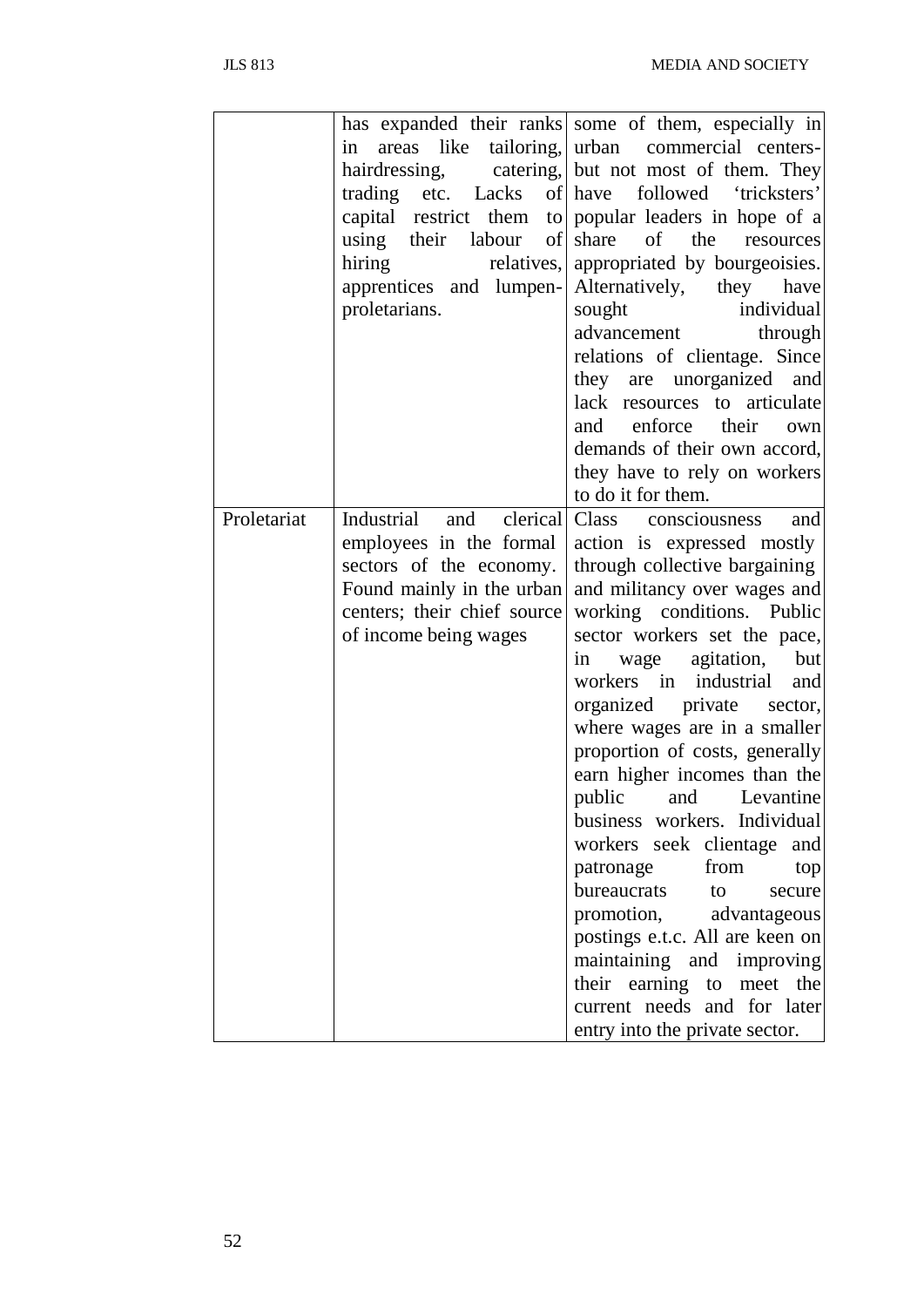| | | |
|---|---|---|
| | has expanded their ranks in areas like tailoring, hairdressing, catering, trading etc. Lacks of capital restrict them to using their labour of hiring relatives, apprentices and lumpen-proletarians. | some of them, especially in urban commercial centers- but not most of them. They have followed 'tricksters' popular leaders in hope of a share of the resources appropriated by bourgeoisies. Alternatively, they have sought individual advancement through relations of clientage. Since they are unorganized and lack resources to articulate and enforce their own demands of their own accord, they have to rely on workers to do it for them. |
| Proletariat | Industrial and clerical employees in the formal sectors of the economy. Found mainly in the urban centers; their chief source of income being wages | Class consciousness and action is expressed mostly through collective bargaining and militancy over wages and working conditions. Public sector workers set the pace, in wage agitation, but workers in industrial and organized private sector, where wages are in a smaller proportion of costs, generally earn higher incomes than the public and Levantine business workers. Individual workers seek clientage and patronage from top bureaucrats to secure promotion, advantageous postings e.t.c. All are keen on maintaining and improving their earning to meet the current needs and for later entry into the private sector. |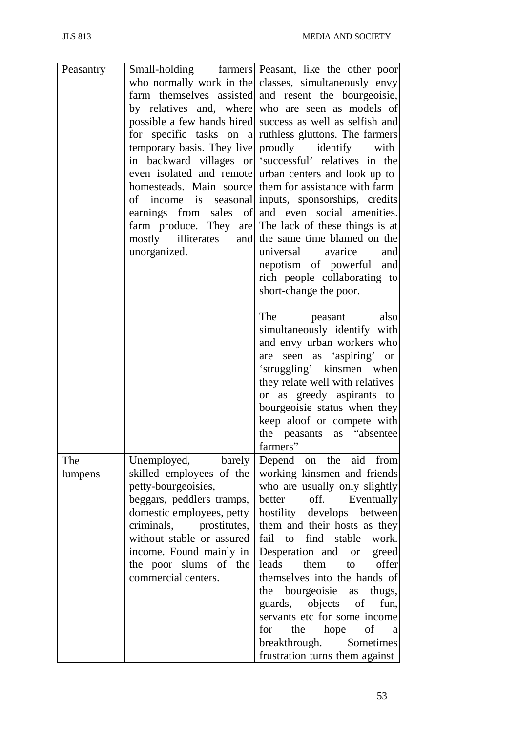| | | |
|---|---|---|
| Peasantry | Small-holding farmers who normally work in the farm themselves assisted by relatives and, where possible a few hands hired for specific tasks on a temporary basis. They live in backward villages or even isolated and remote homesteads. Main source of income is seasonal earnings from sales of farm produce. They are mostly illiterates and unorganized. | Peasant, like the other poor classes, simultaneously envy and resent the bourgeoisie, who are seen as models of success as well as selfish and ruthless gluttons. The farmers proudly identify with 'successful' relatives in the urban centers and look up to them for assistance with farm inputs, sponsorships, credits and even social amenities. The lack of these things is at the same time blamed on the universal avarice and nepotism of powerful and rich people collaborating to short-change the poor.<br><br>The peasant also simultaneously identify with and envy urban workers who are seen as 'aspiring' or 'struggling' kinsmen when they relate well with relatives or as greedy aspirants to bourgeoisie status when they keep aloof or compete with the peasants as "absentee farmers" |
| The lumpens | Unemployed, barely skilled employees of the petty-bourgeoisies, beggars, peddlers tramps, domestic employees, petty criminals, prostitutes, without stable or assured income. Found mainly in the poor slums of the commercial centers. | Depend on the aid from working kinsmen and friends who are usually only slightly better off. Eventually hostility develops between them and their hosts as they fail to find stable work. Desperation and or greed leads them to offer themselves into the hands of the bourgeoisie as thugs, guards, objects of fun, servants etc for some income for the hope of a breakthrough. Sometimes frustration turns them against |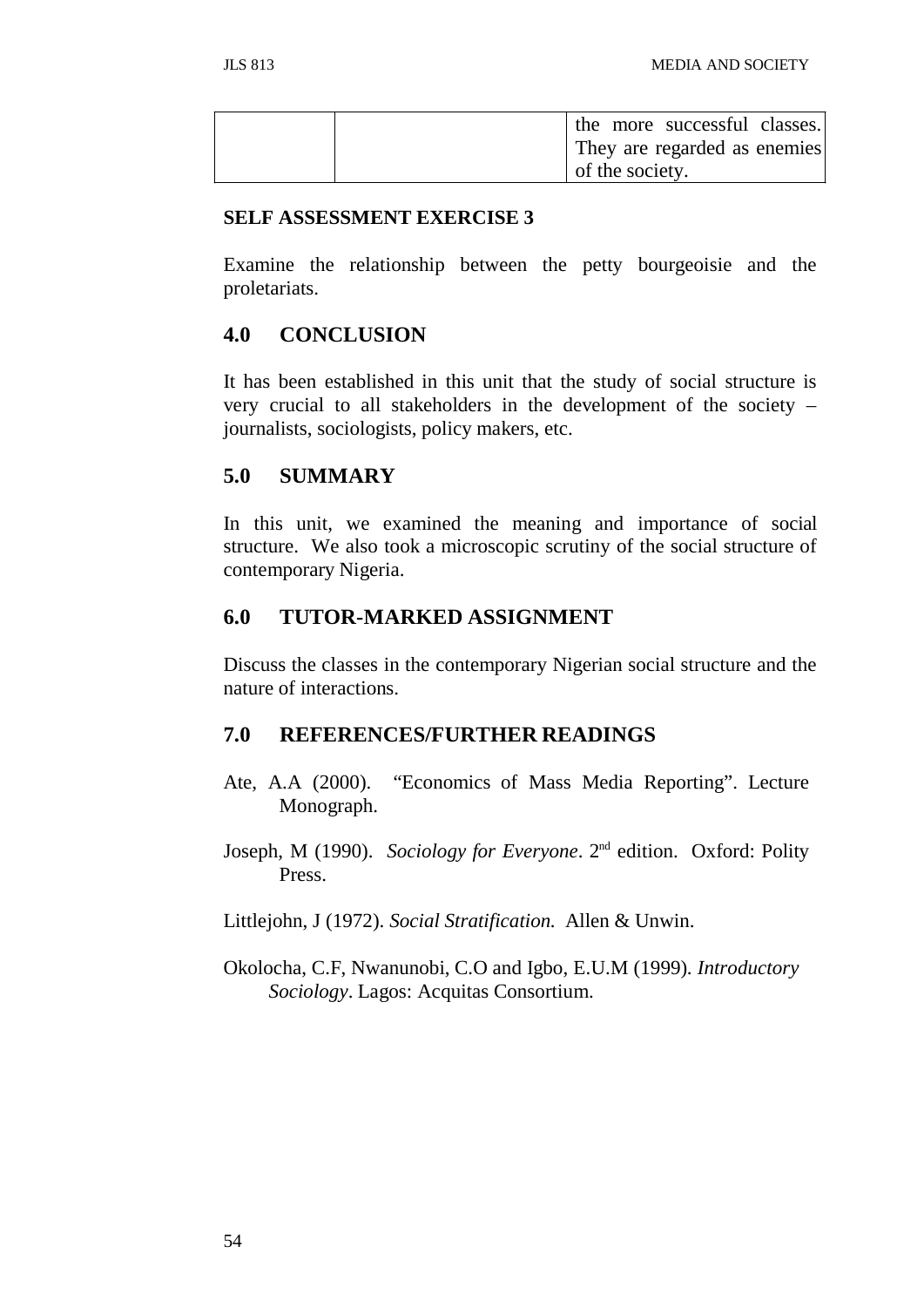| | | the more successful classes. They are regarded as enemies of the society. |
|---|---|---|

**SELF ASSESSMENT EXERCISE 3**

Examine the relationship between the petty bourgeoisie and the proletariats.

## 4.0 CONCLUSION

It has been established in this unit that the study of social structure is very crucial to all stakeholders in the development of the society – journalists, sociologists, policy makers, etc.

## 5.0 SUMMARY

In this unit, we examined the meaning and importance of social structure. We also took a microscopic scrutiny of the social structure of contemporary Nigeria.

## 6.0 TUTOR-MARKED ASSIGNMENT

Discuss the classes in the contemporary Nigerian social structure and the nature of interactions.

## 7.0 REFERENCES/FURTHER READINGS

Ate, A.A (2000). "Economics of Mass Media Reporting". Lecture Monograph.

Joseph, M (1990). *Sociology for Everyone*. 2nd edition. Oxford: Polity Press.

Littlejohn, J (1972). *Social Stratification.* Allen & Unwin.

Okolocha, C.F, Nwanunobi, C.O and Igbo, E.U.M (1999). *Introductory Sociology*. Lagos: Acquitas Consortium.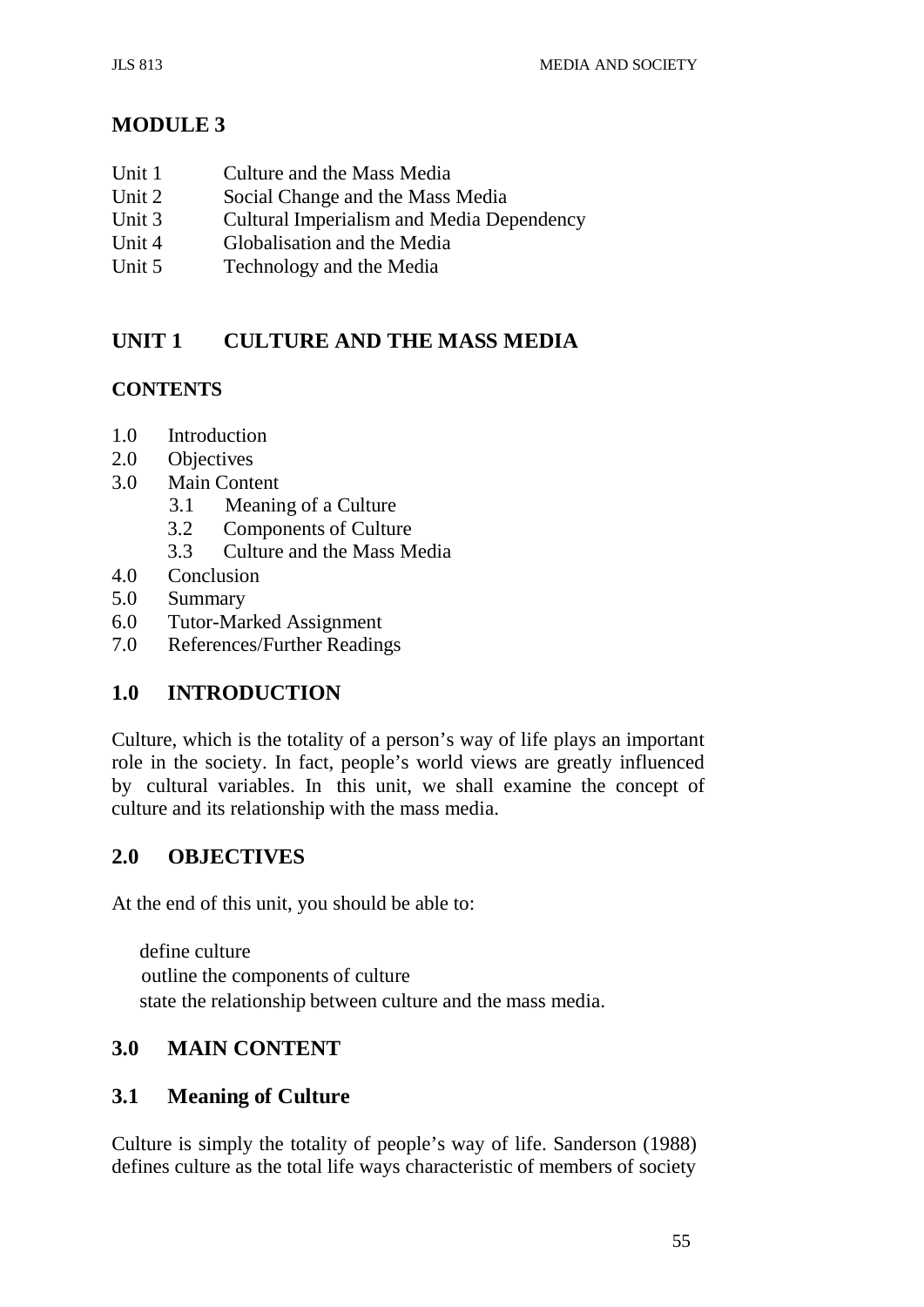# MODULE 3

Unit 1 Culture and the Mass Media
Unit 2 Social Change and the Mass Media
Unit 3 Cultural Imperialism and Media Dependency
Unit 4 Globalisation and the Media
Unit 5 Technology and the Media

## UNIT 1 CULTURE AND THE MASS MEDIA

### CONTENTS

1.0 Introduction
2.0 Objectives
3.0 Main Content
  3.1 Meaning of a Culture
  3.2 Components of Culture
  3.3 Culture and the Mass Media
4.0 Conclusion
5.0 Summary
6.0 Tutor-Marked Assignment
7.0 References/Further Readings

## 1.0 INTRODUCTION

Culture, which is the totality of a person's way of life plays an important role in the society. In fact, people's world views are greatly influenced by cultural variables. In this unit, we shall examine the concept of culture and its relationship with the mass media.

## 2.0 OBJECTIVES

At the end of this unit, you should be able to:

- define culture
- outline the components of culture
- state the relationship between culture and the mass media.

## 3.0 MAIN CONTENT

### 3.1 Meaning of Culture

Culture is simply the totality of people's way of life. Sanderson (1988) defines culture as the total life ways characteristic of members of society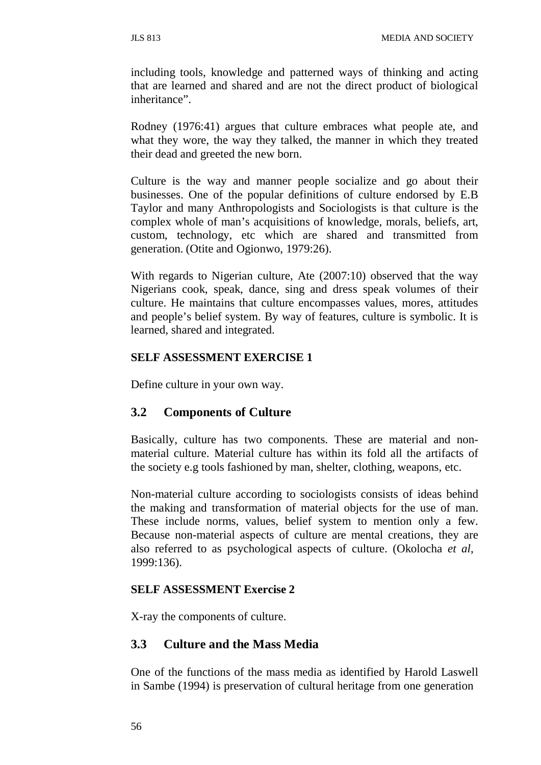including tools, knowledge and patterned ways of thinking and acting that are learned and shared and are not the direct product of biological inheritance".

Rodney (1976:41) argues that culture embraces what people ate, and what they wore, the way they talked, the manner in which they treated their dead and greeted the new born.

Culture is the way and manner people socialize and go about their businesses. One of the popular definitions of culture endorsed by E.B Taylor and many Anthropologists and Sociologists is that culture is the complex whole of man's acquisitions of knowledge, morals, beliefs, art, custom, technology, etc which are shared and transmitted from generation. (Otite and Ogionwo, 1979:26).

With regards to Nigerian culture, Ate (2007:10) observed that the way Nigerians cook, speak, dance, sing and dress speak volumes of their culture. He maintains that culture encompasses values, mores, attitudes and people's belief system. By way of features, culture is symbolic. It is learned, shared and integrated.

**SELF ASSESSMENT EXERCISE 1**

Define culture in your own way.

## 3.2 Components of Culture

Basically, culture has two components. These are material and non-material culture. Material culture has within its fold all the artifacts of the society e.g tools fashioned by man, shelter, clothing, weapons, etc.

Non-material culture according to sociologists consists of ideas behind the making and transformation of material objects for the use of man. These include norms, values, belief system to mention only a few. Because non-material aspects of culture are mental creations, they are also referred to as psychological aspects of culture. (Okolocha *et al*, 1999:136).

**SELF ASSESSMENT Exercise 2**

X-ray the components of culture.

## 3.3 Culture and the Mass Media

One of the functions of the mass media as identified by Harold Laswell in Sambe (1994) is preservation of cultural heritage from one generation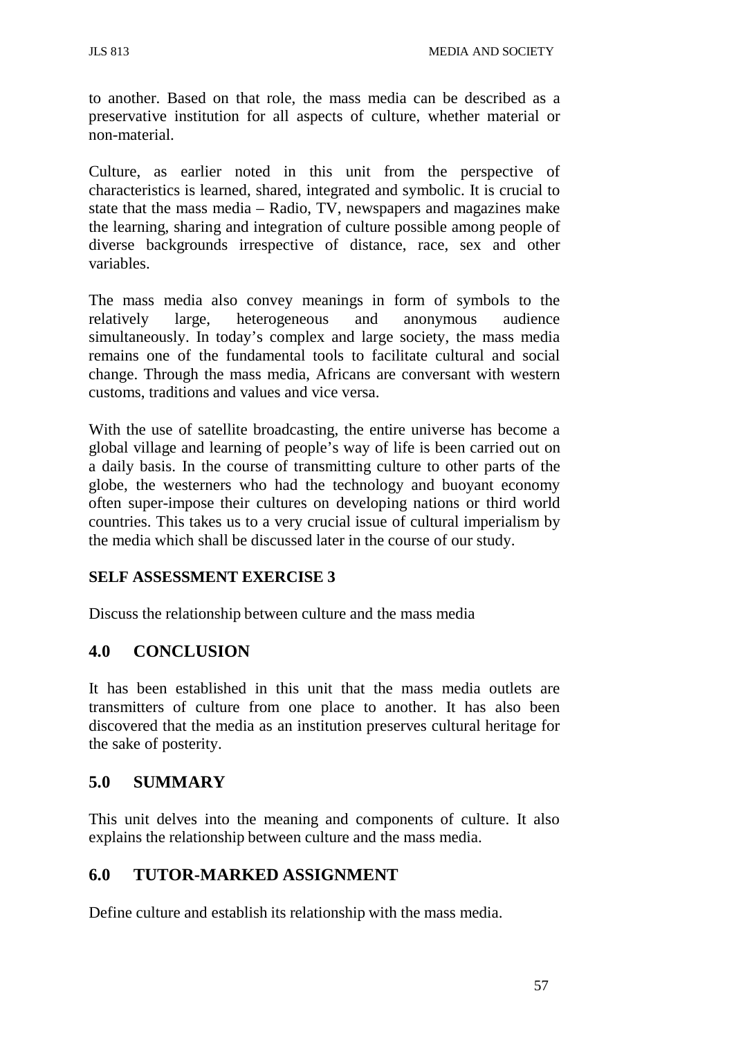to another. Based on that role, the mass media can be described as a preservative institution for all aspects of culture, whether material or non-material.

Culture, as earlier noted in this unit from the perspective of characteristics is learned, shared, integrated and symbolic. It is crucial to state that the mass media – Radio, TV, newspapers and magazines make the learning, sharing and integration of culture possible among people of diverse backgrounds irrespective of distance, race, sex and other variables.

The mass media also convey meanings in form of symbols to the relatively large, heterogeneous and anonymous audience simultaneously. In today's complex and large society, the mass media remains one of the fundamental tools to facilitate cultural and social change. Through the mass media, Africans are conversant with western customs, traditions and values and vice versa.

With the use of satellite broadcasting, the entire universe has become a global village and learning of people's way of life is been carried out on a daily basis. In the course of transmitting culture to other parts of the globe, the westerners who had the technology and buoyant economy often super-impose their cultures on developing nations or third world countries. This takes us to a very crucial issue of cultural imperialism by the media which shall be discussed later in the course of our study.

**SELF ASSESSMENT EXERCISE 3**

Discuss the relationship between culture and the mass media

## 4.0 CONCLUSION

It has been established in this unit that the mass media outlets are transmitters of culture from one place to another. It has also been discovered that the media as an institution preserves cultural heritage for the sake of posterity.

## 5.0 SUMMARY

This unit delves into the meaning and components of culture. It also explains the relationship between culture and the mass media.

## 6.0 TUTOR-MARKED ASSIGNMENT

Define culture and establish its relationship with the mass media.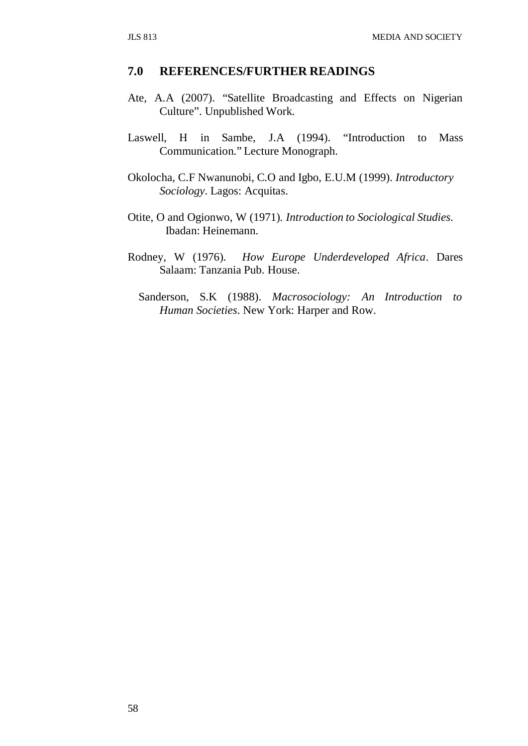## 7.0 REFERENCES/FURTHER READINGS

Ate, A.A (2007). "Satellite Broadcasting and Effects on Nigerian Culture". Unpublished Work.

Laswell, H in Sambe, J.A (1994). "Introduction to Mass Communication." Lecture Monograph.

Okolocha, C.F Nwanunobi, C.O and Igbo, E.U.M (1999). *Introductory Sociology*. Lagos: Acquitas.

Otite, O and Ogionwo, W (1971). *Introduction to Sociological Studies*. Ibadan: Heinemann.

Rodney, W (1976). *How Europe Underdeveloped Africa*. Dares Salaam: Tanzania Pub. House.

Sanderson, S.K (1988). *Macrosociology: An Introduction to Human Societies*. New York: Harper and Row.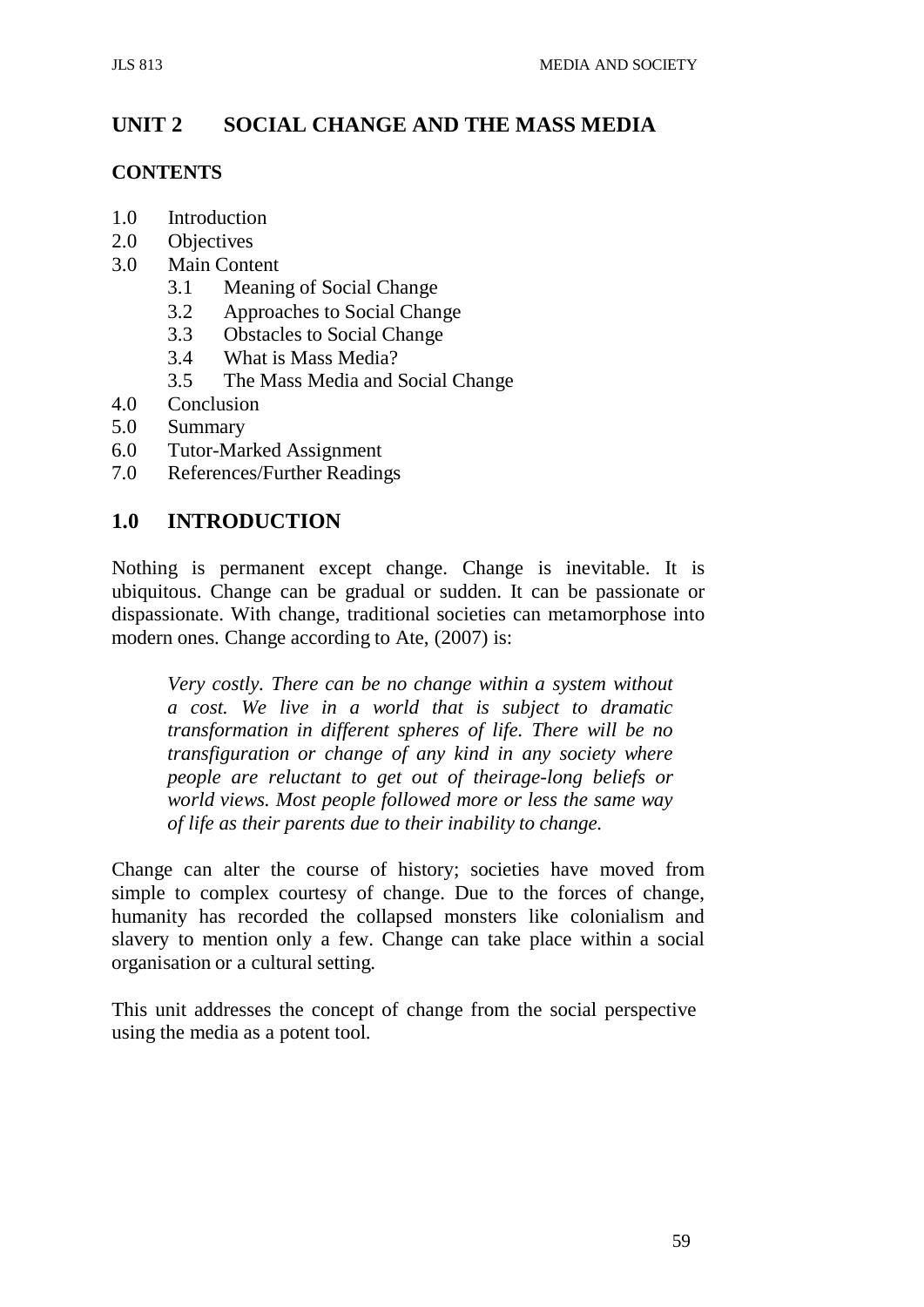## UNIT 2 SOCIAL CHANGE AND THE MASS MEDIA

### CONTENTS

1.0 Introduction
2.0 Objectives
3.0 Main Content
 3.1 Meaning of Social Change
 3.2 Approaches to Social Change
 3.3 Obstacles to Social Change
 3.4 What is Mass Media?
 3.5 The Mass Media and Social Change
4.0 Conclusion
5.0 Summary
6.0 Tutor-Marked Assignment
7.0 References/Further Readings

## 1.0 INTRODUCTION

Nothing is permanent except change. Change is inevitable. It is ubiquitous. Change can be gradual or sudden. It can be passionate or dispassionate. With change, traditional societies can metamorphose into modern ones. Change according to Ate, (2007) is:

> *Very costly. There can be no change within a system without a cost. We live in a world that is subject to dramatic transformation in different spheres of life. There will be no transfiguration or change of any kind in any society where people are reluctant to get out of theirage-long beliefs or world views. Most people followed more or less the same way of life as their parents due to their inability to change.*

Change can alter the course of history; societies have moved from simple to complex courtesy of change. Due to the forces of change, humanity has recorded the collapsed monsters like colonialism and slavery to mention only a few. Change can take place within a social organisation or a cultural setting.

This unit addresses the concept of change from the social perspective using the media as a potent tool.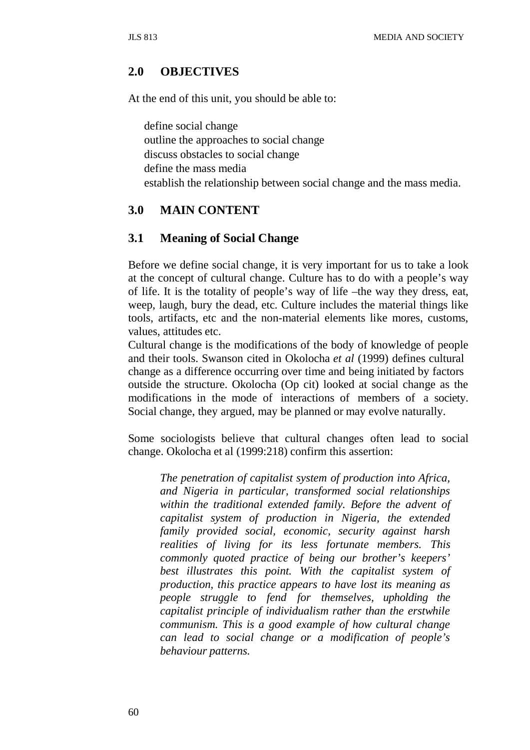## 2.0 OBJECTIVES

At the end of this unit, you should be able to:

- define social change
- outline the approaches to social change
- discuss obstacles to social change
- define the mass media
- establish the relationship between social change and the mass media.

## 3.0 MAIN CONTENT

### 3.1 Meaning of Social Change

Before we define social change, it is very important for us to take a look at the concept of cultural change. Culture has to do with a people's way of life. It is the totality of people's way of life –the way they dress, eat, weep, laugh, bury the dead, etc. Culture includes the material things like tools, artifacts, etc and the non-material elements like mores, customs, values, attitudes etc.

Cultural change is the modifications of the body of knowledge of people and their tools. Swanson cited in Okolocha *et al* (1999) defines cultural change as a difference occurring over time and being initiated by factors outside the structure. Okolocha (Op cit) looked at social change as the modifications in the mode of interactions of members of a society. Social change, they argued, may be planned or may evolve naturally.

Some sociologists believe that cultural changes often lead to social change. Okolocha et al (1999:218) confirm this assertion:

> *The penetration of capitalist system of production into Africa, and Nigeria in particular, transformed social relationships within the traditional extended family. Before the advent of capitalist system of production in Nigeria, the extended family provided social, economic, security against harsh realities of living for its less fortunate members. This commonly quoted practice of being our brother's keepers' best illustrates this point. With the capitalist system of production, this practice appears to have lost its meaning as people struggle to fend for themselves, upholding the capitalist principle of individualism rather than the erstwhile communism. This is a good example of how cultural change can lead to social change or a modification of people's behaviour patterns.*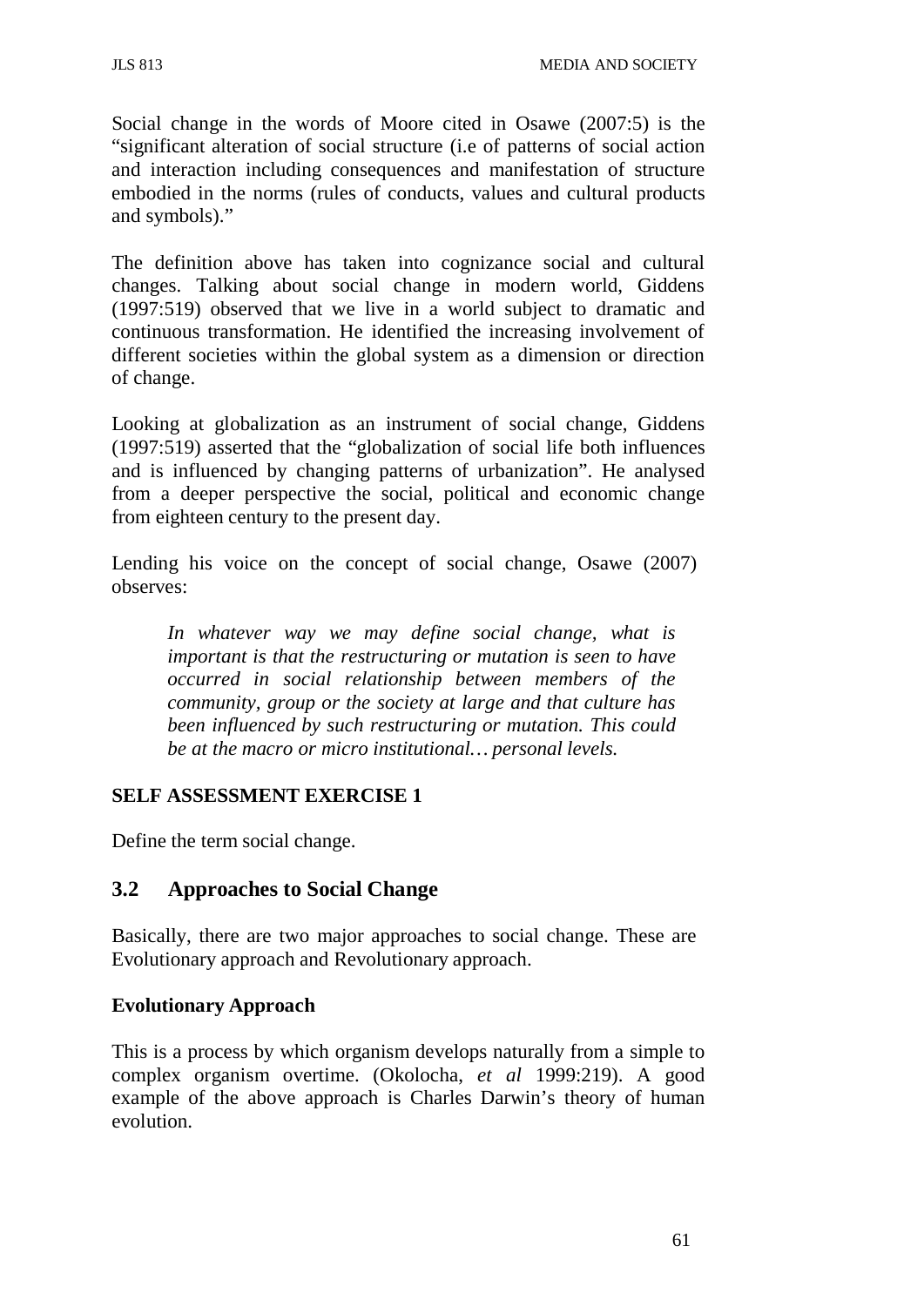Social change in the words of Moore cited in Osawe (2007:5) is the "significant alteration of social structure (i.e of patterns of social action and interaction including consequences and manifestation of structure embodied in the norms (rules of conducts, values and cultural products and symbols)."

The definition above has taken into cognizance social and cultural changes. Talking about social change in modern world, Giddens (1997:519) observed that we live in a world subject to dramatic and continuous transformation. He identified the increasing involvement of different societies within the global system as a dimension or direction of change.

Looking at globalization as an instrument of social change, Giddens (1997:519) asserted that the "globalization of social life both influences and is influenced by changing patterns of urbanization". He analysed from a deeper perspective the social, political and economic change from eighteen century to the present day.

Lending his voice on the concept of social change, Osawe (2007) observes:

> *In whatever way we may define social change, what is important is that the restructuring or mutation is seen to have occurred in social relationship between members of the community, group or the society at large and that culture has been influenced by such restructuring or mutation. This could be at the macro or micro institutional… personal levels.*

**SELF ASSESSMENT EXERCISE 1**

Define the term social change.

## 3.2 Approaches to Social Change

Basically, there are two major approaches to social change. These are Evolutionary approach and Revolutionary approach.

**Evolutionary Approach**

This is a process by which organism develops naturally from a simple to complex organism overtime. (Okolocha, *et al* 1999:219). A good example of the above approach is Charles Darwin's theory of human evolution.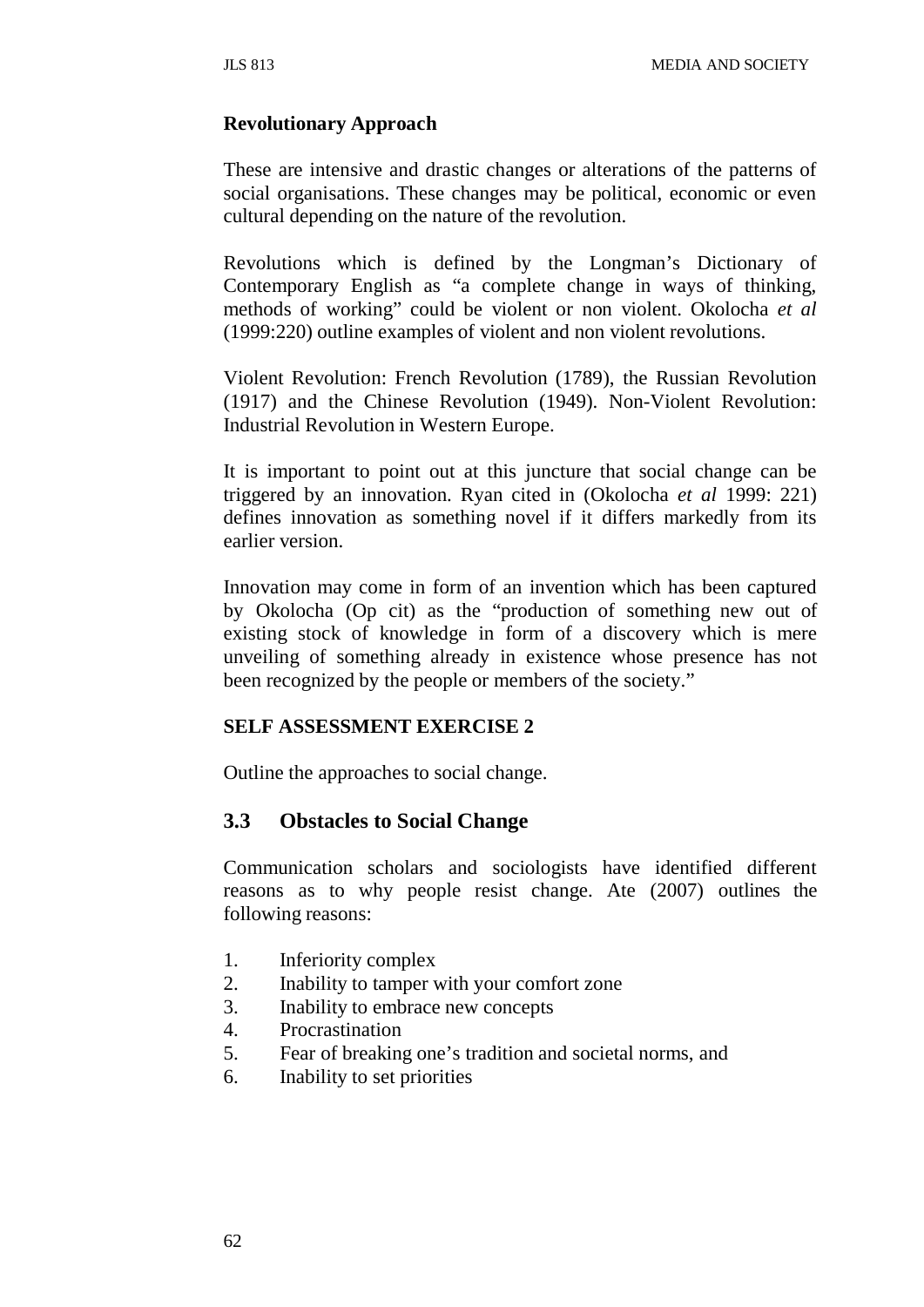**Revolutionary Approach**

These are intensive and drastic changes or alterations of the patterns of social organisations. These changes may be political, economic or even cultural depending on the nature of the revolution.

Revolutions which is defined by the Longman's Dictionary of Contemporary English as "a complete change in ways of thinking, methods of working" could be violent or non violent. Okolocha *et al* (1999:220) outline examples of violent and non violent revolutions.

Violent Revolution: French Revolution (1789), the Russian Revolution (1917) and the Chinese Revolution (1949). Non-Violent Revolution: Industrial Revolution in Western Europe.

It is important to point out at this juncture that social change can be triggered by an innovation. Ryan cited in (Okolocha *et al* 1999: 221) defines innovation as something novel if it differs markedly from its earlier version.

Innovation may come in form of an invention which has been captured by Okolocha (Op cit) as the "production of something new out of existing stock of knowledge in form of a discovery which is mere unveiling of something already in existence whose presence has not been recognized by the people or members of the society."

**SELF ASSESSMENT EXERCISE 2**

Outline the approaches to social change.

## 3.3 Obstacles to Social Change

Communication scholars and sociologists have identified different reasons as to why people resist change. Ate (2007) outlines the following reasons:

1. Inferiority complex
2. Inability to tamper with your comfort zone
3. Inability to embrace new concepts
4. Procrastination
5. Fear of breaking one's tradition and societal norms, and
6. Inability to set priorities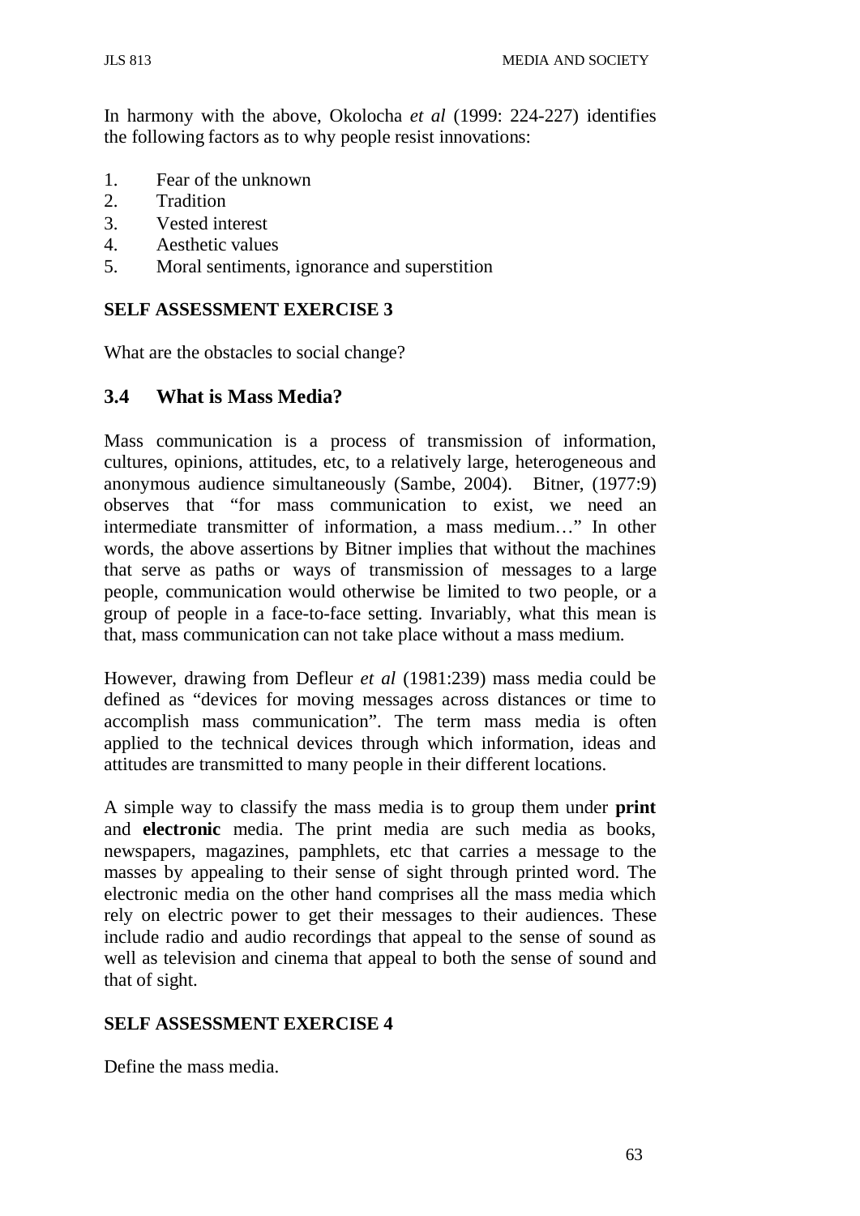In harmony with the above, Okolocha *et al* (1999: 224-227) identifies the following factors as to why people resist innovations:

1. Fear of the unknown
2. Tradition
3. Vested interest
4. Aesthetic values
5. Moral sentiments, ignorance and superstition

**SELF ASSESSMENT EXERCISE 3**

What are the obstacles to social change?

## 3.4 What is Mass Media?

Mass communication is a process of transmission of information, cultures, opinions, attitudes, etc, to a relatively large, heterogeneous and anonymous audience simultaneously (Sambe, 2004). Bitner, (1977:9) observes that "for mass communication to exist, we need an intermediate transmitter of information, a mass medium…" In other words, the above assertions by Bitner implies that without the machines that serve as paths or ways of transmission of messages to a large people, communication would otherwise be limited to two people, or a group of people in a face-to-face setting. Invariably, what this mean is that, mass communication can not take place without a mass medium.

However, drawing from Defleur *et al* (1981:239) mass media could be defined as "devices for moving messages across distances or time to accomplish mass communication". The term mass media is often applied to the technical devices through which information, ideas and attitudes are transmitted to many people in their different locations.

A simple way to classify the mass media is to group them under **print** and **electronic** media. The print media are such media as books, newspapers, magazines, pamphlets, etc that carries a message to the masses by appealing to their sense of sight through printed word. The electronic media on the other hand comprises all the mass media which rely on electric power to get their messages to their audiences. These include radio and audio recordings that appeal to the sense of sound as well as television and cinema that appeal to both the sense of sound and that of sight.

**SELF ASSESSMENT EXERCISE 4**

Define the mass media.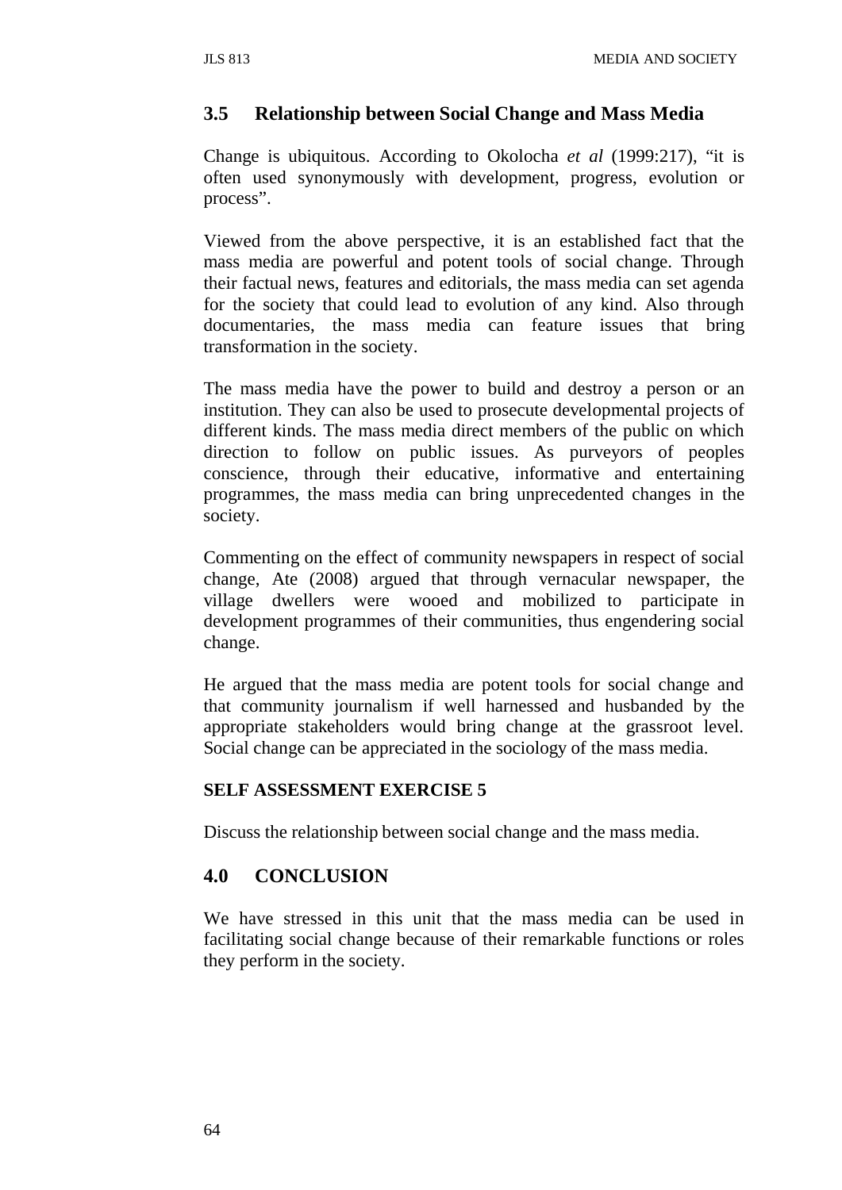## 3.5 Relationship between Social Change and Mass Media

Change is ubiquitous. According to Okolocha *et al* (1999:217), "it is often used synonymously with development, progress, evolution or process".

Viewed from the above perspective, it is an established fact that the mass media are powerful and potent tools of social change. Through their factual news, features and editorials, the mass media can set agenda for the society that could lead to evolution of any kind. Also through documentaries, the mass media can feature issues that bring transformation in the society.

The mass media have the power to build and destroy a person or an institution. They can also be used to prosecute developmental projects of different kinds. The mass media direct members of the public on which direction to follow on public issues. As purveyors of peoples conscience, through their educative, informative and entertaining programmes, the mass media can bring unprecedented changes in the society.

Commenting on the effect of community newspapers in respect of social change, Ate (2008) argued that through vernacular newspaper, the village dwellers were wooed and mobilized to participate in development programmes of their communities, thus engendering social change.

He argued that the mass media are potent tools for social change and that community journalism if well harnessed and husbanded by the appropriate stakeholders would bring change at the grassroot level. Social change can be appreciated in the sociology of the mass media.

**SELF ASSESSMENT EXERCISE 5**

Discuss the relationship between social change and the mass media.

## 4.0 CONCLUSION

We have stressed in this unit that the mass media can be used in facilitating social change because of their remarkable functions or roles they perform in the society.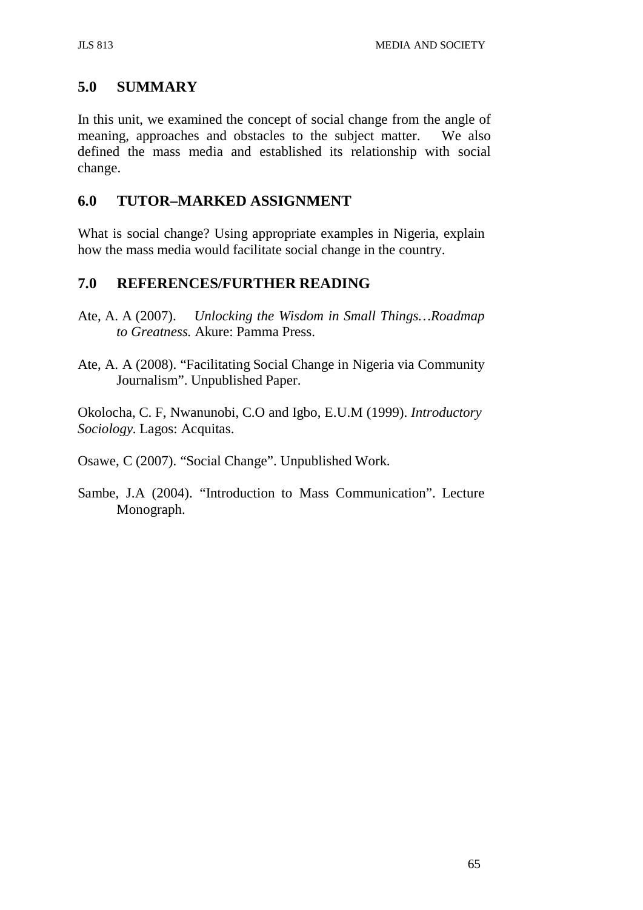## 5.0 SUMMARY

In this unit, we examined the concept of social change from the angle of meaning, approaches and obstacles to the subject matter. We also defined the mass media and established its relationship with social change.

## 6.0 TUTOR–MARKED ASSIGNMENT

What is social change? Using appropriate examples in Nigeria, explain how the mass media would facilitate social change in the country.

## 7.0 REFERENCES/FURTHER READING

Ate, A. A (2007). *Unlocking the Wisdom in Small Things…Roadmap to Greatness.* Akure: Pamma Press.

Ate, A. A (2008). "Facilitating Social Change in Nigeria via Community Journalism". Unpublished Paper.

Okolocha, C. F, Nwanunobi, C.O and Igbo, E.U.M (1999). *Introductory Sociology*. Lagos: Acquitas.

Osawe, C (2007). "Social Change". Unpublished Work.

Sambe, J.A (2004). "Introduction to Mass Communication". Lecture Monograph.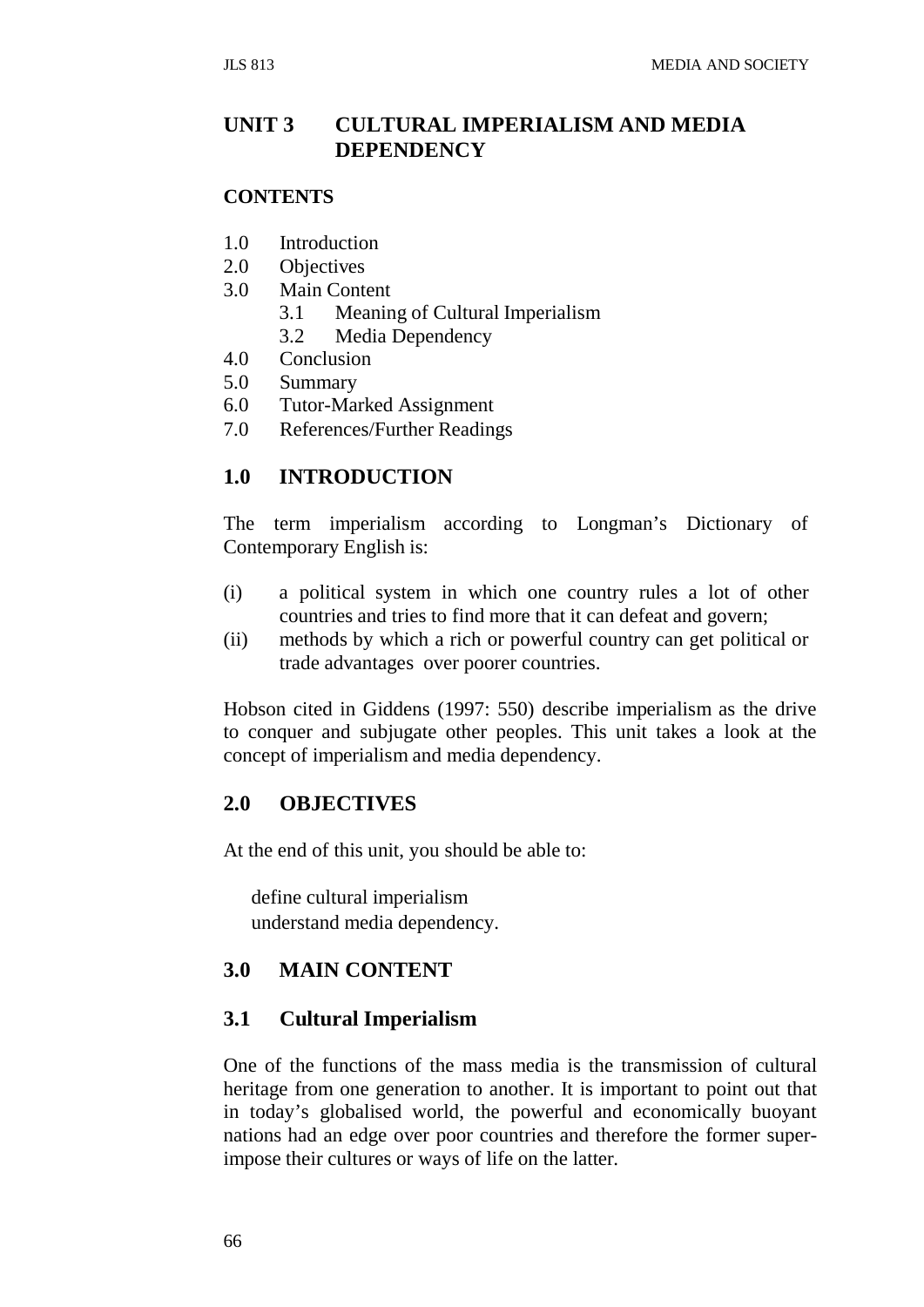# UNIT 3 CULTURAL IMPERIALISM AND MEDIA DEPENDENCY

**CONTENTS**

1.0 Introduction
2.0 Objectives
3.0 Main Content
   3.1 Meaning of Cultural Imperialism
   3.2 Media Dependency
4.0 Conclusion
5.0 Summary
6.0 Tutor-Marked Assignment
7.0 References/Further Readings

## 1.0 INTRODUCTION

The term imperialism according to Longman's Dictionary of Contemporary English is:

(i) a political system in which one country rules a lot of other countries and tries to find more that it can defeat and govern;
(ii) methods by which a rich or powerful country can get political or trade advantages over poorer countries.

Hobson cited in Giddens (1997: 550) describe imperialism as the drive to conquer and subjugate other peoples. This unit takes a look at the concept of imperialism and media dependency.

## 2.0 OBJECTIVES

At the end of this unit, you should be able to:

- define cultural imperialism
- understand media dependency.

## 3.0 MAIN CONTENT

### 3.1 Cultural Imperialism

One of the functions of the mass media is the transmission of cultural heritage from one generation to another. It is important to point out that in today's globalised world, the powerful and economically buoyant nations had an edge over poor countries and therefore the former super-impose their cultures or ways of life on the latter.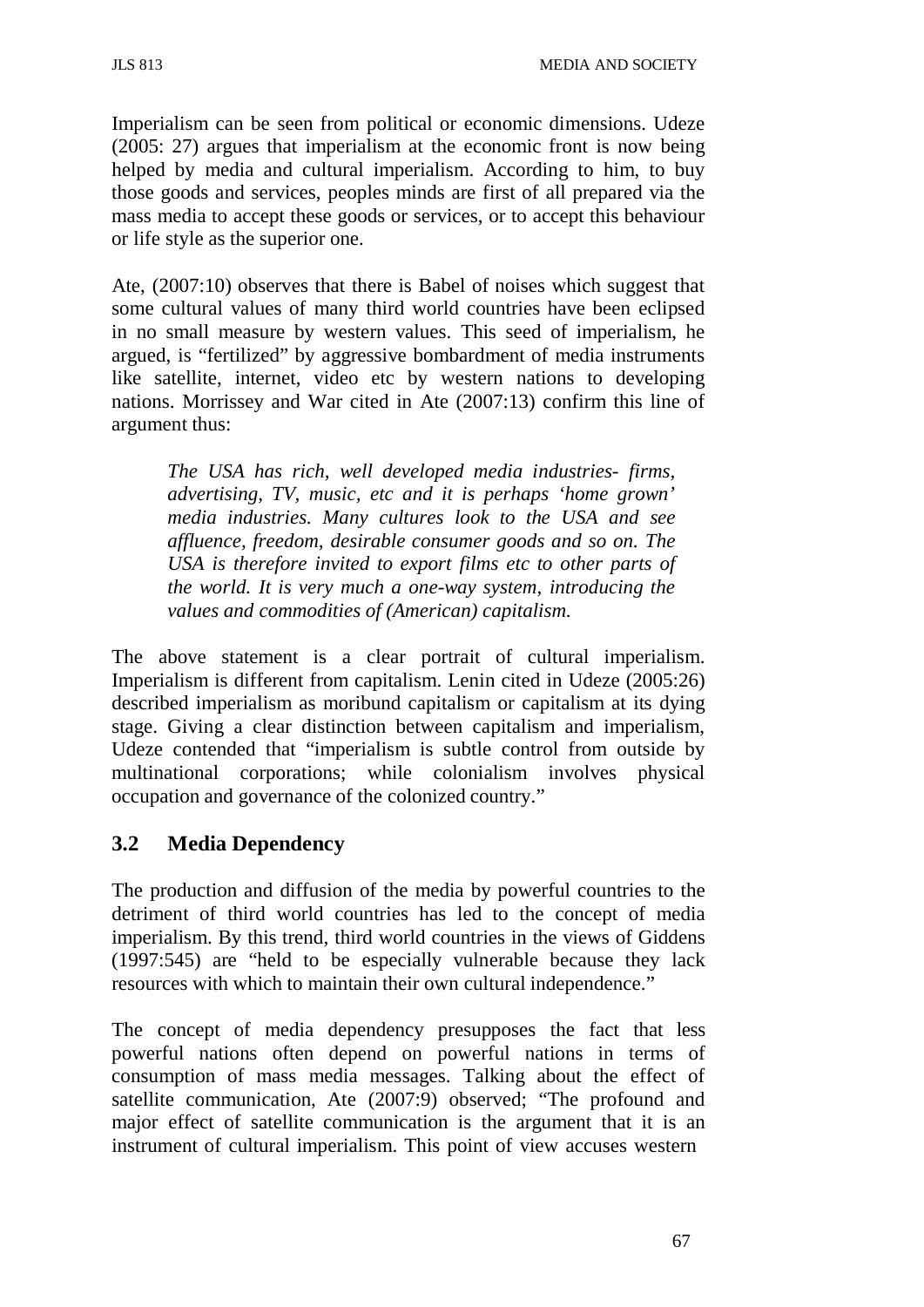Imperialism can be seen from political or economic dimensions. Udeze (2005: 27) argues that imperialism at the economic front is now being helped by media and cultural imperialism. According to him, to buy those goods and services, peoples minds are first of all prepared via the mass media to accept these goods or services, or to accept this behaviour or life style as the superior one.

Ate, (2007:10) observes that there is Babel of noises which suggest that some cultural values of many third world countries have been eclipsed in no small measure by western values. This seed of imperialism, he argued, is "fertilized" by aggressive bombardment of media instruments like satellite, internet, video etc by western nations to developing nations. Morrissey and War cited in Ate (2007:13) confirm this line of argument thus:

> *The USA has rich, well developed media industries- firms, advertising, TV, music, etc and it is perhaps 'home grown' media industries. Many cultures look to the USA and see affluence, freedom, desirable consumer goods and so on. The USA is therefore invited to export films etc to other parts of the world. It is very much a one-way system, introducing the values and commodities of (American) capitalism.*

The above statement is a clear portrait of cultural imperialism. Imperialism is different from capitalism. Lenin cited in Udeze (2005:26) described imperialism as moribund capitalism or capitalism at its dying stage. Giving a clear distinction between capitalism and imperialism, Udeze contended that "imperialism is subtle control from outside by multinational corporations; while colonialism involves physical occupation and governance of the colonized country."

## 3.2 Media Dependency

The production and diffusion of the media by powerful countries to the detriment of third world countries has led to the concept of media imperialism. By this trend, third world countries in the views of Giddens (1997:545) are "held to be especially vulnerable because they lack resources with which to maintain their own cultural independence."

The concept of media dependency presupposes the fact that less powerful nations often depend on powerful nations in terms of consumption of mass media messages. Talking about the effect of satellite communication, Ate (2007:9) observed; "The profound and major effect of satellite communication is the argument that it is an instrument of cultural imperialism. This point of view accuses western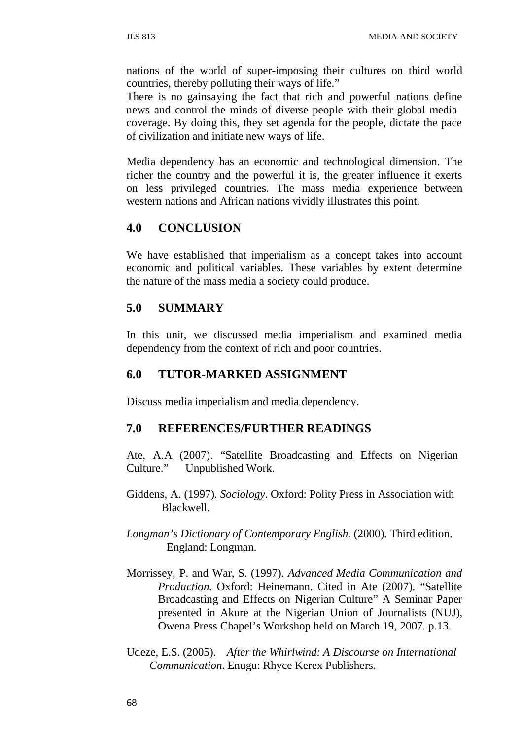nations of the world of super-imposing their cultures on third world countries, thereby polluting their ways of life."

There is no gainsaying the fact that rich and powerful nations define news and control the minds of diverse people with their global media coverage. By doing this, they set agenda for the people, dictate the pace of civilization and initiate new ways of life.

Media dependency has an economic and technological dimension. The richer the country and the powerful it is, the greater influence it exerts on less privileged countries. The mass media experience between western nations and African nations vividly illustrates this point.

## 4.0 CONCLUSION

We have established that imperialism as a concept takes into account economic and political variables. These variables by extent determine the nature of the mass media a society could produce.

## 5.0 SUMMARY

In this unit, we discussed media imperialism and examined media dependency from the context of rich and poor countries.

## 6.0 TUTOR-MARKED ASSIGNMENT

Discuss media imperialism and media dependency.

## 7.0 REFERENCES/FURTHER READINGS

Ate, A.A (2007). "Satellite Broadcasting and Effects on Nigerian Culture." Unpublished Work.

Giddens, A. (1997). *Sociology*. Oxford: Polity Press in Association with Blackwell.

*Longman's Dictionary of Contemporary English.* (2000). Third edition. England: Longman.

Morrissey, P. and War, S. (1997). *Advanced Media Communication and Production.* Oxford: Heinemann. Cited in Ate (2007). "Satellite Broadcasting and Effects on Nigerian Culture" A Seminar Paper presented in Akure at the Nigerian Union of Journalists (NUJ), Owena Press Chapel's Workshop held on March 19, 2007. p.13.

Udeze, E.S. (2005). *After the Whirlwind: A Discourse on International Communication*. Enugu: Rhyce Kerex Publishers.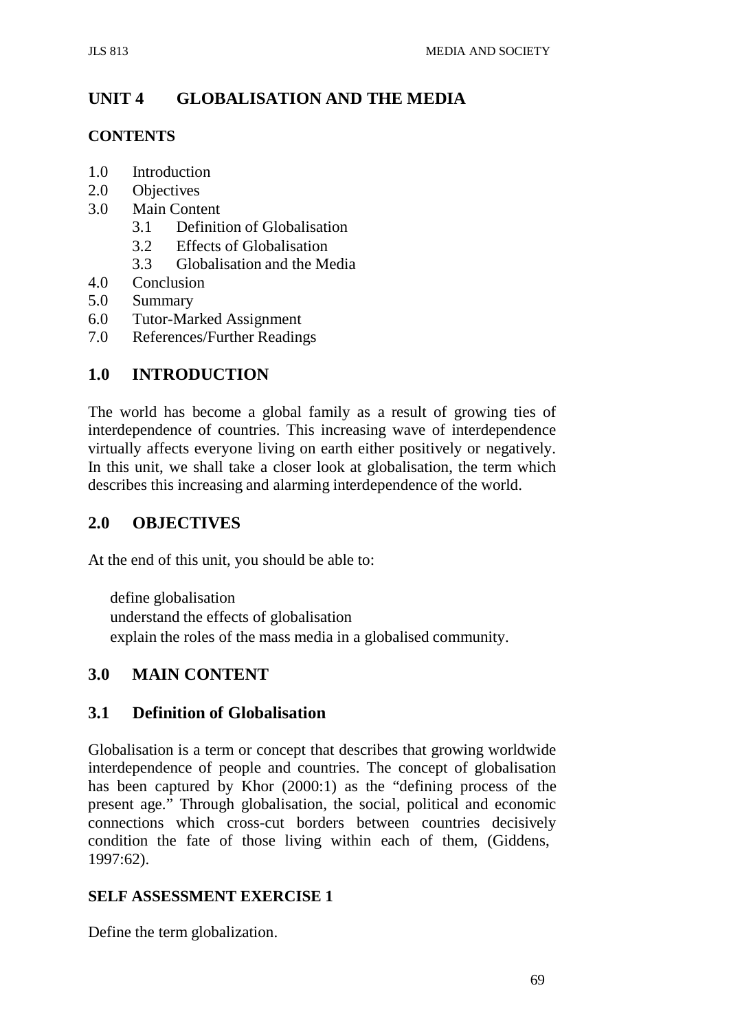## UNIT 4 GLOBALISATION AND THE MEDIA

### CONTENTS

1.0 Introduction
2.0 Objectives
3.0 Main Content
  3.1 Definition of Globalisation
  3.2 Effects of Globalisation
  3.3 Globalisation and the Media
4.0 Conclusion
5.0 Summary
6.0 Tutor-Marked Assignment
7.0 References/Further Readings

## 1.0 INTRODUCTION

The world has become a global family as a result of growing ties of interdependence of countries. This increasing wave of interdependence virtually affects everyone living on earth either positively or negatively. In this unit, we shall take a closer look at globalisation, the term which describes this increasing and alarming interdependence of the world.

## 2.0 OBJECTIVES

At the end of this unit, you should be able to:

- define globalisation
- understand the effects of globalisation
- explain the roles of the mass media in a globalised community.

## 3.0 MAIN CONTENT

### 3.1 Definition of Globalisation

Globalisation is a term or concept that describes that growing worldwide interdependence of people and countries. The concept of globalisation has been captured by Khor (2000:1) as the "defining process of the present age." Through globalisation, the social, political and economic connections which cross-cut borders between countries decisively condition the fate of those living within each of them, (Giddens, 1997:62).

#### SELF ASSESSMENT EXERCISE 1

Define the term globalization.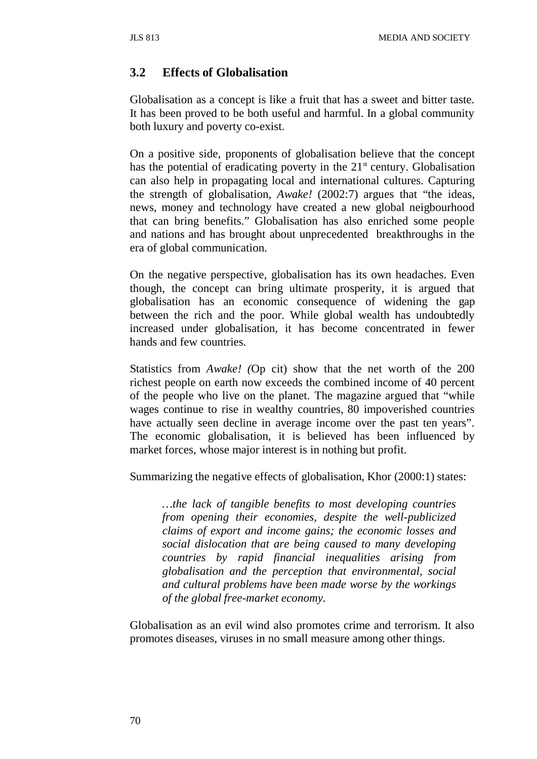### 3.2 Effects of Globalisation

Globalisation as a concept is like a fruit that has a sweet and bitter taste. It has been proved to be both useful and harmful. In a global community both luxury and poverty co-exist.

On a positive side, proponents of globalisation believe that the concept has the potential of eradicating poverty in the 21st century. Globalisation can also help in propagating local and international cultures. Capturing the strength of globalisation, *Awake!* (2002:7) argues that "the ideas, news, money and technology have created a new global neigbourhood that can bring benefits." Globalisation has also enriched some people and nations and has brought about unprecedented breakthroughs in the era of global communication.

On the negative perspective, globalisation has its own headaches. Even though, the concept can bring ultimate prosperity, it is argued that globalisation has an economic consequence of widening the gap between the rich and the poor. While global wealth has undoubtedly increased under globalisation, it has become concentrated in fewer hands and few countries.

Statistics from *Awake! (*Op cit) show that the net worth of the 200 richest people on earth now exceeds the combined income of 40 percent of the people who live on the planet. The magazine argued that "while wages continue to rise in wealthy countries, 80 impoverished countries have actually seen decline in average income over the past ten years". The economic globalisation, it is believed has been influenced by market forces, whose major interest is in nothing but profit.

Summarizing the negative effects of globalisation, Khor (2000:1) states:

> *…the lack of tangible benefits to most developing countries from opening their economies, despite the well-publicized claims of export and income gains; the economic losses and social dislocation that are being caused to many developing countries by rapid financial inequalities arising from globalisation and the perception that environmental, social and cultural problems have been made worse by the workings of the global free-market economy.*

Globalisation as an evil wind also promotes crime and terrorism. It also promotes diseases, viruses in no small measure among other things.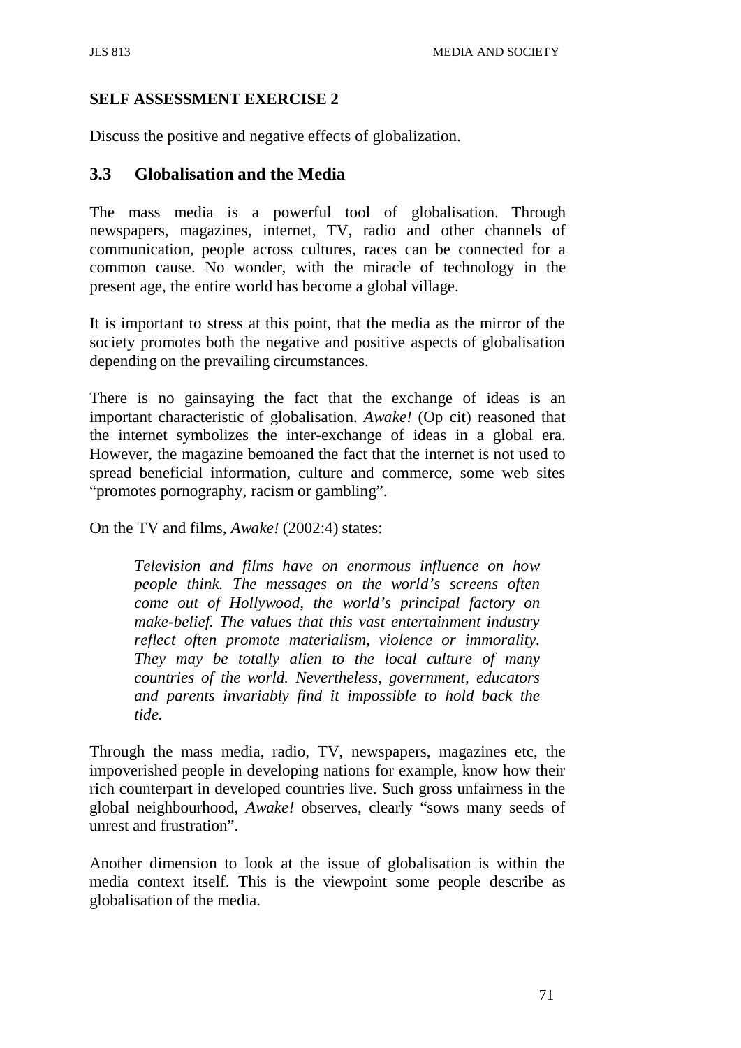**SELF ASSESSMENT EXERCISE 2**

Discuss the positive and negative effects of globalization.

## 3.3 Globalisation and the Media

The mass media is a powerful tool of globalisation. Through newspapers, magazines, internet, TV, radio and other channels of communication, people across cultures, races can be connected for a common cause. No wonder, with the miracle of technology in the present age, the entire world has become a global village.

It is important to stress at this point, that the media as the mirror of the society promotes both the negative and positive aspects of globalisation depending on the prevailing circumstances.

There is no gainsaying the fact that the exchange of ideas is an important characteristic of globalisation. *Awake!* (Op cit) reasoned that the internet symbolizes the inter-exchange of ideas in a global era. However, the magazine bemoaned the fact that the internet is not used to spread beneficial information, culture and commerce, some web sites "promotes pornography, racism or gambling".

On the TV and films, *Awake!* (2002:4) states:

> *Television and films have on enormous influence on how people think. The messages on the world's screens often come out of Hollywood, the world's principal factory on make-belief. The values that this vast entertainment industry reflect often promote materialism, violence or immorality. They may be totally alien to the local culture of many countries of the world. Nevertheless, government, educators and parents invariably find it impossible to hold back the tide.*

Through the mass media, radio, TV, newspapers, magazines etc, the impoverished people in developing nations for example, know how their rich counterpart in developed countries live. Such gross unfairness in the global neighbourhood, *Awake!* observes, clearly "sows many seeds of unrest and frustration".

Another dimension to look at the issue of globalisation is within the media context itself. This is the viewpoint some people describe as globalisation of the media.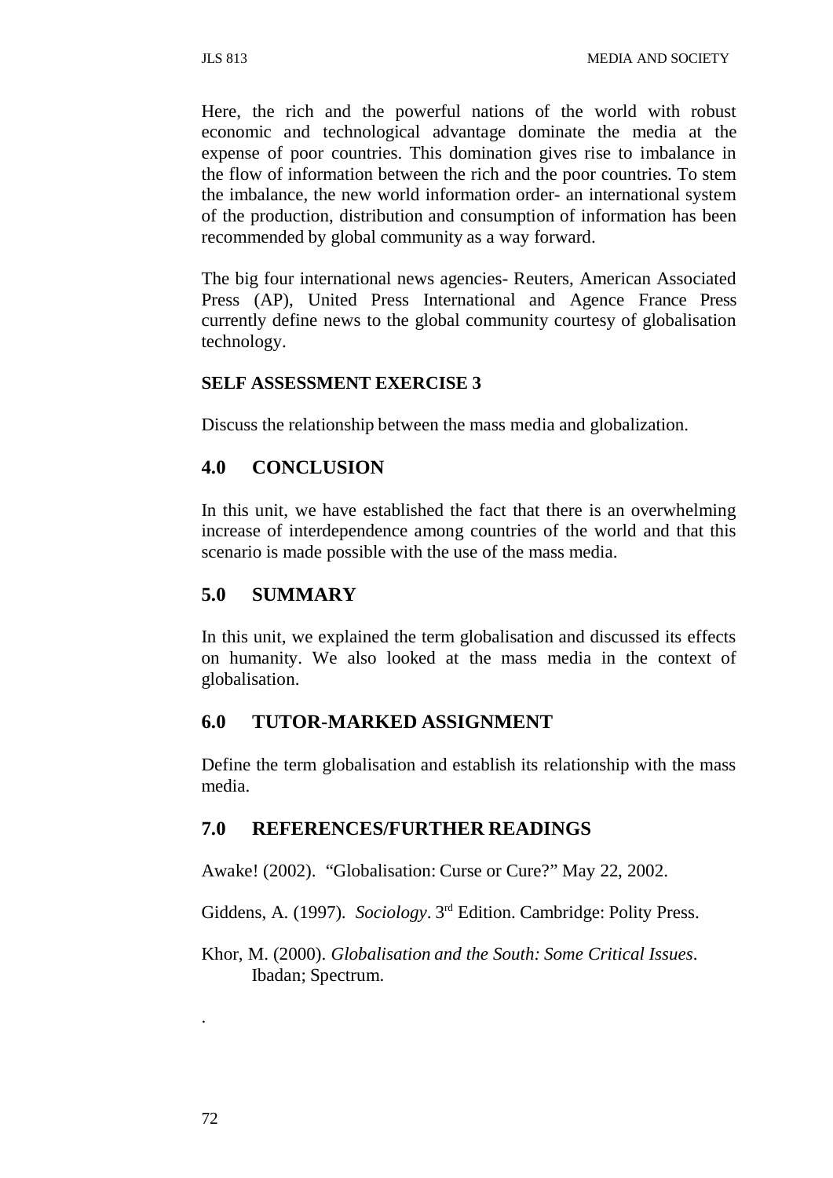Here, the rich and the powerful nations of the world with robust economic and technological advantage dominate the media at the expense of poor countries. This domination gives rise to imbalance in the flow of information between the rich and the poor countries. To stem the imbalance, the new world information order- an international system of the production, distribution and consumption of information has been recommended by global community as a way forward.

The big four international news agencies- Reuters, American Associated Press (AP), United Press International and Agence France Press currently define news to the global community courtesy of globalisation technology.

**SELF ASSESSMENT EXERCISE 3**

Discuss the relationship between the mass media and globalization.

## 4.0 CONCLUSION

In this unit, we have established the fact that there is an overwhelming increase of interdependence among countries of the world and that this scenario is made possible with the use of the mass media.

## 5.0 SUMMARY

In this unit, we explained the term globalisation and discussed its effects on humanity. We also looked at the mass media in the context of globalisation.

## 6.0 TUTOR-MARKED ASSIGNMENT

Define the term globalisation and establish its relationship with the mass media.

## 7.0 REFERENCES/FURTHER READINGS

Awake! (2002). "Globalisation: Curse or Cure?" May 22, 2002.

Giddens, A. (1997). *Sociology*. 3rd Edition. Cambridge: Polity Press.

Khor, M. (2000). *Globalisation and the South: Some Critical Issues*. Ibadan; Spectrum.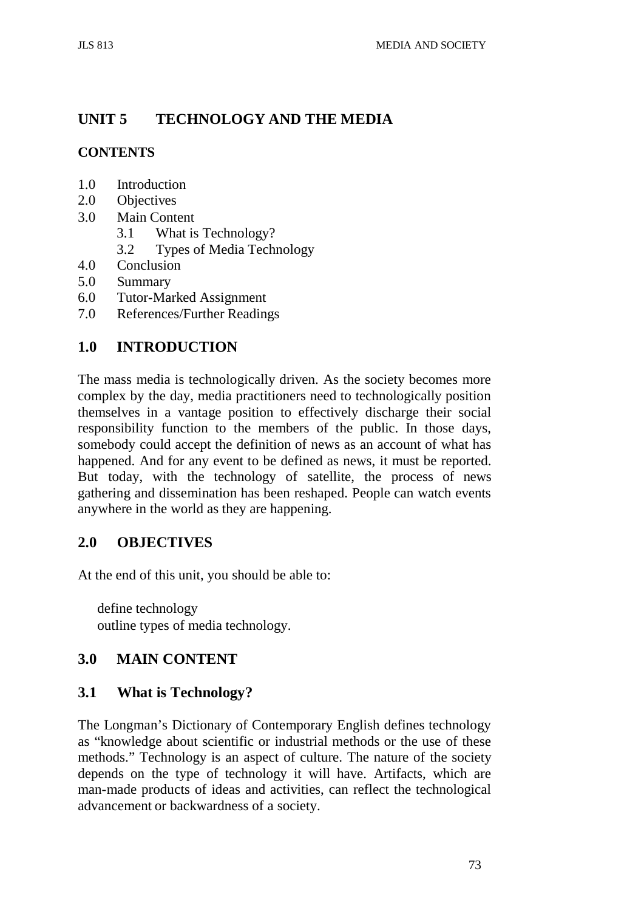## UNIT 5 TECHNOLOGY AND THE MEDIA

### CONTENTS

1.0 Introduction
2.0 Objectives
3.0 Main Content
    3.1 What is Technology?
    3.2 Types of Media Technology
4.0 Conclusion
5.0 Summary
6.0 Tutor-Marked Assignment
7.0 References/Further Readings

### 1.0 INTRODUCTION

The mass media is technologically driven. As the society becomes more complex by the day, media practitioners need to technologically position themselves in a vantage position to effectively discharge their social responsibility function to the members of the public. In those days, somebody could accept the definition of news as an account of what has happened. And for any event to be defined as news, it must be reported. But today, with the technology of satellite, the process of news gathering and dissemination has been reshaped. People can watch events anywhere in the world as they are happening.

### 2.0 OBJECTIVES

At the end of this unit, you should be able to:

- define technology
- outline types of media technology.

### 3.0 MAIN CONTENT

### 3.1 What is Technology?

The Longman's Dictionary of Contemporary English defines technology as "knowledge about scientific or industrial methods or the use of these methods." Technology is an aspect of culture. The nature of the society depends on the type of technology it will have. Artifacts, which are man-made products of ideas and activities, can reflect the technological advancement or backwardness of a society.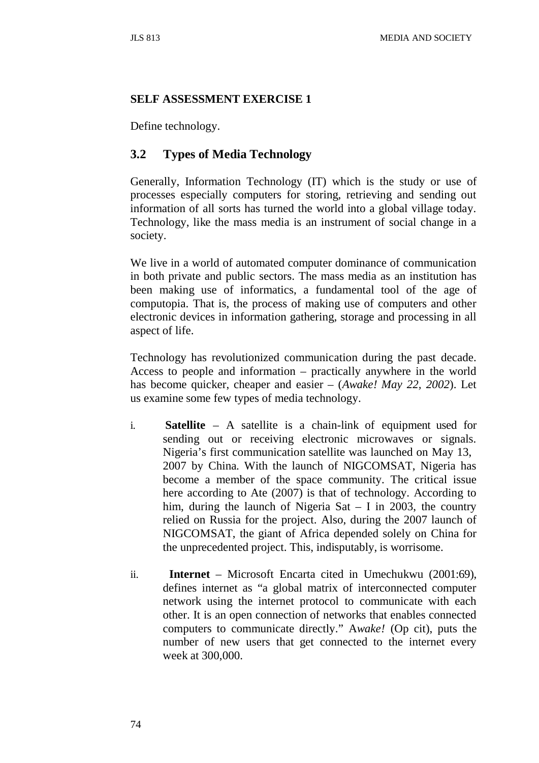**SELF ASSESSMENT EXERCISE 1**

Define technology.

## 3.2 Types of Media Technology

Generally, Information Technology (IT) which is the study or use of processes especially computers for storing, retrieving and sending out information of all sorts has turned the world into a global village today. Technology, like the mass media is an instrument of social change in a society.

We live in a world of automated computer dominance of communication in both private and public sectors. The mass media as an institution has been making use of informatics, a fundamental tool of the age of computopia. That is, the process of making use of computers and other electronic devices in information gathering, storage and processing in all aspect of life.

Technology has revolutionized communication during the past decade. Access to people and information – practically anywhere in the world has become quicker, cheaper and easier – (*Awake! May 22, 2002*). Let us examine some few types of media technology.

i. **Satellite** – A satellite is a chain-link of equipment used for sending out or receiving electronic microwaves or signals. Nigeria's first communication satellite was launched on May 13, 2007 by China. With the launch of NIGCOMSAT, Nigeria has become a member of the space community. The critical issue here according to Ate (2007) is that of technology. According to him, during the launch of Nigeria Sat – I in 2003, the country relied on Russia for the project. Also, during the 2007 launch of NIGCOMSAT, the giant of Africa depended solely on China for the unprecedented project. This, indisputably, is worrisome.

ii. **Internet** – Microsoft Encarta cited in Umechukwu (2001:69), defines internet as "a global matrix of interconnected computer network using the internet protocol to communicate with each other. It is an open connection of networks that enables connected computers to communicate directly." A*wake!* (Op cit), puts the number of new users that get connected to the internet every week at 300,000.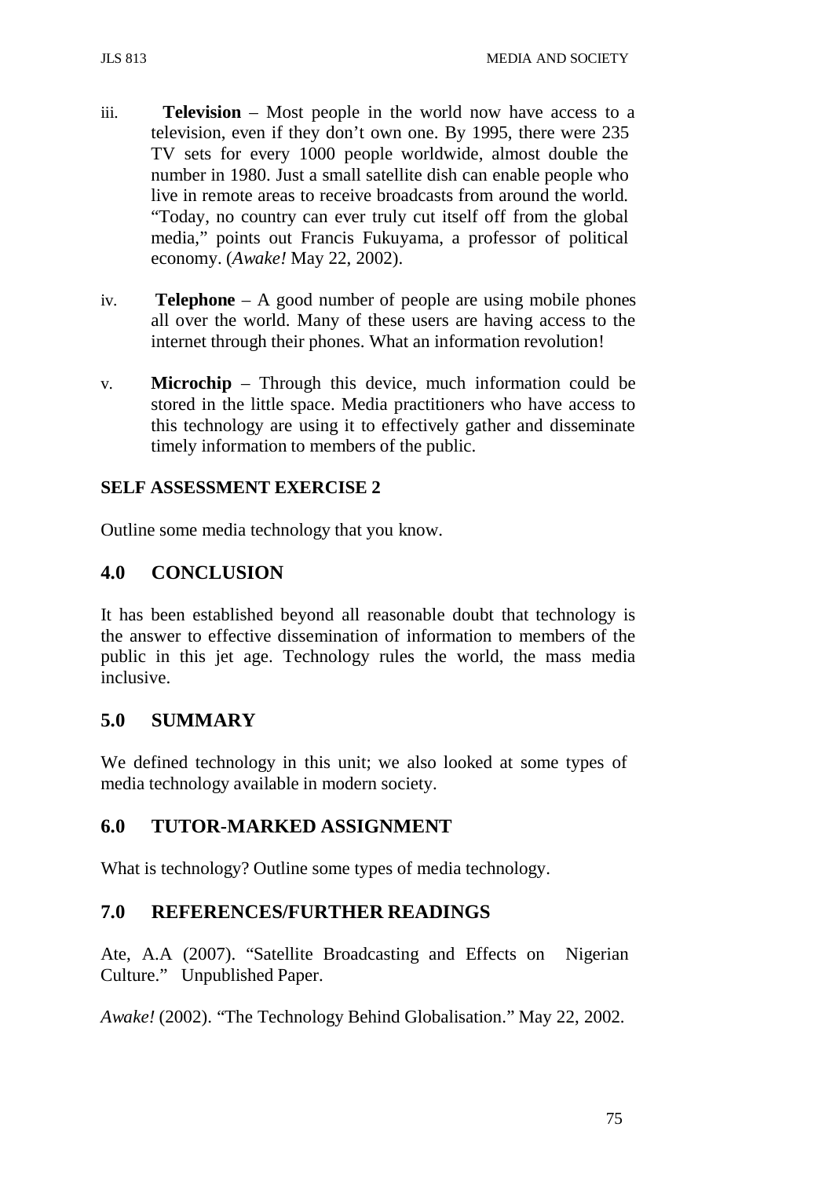iii. **Television** – Most people in the world now have access to a television, even if they don't own one. By 1995, there were 235 TV sets for every 1000 people worldwide, almost double the number in 1980. Just a small satellite dish can enable people who live in remote areas to receive broadcasts from around the world. "Today, no country can ever truly cut itself off from the global media," points out Francis Fukuyama, a professor of political economy. (*Awake!* May 22, 2002).

iv. **Telephone** – A good number of people are using mobile phones all over the world. Many of these users are having access to the internet through their phones. What an information revolution!

v. **Microchip** – Through this device, much information could be stored in the little space. Media practitioners who have access to this technology are using it to effectively gather and disseminate timely information to members of the public.

**SELF ASSESSMENT EXERCISE 2**

Outline some media technology that you know.

## 4.0 CONCLUSION

It has been established beyond all reasonable doubt that technology is the answer to effective dissemination of information to members of the public in this jet age. Technology rules the world, the mass media inclusive.

## 5.0 SUMMARY

We defined technology in this unit; we also looked at some types of media technology available in modern society.

## 6.0 TUTOR-MARKED ASSIGNMENT

What is technology? Outline some types of media technology.

## 7.0 REFERENCES/FURTHER READINGS

Ate, A.A (2007). "Satellite Broadcasting and Effects on Nigerian Culture." Unpublished Paper.

*Awake!* (2002). "The Technology Behind Globalisation." May 22, 2002.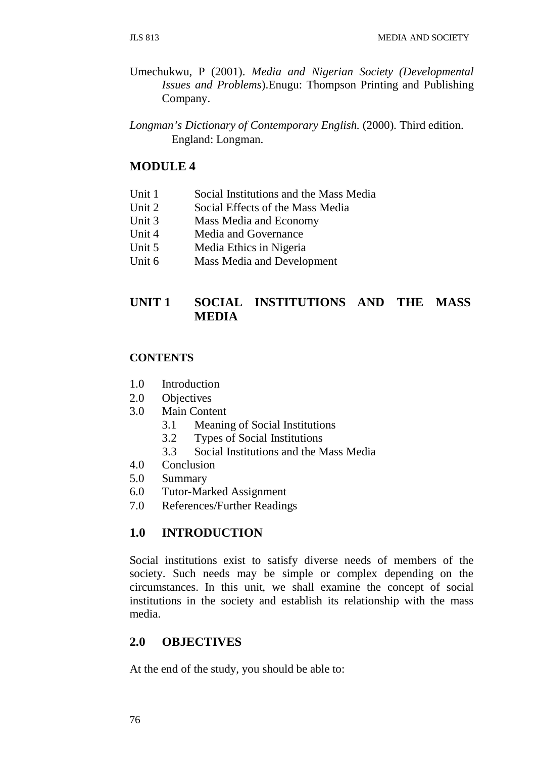Umechukwu, P (2001). *Media and Nigerian Society (Developmental Issues and Problems)*.Enugu: Thompson Printing and Publishing Company.

*Longman's Dictionary of Contemporary English.* (2000). Third edition. England: Longman.

## MODULE 4

| | |
|---|---|
| Unit 1 | Social Institutions and the Mass Media |
| Unit 2 | Social Effects of the Mass Media |
| Unit 3 | Mass Media and Economy |
| Unit 4 | Media and Governance |
| Unit 5 | Media Ethics in Nigeria |
| Unit 6 | Mass Media and Development |

## UNIT 1 SOCIAL INSTITUTIONS AND THE MASS MEDIA

### CONTENTS

- 1.0 Introduction
- 2.0 Objectives
- 3.0 Main Content
  - 3.1 Meaning of Social Institutions
  - 3.2 Types of Social Institutions
  - 3.3 Social Institutions and the Mass Media
- 4.0 Conclusion
- 5.0 Summary
- 6.0 Tutor-Marked Assignment
- 7.0 References/Further Readings

### 1.0 INTRODUCTION

Social institutions exist to satisfy diverse needs of members of the society. Such needs may be simple or complex depending on the circumstances. In this unit, we shall examine the concept of social institutions in the society and establish its relationship with the mass media.

### 2.0 OBJECTIVES

At the end of the study, you should be able to: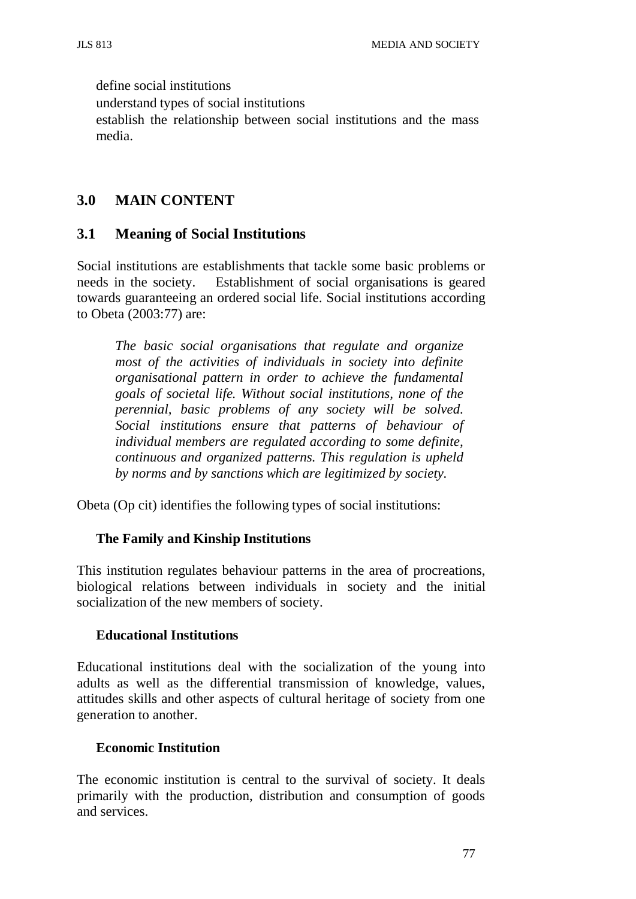define social institutions
understand types of social institutions
establish the relationship between social institutions and the mass media.

## 3.0 MAIN CONTENT

### 3.1 Meaning of Social Institutions

Social institutions are establishments that tackle some basic problems or needs in the society. Establishment of social organisations is geared towards guaranteeing an ordered social life. Social institutions according to Obeta (2003:77) are:

> *The basic social organisations that regulate and organize most of the activities of individuals in society into definite organisational pattern in order to achieve the fundamental goals of societal life. Without social institutions, none of the perennial, basic problems of any society will be solved. Social institutions ensure that patterns of behaviour of individual members are regulated according to some definite, continuous and organized patterns. This regulation is upheld by norms and by sanctions which are legitimized by society.*

Obeta (Op cit) identifies the following types of social institutions:

**The Family and Kinship Institutions**

This institution regulates behaviour patterns in the area of procreations, biological relations between individuals in society and the initial socialization of the new members of society.

**Educational Institutions**

Educational institutions deal with the socialization of the young into adults as well as the differential transmission of knowledge, values, attitudes skills and other aspects of cultural heritage of society from one generation to another.

**Economic Institution**

The economic institution is central to the survival of society. It deals primarily with the production, distribution and consumption of goods and services.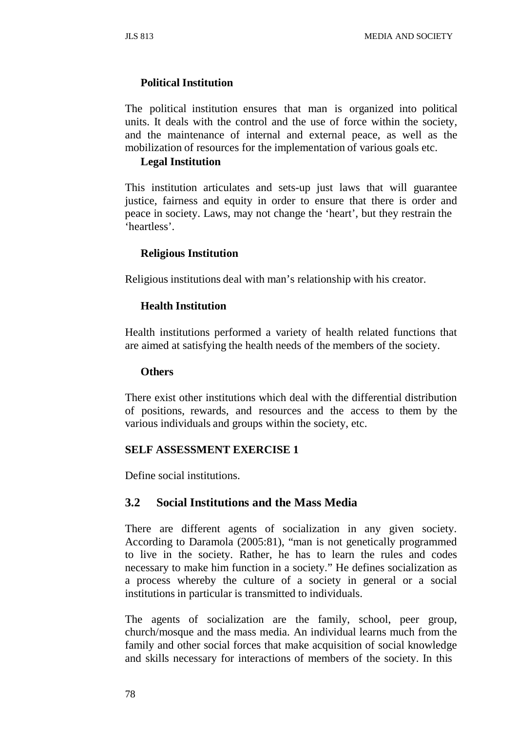**Political Institution**

The political institution ensures that man is organized into political units. It deals with the control and the use of force within the society, and the maintenance of internal and external peace, as well as the mobilization of resources for the implementation of various goals etc.

**Legal Institution**

This institution articulates and sets-up just laws that will guarantee justice, fairness and equity in order to ensure that there is order and peace in society. Laws, may not change the 'heart', but they restrain the 'heartless'.

**Religious Institution**

Religious institutions deal with man's relationship with his creator.

**Health Institution**

Health institutions performed a variety of health related functions that are aimed at satisfying the health needs of the members of the society.

**Others**

There exist other institutions which deal with the differential distribution of positions, rewards, and resources and the access to them by the various individuals and groups within the society, etc.

**SELF ASSESSMENT EXERCISE 1**

Define social institutions.

## 3.2 Social Institutions and the Mass Media

There are different agents of socialization in any given society. According to Daramola (2005:81), "man is not genetically programmed to live in the society. Rather, he has to learn the rules and codes necessary to make him function in a society." He defines socialization as a process whereby the culture of a society in general or a social institutions in particular is transmitted to individuals.

The agents of socialization are the family, school, peer group, church/mosque and the mass media. An individual learns much from the family and other social forces that make acquisition of social knowledge and skills necessary for interactions of members of the society. In this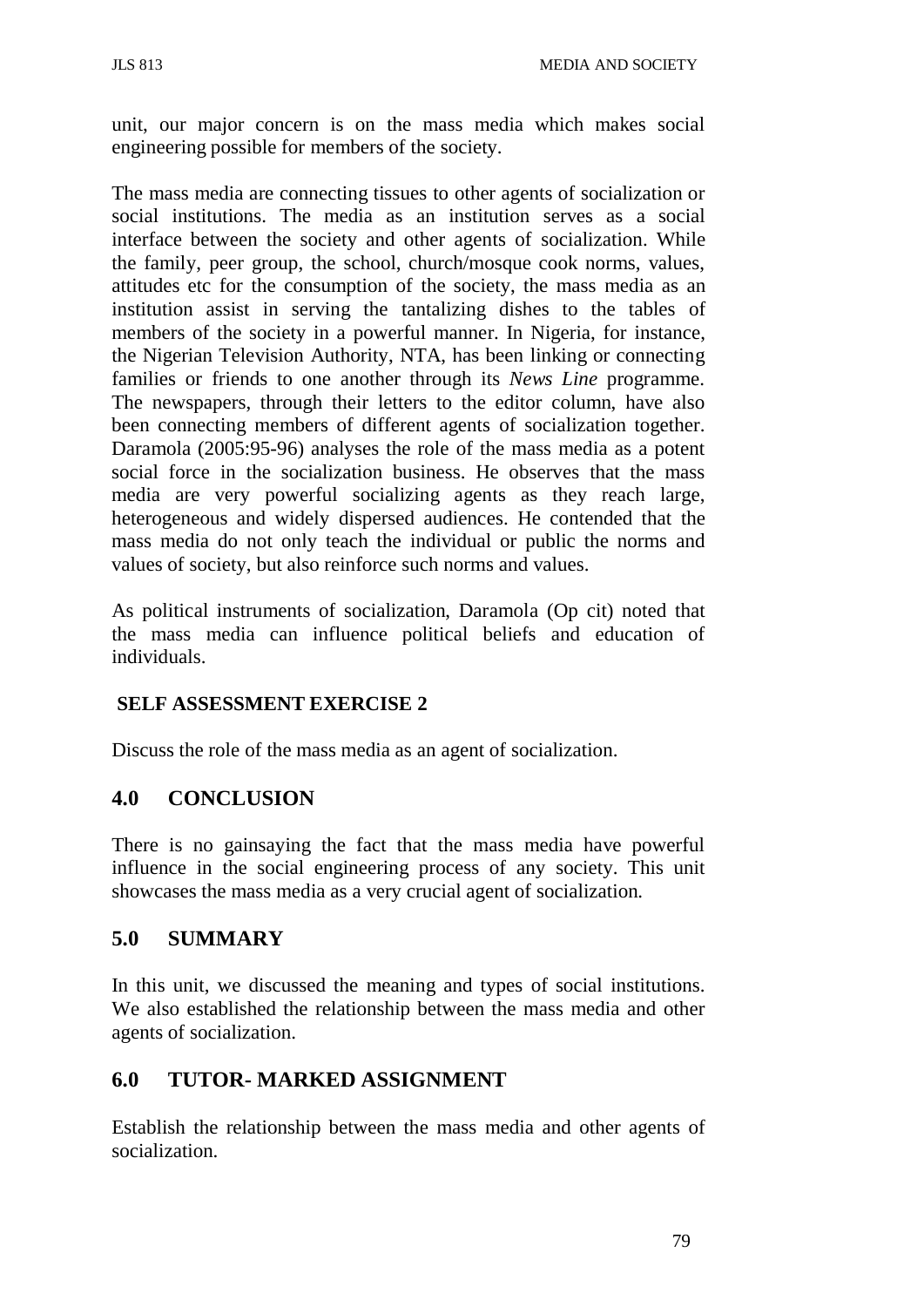unit, our major concern is on the mass media which makes social engineering possible for members of the society.

The mass media are connecting tissues to other agents of socialization or social institutions. The media as an institution serves as a social interface between the society and other agents of socialization. While the family, peer group, the school, church/mosque cook norms, values, attitudes etc for the consumption of the society, the mass media as an institution assist in serving the tantalizing dishes to the tables of members of the society in a powerful manner. In Nigeria, for instance, the Nigerian Television Authority, NTA, has been linking or connecting families or friends to one another through its *News Line* programme. The newspapers, through their letters to the editor column, have also been connecting members of different agents of socialization together. Daramola (2005:95-96) analyses the role of the mass media as a potent social force in the socialization business. He observes that the mass media are very powerful socializing agents as they reach large, heterogeneous and widely dispersed audiences. He contended that the mass media do not only teach the individual or public the norms and values of society, but also reinforce such norms and values.

As political instruments of socialization, Daramola (Op cit) noted that the mass media can influence political beliefs and education of individuals.

**SELF ASSESSMENT EXERCISE 2**

Discuss the role of the mass media as an agent of socialization.

## 4.0 CONCLUSION

There is no gainsaying the fact that the mass media have powerful influence in the social engineering process of any society. This unit showcases the mass media as a very crucial agent of socialization.

## 5.0 SUMMARY

In this unit, we discussed the meaning and types of social institutions. We also established the relationship between the mass media and other agents of socialization.

## 6.0 TUTOR- MARKED ASSIGNMENT

Establish the relationship between the mass media and other agents of socialization.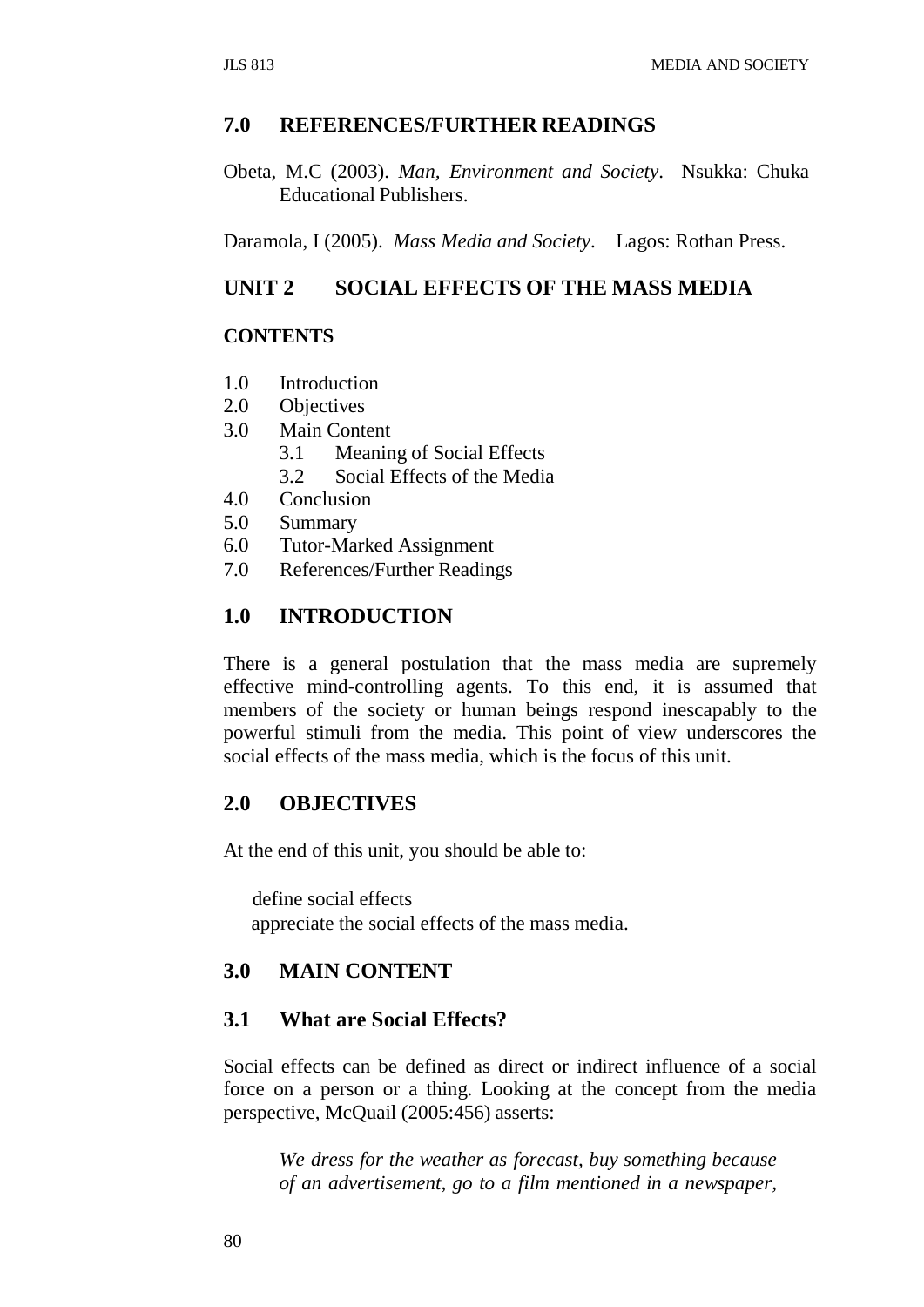## 7.0 REFERENCES/FURTHER READINGS

Obeta, M.C (2003). *Man, Environment and Society*. Nsukka: Chuka Educational Publishers.

Daramola, I (2005). *Mass Media and Society*. Lagos: Rothan Press.

# UNIT 2 SOCIAL EFFECTS OF THE MASS MEDIA

**CONTENTS**

- 1.0 Introduction
- 2.0 Objectives
- 3.0 Main Content
  - 3.1 Meaning of Social Effects
  - 3.2 Social Effects of the Media
- 4.0 Conclusion
- 5.0 Summary
- 6.0 Tutor-Marked Assignment
- 7.0 References/Further Readings

## 1.0 INTRODUCTION

There is a general postulation that the mass media are supremely effective mind-controlling agents. To this end, it is assumed that members of the society or human beings respond inescapably to the powerful stimuli from the media. This point of view underscores the social effects of the mass media, which is the focus of this unit.

## 2.0 OBJECTIVES

At the end of this unit, you should be able to:

- define social effects
- appreciate the social effects of the mass media.

## 3.0 MAIN CONTENT

### 3.1 What are Social Effects?

Social effects can be defined as direct or indirect influence of a social force on a person or a thing. Looking at the concept from the media perspective, McQuail (2005:456) asserts:

> *We dress for the weather as forecast, buy something because of an advertisement, go to a film mentioned in a newspaper,*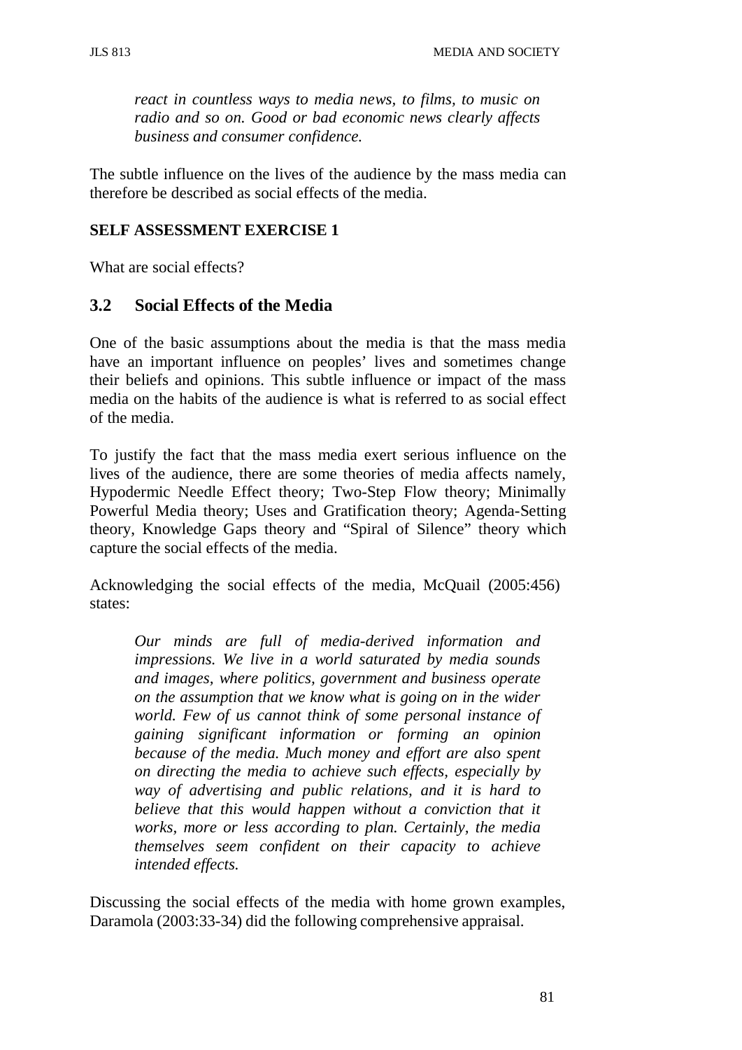*react in countless ways to media news, to films, to music on radio and so on. Good or bad economic news clearly affects business and consumer confidence.*

The subtle influence on the lives of the audience by the mass media can therefore be described as social effects of the media.

**SELF ASSESSMENT EXERCISE 1**

What are social effects?

## 3.2 Social Effects of the Media

One of the basic assumptions about the media is that the mass media have an important influence on peoples' lives and sometimes change their beliefs and opinions. This subtle influence or impact of the mass media on the habits of the audience is what is referred to as social effect of the media.

To justify the fact that the mass media exert serious influence on the lives of the audience, there are some theories of media affects namely, Hypodermic Needle Effect theory; Two-Step Flow theory; Minimally Powerful Media theory; Uses and Gratification theory; Agenda-Setting theory, Knowledge Gaps theory and "Spiral of Silence" theory which capture the social effects of the media.

Acknowledging the social effects of the media, McQuail (2005:456) states:

> *Our minds are full of media-derived information and impressions. We live in a world saturated by media sounds and images, where politics, government and business operate on the assumption that we know what is going on in the wider world. Few of us cannot think of some personal instance of gaining significant information or forming an opinion because of the media. Much money and effort are also spent on directing the media to achieve such effects, especially by way of advertising and public relations, and it is hard to believe that this would happen without a conviction that it works, more or less according to plan. Certainly, the media themselves seem confident on their capacity to achieve intended effects.*

Discussing the social effects of the media with home grown examples, Daramola (2003:33-34) did the following comprehensive appraisal.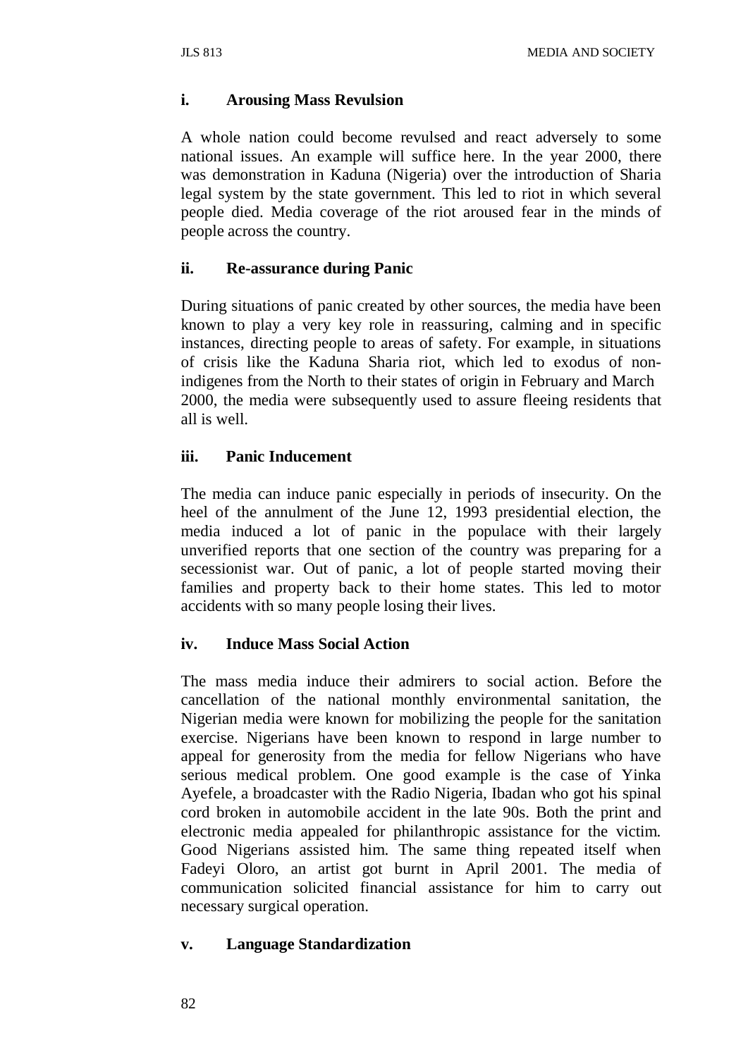**i. Arousing Mass Revulsion**

A whole nation could become revulsed and react adversely to some national issues. An example will suffice here. In the year 2000, there was demonstration in Kaduna (Nigeria) over the introduction of Sharia legal system by the state government. This led to riot in which several people died. Media coverage of the riot aroused fear in the minds of people across the country.

**ii. Re-assurance during Panic**

During situations of panic created by other sources, the media have been known to play a very key role in reassuring, calming and in specific instances, directing people to areas of safety. For example, in situations of crisis like the Kaduna Sharia riot, which led to exodus of non-indigenes from the North to their states of origin in February and March 2000, the media were subsequently used to assure fleeing residents that all is well.

**iii. Panic Inducement**

The media can induce panic especially in periods of insecurity. On the heel of the annulment of the June 12, 1993 presidential election, the media induced a lot of panic in the populace with their largely unverified reports that one section of the country was preparing for a secessionist war. Out of panic, a lot of people started moving their families and property back to their home states. This led to motor accidents with so many people losing their lives.

**iv. Induce Mass Social Action**

The mass media induce their admirers to social action. Before the cancellation of the national monthly environmental sanitation, the Nigerian media were known for mobilizing the people for the sanitation exercise. Nigerians have been known to respond in large number to appeal for generosity from the media for fellow Nigerians who have serious medical problem. One good example is the case of Yinka Ayefele, a broadcaster with the Radio Nigeria, Ibadan who got his spinal cord broken in automobile accident in the late 90s. Both the print and electronic media appealed for philanthropic assistance for the victim. Good Nigerians assisted him. The same thing repeated itself when Fadeyi Oloro, an artist got burnt in April 2001. The media of communication solicited financial assistance for him to carry out necessary surgical operation.

**v. Language Standardization**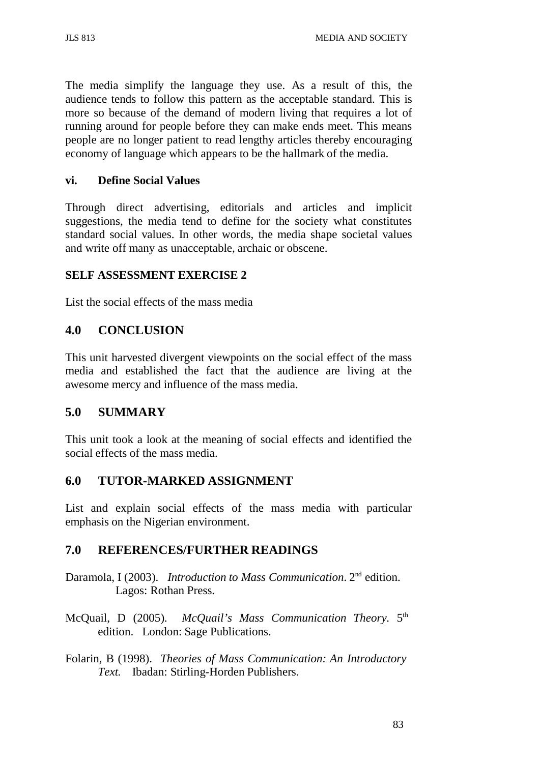The media simplify the language they use. As a result of this, the audience tends to follow this pattern as the acceptable standard. This is more so because of the demand of modern living that requires a lot of running around for people before they can make ends meet. This means people are no longer patient to read lengthy articles thereby encouraging economy of language which appears to be the hallmark of the media.

#### vi. Define Social Values

Through direct advertising, editorials and articles and implicit suggestions, the media tend to define for the society what constitutes standard social values. In other words, the media shape societal values and write off many as unacceptable, archaic or obscene.

#### SELF ASSESSMENT EXERCISE 2

List the social effects of the mass media

## 4.0 CONCLUSION

This unit harvested divergent viewpoints on the social effect of the mass media and established the fact that the audience are living at the awesome mercy and influence of the mass media.

## 5.0 SUMMARY

This unit took a look at the meaning of social effects and identified the social effects of the mass media.

## 6.0 TUTOR-MARKED ASSIGNMENT

List and explain social effects of the mass media with particular emphasis on the Nigerian environment.

## 7.0 REFERENCES/FURTHER READINGS

Daramola, I (2003). *Introduction to Mass Communication*. 2nd edition. Lagos: Rothan Press.

McQuail, D (2005). *McQuail's Mass Communication Theory.* 5th edition. London: Sage Publications.

Folarin, B (1998). *Theories of Mass Communication: An Introductory Text.* Ibadan: Stirling-Horden Publishers.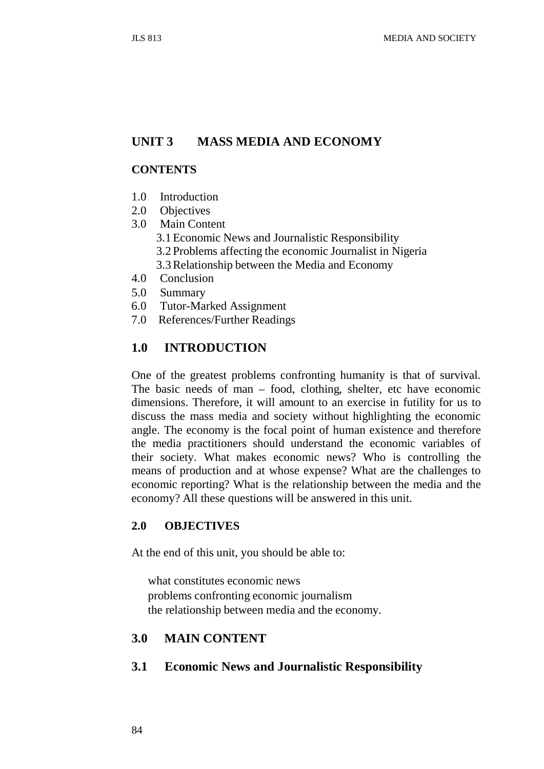## UNIT 3 MASS MEDIA AND ECONOMY

**CONTENTS**

1.0 Introduction
2.0 Objectives
3.0 Main Content
 3.1 Economic News and Journalistic Responsibility
 3.2 Problems affecting the economic Journalist in Nigeria
 3.3 Relationship between the Media and Economy
4.0 Conclusion
5.0 Summary
6.0 Tutor-Marked Assignment
7.0 References/Further Readings

## 1.0 INTRODUCTION

One of the greatest problems confronting humanity is that of survival. The basic needs of man – food, clothing, shelter, etc have economic dimensions. Therefore, it will amount to an exercise in futility for us to discuss the mass media and society without highlighting the economic angle. The economy is the focal point of human existence and therefore the media practitioners should understand the economic variables of their society. What makes economic news? Who is controlling the means of production and at whose expense? What are the challenges to economic reporting? What is the relationship between the media and the economy? All these questions will be answered in this unit.

### 2.0 OBJECTIVES

At the end of this unit, you should be able to:

- what constitutes economic news
- problems confronting economic journalism
- the relationship between media and the economy.

## 3.0 MAIN CONTENT

## 3.1 Economic News and Journalistic Responsibility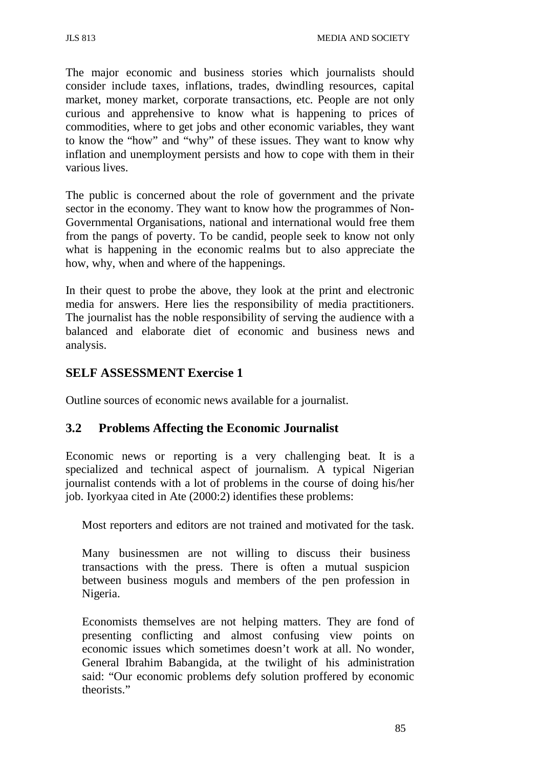The major economic and business stories which journalists should consider include taxes, inflations, trades, dwindling resources, capital market, money market, corporate transactions, etc. People are not only curious and apprehensive to know what is happening to prices of commodities, where to get jobs and other economic variables, they want to know the "how" and "why" of these issues. They want to know why inflation and unemployment persists and how to cope with them in their various lives.

The public is concerned about the role of government and the private sector in the economy. They want to know how the programmes of Non-Governmental Organisations, national and international would free them from the pangs of poverty. To be candid, people seek to know not only what is happening in the economic realms but to also appreciate the how, why, when and where of the happenings.

In their quest to probe the above, they look at the print and electronic media for answers. Here lies the responsibility of media practitioners. The journalist has the noble responsibility of serving the audience with a balanced and elaborate diet of economic and business news and analysis.

## SELF ASSESSMENT Exercise 1

Outline sources of economic news available for a journalist.

## 3.2 Problems Affecting the Economic Journalist

Economic news or reporting is a very challenging beat. It is a specialized and technical aspect of journalism. A typical Nigerian journalist contends with a lot of problems in the course of doing his/her job. Iyorkyaa cited in Ate (2000:2) identifies these problems:

Most reporters and editors are not trained and motivated for the task.

Many businessmen are not willing to discuss their business transactions with the press. There is often a mutual suspicion between business moguls and members of the pen profession in Nigeria.

Economists themselves are not helping matters. They are fond of presenting conflicting and almost confusing view points on economic issues which sometimes doesn't work at all. No wonder, General Ibrahim Babangida, at the twilight of his administration said: "Our economic problems defy solution proffered by economic theorists."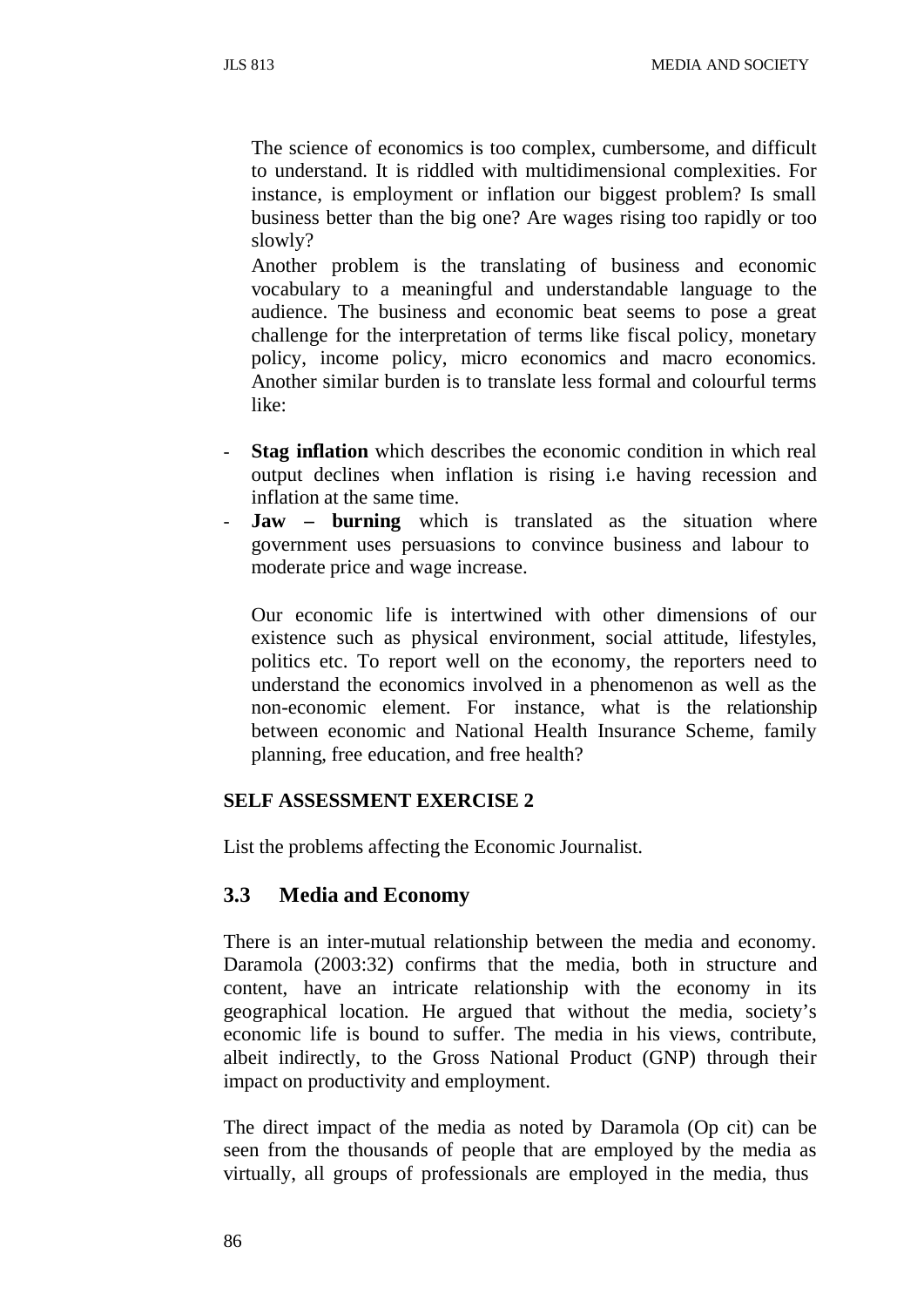The science of economics is too complex, cumbersome, and difficult to understand. It is riddled with multidimensional complexities. For instance, is employment or inflation our biggest problem? Is small business better than the big one? Are wages rising too rapidly or too slowly?

Another problem is the translating of business and economic vocabulary to a meaningful and understandable language to the audience. The business and economic beat seems to pose a great challenge for the interpretation of terms like fiscal policy, monetary policy, income policy, micro economics and macro economics. Another similar burden is to translate less formal and colourful terms like:

- **Stag inflation** which describes the economic condition in which real output declines when inflation is rising i.e having recession and inflation at the same time.
- **Jaw – burning** which is translated as the situation where government uses persuasions to convince business and labour to moderate price and wage increase.

Our economic life is intertwined with other dimensions of our existence such as physical environment, social attitude, lifestyles, politics etc. To report well on the economy, the reporters need to understand the economics involved in a phenomenon as well as the non-economic element. For instance, what is the relationship between economic and National Health Insurance Scheme, family planning, free education, and free health?

**SELF ASSESSMENT EXERCISE 2**

List the problems affecting the Economic Journalist.

## 3.3 Media and Economy

There is an inter-mutual relationship between the media and economy. Daramola (2003:32) confirms that the media, both in structure and content, have an intricate relationship with the economy in its geographical location. He argued that without the media, society's economic life is bound to suffer. The media in his views, contribute, albeit indirectly, to the Gross National Product (GNP) through their impact on productivity and employment.

The direct impact of the media as noted by Daramola (Op cit) can be seen from the thousands of people that are employed by the media as virtually, all groups of professionals are employed in the media, thus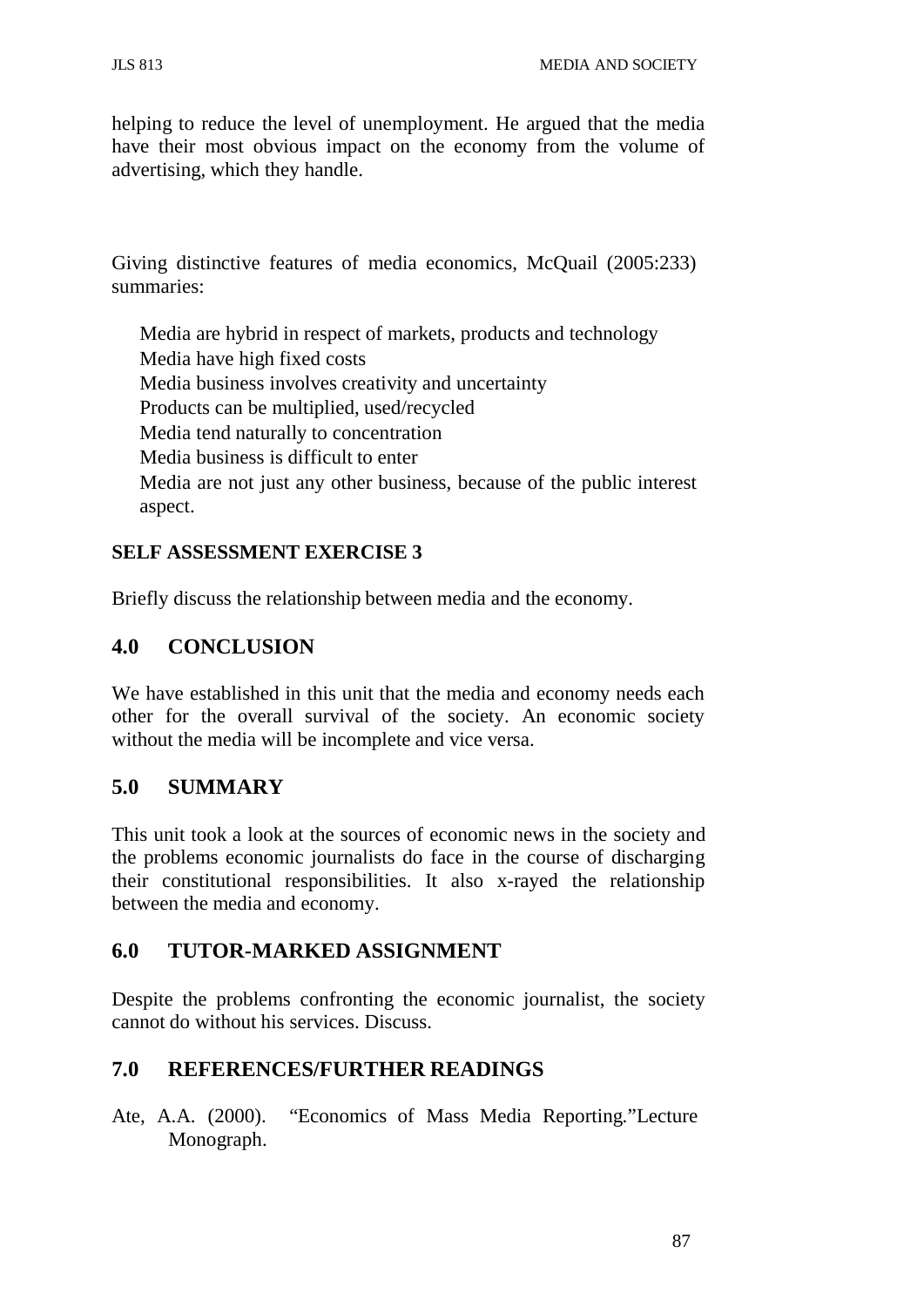helping to reduce the level of unemployment. He argued that the media have their most obvious impact on the economy from the volume of advertising, which they handle.

Giving distinctive features of media economics, McQuail (2005:233) summaries:

- Media are hybrid in respect of markets, products and technology
- Media have high fixed costs
- Media business involves creativity and uncertainty
- Products can be multiplied, used/recycled
- Media tend naturally to concentration
- Media business is difficult to enter
- Media are not just any other business, because of the public interest aspect.

**SELF ASSESSMENT EXERCISE 3**

Briefly discuss the relationship between media and the economy.

## 4.0 CONCLUSION

We have established in this unit that the media and economy needs each other for the overall survival of the society. An economic society without the media will be incomplete and vice versa.

## 5.0 SUMMARY

This unit took a look at the sources of economic news in the society and the problems economic journalists do face in the course of discharging their constitutional responsibilities. It also x-rayed the relationship between the media and economy.

## 6.0 TUTOR-MARKED ASSIGNMENT

Despite the problems confronting the economic journalist, the society cannot do without his services. Discuss.

## 7.0 REFERENCES/FURTHER READINGS

Ate, A.A. (2000). "Economics of Mass Media Reporting."Lecture Monograph.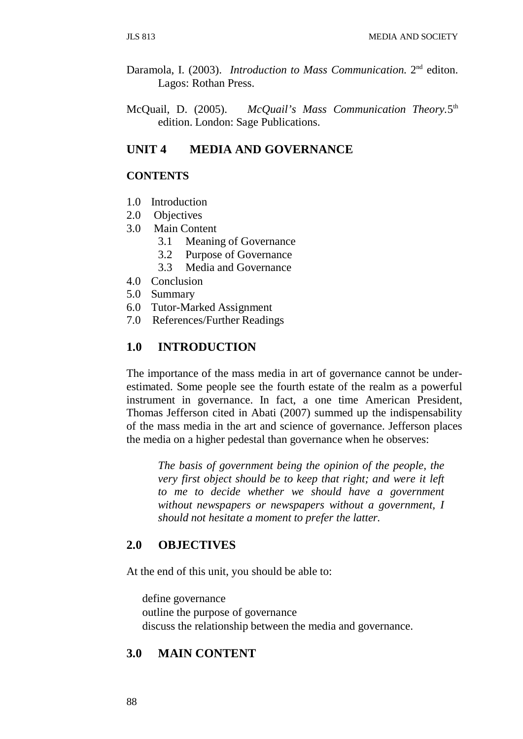Daramola, I. (2003). *Introduction to Mass Communication.* 2nd editon. Lagos: Rothan Press.

McQuail, D. (2005). *McQuail's Mass Communication Theory*.5th edition. London: Sage Publications.

## UNIT 4 MEDIA AND GOVERNANCE

**CONTENTS**

1.0 Introduction
2.0 Objectives
3.0 Main Content
 3.1 Meaning of Governance
 3.2 Purpose of Governance
 3.3 Media and Governance
4.0 Conclusion
5.0 Summary
6.0 Tutor-Marked Assignment
7.0 References/Further Readings

## 1.0 INTRODUCTION

The importance of the mass media in art of governance cannot be under-estimated. Some people see the fourth estate of the realm as a powerful instrument in governance. In fact, a one time American President, Thomas Jefferson cited in Abati (2007) summed up the indispensability of the mass media in the art and science of governance. Jefferson places the media on a higher pedestal than governance when he observes:

> *The basis of government being the opinion of the people, the very first object should be to keep that right; and were it left to me to decide whether we should have a government without newspapers or newspapers without a government, I should not hesitate a moment to prefer the latter.*

## 2.0 OBJECTIVES

At the end of this unit, you should be able to:

- define governance
- outline the purpose of governance
- discuss the relationship between the media and governance.

## 3.0 MAIN CONTENT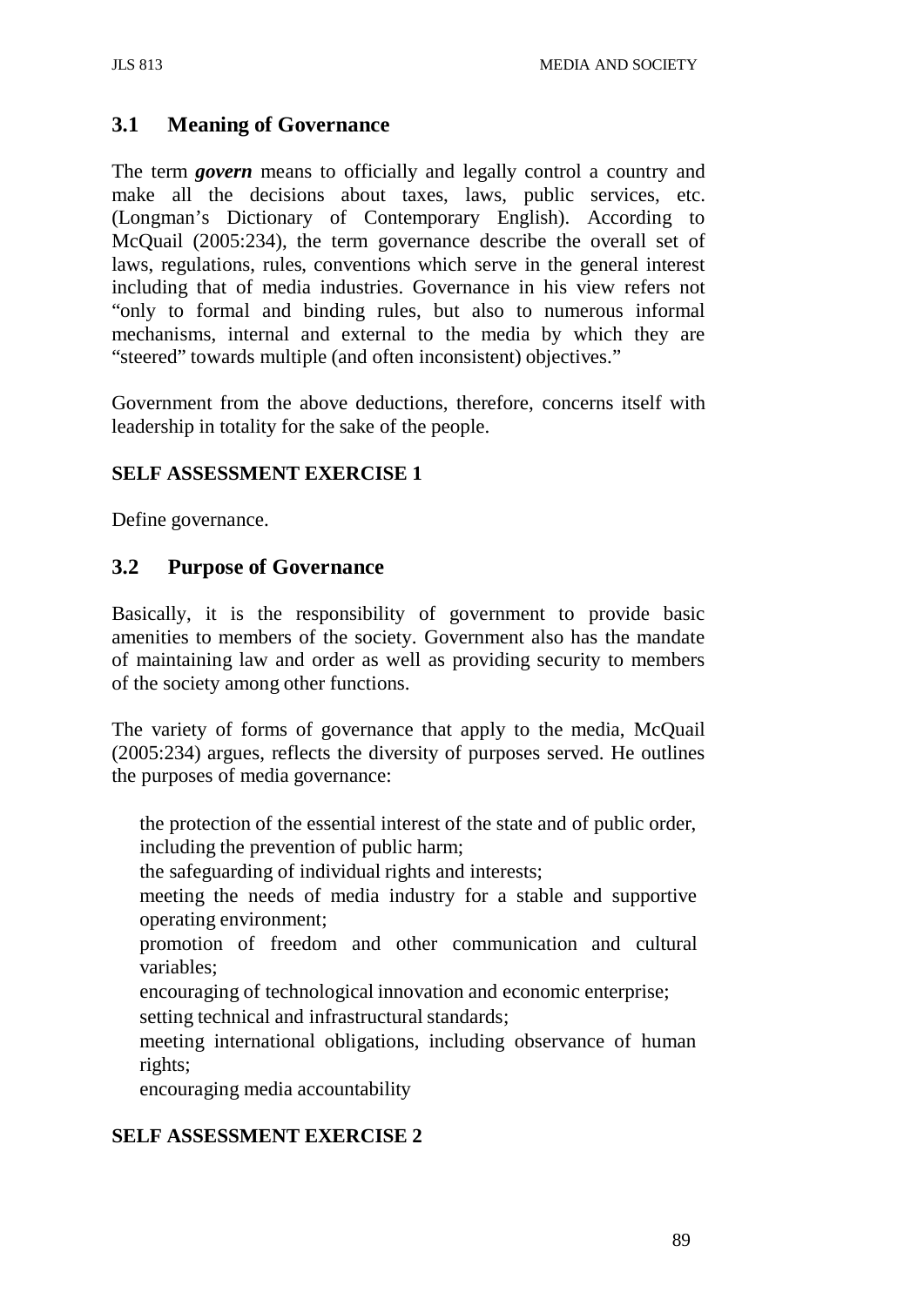## 3.1 Meaning of Governance

The term ***govern*** means to officially and legally control a country and make all the decisions about taxes, laws, public services, etc. (Longman's Dictionary of Contemporary English). According to McQuail (2005:234), the term governance describe the overall set of laws, regulations, rules, conventions which serve in the general interest including that of media industries. Governance in his view refers not "only to formal and binding rules, but also to numerous informal mechanisms, internal and external to the media by which they are "steered" towards multiple (and often inconsistent) objectives."

Government from the above deductions, therefore, concerns itself with leadership in totality for the sake of the people.

**SELF ASSESSMENT EXERCISE 1**

Define governance.

## 3.2 Purpose of Governance

Basically, it is the responsibility of government to provide basic amenities to members of the society. Government also has the mandate of maintaining law and order as well as providing security to members of the society among other functions.

The variety of forms of governance that apply to the media, McQuail (2005:234) argues, reflects the diversity of purposes served. He outlines the purposes of media governance:

- the protection of the essential interest of the state and of public order, including the prevention of public harm;
- the safeguarding of individual rights and interests;
- meeting the needs of media industry for a stable and supportive operating environment;
- promotion of freedom and other communication and cultural variables;
- encouraging of technological innovation and economic enterprise;
- setting technical and infrastructural standards;
- meeting international obligations, including observance of human rights;
- encouraging media accountability

**SELF ASSESSMENT EXERCISE 2**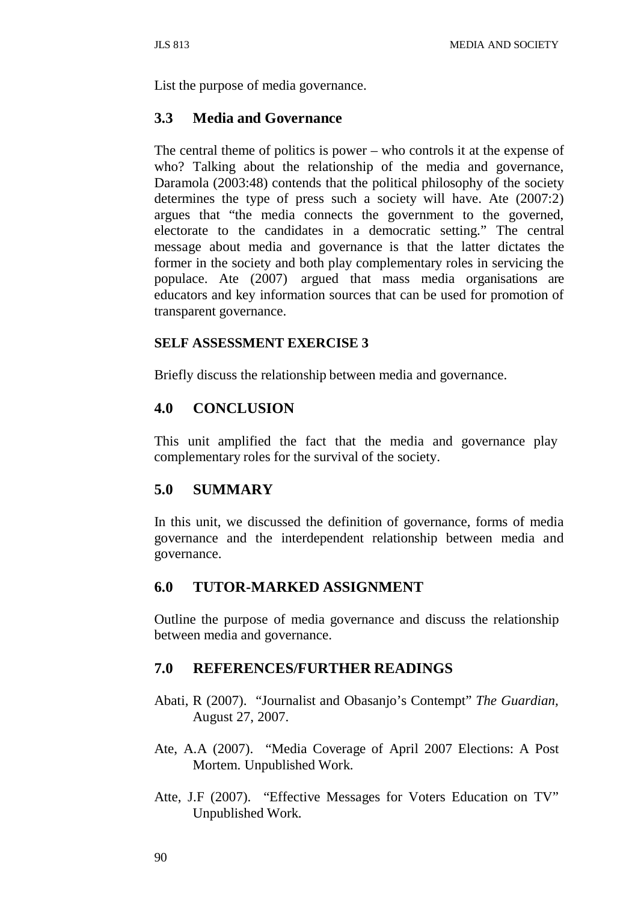List the purpose of media governance.

## 3.3 Media and Governance

The central theme of politics is power – who controls it at the expense of who? Talking about the relationship of the media and governance, Daramola (2003:48) contends that the political philosophy of the society determines the type of press such a society will have. Ate (2007:2) argues that "the media connects the government to the governed, electorate to the candidates in a democratic setting." The central message about media and governance is that the latter dictates the former in the society and both play complementary roles in servicing the populace. Ate (2007) argued that mass media organisations are educators and key information sources that can be used for promotion of transparent governance.

### SELF ASSESSMENT EXERCISE 3

Briefly discuss the relationship between media and governance.

## 4.0 CONCLUSION

This unit amplified the fact that the media and governance play complementary roles for the survival of the society.

## 5.0 SUMMARY

In this unit, we discussed the definition of governance, forms of media governance and the interdependent relationship between media and governance.

## 6.0 TUTOR-MARKED ASSIGNMENT

Outline the purpose of media governance and discuss the relationship between media and governance.

## 7.0 REFERENCES/FURTHER READINGS

Abati, R (2007). "Journalist and Obasanjo's Contempt" *The Guardian,* August 27, 2007.

Ate, A.A (2007). "Media Coverage of April 2007 Elections: A Post Mortem. Unpublished Work.

Atte, J.F (2007). "Effective Messages for Voters Education on TV" Unpublished Work.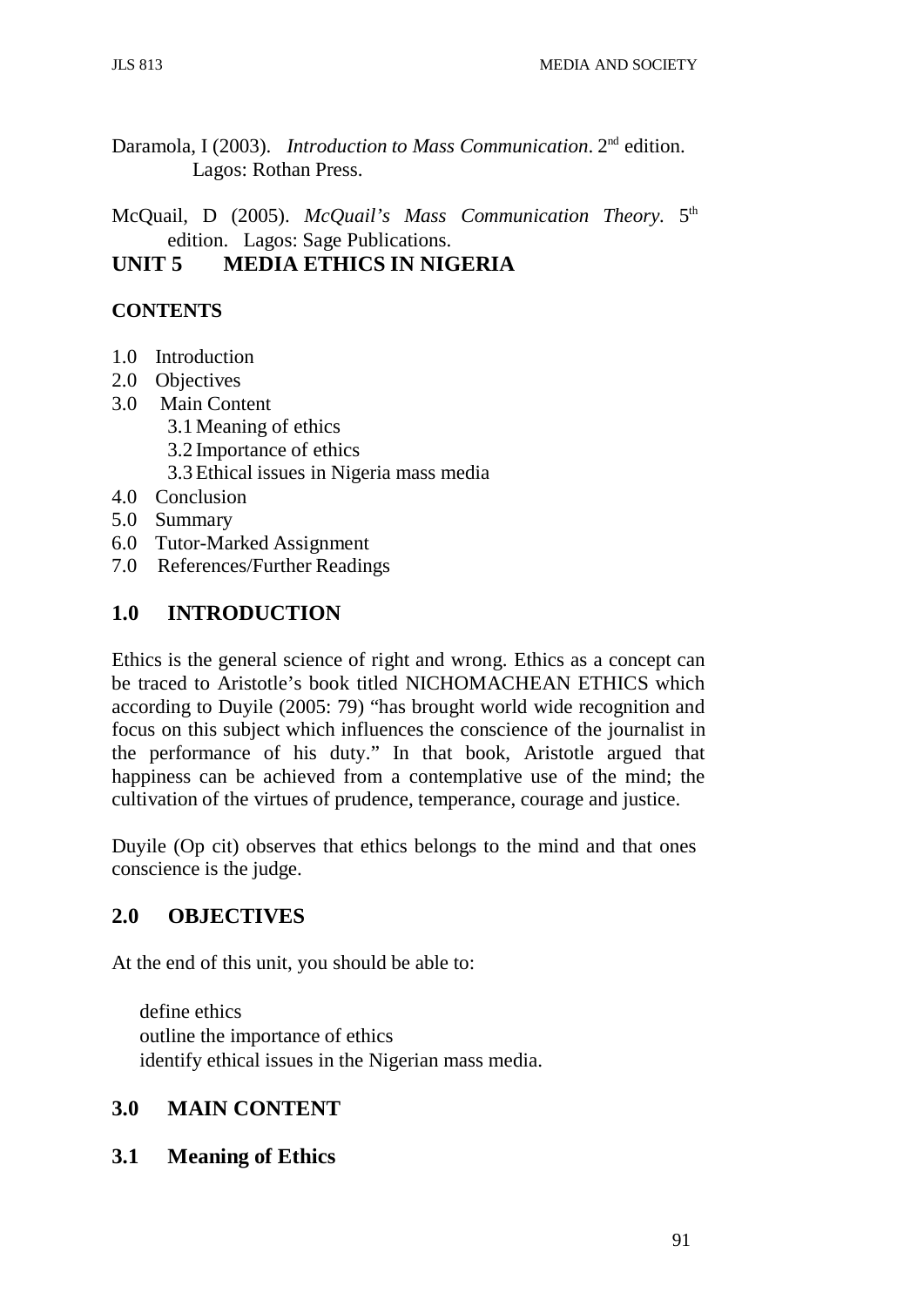Daramola, I (2003). *Introduction to Mass Communication*. 2nd edition. Lagos: Rothan Press.

McQuail, D (2005). *McQuail's Mass Communication Theory*. 5th edition. Lagos: Sage Publications.

# UNIT 5 MEDIA ETHICS IN NIGERIA

**CONTENTS**

1.0 Introduction
2.0 Objectives
3.0 Main Content
    3.1 Meaning of ethics
    3.2 Importance of ethics
    3.3 Ethical issues in Nigeria mass media
4.0 Conclusion
5.0 Summary
6.0 Tutor-Marked Assignment
7.0 References/Further Readings

## 1.0 INTRODUCTION

Ethics is the general science of right and wrong. Ethics as a concept can be traced to Aristotle's book titled NICHOMACHEAN ETHICS which according to Duyile (2005: 79) "has brought world wide recognition and focus on this subject which influences the conscience of the journalist in the performance of his duty." In that book, Aristotle argued that happiness can be achieved from a contemplative use of the mind; the cultivation of the virtues of prudence, temperance, courage and justice.

Duyile (Op cit) observes that ethics belongs to the mind and that ones conscience is the judge.

## 2.0 OBJECTIVES

At the end of this unit, you should be able to:

- define ethics
- outline the importance of ethics
- identify ethical issues in the Nigerian mass media.

## 3.0 MAIN CONTENT

### 3.1 Meaning of Ethics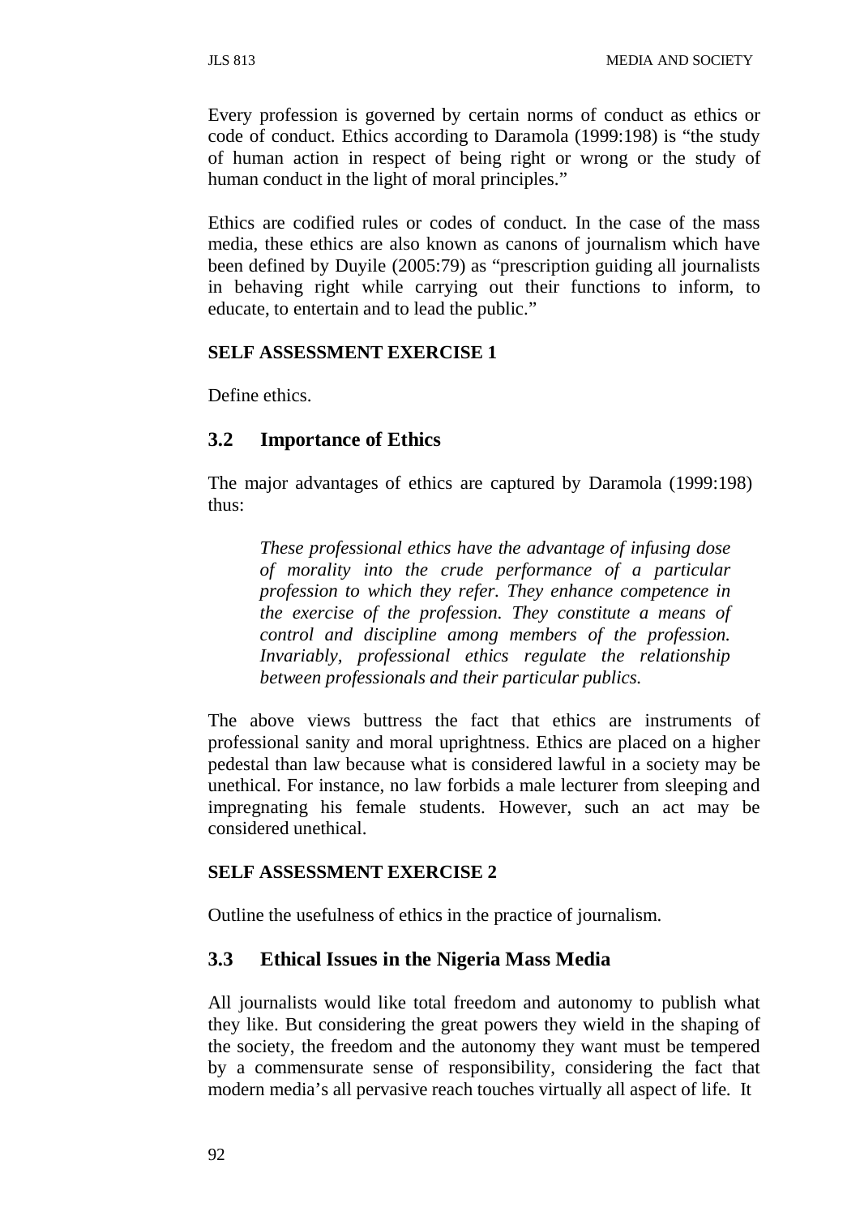Every profession is governed by certain norms of conduct as ethics or code of conduct. Ethics according to Daramola (1999:198) is "the study of human action in respect of being right or wrong or the study of human conduct in the light of moral principles."

Ethics are codified rules or codes of conduct. In the case of the mass media, these ethics are also known as canons of journalism which have been defined by Duyile (2005:79) as "prescription guiding all journalists in behaving right while carrying out their functions to inform, to educate, to entertain and to lead the public."

**SELF ASSESSMENT EXERCISE 1**

Define ethics.

## 3.2 Importance of Ethics

The major advantages of ethics are captured by Daramola (1999:198) thus:

> *These professional ethics have the advantage of infusing dose of morality into the crude performance of a particular profession to which they refer. They enhance competence in the exercise of the profession. They constitute a means of control and discipline among members of the profession. Invariably, professional ethics regulate the relationship between professionals and their particular publics.*

The above views buttress the fact that ethics are instruments of professional sanity and moral uprightness. Ethics are placed on a higher pedestal than law because what is considered lawful in a society may be unethical. For instance, no law forbids a male lecturer from sleeping and impregnating his female students. However, such an act may be considered unethical.

**SELF ASSESSMENT EXERCISE 2**

Outline the usefulness of ethics in the practice of journalism.

## 3.3 Ethical Issues in the Nigeria Mass Media

All journalists would like total freedom and autonomy to publish what they like. But considering the great powers they wield in the shaping of the society, the freedom and the autonomy they want must be tempered by a commensurate sense of responsibility, considering the fact that modern media's all pervasive reach touches virtually all aspect of life. It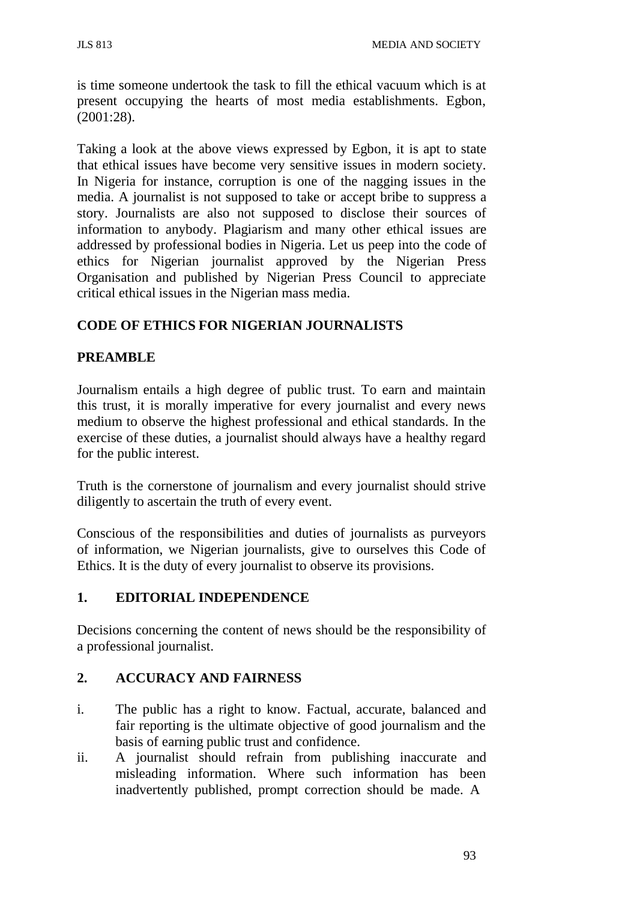is time someone undertook the task to fill the ethical vacuum which is at present occupying the hearts of most media establishments. Egbon, (2001:28).

Taking a look at the above views expressed by Egbon, it is apt to state that ethical issues have become very sensitive issues in modern society. In Nigeria for instance, corruption is one of the nagging issues in the media. A journalist is not supposed to take or accept bribe to suppress a story. Journalists are also not supposed to disclose their sources of information to anybody. Plagiarism and many other ethical issues are addressed by professional bodies in Nigeria. Let us peep into the code of ethics for Nigerian journalist approved by the Nigerian Press Organisation and published by Nigerian Press Council to appreciate critical ethical issues in the Nigerian mass media.

**CODE OF ETHICS FOR NIGERIAN JOURNALISTS**

**PREAMBLE**

Journalism entails a high degree of public trust. To earn and maintain this trust, it is morally imperative for every journalist and every news medium to observe the highest professional and ethical standards. In the exercise of these duties, a journalist should always have a healthy regard for the public interest.

Truth is the cornerstone of journalism and every journalist should strive diligently to ascertain the truth of every event.

Conscious of the responsibilities and duties of journalists as purveyors of information, we Nigerian journalists, give to ourselves this Code of Ethics. It is the duty of every journalist to observe its provisions.

**1. EDITORIAL INDEPENDENCE**

Decisions concerning the content of news should be the responsibility of a professional journalist.

**2. ACCURACY AND FAIRNESS**

i. The public has a right to know. Factual, accurate, balanced and fair reporting is the ultimate objective of good journalism and the basis of earning public trust and confidence.

ii. A journalist should refrain from publishing inaccurate and misleading information. Where such information has been inadvertently published, prompt correction should be made. A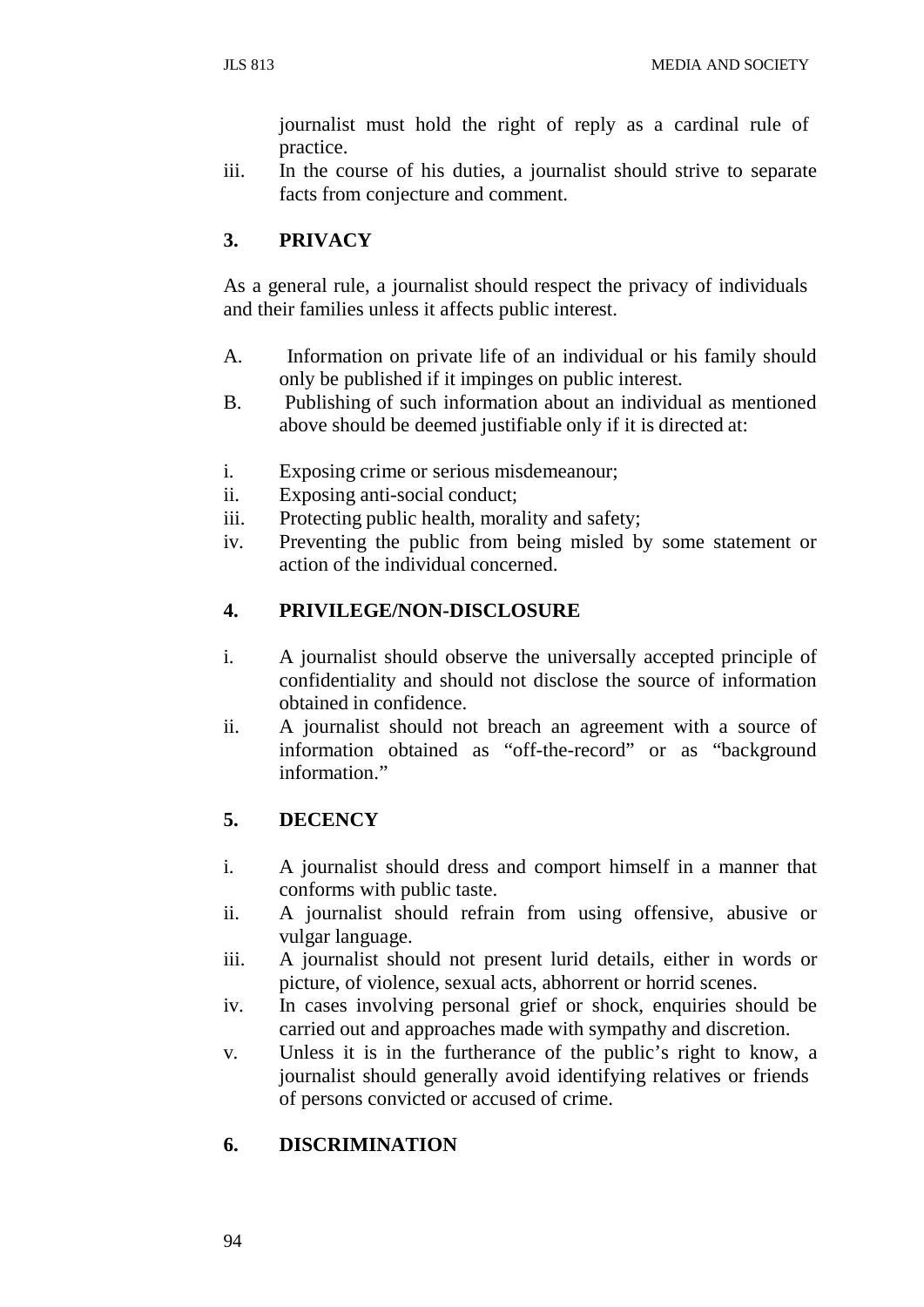journalist must hold the right of reply as a cardinal rule of practice.

iii. In the course of his duties, a journalist should strive to separate facts from conjecture and comment.

### 3. PRIVACY

As a general rule, a journalist should respect the privacy of individuals and their families unless it affects public interest.

A. Information on private life of an individual or his family should only be published if it impinges on public interest.

B. Publishing of such information about an individual as mentioned above should be deemed justifiable only if it is directed at:

i. Exposing crime or serious misdemeanour;
ii. Exposing anti-social conduct;
iii. Protecting public health, morality and safety;
iv. Preventing the public from being misled by some statement or action of the individual concerned.

### 4. PRIVILEGE/NON-DISCLOSURE

i. A journalist should observe the universally accepted principle of confidentiality and should not disclose the source of information obtained in confidence.
ii. A journalist should not breach an agreement with a source of information obtained as "off-the-record" or as "background information."

### 5. DECENCY

i. A journalist should dress and comport himself in a manner that conforms with public taste.
ii. A journalist should refrain from using offensive, abusive or vulgar language.
iii. A journalist should not present lurid details, either in words or picture, of violence, sexual acts, abhorrent or horrid scenes.
iv. In cases involving personal grief or shock, enquiries should be carried out and approaches made with sympathy and discretion.
v. Unless it is in the furtherance of the public's right to know, a journalist should generally avoid identifying relatives or friends of persons convicted or accused of crime.

### 6. DISCRIMINATION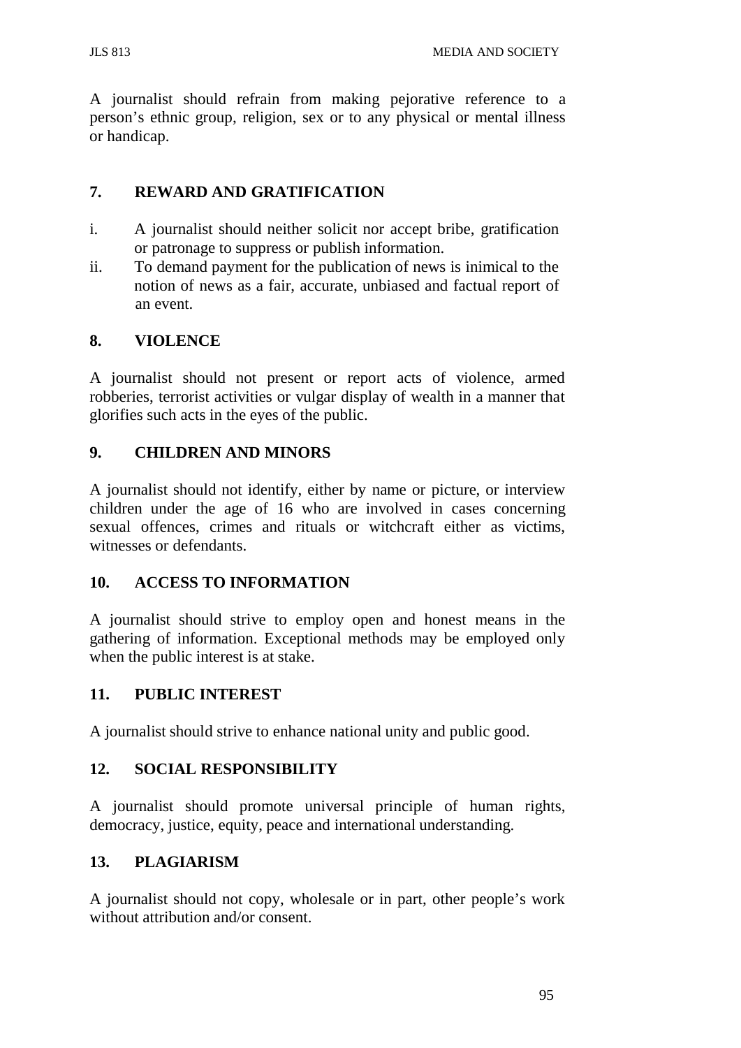A journalist should refrain from making pejorative reference to a person's ethnic group, religion, sex or to any physical or mental illness or handicap.

## 7. REWARD AND GRATIFICATION

i. A journalist should neither solicit nor accept bribe, gratification or patronage to suppress or publish information.
ii. To demand payment for the publication of news is inimical to the notion of news as a fair, accurate, unbiased and factual report of an event.

## 8. VIOLENCE

A journalist should not present or report acts of violence, armed robberies, terrorist activities or vulgar display of wealth in a manner that glorifies such acts in the eyes of the public.

## 9. CHILDREN AND MINORS

A journalist should not identify, either by name or picture, or interview children under the age of 16 who are involved in cases concerning sexual offences, crimes and rituals or witchcraft either as victims, witnesses or defendants.

## 10. ACCESS TO INFORMATION

A journalist should strive to employ open and honest means in the gathering of information. Exceptional methods may be employed only when the public interest is at stake.

## 11. PUBLIC INTEREST

A journalist should strive to enhance national unity and public good.

## 12. SOCIAL RESPONSIBILITY

A journalist should promote universal principle of human rights, democracy, justice, equity, peace and international understanding.

## 13. PLAGIARISM

A journalist should not copy, wholesale or in part, other people's work without attribution and/or consent.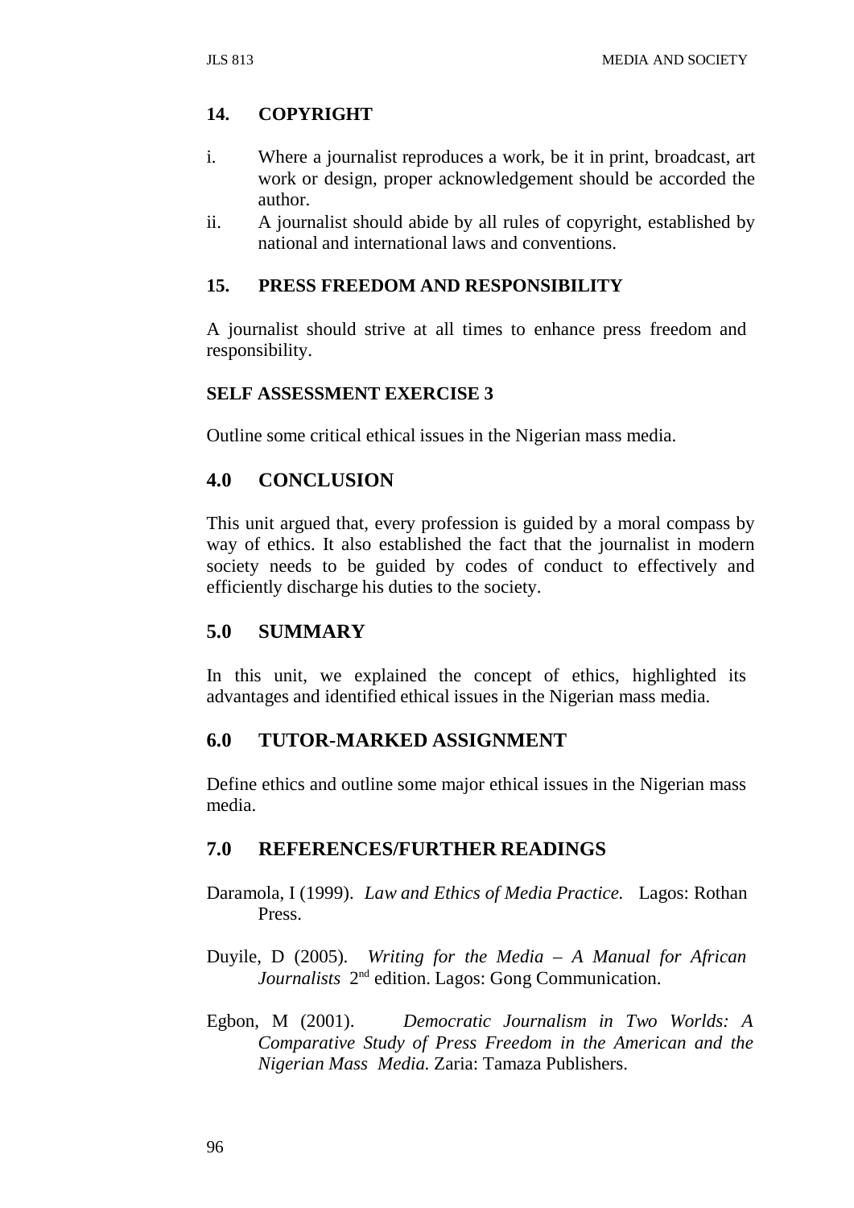### 14. COPYRIGHT

i. Where a journalist reproduces a work, be it in print, broadcast, art work or design, proper acknowledgement should be accorded the author.

ii. A journalist should abide by all rules of copyright, established by national and international laws and conventions.

### 15. PRESS FREEDOM AND RESPONSIBILITY

A journalist should strive at all times to enhance press freedom and responsibility.

**SELF ASSESSMENT EXERCISE 3**

Outline some critical ethical issues in the Nigerian mass media.

## 4.0 CONCLUSION

This unit argued that, every profession is guided by a moral compass by way of ethics. It also established the fact that the journalist in modern society needs to be guided by codes of conduct to effectively and efficiently discharge his duties to the society.

## 5.0 SUMMARY

In this unit, we explained the concept of ethics, highlighted its advantages and identified ethical issues in the Nigerian mass media.

## 6.0 TUTOR-MARKED ASSIGNMENT

Define ethics and outline some major ethical issues in the Nigerian mass media.

## 7.0 REFERENCES/FURTHER READINGS

Daramola, I (1999). *Law and Ethics of Media Practice.* Lagos: Rothan Press.

Duyile, D (2005). *Writing for the Media – A Manual for African Journalists* 2nd edition. Lagos: Gong Communication.

Egbon, M (2001). *Democratic Journalism in Two Worlds: A Comparative Study of Press Freedom in the American and the Nigerian Mass Media.* Zaria: Tamaza Publishers.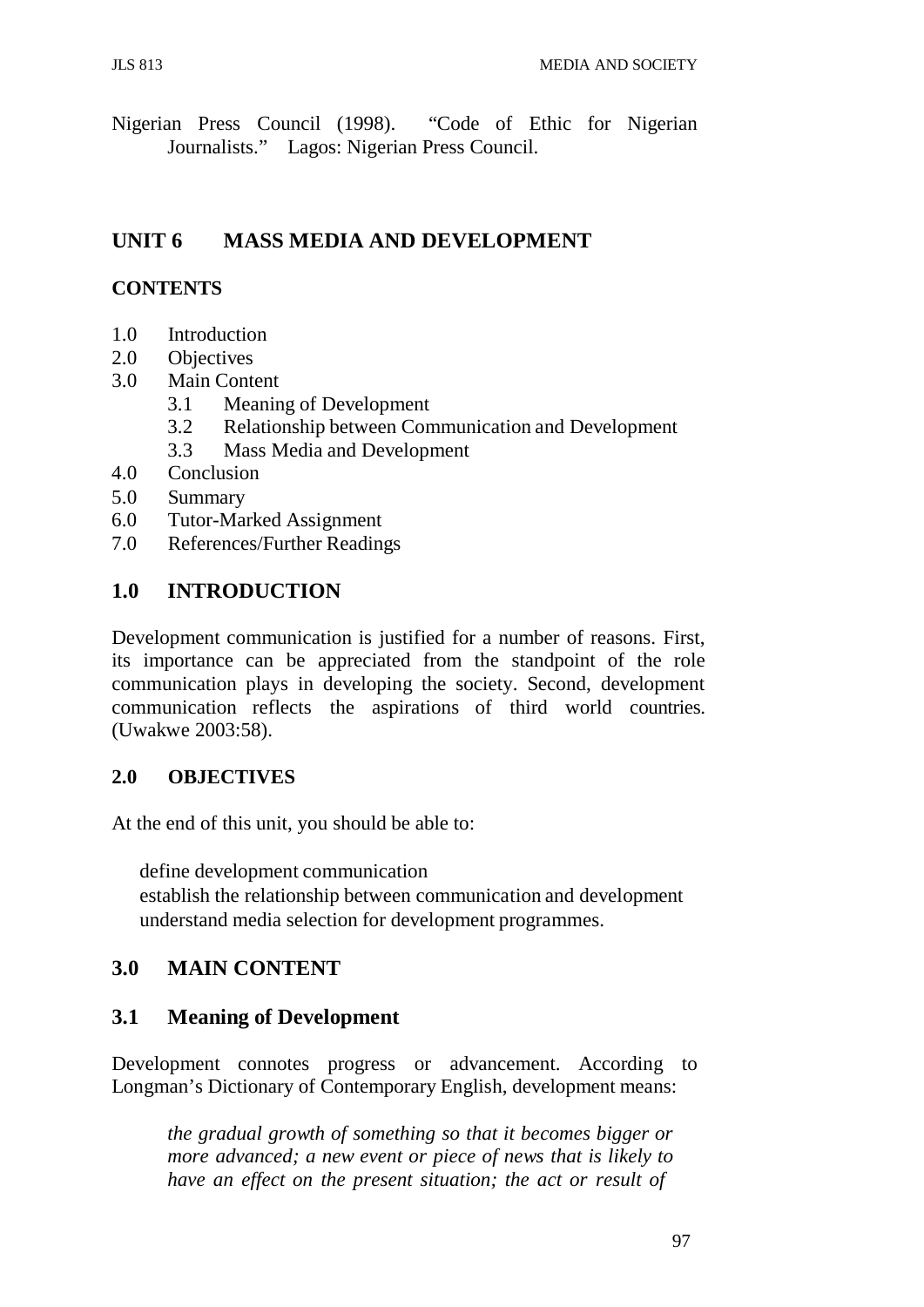Nigerian Press Council (1998). "Code of Ethic for Nigerian Journalists." Lagos: Nigerian Press Council.

## UNIT 6 MASS MEDIA AND DEVELOPMENT

### CONTENTS

1.0 Introduction
2.0 Objectives
3.0 Main Content
  3.1 Meaning of Development
  3.2 Relationship between Communication and Development
  3.3 Mass Media and Development
4.0 Conclusion
5.0 Summary
6.0 Tutor-Marked Assignment
7.0 References/Further Readings

## 1.0 INTRODUCTION

Development communication is justified for a number of reasons. First, its importance can be appreciated from the standpoint of the role communication plays in developing the society. Second, development communication reflects the aspirations of third world countries. (Uwakwe 2003:58).

### 2.0 OBJECTIVES

At the end of this unit, you should be able to:

- define development communication
- establish the relationship between communication and development
- understand media selection for development programmes.

## 3.0 MAIN CONTENT

### 3.1 Meaning of Development

Development connotes progress or advancement. According to Longman's Dictionary of Contemporary English, development means:

> *the gradual growth of something so that it becomes bigger or more advanced; a new event or piece of news that is likely to have an effect on the present situation; the act or result of*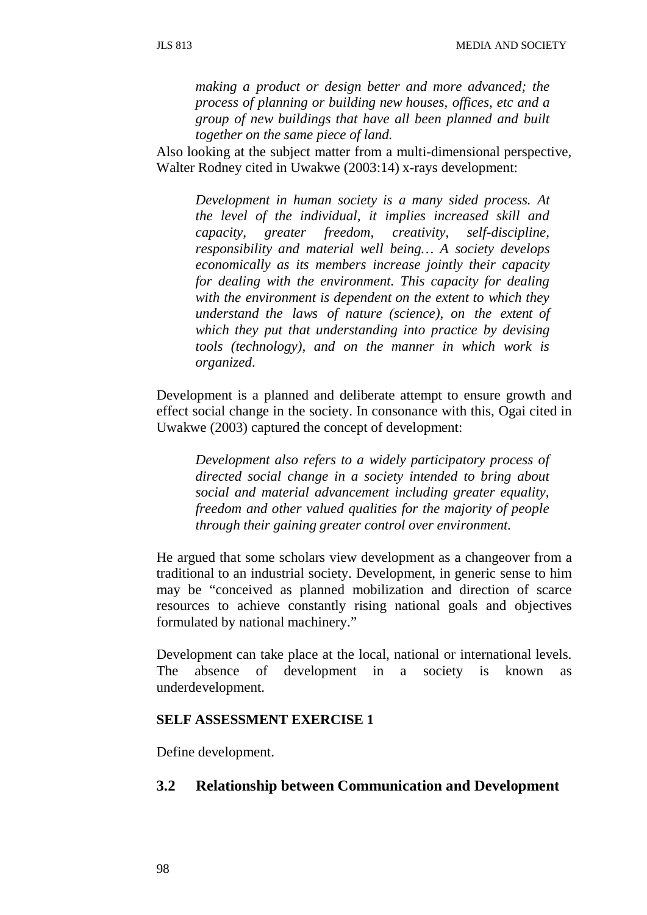> *making a product or design better and more advanced; the process of planning or building new houses, offices, etc and a group of new buildings that have all been planned and built together on the same piece of land.*

Also looking at the subject matter from a multi-dimensional perspective, Walter Rodney cited in Uwakwe (2003:14) x-rays development:

> *Development in human society is a many sided process. At the level of the individual, it implies increased skill and capacity, greater freedom, creativity, self-discipline, responsibility and material well being… A society develops economically as its members increase jointly their capacity for dealing with the environment. This capacity for dealing with the environment is dependent on the extent to which they understand the laws of nature (science), on the extent of which they put that understanding into practice by devising tools (technology), and on the manner in which work is organized.*

Development is a planned and deliberate attempt to ensure growth and effect social change in the society. In consonance with this, Ogai cited in Uwakwe (2003) captured the concept of development:

> *Development also refers to a widely participatory process of directed social change in a society intended to bring about social and material advancement including greater equality, freedom and other valued qualities for the majority of people through their gaining greater control over environment.*

He argued that some scholars view development as a changeover from a traditional to an industrial society. Development, in generic sense to him may be "conceived as planned mobilization and direction of scarce resources to achieve constantly rising national goals and objectives formulated by national machinery."

Development can take place at the local, national or international levels. The absence of development in a society is known as underdevelopment.

**SELF ASSESSMENT EXERCISE 1**

Define development.

## 3.2 Relationship between Communication and Development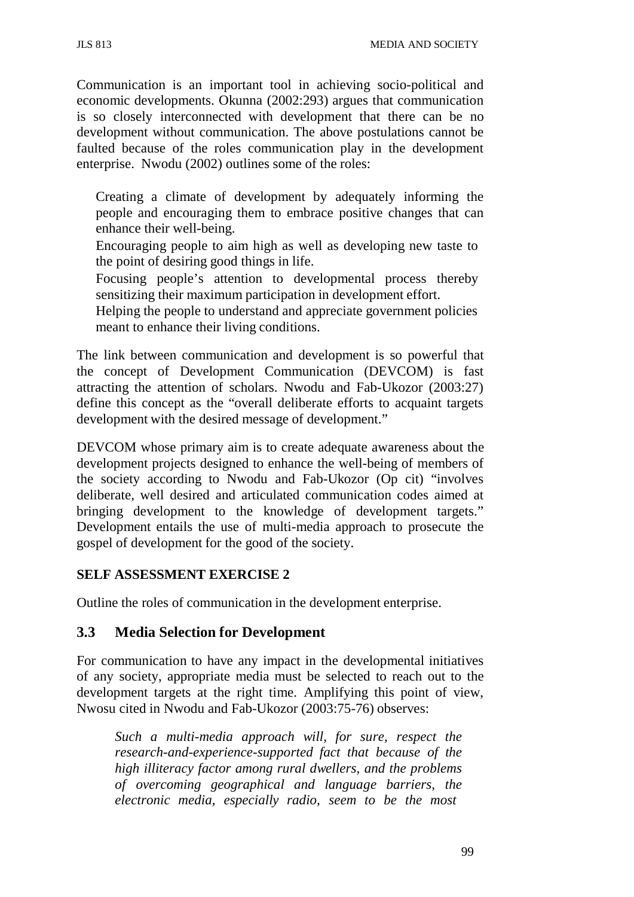Communication is an important tool in achieving socio-political and economic developments. Okunna (2002:293) argues that communication is so closely interconnected with development that there can be no development without communication. The above postulations cannot be faulted because of the roles communication play in the development enterprise. Nwodu (2002) outlines some of the roles:

- Creating a climate of development by adequately informing the people and encouraging them to embrace positive changes that can enhance their well-being.
- Encouraging people to aim high as well as developing new taste to the point of desiring good things in life.
- Focusing people's attention to developmental process thereby sensitizing their maximum participation in development effort.
- Helping the people to understand and appreciate government policies meant to enhance their living conditions.

The link between communication and development is so powerful that the concept of Development Communication (DEVCOM) is fast attracting the attention of scholars. Nwodu and Fab-Ukozor (2003:27) define this concept as the "overall deliberate efforts to acquaint targets development with the desired message of development."

DEVCOM whose primary aim is to create adequate awareness about the development projects designed to enhance the well-being of members of the society according to Nwodu and Fab-Ukozor (Op cit) "involves deliberate, well desired and articulated communication codes aimed at bringing development to the knowledge of development targets." Development entails the use of multi-media approach to prosecute the gospel of development for the good of the society.

**SELF ASSESSMENT EXERCISE 2**

Outline the roles of communication in the development enterprise.

## 3.3 Media Selection for Development

For communication to have any impact in the developmental initiatives of any society, appropriate media must be selected to reach out to the development targets at the right time. Amplifying this point of view, Nwosu cited in Nwodu and Fab-Ukozor (2003:75-76) observes:

> *Such a multi-media approach will, for sure, respect the research-and-experience-supported fact that because of the high illiteracy factor among rural dwellers, and the problems of overcoming geographical and language barriers, the electronic media, especially radio, seem to be the most*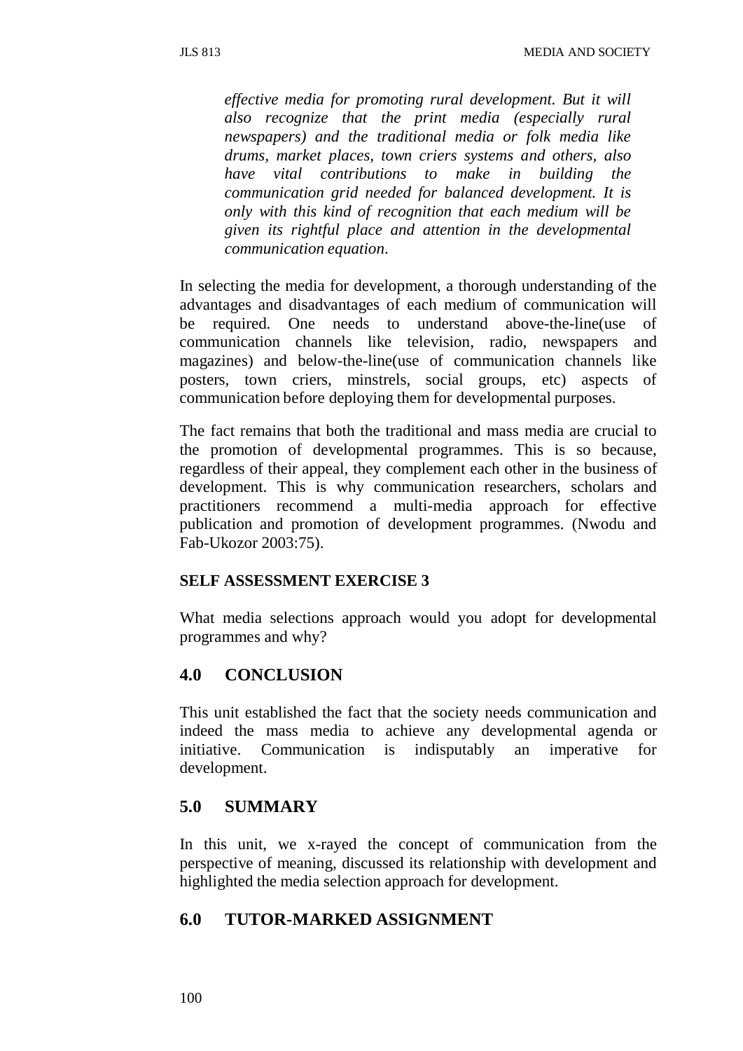> *effective media for promoting rural development. But it will also recognize that the print media (especially rural newspapers) and the traditional media or folk media like drums, market places, town criers systems and others, also have vital contributions to make in building the communication grid needed for balanced development. It is only with this kind of recognition that each medium will be given its rightful place and attention in the developmental communication equation.*

In selecting the media for development, a thorough understanding of the advantages and disadvantages of each medium of communication will be required. One needs to understand above-the-line(use of communication channels like television, radio, newspapers and magazines) and below-the-line(use of communication channels like posters, town criers, minstrels, social groups, etc) aspects of communication before deploying them for developmental purposes.

The fact remains that both the traditional and mass media are crucial to the promotion of developmental programmes. This is so because, regardless of their appeal, they complement each other in the business of development. This is why communication researchers, scholars and practitioners recommend a multi-media approach for effective publication and promotion of development programmes. (Nwodu and Fab-Ukozor 2003:75).

**SELF ASSESSMENT EXERCISE 3**

What media selections approach would you adopt for developmental programmes and why?

## 4.0 CONCLUSION

This unit established the fact that the society needs communication and indeed the mass media to achieve any developmental agenda or initiative. Communication is indisputably an imperative for development.

## 5.0 SUMMARY

In this unit, we x-rayed the concept of communication from the perspective of meaning, discussed its relationship with development and highlighted the media selection approach for development.

## 6.0 TUTOR-MARKED ASSIGNMENT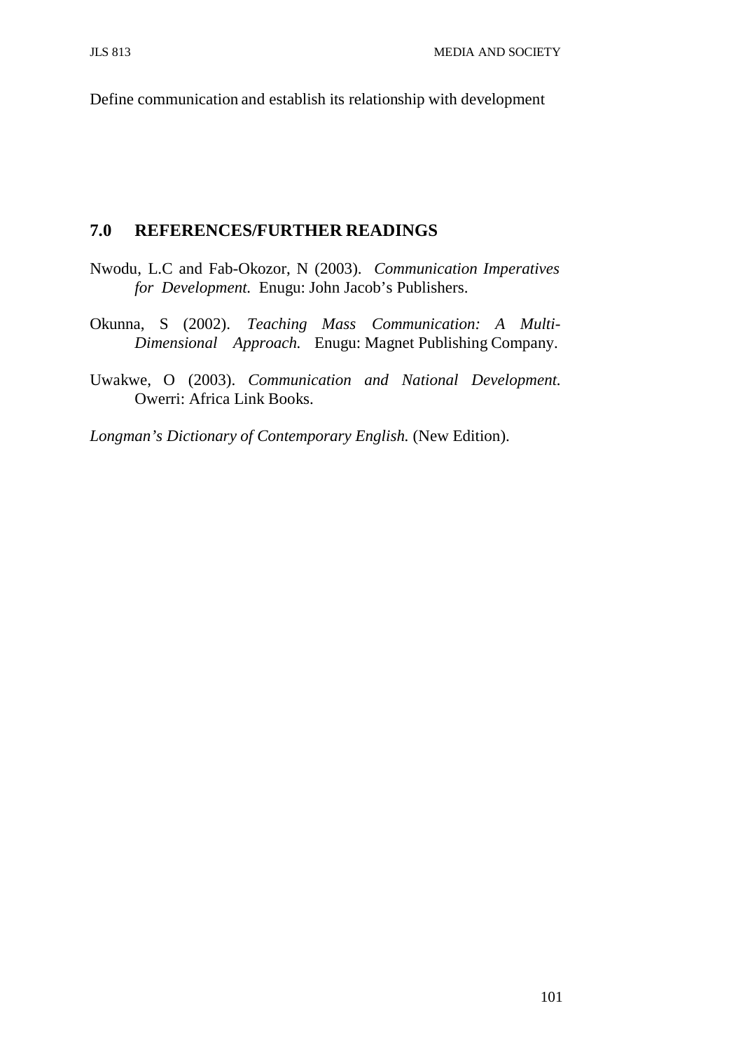Define communication and establish its relationship with development

## 7.0 REFERENCES/FURTHER READINGS

Nwodu, L.C and Fab-Okozor, N (2003). *Communication Imperatives for Development.* Enugu: John Jacob's Publishers.

Okunna, S (2002). *Teaching Mass Communication: A Multi-Dimensional Approach.* Enugu: Magnet Publishing Company.

Uwakwe, O (2003). *Communication and National Development.* Owerri: Africa Link Books.

*Longman's Dictionary of Contemporary English.* (New Edition).